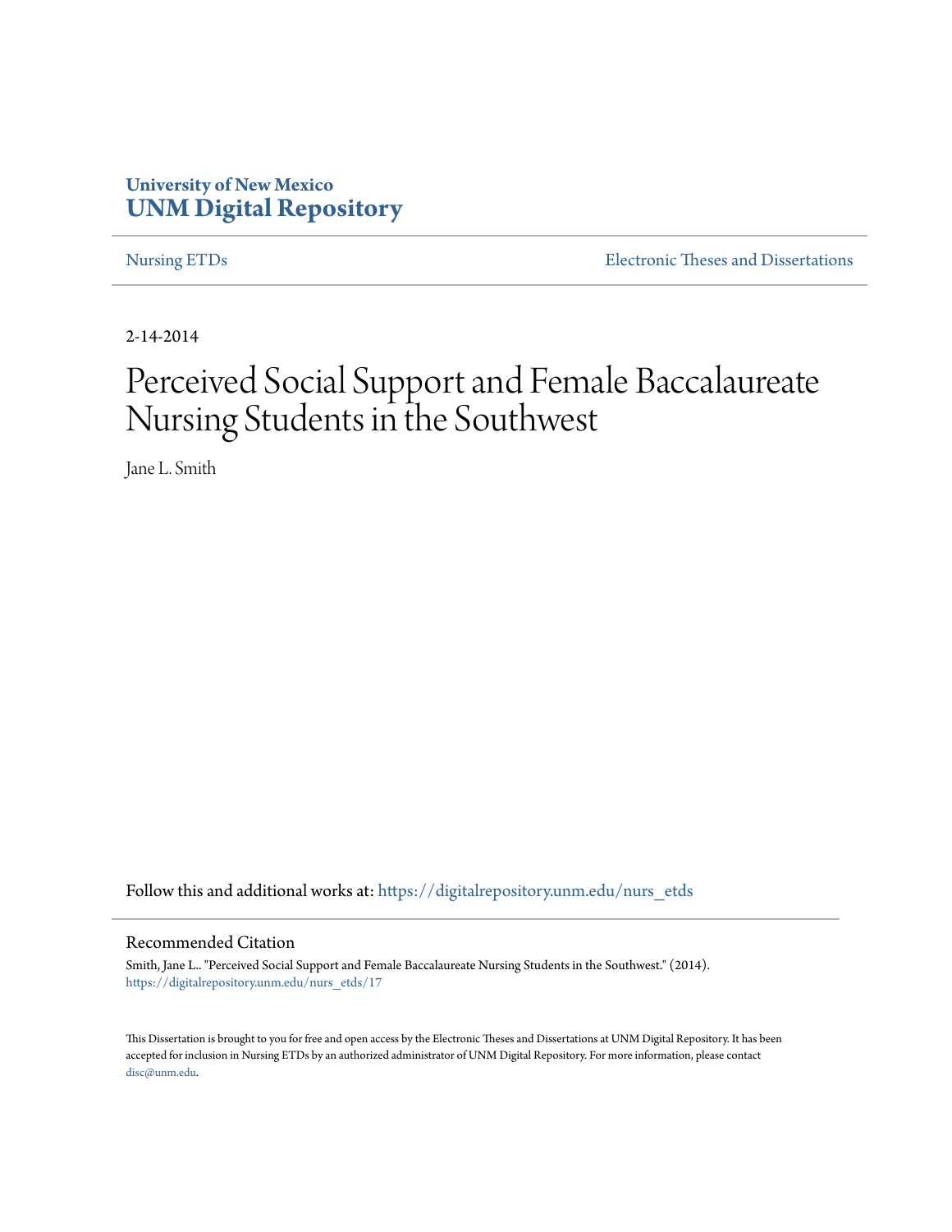University of New Mexico
**UNM Digital Repository**

Nursing ETDs | Electronic Theses and Dissertations

2-14-2014

# Perceived Social Support and Female Baccalaureate Nursing Students in the Southwest

Jane L. Smith

Follow this and additional works at: https://digitalrepository.unm.edu/nurs_etds

## Recommended Citation

Smith, Jane L.. "Perceived Social Support and Female Baccalaureate Nursing Students in the Southwest." (2014). https://digitalrepository.unm.edu/nurs_etds/17

This Dissertation is brought to you for free and open access by the Electronic Theses and Dissertations at UNM Digital Repository. It has been accepted for inclusion in Nursing ETDs by an authorized administrator of UNM Digital Repository. For more information, please contact disc@unm.edu.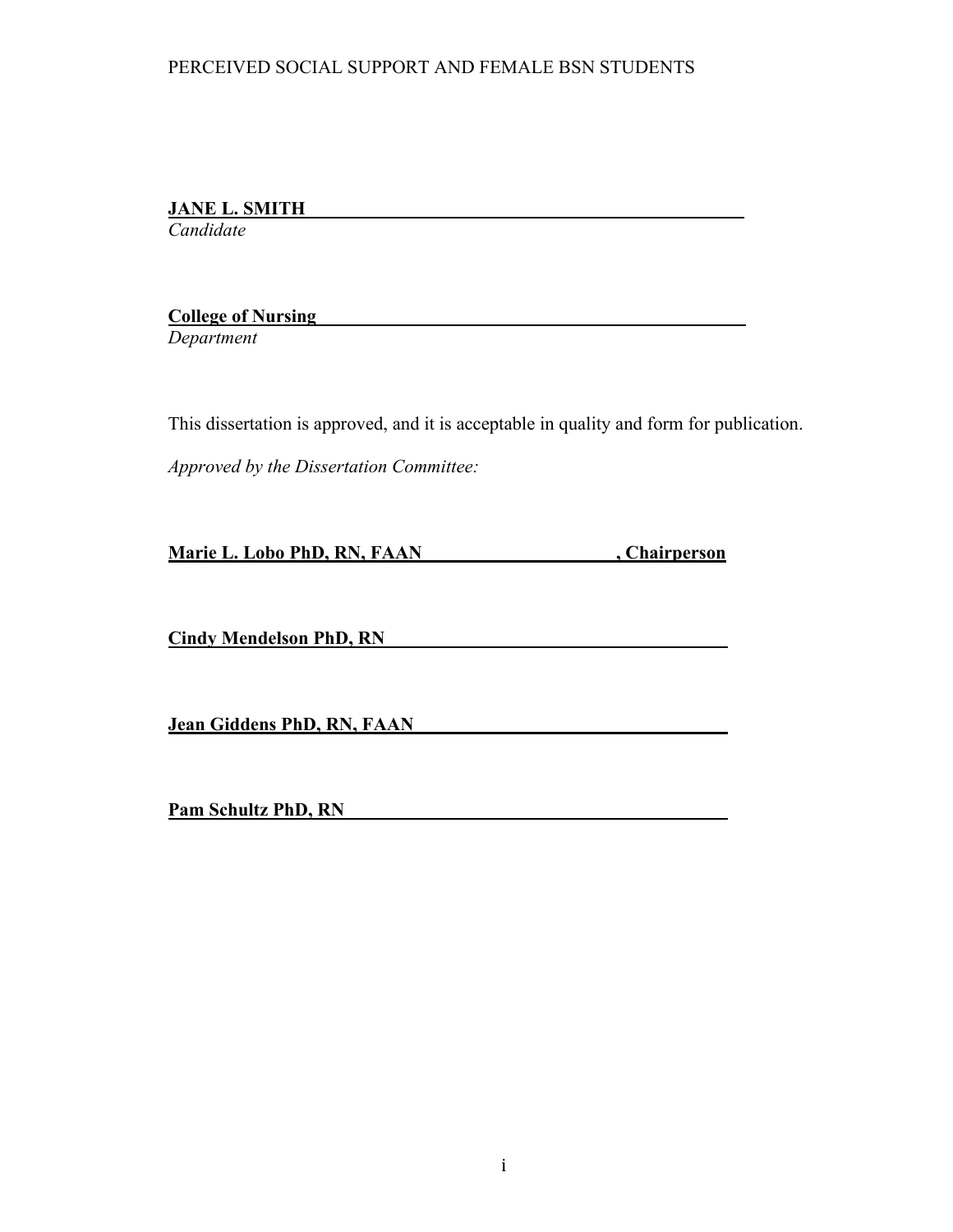**JANE L. SMITH**
*Candidate*

**College of Nursing**
*Department*

This dissertation is approved, and it is acceptable in quality and form for publication.

*Approved by the Dissertation Committee:*

**Marie L. Lobo PhD, RN, FAAN , Chairperson**

**Cindy Mendelson PhD, RN**

**Jean Giddens PhD, RN, FAAN**

**Pam Schultz PhD, RN**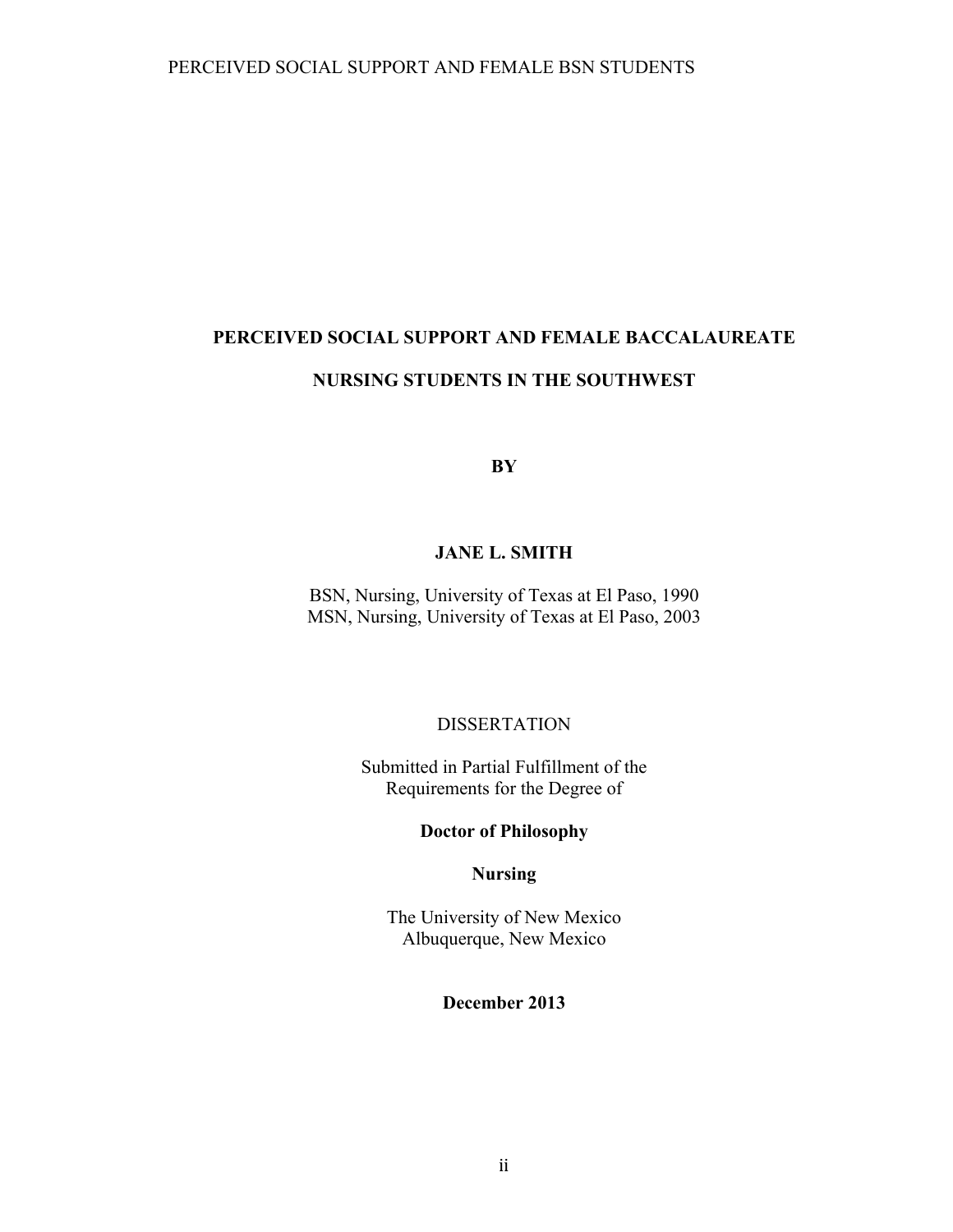**PERCEIVED SOCIAL SUPPORT AND FEMALE BACCALAUREATE**

**NURSING STUDENTS IN THE SOUTHWEST**

**BY**

**JANE L. SMITH**

BSN, Nursing, University of Texas at El Paso, 1990
MSN, Nursing, University of Texas at El Paso, 2003

DISSERTATION

Submitted in Partial Fulfillment of the
Requirements for the Degree of

**Doctor of Philosophy**

**Nursing**

The University of New Mexico
Albuquerque, New Mexico

**December 2013**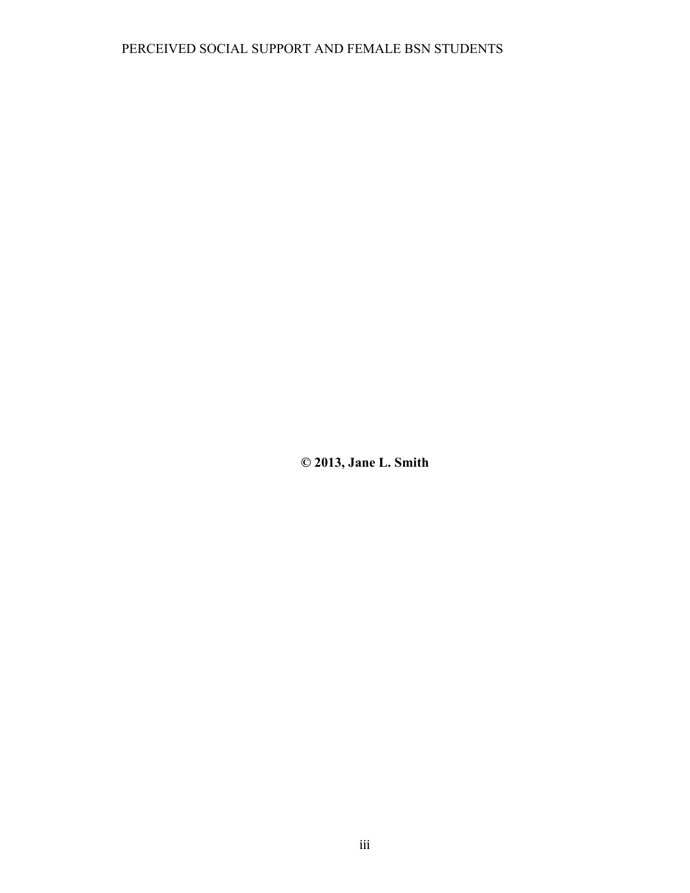**© 2013, Jane L. Smith**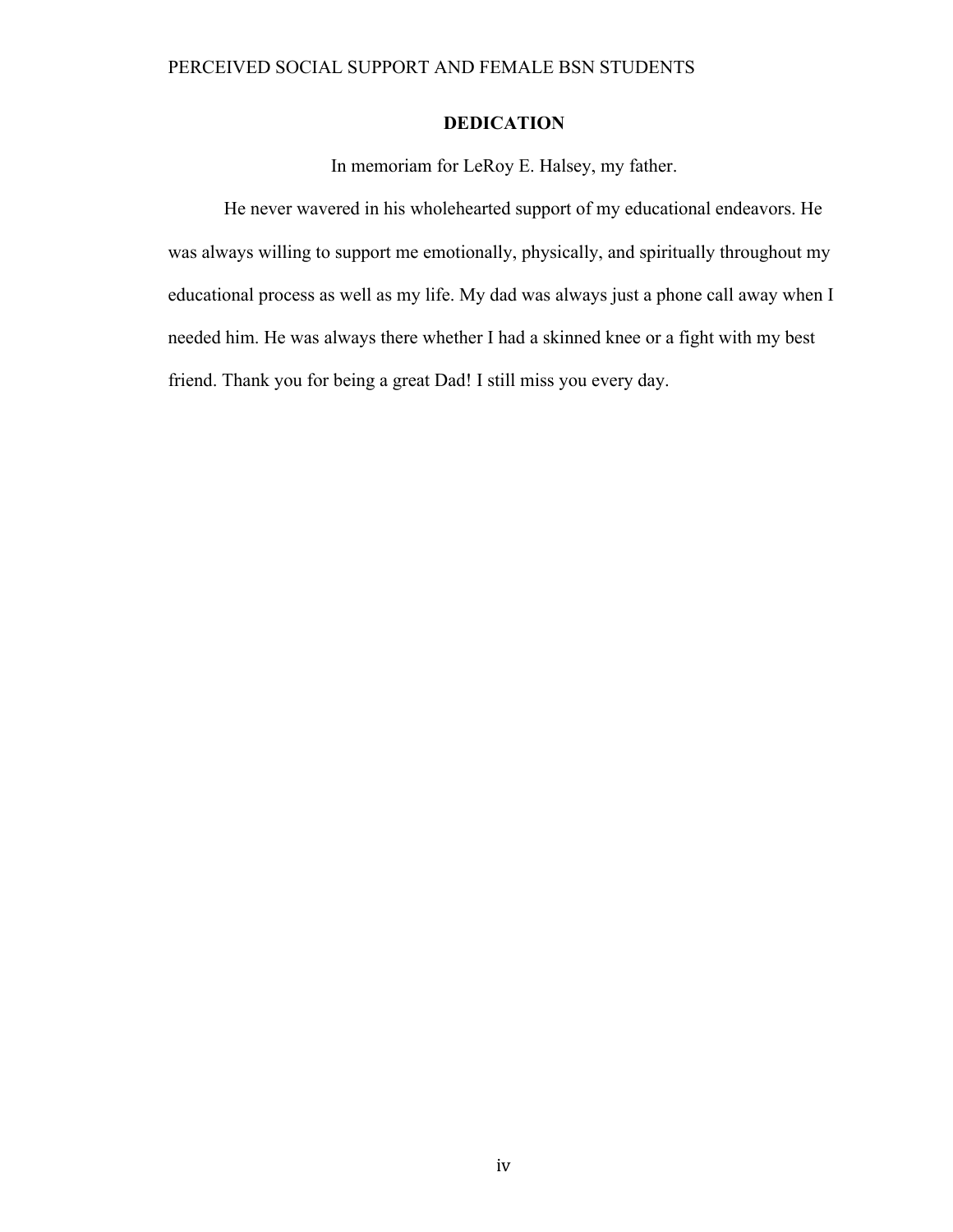## DEDICATION

In memoriam for LeRoy E. Halsey, my father.

He never wavered in his wholehearted support of my educational endeavors. He was always willing to support me emotionally, physically, and spiritually throughout my educational process as well as my life. My dad was always just a phone call away when I needed him. He was always there whether I had a skinned knee or a fight with my best friend. Thank you for being a great Dad! I still miss you every day.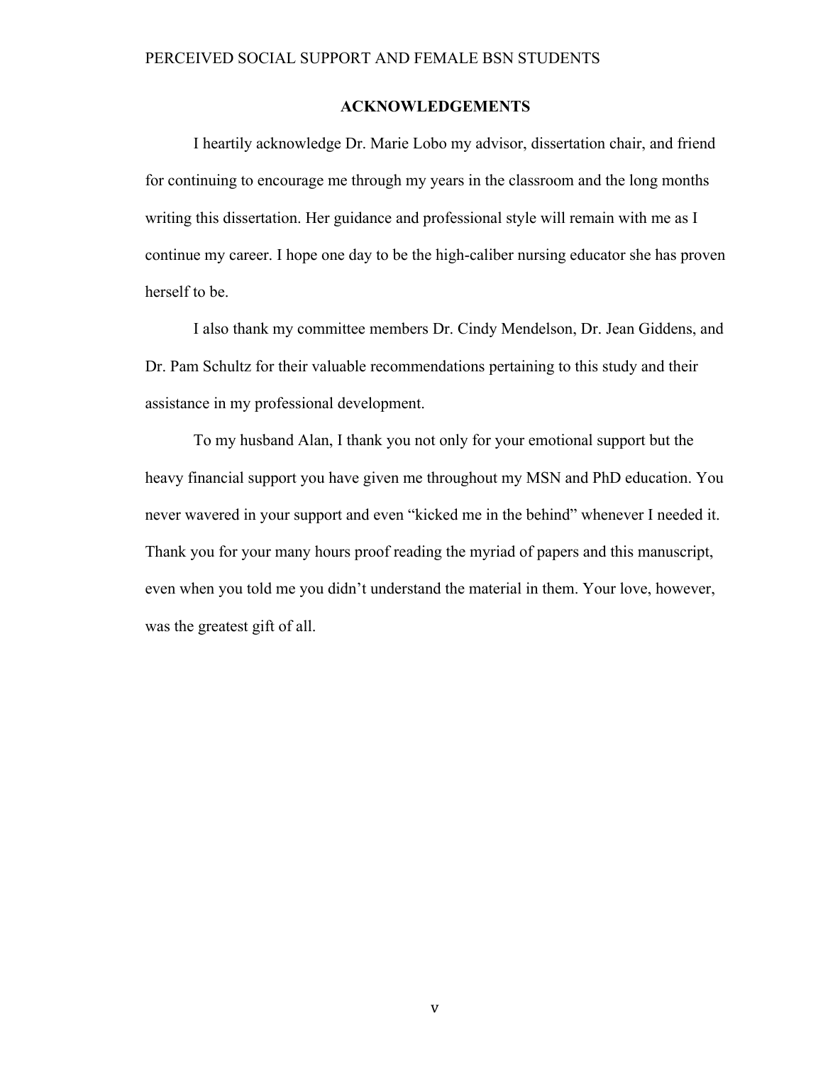## ACKNOWLEDGEMENTS

I heartily acknowledge Dr. Marie Lobo my advisor, dissertation chair, and friend for continuing to encourage me through my years in the classroom and the long months writing this dissertation. Her guidance and professional style will remain with me as I continue my career. I hope one day to be the high-caliber nursing educator she has proven herself to be.

I also thank my committee members Dr. Cindy Mendelson, Dr. Jean Giddens, and Dr. Pam Schultz for their valuable recommendations pertaining to this study and their assistance in my professional development.

To my husband Alan, I thank you not only for your emotional support but the heavy financial support you have given me throughout my MSN and PhD education. You never wavered in your support and even "kicked me in the behind" whenever I needed it. Thank you for your many hours proof reading the myriad of papers and this manuscript, even when you told me you didn't understand the material in them. Your love, however, was the greatest gift of all.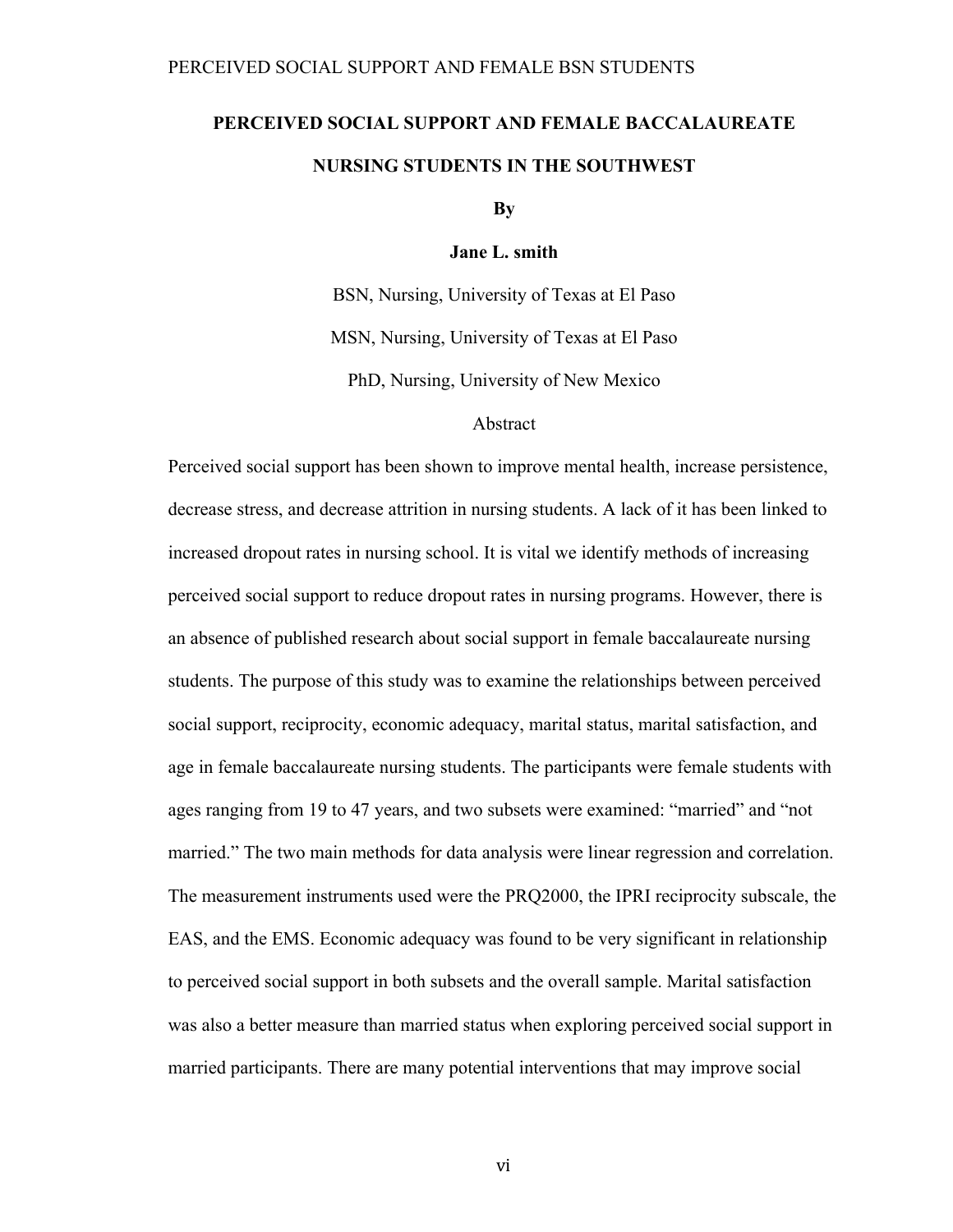**PERCEIVED SOCIAL SUPPORT AND FEMALE BACCALAUREATE NURSING STUDENTS IN THE SOUTHWEST**

**By**

**Jane L. smith**

BSN, Nursing, University of Texas at El Paso

MSN, Nursing, University of Texas at El Paso

PhD, Nursing, University of New Mexico

Abstract

Perceived social support has been shown to improve mental health, increase persistence, decrease stress, and decrease attrition in nursing students. A lack of it has been linked to increased dropout rates in nursing school. It is vital we identify methods of increasing perceived social support to reduce dropout rates in nursing programs. However, there is an absence of published research about social support in female baccalaureate nursing students. The purpose of this study was to examine the relationships between perceived social support, reciprocity, economic adequacy, marital status, marital satisfaction, and age in female baccalaureate nursing students. The participants were female students with ages ranging from 19 to 47 years, and two subsets were examined: "married" and "not married." The two main methods for data analysis were linear regression and correlation. The measurement instruments used were the PRQ2000, the IPRI reciprocity subscale, the EAS, and the EMS. Economic adequacy was found to be very significant in relationship to perceived social support in both subsets and the overall sample. Marital satisfaction was also a better measure than married status when exploring perceived social support in married participants. There are many potential interventions that may improve social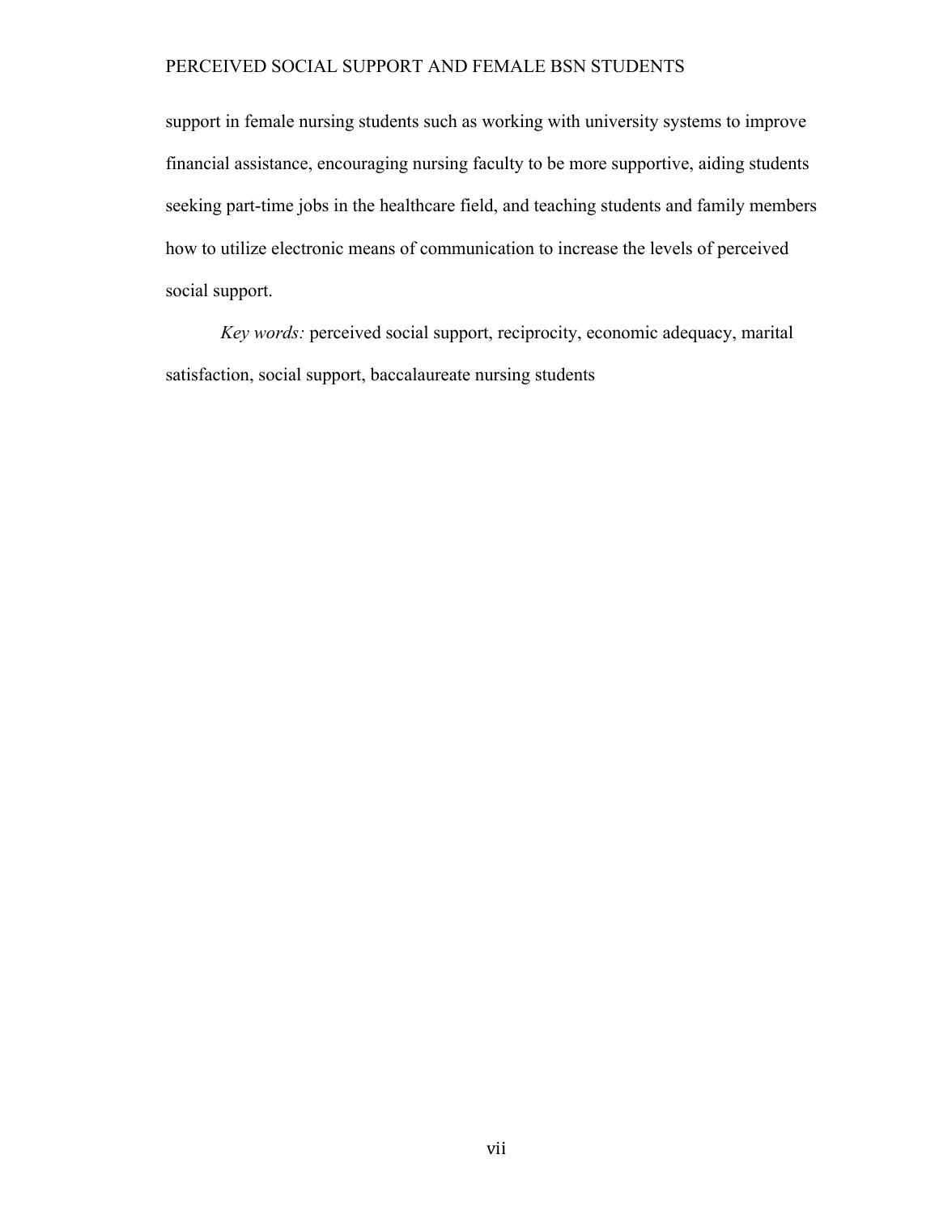support in female nursing students such as working with university systems to improve financial assistance, encouraging nursing faculty to be more supportive, aiding students seeking part-time jobs in the healthcare field, and teaching students and family members how to utilize electronic means of communication to increase the levels of perceived social support.

*Key words:* perceived social support, reciprocity, economic adequacy, marital satisfaction, social support, baccalaureate nursing students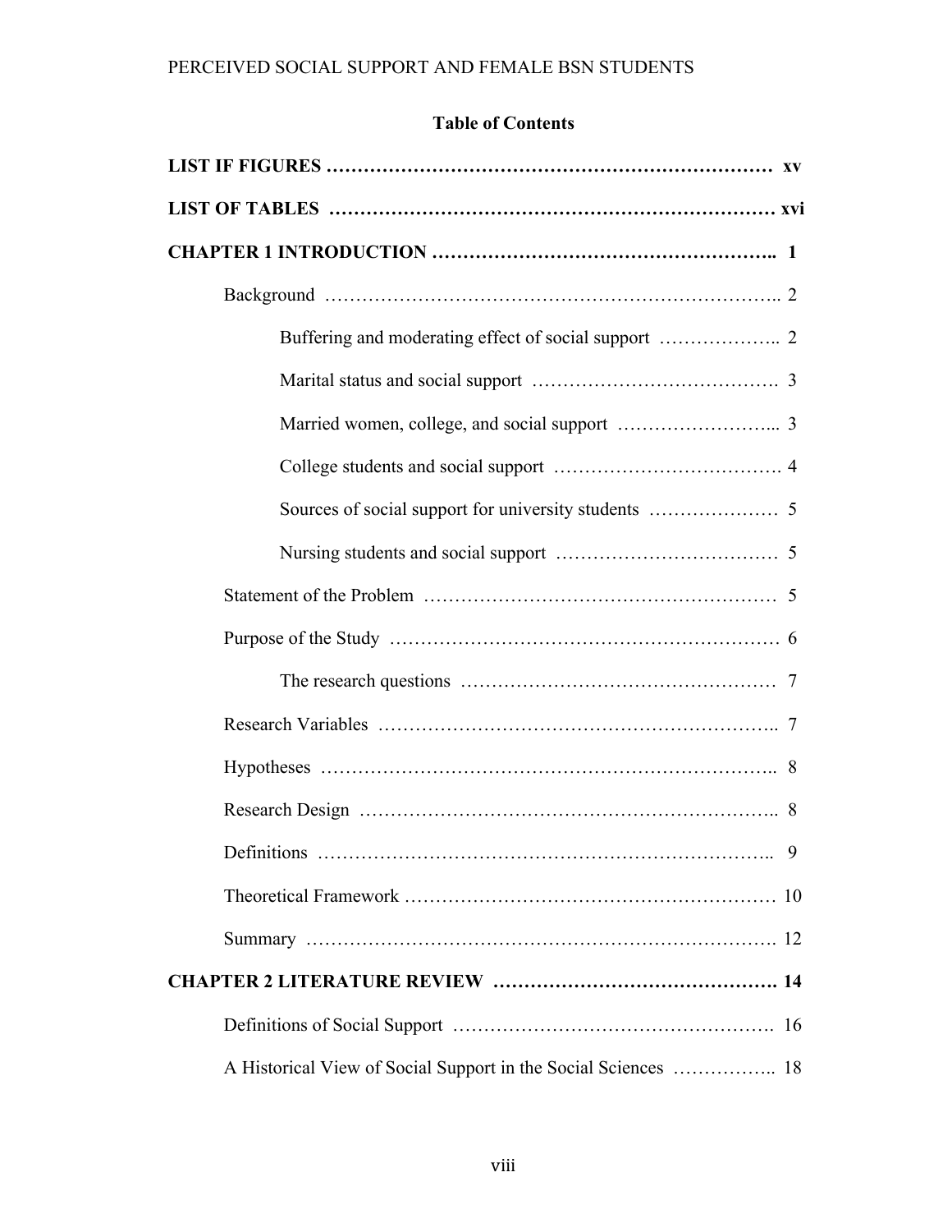**Table of Contents**

**LIST IF FIGURES ……………………………………………………………… xv**

**LIST OF TABLES ……………………………………………………………… xvi**

**CHAPTER 1 INTRODUCTION ……………………………………………….. 1**

Background ……………………………………………………………….. 2

Buffering and moderating effect of social support ……………….. 2

Marital status and social support ………………………………. 3

Married women, college, and social support ……………………... 3

College students and social support ………………………………. 4

Sources of social support for university students ………………… 5

Nursing students and social support ……………………………… 5

Statement of the Problem ………………………………………………… 5

Purpose of the Study ……………………………………………………… 6

The research questions …………………………………………… 7

Research Variables ……………………………………………………….. 7

Hypotheses ……………………………………………………………….. 8

Research Design ………………………………………………………….. 8

Definitions ……………………………………………………………….. 9

Theoretical Framework …………………………………………………… 10

Summary ………………………………………………………………….. 12

**CHAPTER 2 LITERATURE REVIEW ………………………………………. 14**

Definitions of Social Support ……………………………………………. 16

A Historical View of Social Support in the Social Sciences …………….. 18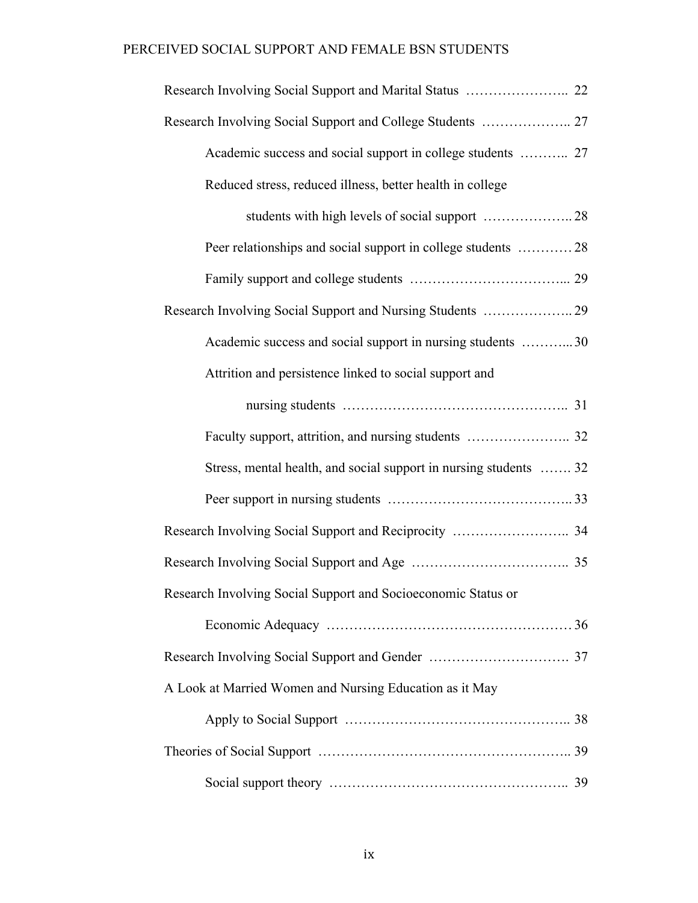Research Involving Social Support and Marital Status ………………….. 22

Research Involving Social Support and College Students ……………….. 27

Academic success and social support in college students ……….. 27

Reduced stress, reduced illness, better health in college students with high levels of social support ……………….. 28

Peer relationships and social support in college students ………… 28

Family support and college students …………………………... 29

Research Involving Social Support and Nursing Students ……………….. 29

Academic success and social support in nursing students ………... 30

Attrition and persistence linked to social support and nursing students ……………………………………….. 31

Faculty support, attrition, and nursing students ………………….. 32

Stress, mental health, and social support in nursing students ……. 32

Peer support in nursing students ……………………………….. 33

Research Involving Social Support and Reciprocity …………………….. 34

Research Involving Social Support and Age …………………………….. 35

Research Involving Social Support and Socioeconomic Status or Economic Adequacy …………………………………………… 36

Research Involving Social Support and Gender …………………………. 37

A Look at Married Women and Nursing Education as it May Apply to Social Support ……………………………………….. 38

Theories of Social Support ……………………………………………….. 39

Social support theory …………………………………………….. 39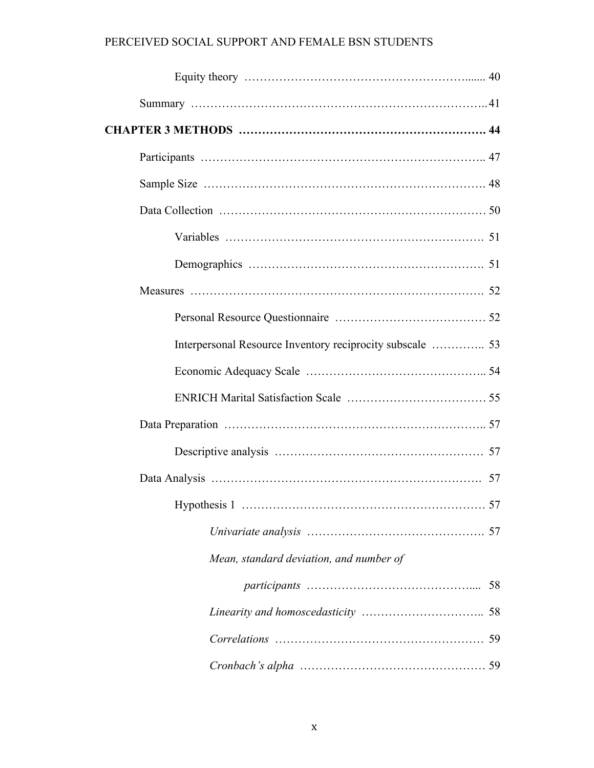Equity theory ……………………………………………………...... 40

Summary ………………………………………………………………..41

**CHAPTER 3 METHODS ……………………………………………………. 44**

Participants ……………………………………………………………….. 47

Sample Size ……………………………………………………………… 48

Data Collection ………………………………………………………… 50

Variables ………………………………………………………. 51

Demographics …………………………………………………. 51

Measures ………………………………………………………………. 52

Personal Resource Questionnaire ………………………………… 52

Interpersonal Resource Inventory reciprocity subscale ………….. 53

Economic Adequacy Scale …………………………………….. 54

ENRICH Marital Satisfaction Scale ……………………………… 55

Data Preparation ……………………………………………………….. 57

Descriptive analysis …………………………………………… 57

Data Analysis ……………………………………………………………. 57

Hypothesis 1 …………………………………………………… 57

*Univariate analysis* ………………………………………. 57

*Mean, standard deviation, and number of participants* ……………………………………... 58

*Linearity and homoscedasticity* ………………………….. 58

*Correlations* …………………………………………… 59

*Cronbach's alpha* ……………………………………… 59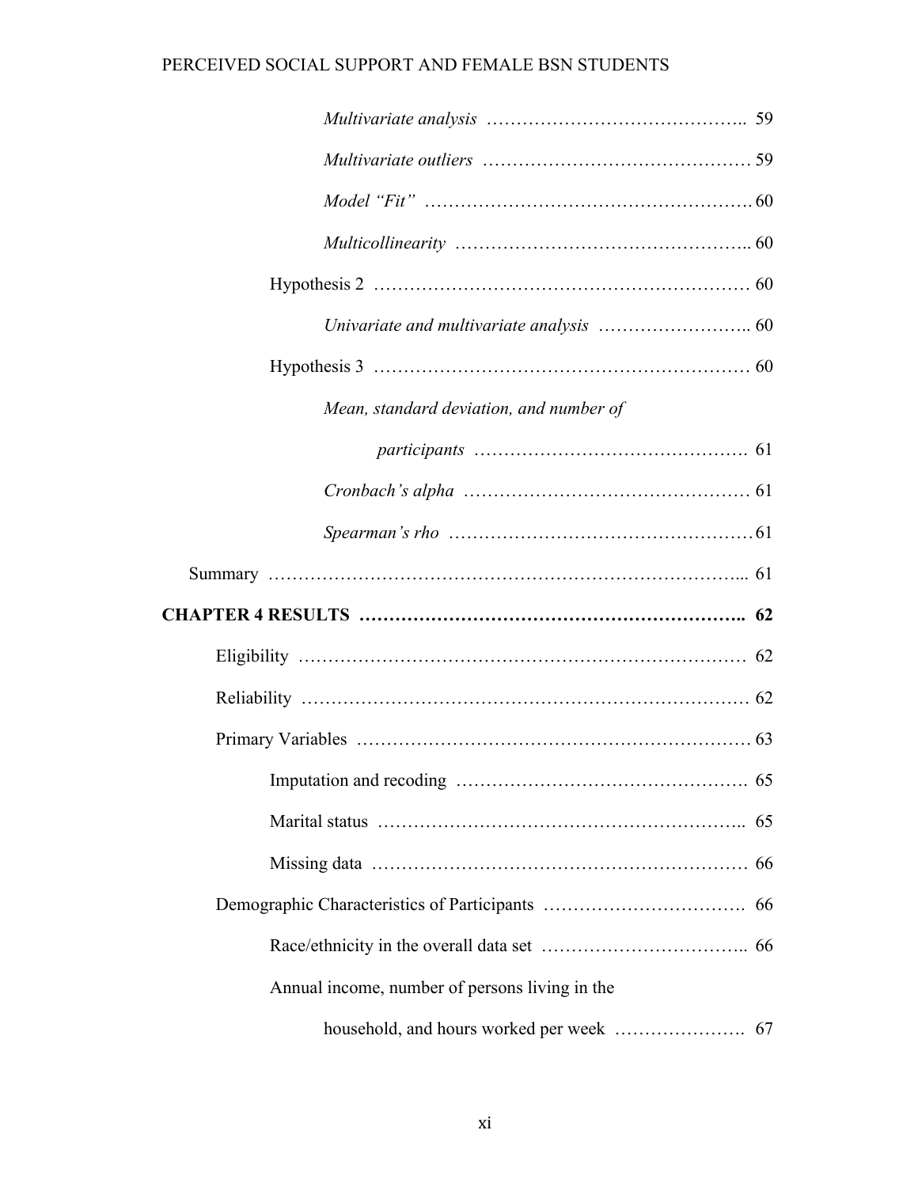*Multivariate analysis* …………………………………….. 59

*Multivariate outliers* ……………………………………… 59

*Model "Fit"* ………………………………………………. 60

*Multicollinearity* ………………………………………….. 60

Hypothesis 2 ……………………………………………………. 60

*Univariate and multivariate analysis* …………………….. 60

Hypothesis 3 ……………………………………………………. 60

*Mean, standard deviation, and number of participants* ………………………………………. 61

*Cronbach's alpha* ………………………………………… 61

*Spearman's rho* …………………………………………… 61

Summary …………………………………………………………………... 61

**CHAPTER 4 RESULTS ……………………………………………………….. 62**

Eligibility …………………………………………………………………. 62

Reliability ………………………………………………………………… 62

Primary Variables ……………………………………………………… 63

Imputation and recoding …………………………………………. 65

Marital status ………………………………………………….. 65

Missing data ……………………………………………………… 66

Demographic Characteristics of Participants ……………………………. 66

Race/ethnicity in the overall data set …………………………….. 66

Annual income, number of persons living in the household, and hours worked per week …………………. 67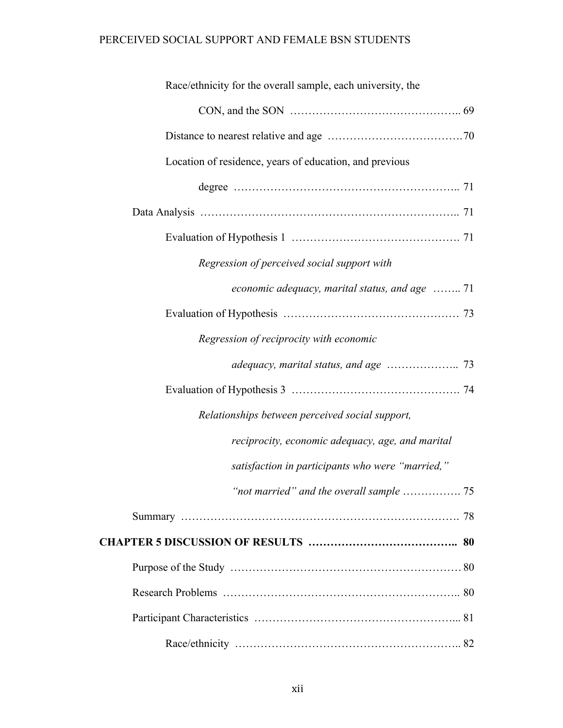Race/ethnicity for the overall sample, each university, the CON, and the SON .......... 69

Distance to nearest relative and age .......... 70

Location of residence, years of education, and previous degree .......... 71

Data Analysis .......... 71

Evaluation of Hypothesis 1 .......... 71

*Regression of perceived social support with economic adequacy, marital status, and age* .......... 71

Evaluation of Hypothesis .......... 73

*Regression of reciprocity with economic adequacy, marital status, and age* .......... 73

Evaluation of Hypothesis 3 .......... 74

*Relationships between perceived social support, reciprocity, economic adequacy, age, and marital satisfaction in participants who were "married," "not married" and the overall sample* .......... 75

Summary .......... 78

**CHAPTER 5 DISCUSSION OF RESULTS .......... 80**

Purpose of the Study .......... 80

Research Problems .......... 80

Participant Characteristics .......... 81

Race/ethnicity .......... 82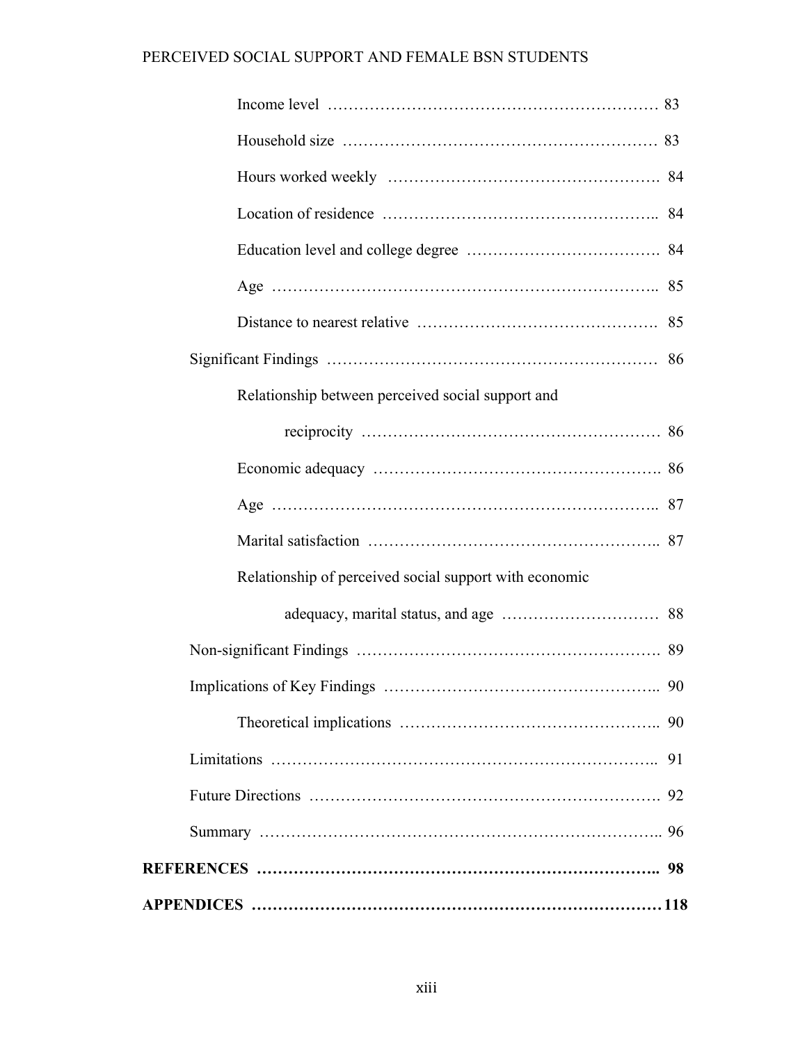Income level ………………………………………………………… 83

Household size …………………………………………………… 83

Hours worked weekly ……………………………………………. 84

Location of residence …………………………………………….. 84

Education level and college degree ………………………………. 84

Age ……………………………………………………………….. 85

Distance to nearest relative ………………………………………. 85

Significant Findings ………………………………………………………. 86

Relationship between perceived social support and reciprocity ………………………………………………… 86

Economic adequacy ………………………………………………. 86

Age ……………………………………………………………….. 87

Marital satisfaction ……………………………………………….. 87

Relationship of perceived social support with economic adequacy, marital status, and age ………………………… 88

Non-significant Findings …………………………………………………. 89

Implications of Key Findings …………………………………………….. 90

Theoretical implications ………………………………………….. 90

Limitations ………………………………………………………………. 91

Future Directions …………………………………………………………. 92

Summary …………………………………………………………………. 96

**REFERENCES ……………………………………………………………….. 98**

**APPENDICES ………………………………………………………………… 118**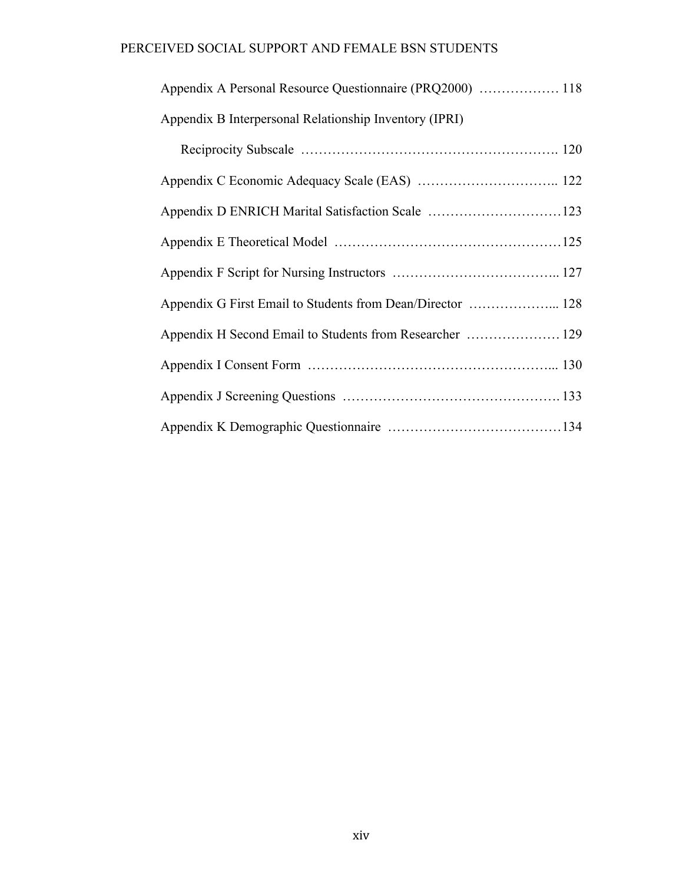Appendix A Personal Resource Questionnaire (PRQ2000) ……………… 118

Appendix B Interpersonal Relationship Inventory (IPRI)

Reciprocity Subscale ………………………………………………. 120

Appendix C Economic Adequacy Scale (EAS) ………………………….. 122

Appendix D ENRICH Marital Satisfaction Scale …………………………123

Appendix E Theoretical Model ……………………………………………125

Appendix F Script for Nursing Instructors ……………………………….. 127

Appendix G First Email to Students from Dean/Director ………………... 128

Appendix H Second Email to Students from Researcher ………………… 129

Appendix I Consent Form ………………………………………………... 130

Appendix J Screening Questions …………………………………………. 133

Appendix K Demographic Questionnaire …………………………………134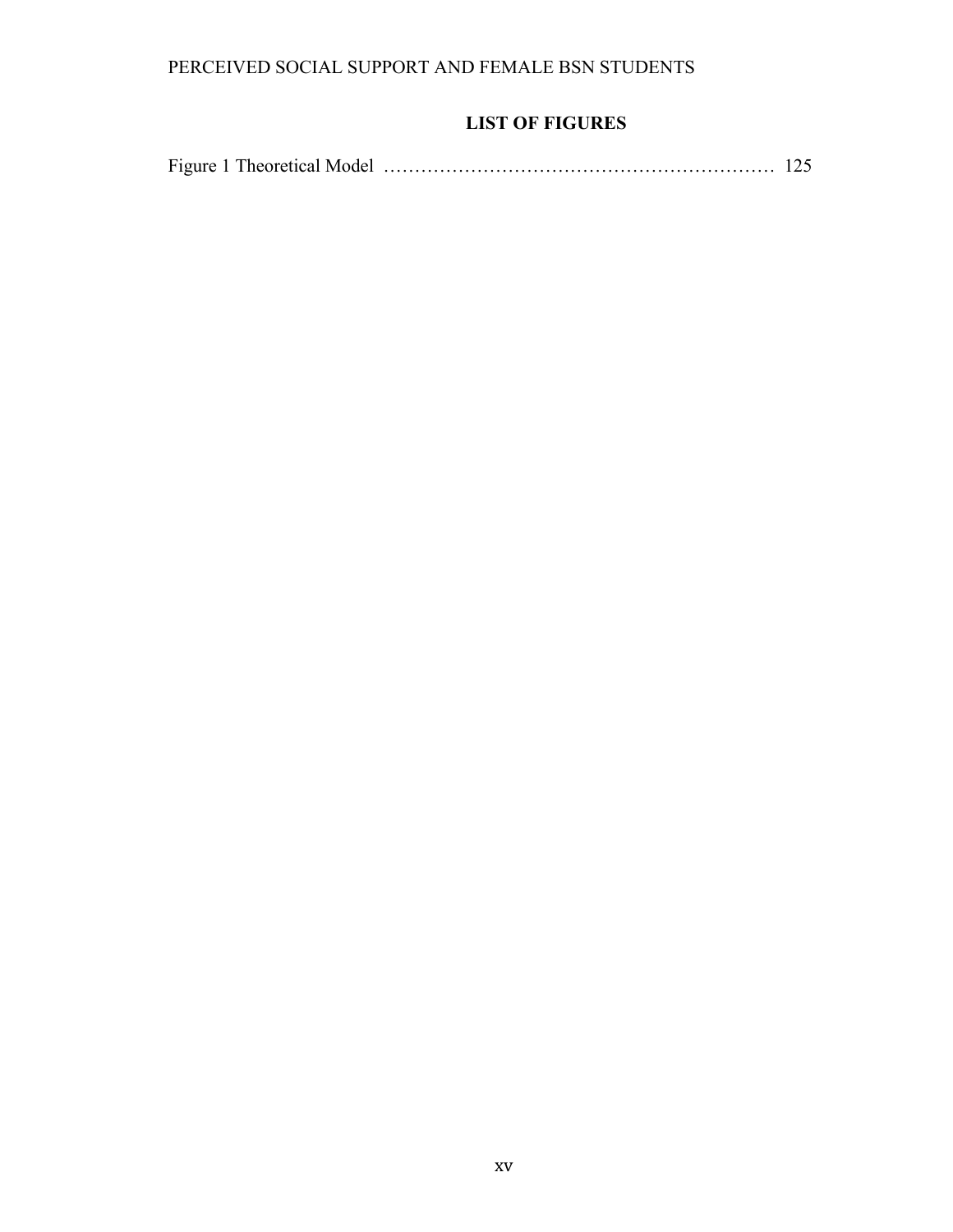## LIST OF FIGURES

Figure 1 Theoretical Model ………………………………………………………… 125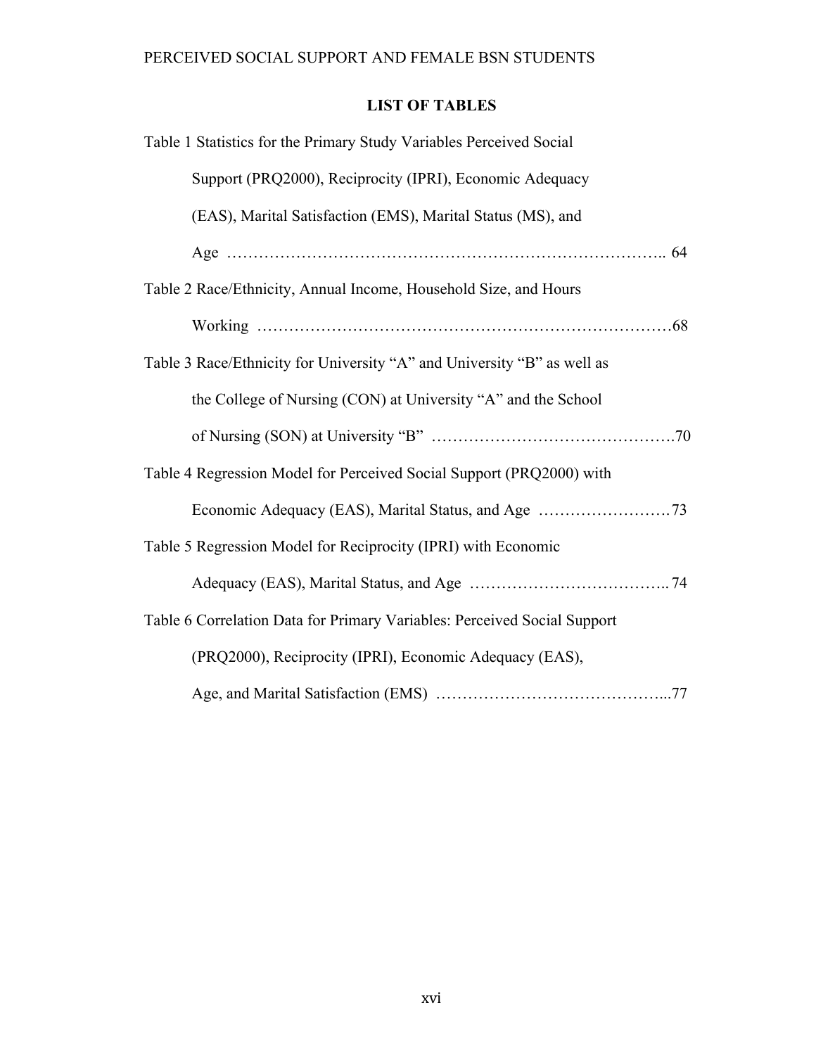## LIST OF TABLES

Table 1 Statistics for the Primary Study Variables Perceived Social Support (PRQ2000), Reciprocity (IPRI), Economic Adequacy (EAS), Marital Satisfaction (EMS), Marital Status (MS), and Age …………………………………………………………………….. 64

Table 2 Race/Ethnicity, Annual Income, Household Size, and Hours Working ……………………………………………………………………68

Table 3 Race/Ethnicity for University "A" and University "B" as well as the College of Nursing (CON) at University "A" and the School of Nursing (SON) at University "B" ……………………………………….70

Table 4 Regression Model for Perceived Social Support (PRQ2000) with Economic Adequacy (EAS), Marital Status, and Age …………………….73

Table 5 Regression Model for Reciprocity (IPRI) with Economic Adequacy (EAS), Marital Status, and Age ……………………………….. 74

Table 6 Correlation Data for Primary Variables: Perceived Social Support (PRQ2000), Reciprocity (IPRI), Economic Adequacy (EAS), Age, and Marital Satisfaction (EMS) ……………………………………...77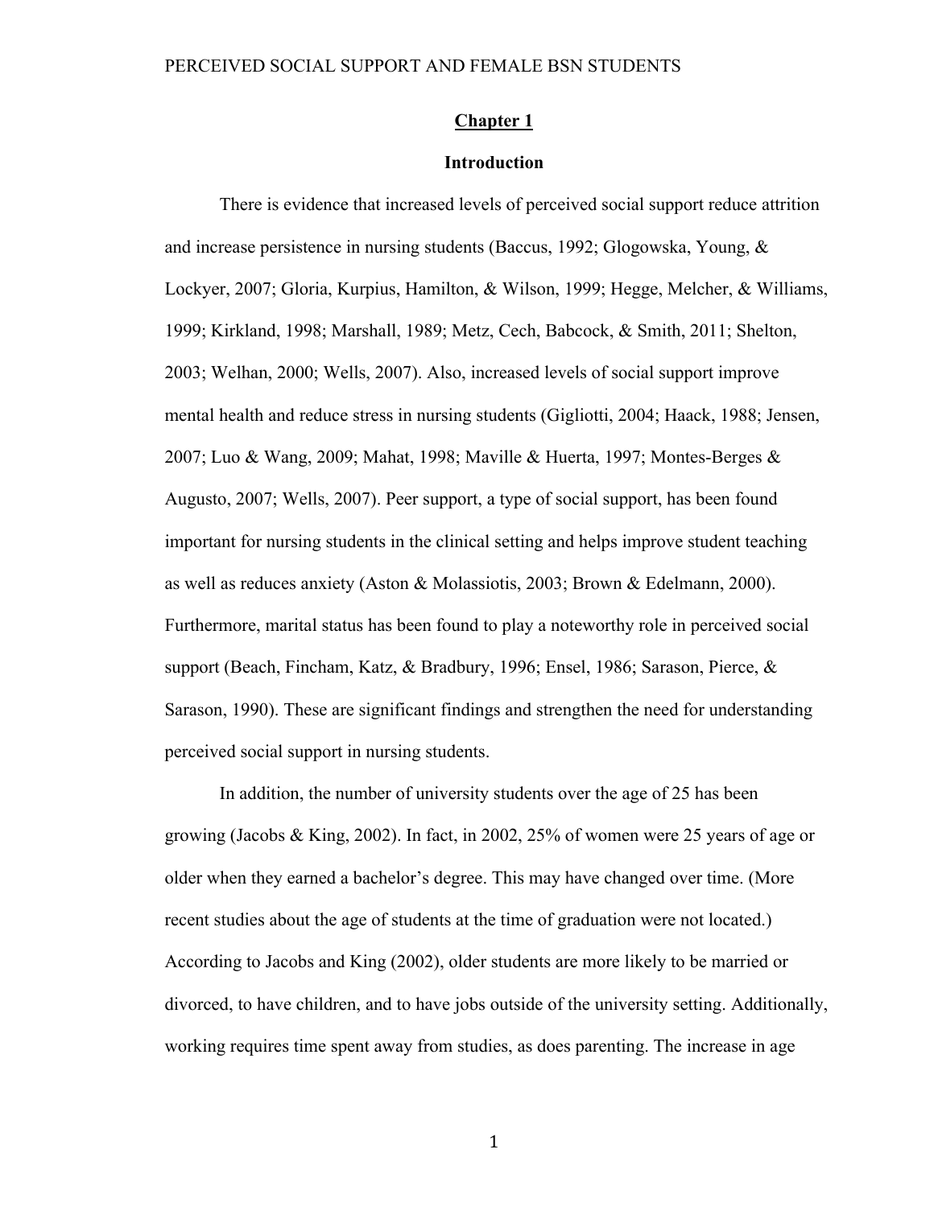# Chapter 1

## Introduction

There is evidence that increased levels of perceived social support reduce attrition and increase persistence in nursing students (Baccus, 1992; Glogowska, Young, & Lockyer, 2007; Gloria, Kurpius, Hamilton, & Wilson, 1999; Hegge, Melcher, & Williams, 1999; Kirkland, 1998; Marshall, 1989; Metz, Cech, Babcock, & Smith, 2011; Shelton, 2003; Welhan, 2000; Wells, 2007). Also, increased levels of social support improve mental health and reduce stress in nursing students (Gigliotti, 2004; Haack, 1988; Jensen, 2007; Luo & Wang, 2009; Mahat, 1998; Maville & Huerta, 1997; Montes-Berges & Augusto, 2007; Wells, 2007). Peer support, a type of social support, has been found important for nursing students in the clinical setting and helps improve student teaching as well as reduces anxiety (Aston & Molassiotis, 2003; Brown & Edelmann, 2000). Furthermore, marital status has been found to play a noteworthy role in perceived social support (Beach, Fincham, Katz, & Bradbury, 1996; Ensel, 1986; Sarason, Pierce, & Sarason, 1990). These are significant findings and strengthen the need for understanding perceived social support in nursing students.

In addition, the number of university students over the age of 25 has been growing (Jacobs & King, 2002). In fact, in 2002, 25% of women were 25 years of age or older when they earned a bachelor's degree. This may have changed over time. (More recent studies about the age of students at the time of graduation were not located.) According to Jacobs and King (2002), older students are more likely to be married or divorced, to have children, and to have jobs outside of the university setting. Additionally, working requires time spent away from studies, as does parenting. The increase in age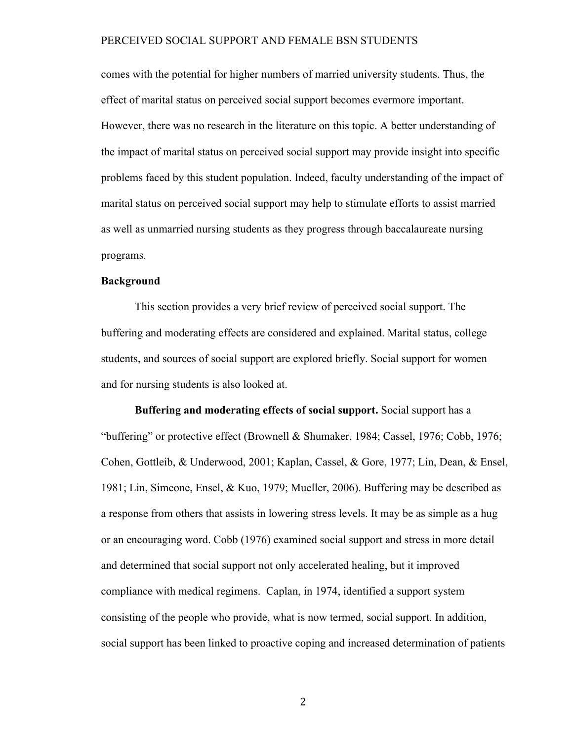comes with the potential for higher numbers of married university students. Thus, the effect of marital status on perceived social support becomes evermore important. However, there was no research in the literature on this topic. A better understanding of the impact of marital status on perceived social support may provide insight into specific problems faced by this student population. Indeed, faculty understanding of the impact of marital status on perceived social support may help to stimulate efforts to assist married as well as unmarried nursing students as they progress through baccalaureate nursing programs.

## Background

This section provides a very brief review of perceived social support. The buffering and moderating effects are considered and explained. Marital status, college students, and sources of social support are explored briefly. Social support for women and for nursing students is also looked at.

**Buffering and moderating effects of social support.** Social support has a "buffering" or protective effect (Brownell & Shumaker, 1984; Cassel, 1976; Cobb, 1976; Cohen, Gottleib, & Underwood, 2001; Kaplan, Cassel, & Gore, 1977; Lin, Dean, & Ensel, 1981; Lin, Simeone, Ensel, & Kuo, 1979; Mueller, 2006). Buffering may be described as a response from others that assists in lowering stress levels. It may be as simple as a hug or an encouraging word. Cobb (1976) examined social support and stress in more detail and determined that social support not only accelerated healing, but it improved compliance with medical regimens. Caplan, in 1974, identified a support system consisting of the people who provide, what is now termed, social support. In addition, social support has been linked to proactive coping and increased determination of patients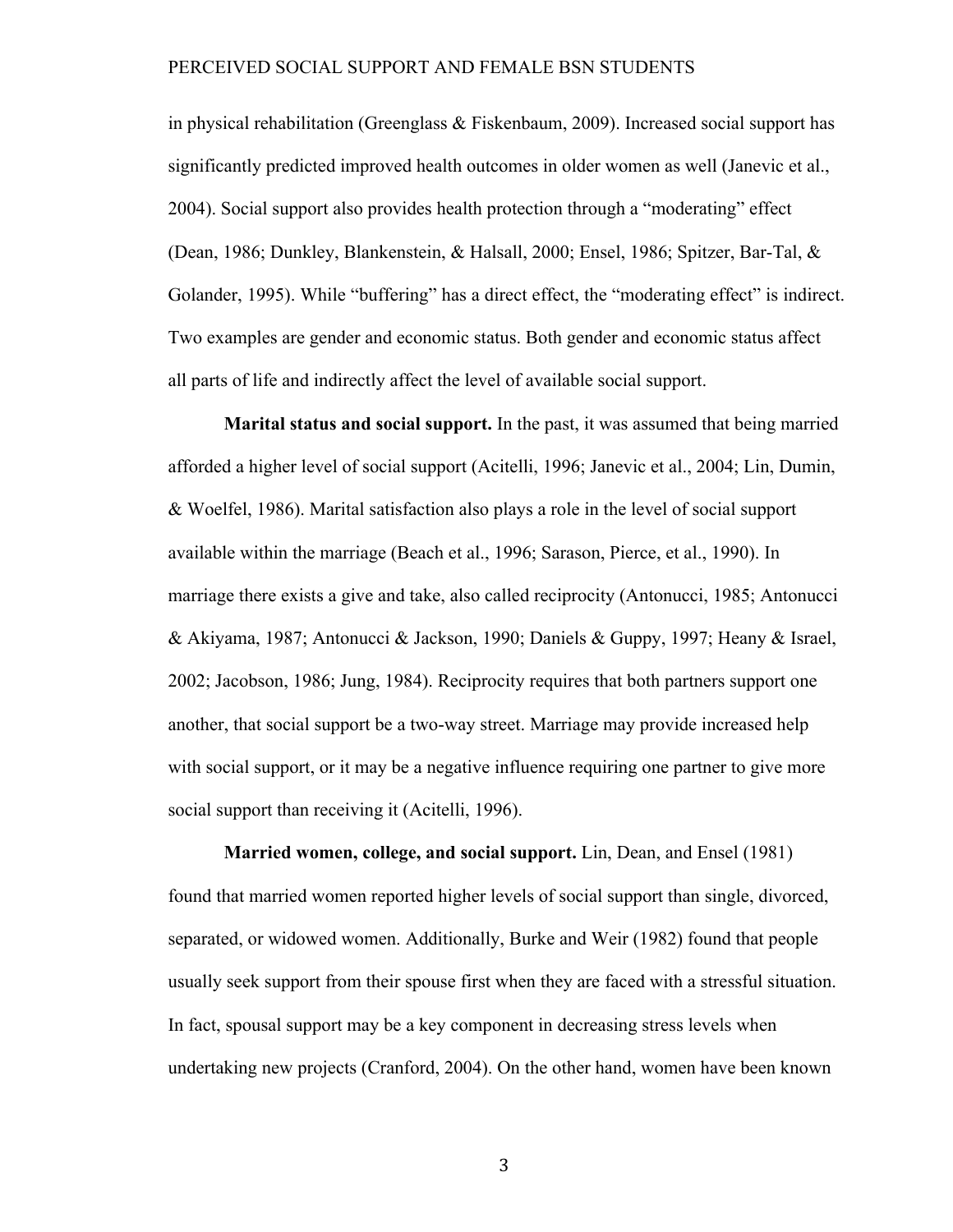in physical rehabilitation (Greenglass & Fiskenbaum, 2009). Increased social support has significantly predicted improved health outcomes in older women as well (Janevic et al., 2004). Social support also provides health protection through a "moderating" effect (Dean, 1986; Dunkley, Blankenstein, & Halsall, 2000; Ensel, 1986; Spitzer, Bar-Tal, & Golander, 1995). While "buffering" has a direct effect, the "moderating effect" is indirect. Two examples are gender and economic status. Both gender and economic status affect all parts of life and indirectly affect the level of available social support.

**Marital status and social support.** In the past, it was assumed that being married afforded a higher level of social support (Acitelli, 1996; Janevic et al., 2004; Lin, Dumin, & Woelfel, 1986). Marital satisfaction also plays a role in the level of social support available within the marriage (Beach et al., 1996; Sarason, Pierce, et al., 1990). In marriage there exists a give and take, also called reciprocity (Antonucci, 1985; Antonucci & Akiyama, 1987; Antonucci & Jackson, 1990; Daniels & Guppy, 1997; Heany & Israel, 2002; Jacobson, 1986; Jung, 1984). Reciprocity requires that both partners support one another, that social support be a two-way street. Marriage may provide increased help with social support, or it may be a negative influence requiring one partner to give more social support than receiving it (Acitelli, 1996).

**Married women, college, and social support.** Lin, Dean, and Ensel (1981) found that married women reported higher levels of social support than single, divorced, separated, or widowed women. Additionally, Burke and Weir (1982) found that people usually seek support from their spouse first when they are faced with a stressful situation. In fact, spousal support may be a key component in decreasing stress levels when undertaking new projects (Cranford, 2004). On the other hand, women have been known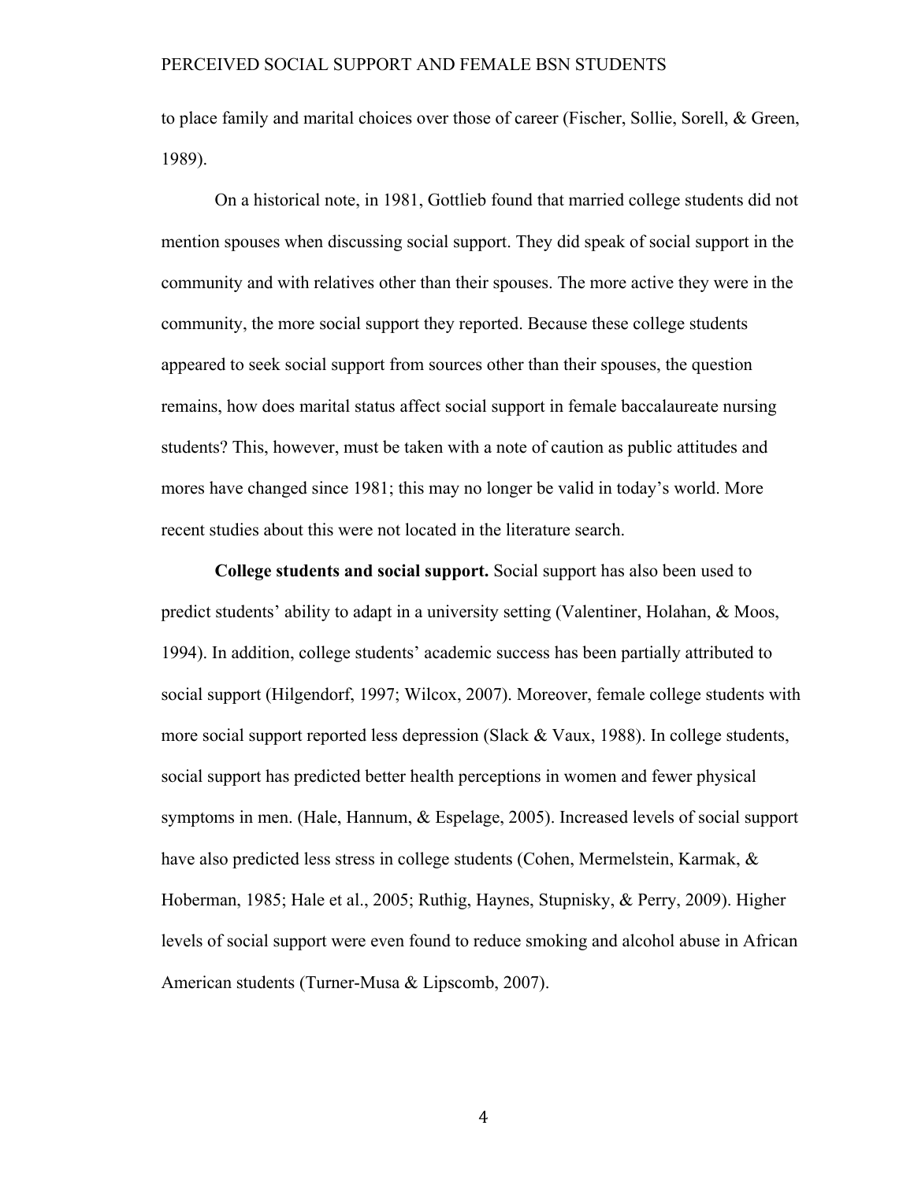to place family and marital choices over those of career (Fischer, Sollie, Sorell, & Green, 1989).

On a historical note, in 1981, Gottlieb found that married college students did not mention spouses when discussing social support. They did speak of social support in the community and with relatives other than their spouses. The more active they were in the community, the more social support they reported. Because these college students appeared to seek social support from sources other than their spouses, the question remains, how does marital status affect social support in female baccalaureate nursing students? This, however, must be taken with a note of caution as public attitudes and mores have changed since 1981; this may no longer be valid in today's world. More recent studies about this were not located in the literature search.

**College students and social support.** Social support has also been used to predict students' ability to adapt in a university setting (Valentiner, Holahan, & Moos, 1994). In addition, college students' academic success has been partially attributed to social support (Hilgendorf, 1997; Wilcox, 2007). Moreover, female college students with more social support reported less depression (Slack & Vaux, 1988). In college students, social support has predicted better health perceptions in women and fewer physical symptoms in men. (Hale, Hannum, & Espelage, 2005). Increased levels of social support have also predicted less stress in college students (Cohen, Mermelstein, Karmak, & Hoberman, 1985; Hale et al., 2005; Ruthig, Haynes, Stupnisky, & Perry, 2009). Higher levels of social support were even found to reduce smoking and alcohol abuse in African American students (Turner-Musa & Lipscomb, 2007).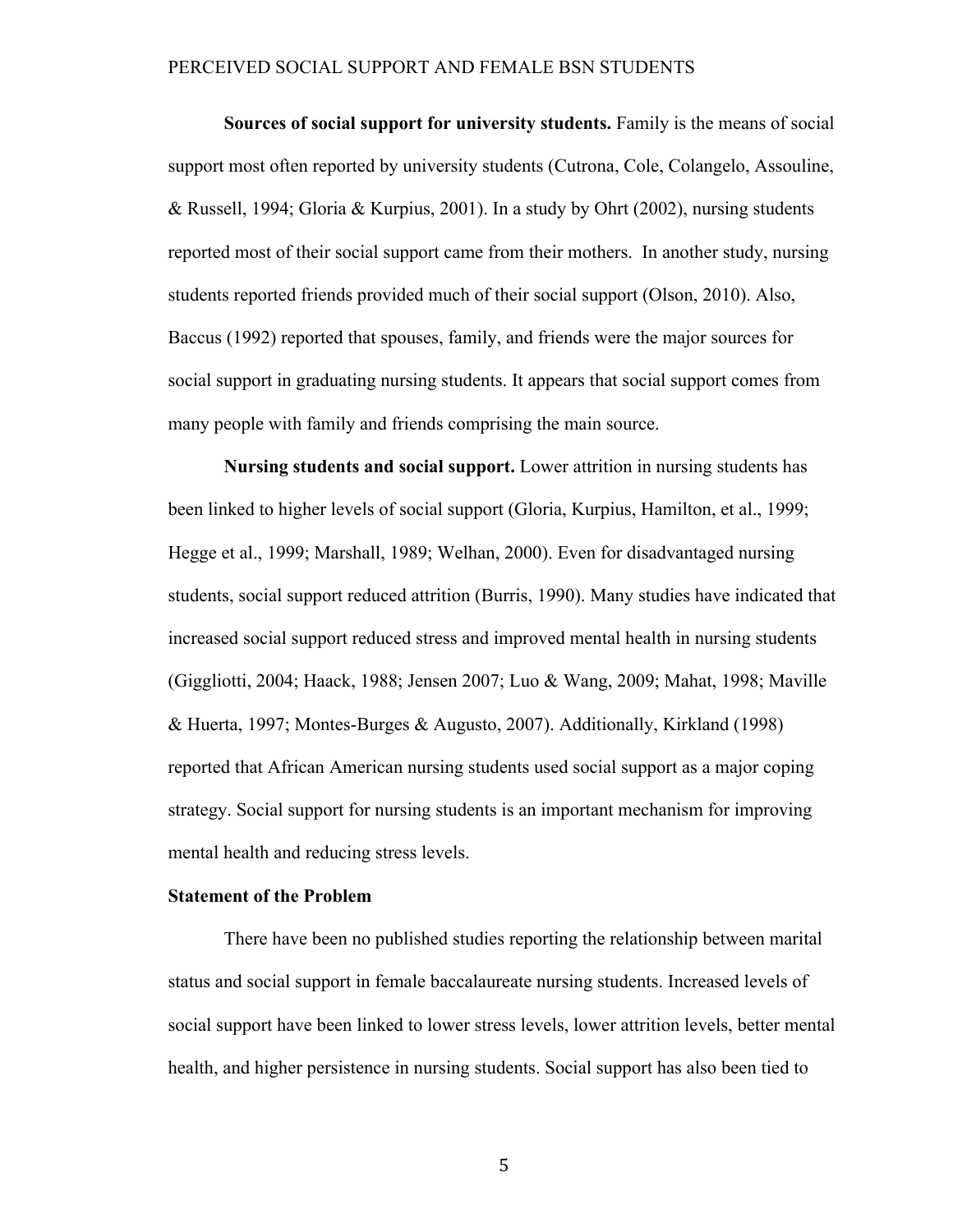**Sources of social support for university students.** Family is the means of social support most often reported by university students (Cutrona, Cole, Colangelo, Assouline, & Russell, 1994; Gloria & Kurpius, 2001). In a study by Ohrt (2002), nursing students reported most of their social support came from their mothers. In another study, nursing students reported friends provided much of their social support (Olson, 2010). Also, Baccus (1992) reported that spouses, family, and friends were the major sources for social support in graduating nursing students. It appears that social support comes from many people with family and friends comprising the main source.

**Nursing students and social support.** Lower attrition in nursing students has been linked to higher levels of social support (Gloria, Kurpius, Hamilton, et al., 1999; Hegge et al., 1999; Marshall, 1989; Welhan, 2000). Even for disadvantaged nursing students, social support reduced attrition (Burris, 1990). Many studies have indicated that increased social support reduced stress and improved mental health in nursing students (Miggliotti, 2004; Haack, 1988; Jensen 2007; Luo & Wang, 2009; Mahat, 1998; Maville & Huerta, 1997; Montes-Burges & Augusto, 2007). Additionally, Kirkland (1998) reported that African American nursing students used social support as a major coping strategy. Social support for nursing students is an important mechanism for improving mental health and reducing stress levels.

## Statement of the Problem

There have been no published studies reporting the relationship between marital status and social support in female baccalaureate nursing students. Increased levels of social support have been linked to lower stress levels, lower attrition levels, better mental health, and higher persistence in nursing students. Social support has also been tied to

**Sources of social support for university students.** Family is the means of social support most often reported by university students (Cutrona, Cole, Colangelo, Assouline, & Russell, 1994; Gloria & Kurpius, 2001). In a study by Ohrt (2002), nursing students reported most of their social support came from their mothers. In another study, nursing students reported friends provided much of their social support (Olson, 2010). Also, Baccus (1992) reported that spouses, family, and friends were the major sources for social support in graduating nursing students. It appears that social support comes from many people with family and friends comprising the main source.

**Nursing students and social support.** Lower attrition in nursing students has been linked to higher levels of social support (Gloria, Kurpius, Hamilton, et al., 1999; Hegge et al., 1999; Marshall, 1989; Welhan, 2000). Even for disadvantaged nursing students, social support reduced attrition (Burris, 1990). Many studies have indicated that increased social support reduced stress and improved mental health in nursing students (Giggliotti, 2004; Haack, 1988; Jensen 2007; Luo & Wang, 2009; Mahat, 1998; Maville & Huerta, 1997; Montes-Burges & Augusto, 2007). Additionally, Kirkland (1998) reported that African American nursing students used social support as a major coping strategy. Social support for nursing students is an important mechanism for improving mental health and reducing stress levels.

## Statement of the Problem

There have been no published studies reporting the relationship between marital status and social support in female baccalaureate nursing students. Increased levels of social support have been linked to lower stress levels, lower attrition levels, better mental health, and higher persistence in nursing students. Social support has also been tied to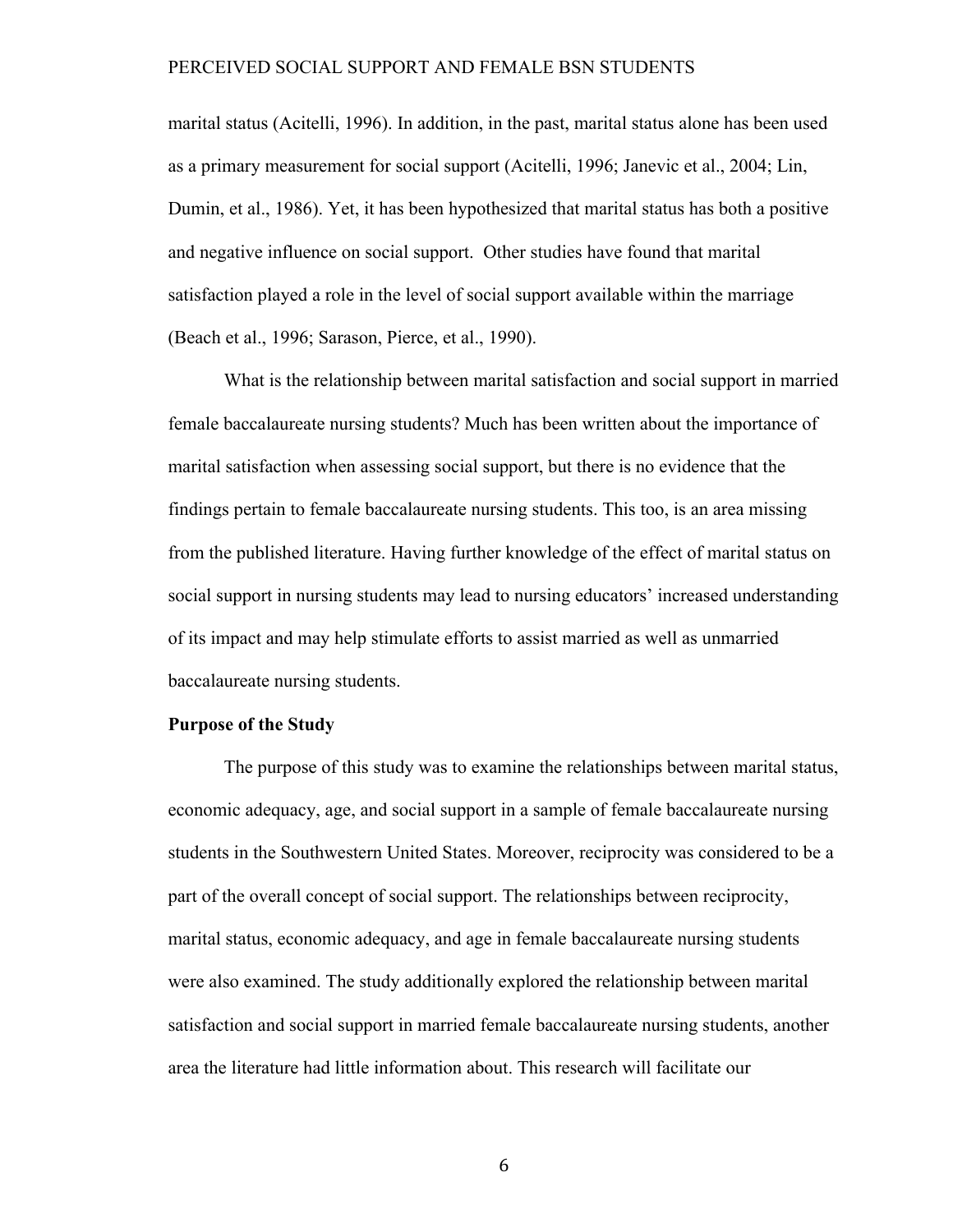marital status (Acitelli, 1996). In addition, in the past, marital status alone has been used as a primary measurement for social support (Acitelli, 1996; Janevic et al., 2004; Lin, Dumin, et al., 1986). Yet, it has been hypothesized that marital status has both a positive and negative influence on social support. Other studies have found that marital satisfaction played a role in the level of social support available within the marriage (Beach et al., 1996; Sarason, Pierce, et al., 1990).

What is the relationship between marital satisfaction and social support in married female baccalaureate nursing students? Much has been written about the importance of marital satisfaction when assessing social support, but there is no evidence that the findings pertain to female baccalaureate nursing students. This too, is an area missing from the published literature. Having further knowledge of the effect of marital status on social support in nursing students may lead to nursing educators' increased understanding of its impact and may help stimulate efforts to assist married as well as unmarried baccalaureate nursing students.

**Purpose of the Study**

The purpose of this study was to examine the relationships between marital status, economic adequacy, age, and social support in a sample of female baccalaureate nursing students in the Southwestern United States. Moreover, reciprocity was considered to be a part of the overall concept of social support. The relationships between reciprocity, marital status, economic adequacy, and age in female baccalaureate nursing students were also examined. The study additionally explored the relationship between marital satisfaction and social support in married female baccalaureate nursing students, another area the literature had little information about. This research will facilitate our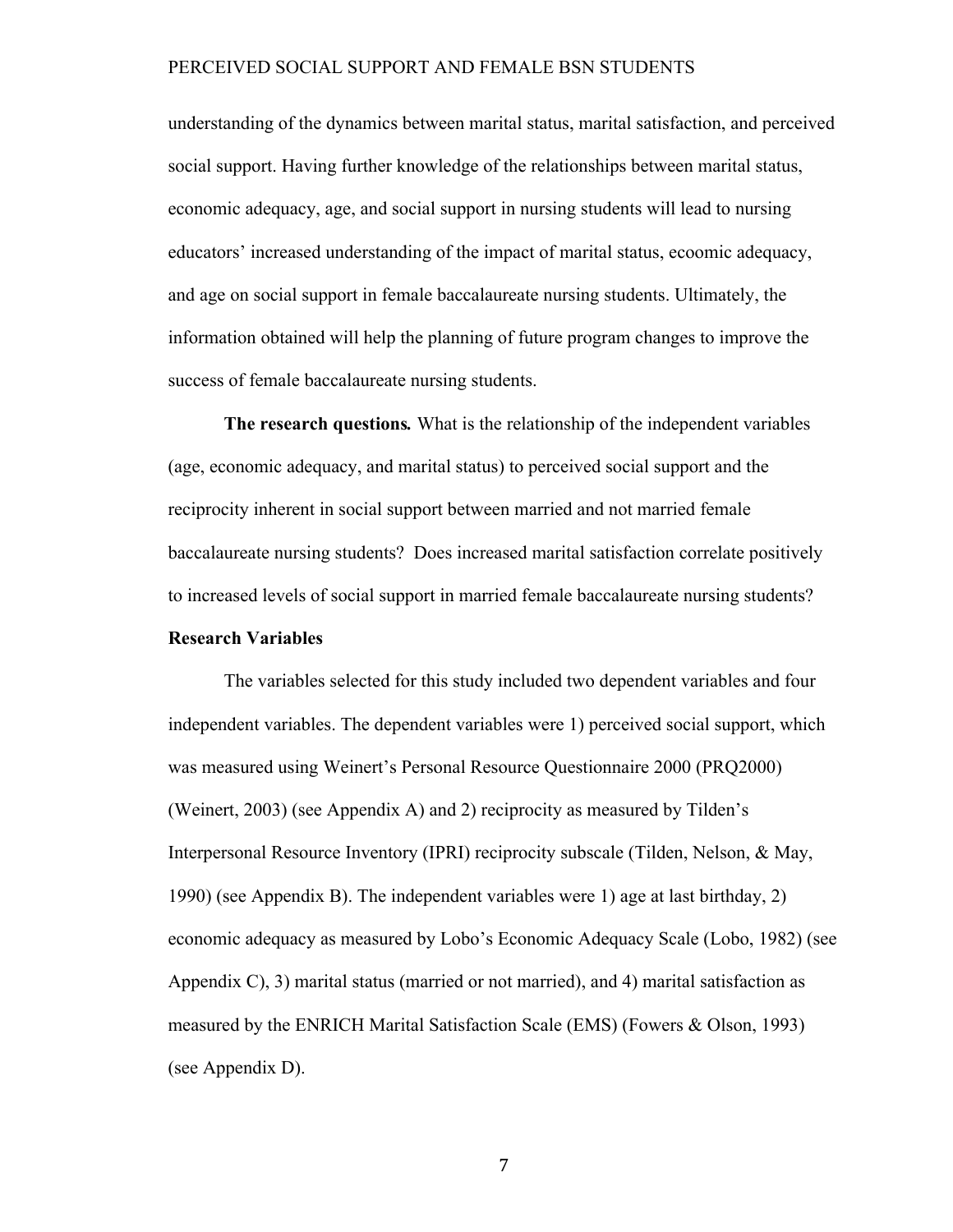understanding of the dynamics between marital status, marital satisfaction, and perceived social support. Having further knowledge of the relationships between marital status, economic adequacy, age, and social support in nursing students will lead to nursing educators' increased understanding of the impact of marital status, ecoomic adequacy, and age on social support in female baccalaureate nursing students. Ultimately, the information obtained will help the planning of future program changes to improve the success of female baccalaureate nursing students.

**The research questions.** What is the relationship of the independent variables (age, economic adequacy, and marital status) to perceived social support and the reciprocity inherent in social support between married and not married female baccalaureate nursing students? Does increased marital satisfaction correlate positively to increased levels of social support in married female baccalaureate nursing students?

## Research Variables

The variables selected for this study included two dependent variables and four independent variables. The dependent variables were 1) perceived social support, which was measured using Weinert's Personal Resource Questionnaire 2000 (PRQ2000) (Weinert, 2003) (see Appendix A) and 2) reciprocity as measured by Tilden's Interpersonal Resource Inventory (IPRI) reciprocity subscale (Tilden, Nelson, & May, 1990) (see Appendix B). The independent variables were 1) age at last birthday, 2) economic adequacy as measured by Lobo's Economic Adequacy Scale (Lobo, 1982) (see Appendix C), 3) marital status (married or not married), and 4) marital satisfaction as measured by the ENRICH Marital Satisfaction Scale (EMS) (Fowers & Olson, 1993) (see Appendix D).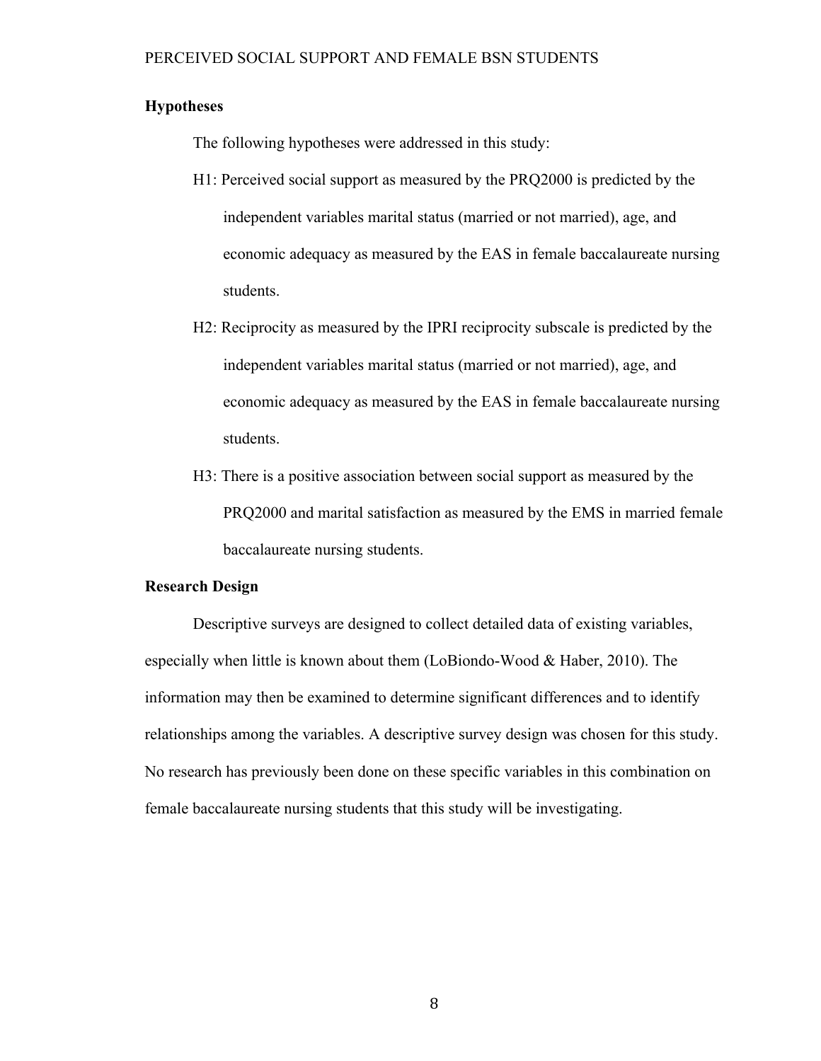**Hypotheses**

The following hypotheses were addressed in this study:

H1: Perceived social support as measured by the PRQ2000 is predicted by the independent variables marital status (married or not married), age, and economic adequacy as measured by the EAS in female baccalaureate nursing students.

H2: Reciprocity as measured by the IPRI reciprocity subscale is predicted by the independent variables marital status (married or not married), age, and economic adequacy as measured by the EAS in female baccalaureate nursing students.

H3: There is a positive association between social support as measured by the PRQ2000 and marital satisfaction as measured by the EMS in married female baccalaureate nursing students.

**Research Design**

Descriptive surveys are designed to collect detailed data of existing variables, especially when little is known about them (LoBiondo-Wood & Haber, 2010). The information may then be examined to determine significant differences and to identify relationships among the variables. A descriptive survey design was chosen for this study. No research has previously been done on these specific variables in this combination on female baccalaureate nursing students that this study will be investigating.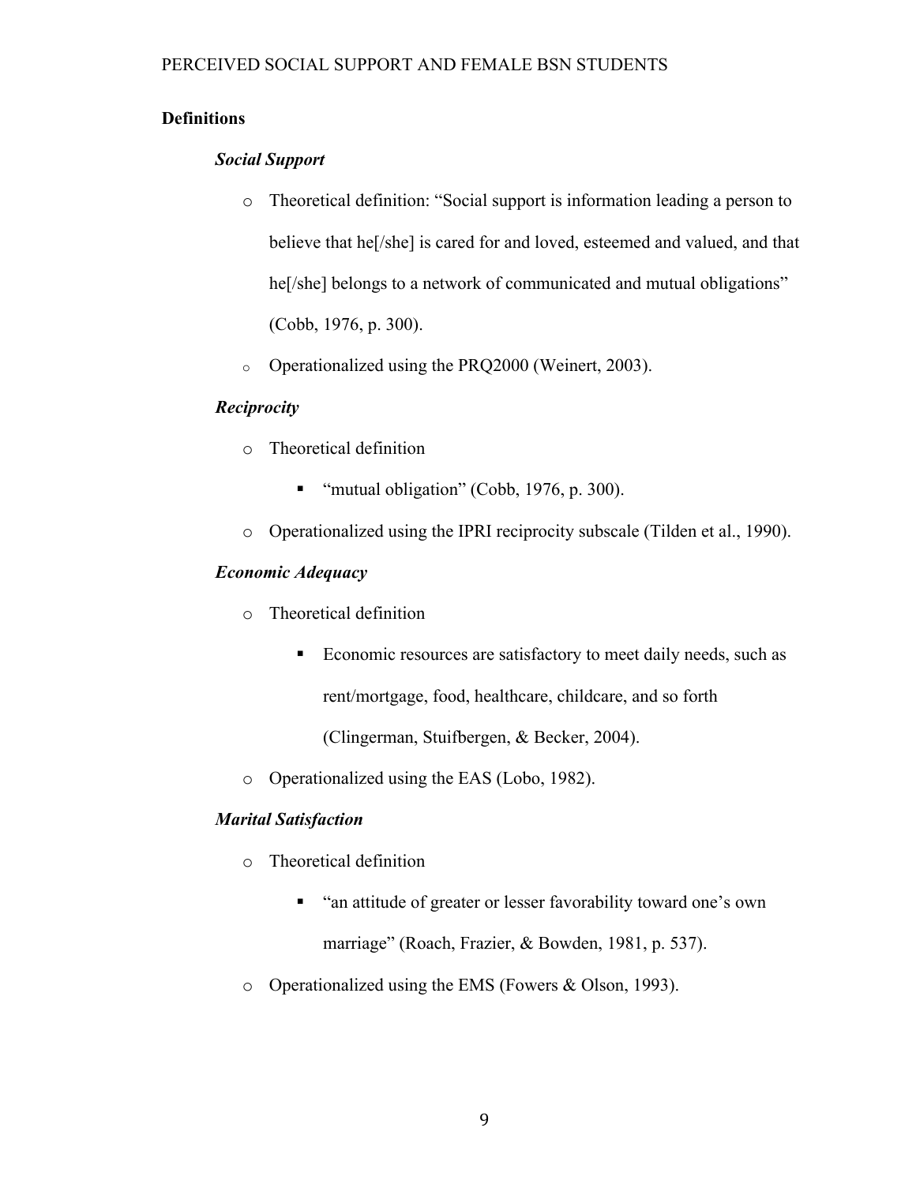## Definitions

### *Social Support*

- Theoretical definition: "Social support is information leading a person to believe that he[/she] is cared for and loved, esteemed and valued, and that he[/she] belongs to a network of communicated and mutual obligations" (Cobb, 1976, p. 300).
- Operationalized using the PRQ2000 (Weinert, 2003).

### *Reciprocity*

- Theoretical definition
  - "mutual obligation" (Cobb, 1976, p. 300).
- Operationalized using the IPRI reciprocity subscale (Tilden et al., 1990).

### *Economic Adequacy*

- Theoretical definition
  - Economic resources are satisfactory to meet daily needs, such as rent/mortgage, food, healthcare, childcare, and so forth (Clingerman, Stuifbergen, & Becker, 2004).
- Operationalized using the EAS (Lobo, 1982).

### *Marital Satisfaction*

- Theoretical definition
  - "an attitude of greater or lesser favorability toward one's own marriage" (Roach, Frazier, & Bowden, 1981, p. 537).
- Operationalized using the EMS (Fowers & Olson, 1993).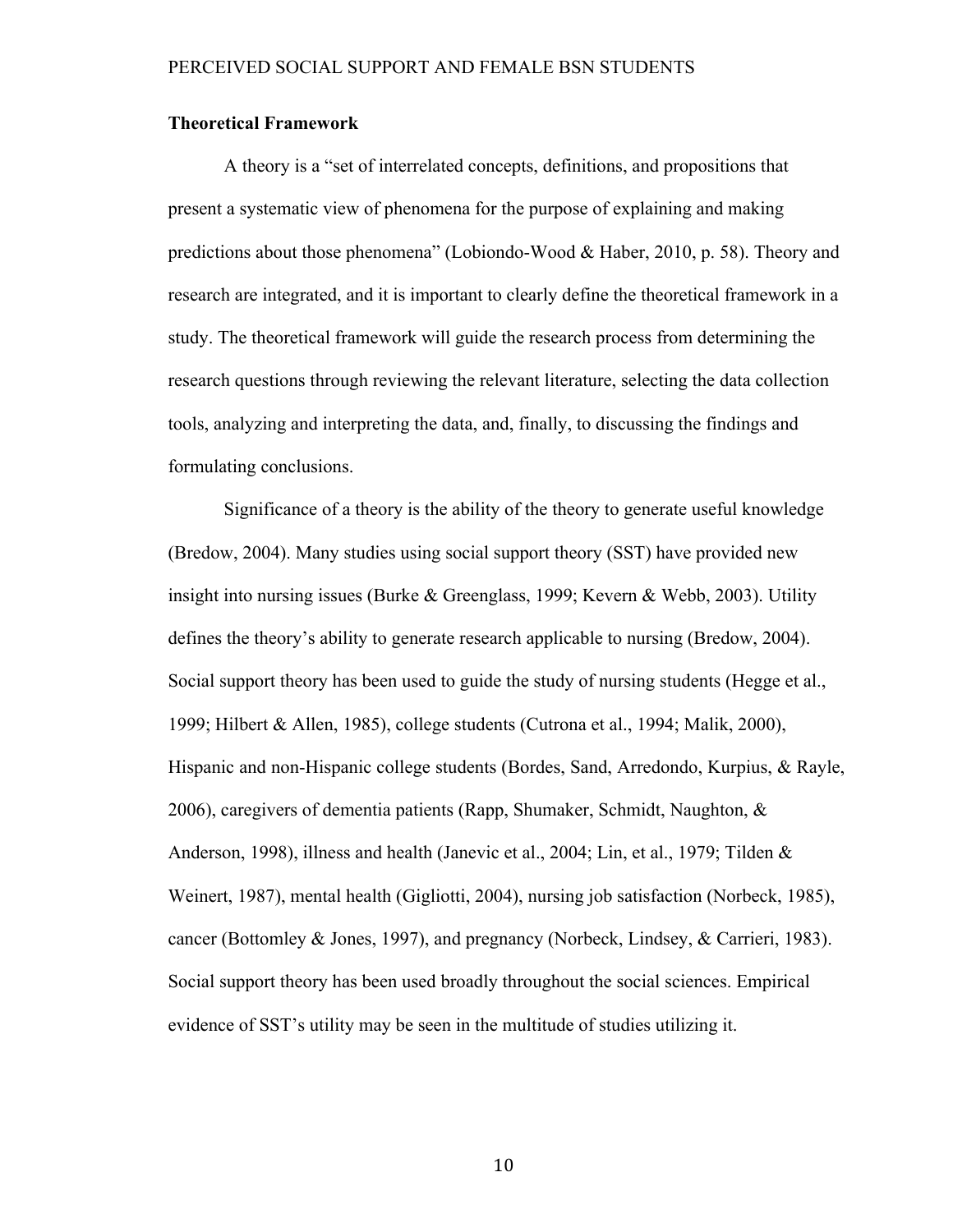**Theoretical Framework**

A theory is a "set of interrelated concepts, definitions, and propositions that present a systematic view of phenomena for the purpose of explaining and making predictions about those phenomena" (Lobiondo-Wood & Haber, 2010, p. 58). Theory and research are integrated, and it is important to clearly define the theoretical framework in a study. The theoretical framework will guide the research process from determining the research questions through reviewing the relevant literature, selecting the data collection tools, analyzing and interpreting the data, and, finally, to discussing the findings and formulating conclusions.

Significance of a theory is the ability of the theory to generate useful knowledge (Bredow, 2004). Many studies using social support theory (SST) have provided new insight into nursing issues (Burke & Greenglass, 1999; Kevern & Webb, 2003). Utility defines the theory's ability to generate research applicable to nursing (Bredow, 2004). Social support theory has been used to guide the study of nursing students (Hegge et al., 1999; Hilbert & Allen, 1985), college students (Cutrona et al., 1994; Malik, 2000), Hispanic and non-Hispanic college students (Bordes, Sand, Arredondo, Kurpius, & Rayle, 2006), caregivers of dementia patients (Rapp, Shumaker, Schmidt, Naughton, & Anderson, 1998), illness and health (Janevic et al., 2004; Lin, et al., 1979; Tilden & Weinert, 1987), mental health (Gigliotti, 2004), nursing job satisfaction (Norbeck, 1985), cancer (Bottomley & Jones, 1997), and pregnancy (Norbeck, Lindsey, & Carrieri, 1983). Social support theory has been used broadly throughout the social sciences. Empirical evidence of SST's utility may be seen in the multitude of studies utilizing it.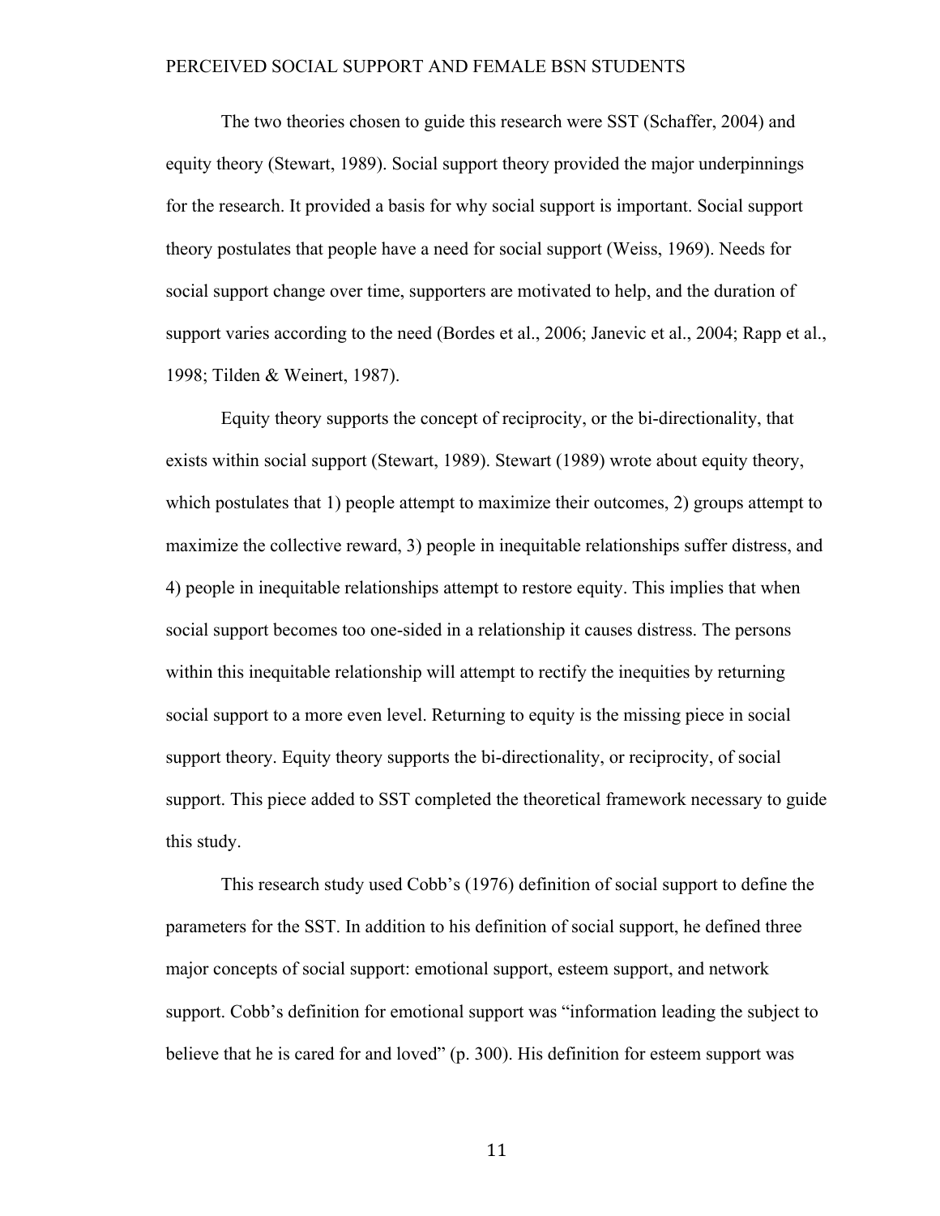The two theories chosen to guide this research were SST (Schaffer, 2004) and equity theory (Stewart, 1989). Social support theory provided the major underpinnings for the research. It provided a basis for why social support is important. Social support theory postulates that people have a need for social support (Weiss, 1969). Needs for social support change over time, supporters are motivated to help, and the duration of support varies according to the need (Bordes et al., 2006; Janevic et al., 2004; Rapp et al., 1998; Tilden & Weinert, 1987).

Equity theory supports the concept of reciprocity, or the bi-directionality, that exists within social support (Stewart, 1989). Stewart (1989) wrote about equity theory, which postulates that 1) people attempt to maximize their outcomes, 2) groups attempt to maximize the collective reward, 3) people in inequitable relationships suffer distress, and 4) people in inequitable relationships attempt to restore equity. This implies that when social support becomes too one-sided in a relationship it causes distress. The persons within this inequitable relationship will attempt to rectify the inequities by returning social support to a more even level. Returning to equity is the missing piece in social support theory. Equity theory supports the bi-directionality, or reciprocity, of social support. This piece added to SST completed the theoretical framework necessary to guide this study.

This research study used Cobb's (1976) definition of social support to define the parameters for the SST. In addition to his definition of social support, he defined three major concepts of social support: emotional support, esteem support, and network support. Cobb's definition for emotional support was "information leading the subject to believe that he is cared for and loved" (p. 300). His definition for esteem support was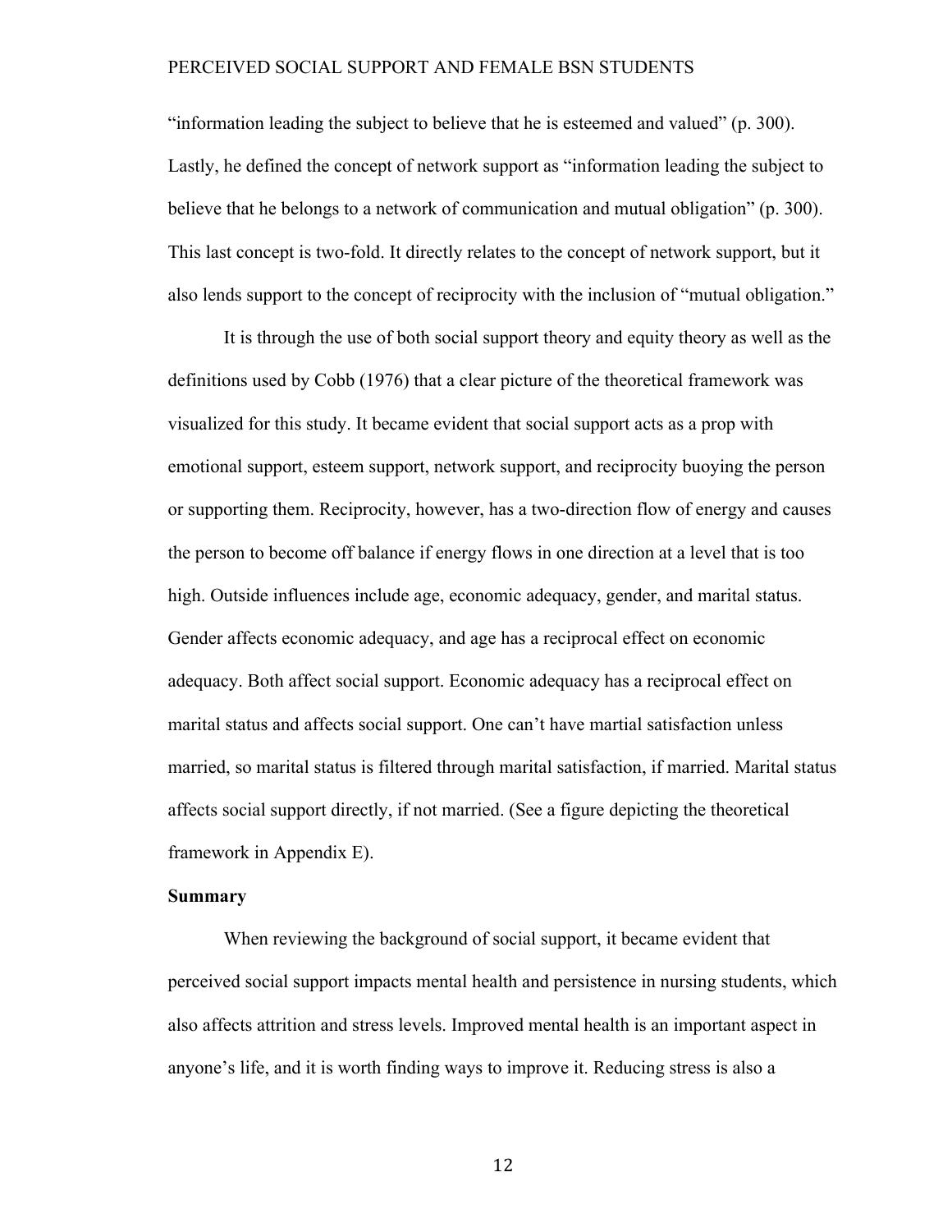"information leading the subject to believe that he is esteemed and valued" (p. 300). Lastly, he defined the concept of network support as "information leading the subject to believe that he belongs to a network of communication and mutual obligation" (p. 300). This last concept is two-fold. It directly relates to the concept of network support, but it also lends support to the concept of reciprocity with the inclusion of "mutual obligation."

It is through the use of both social support theory and equity theory as well as the definitions used by Cobb (1976) that a clear picture of the theoretical framework was visualized for this study. It became evident that social support acts as a prop with emotional support, esteem support, network support, and reciprocity buoying the person or supporting them. Reciprocity, however, has a two-direction flow of energy and causes the person to become off balance if energy flows in one direction at a level that is too high. Outside influences include age, economic adequacy, gender, and marital status. Gender affects economic adequacy, and age has a reciprocal effect on economic adequacy. Both affect social support. Economic adequacy has a reciprocal effect on marital status and affects social support. One can't have martial satisfaction unless married, so marital status is filtered through marital satisfaction, if married. Marital status affects social support directly, if not married. (See a figure depicting the theoretical framework in Appendix E).

**Summary**

When reviewing the background of social support, it became evident that perceived social support impacts mental health and persistence in nursing students, which also affects attrition and stress levels. Improved mental health is an important aspect in anyone's life, and it is worth finding ways to improve it. Reducing stress is also a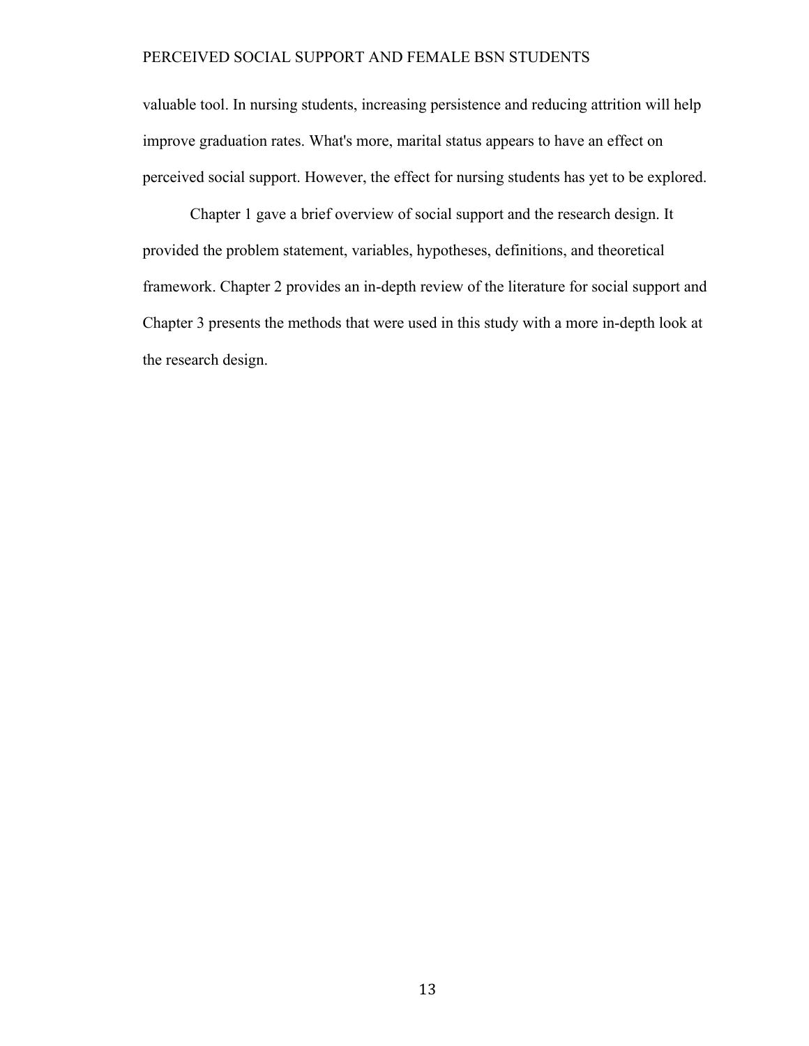valuable tool. In nursing students, increasing persistence and reducing attrition will help improve graduation rates. What's more, marital status appears to have an effect on perceived social support. However, the effect for nursing students has yet to be explored.

Chapter 1 gave a brief overview of social support and the research design. It provided the problem statement, variables, hypotheses, definitions, and theoretical framework. Chapter 2 provides an in-depth review of the literature for social support and Chapter 3 presents the methods that were used in this study with a more in-depth look at the research design.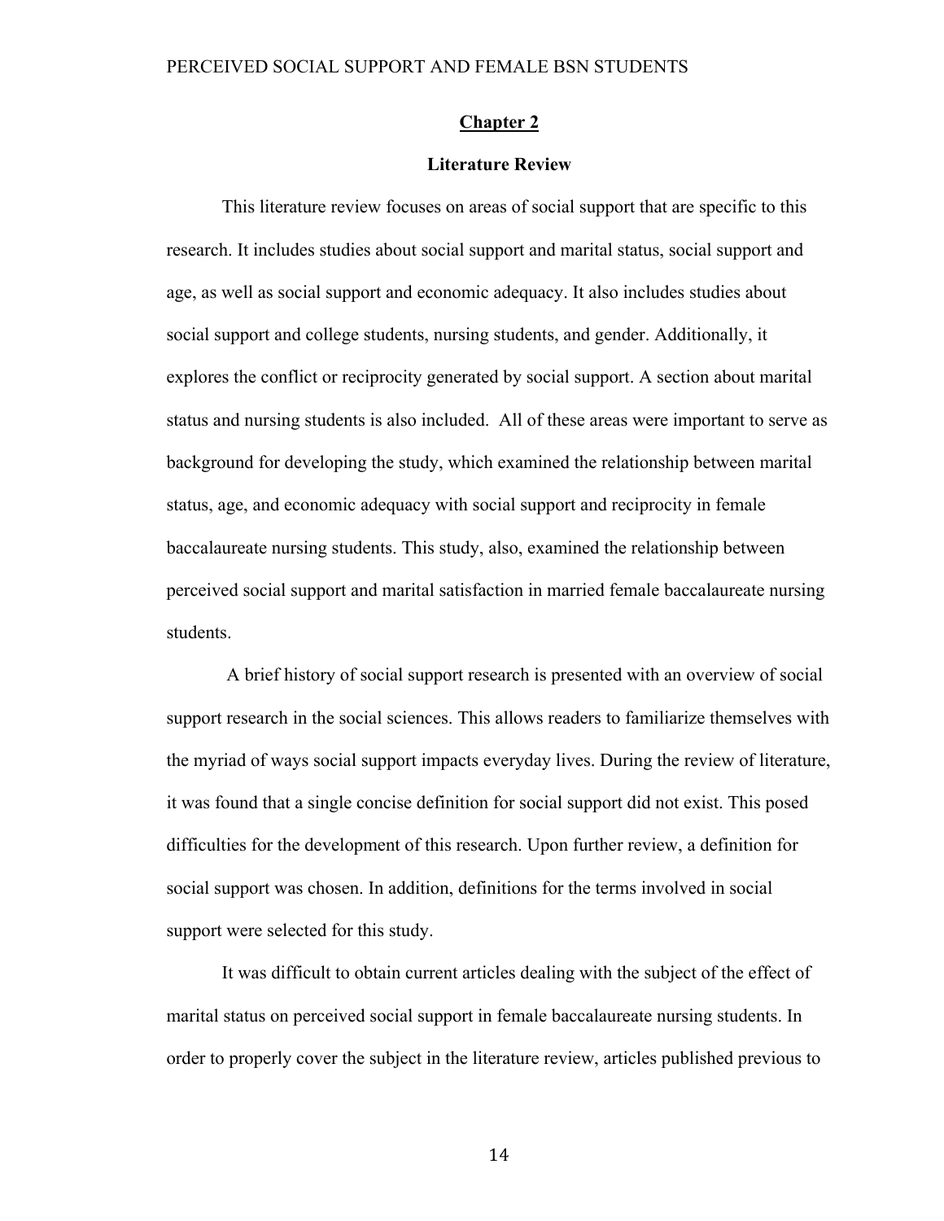# Chapter 2

## Literature Review

This literature review focuses on areas of social support that are specific to this research. It includes studies about social support and marital status, social support and age, as well as social support and economic adequacy. It also includes studies about social support and college students, nursing students, and gender. Additionally, it explores the conflict or reciprocity generated by social support. A section about marital status and nursing students is also included. All of these areas were important to serve as background for developing the study, which examined the relationship between marital status, age, and economic adequacy with social support and reciprocity in female baccalaureate nursing students. This study, also, examined the relationship between perceived social support and marital satisfaction in married female baccalaureate nursing students.

A brief history of social support research is presented with an overview of social support research in the social sciences. This allows readers to familiarize themselves with the myriad of ways social support impacts everyday lives. During the review of literature, it was found that a single concise definition for social support did not exist. This posed difficulties for the development of this research. Upon further review, a definition for social support was chosen. In addition, definitions for the terms involved in social support were selected for this study.

It was difficult to obtain current articles dealing with the subject of the effect of marital status on perceived social support in female baccalaureate nursing students. In order to properly cover the subject in the literature review, articles published previous to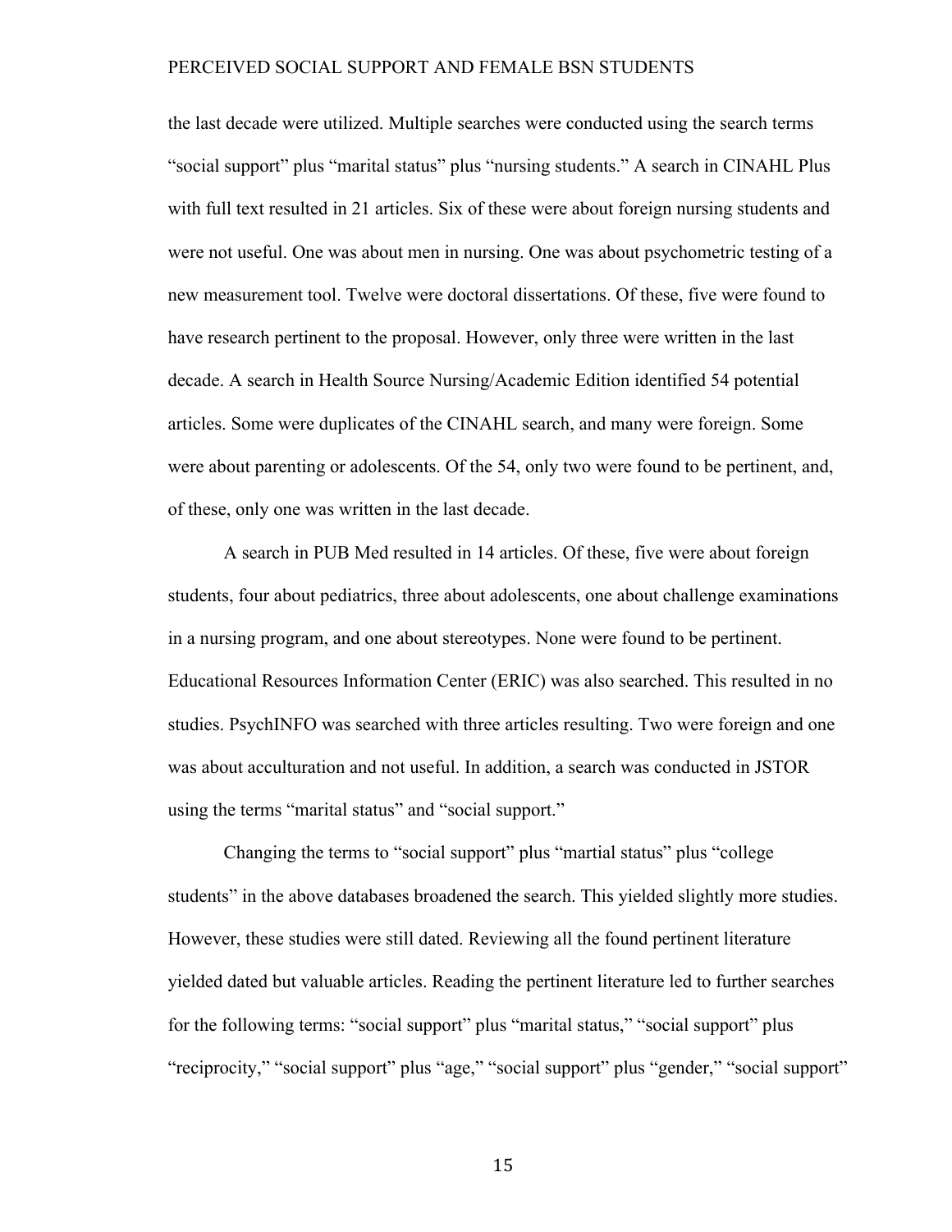the last decade were utilized. Multiple searches were conducted using the search terms "social support" plus "marital status" plus "nursing students." A search in CINAHL Plus with full text resulted in 21 articles. Six of these were about foreign nursing students and were not useful. One was about men in nursing. One was about psychometric testing of a new measurement tool. Twelve were doctoral dissertations. Of these, five were found to have research pertinent to the proposal. However, only three were written in the last decade. A search in Health Source Nursing/Academic Edition identified 54 potential articles. Some were duplicates of the CINAHL search, and many were foreign. Some were about parenting or adolescents. Of the 54, only two were found to be pertinent, and, of these, only one was written in the last decade.

A search in PUB Med resulted in 14 articles. Of these, five were about foreign students, four about pediatrics, three about adolescents, one about challenge examinations in a nursing program, and one about stereotypes. None were found to be pertinent. Educational Resources Information Center (ERIC) was also searched. This resulted in no studies. PsychINFO was searched with three articles resulting. Two were foreign and one was about acculturation and not useful. In addition, a search was conducted in JSTOR using the terms "marital status" and "social support."

Changing the terms to "social support" plus "martial status" plus "college students" in the above databases broadened the search. This yielded slightly more studies. However, these studies were still dated. Reviewing all the found pertinent literature yielded dated but valuable articles. Reading the pertinent literature led to further searches for the following terms: "social support" plus "marital status," "social support" plus "reciprocity," "social support" plus "age," "social support" plus "gender," "social support"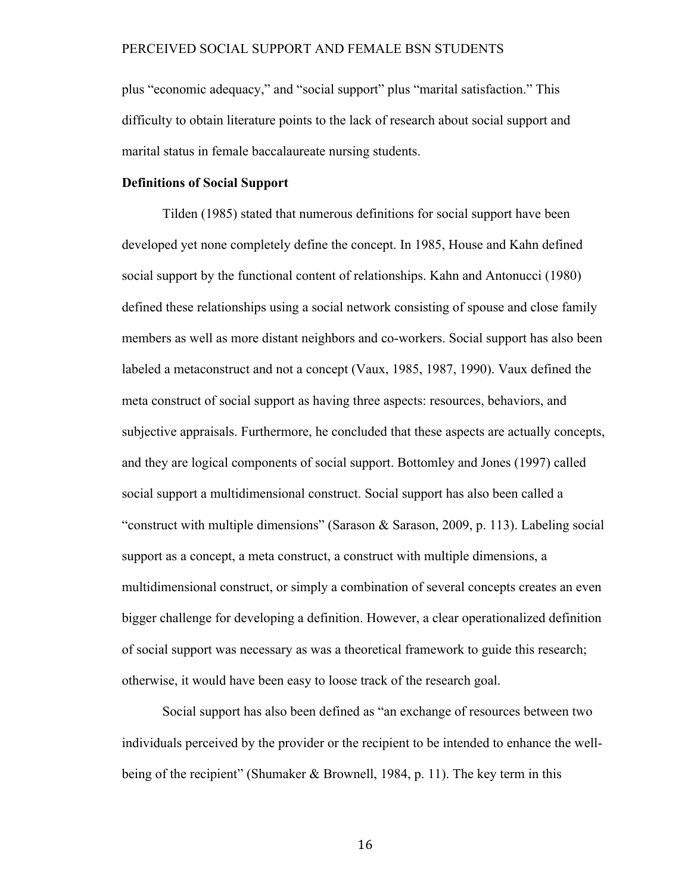plus "economic adequacy," and "social support" plus "marital satisfaction." This difficulty to obtain literature points to the lack of research about social support and marital status in female baccalaureate nursing students.

**Definitions of Social Support**

Tilden (1985) stated that numerous definitions for social support have been developed yet none completely define the concept. In 1985, House and Kahn defined social support by the functional content of relationships. Kahn and Antonucci (1980) defined these relationships using a social network consisting of spouse and close family members as well as more distant neighbors and co-workers. Social support has also been labeled a metaconstruct and not a concept (Vaux, 1985, 1987, 1990). Vaux defined the meta construct of social support as having three aspects: resources, behaviors, and subjective appraisals. Furthermore, he concluded that these aspects are actually concepts, and they are logical components of social support. Bottomley and Jones (1997) called social support a multidimensional construct. Social support has also been called a "construct with multiple dimensions" (Sarason & Sarason, 2009, p. 113). Labeling social support as a concept, a meta construct, a construct with multiple dimensions, a multidimensional construct, or simply a combination of several concepts creates an even bigger challenge for developing a definition. However, a clear operationalized definition of social support was necessary as was a theoretical framework to guide this research; otherwise, it would have been easy to loose track of the research goal.

Social support has also been defined as "an exchange of resources between two individuals perceived by the provider or the recipient to be intended to enhance the well-being of the recipient" (Shumaker & Brownell, 1984, p. 11). The key term in this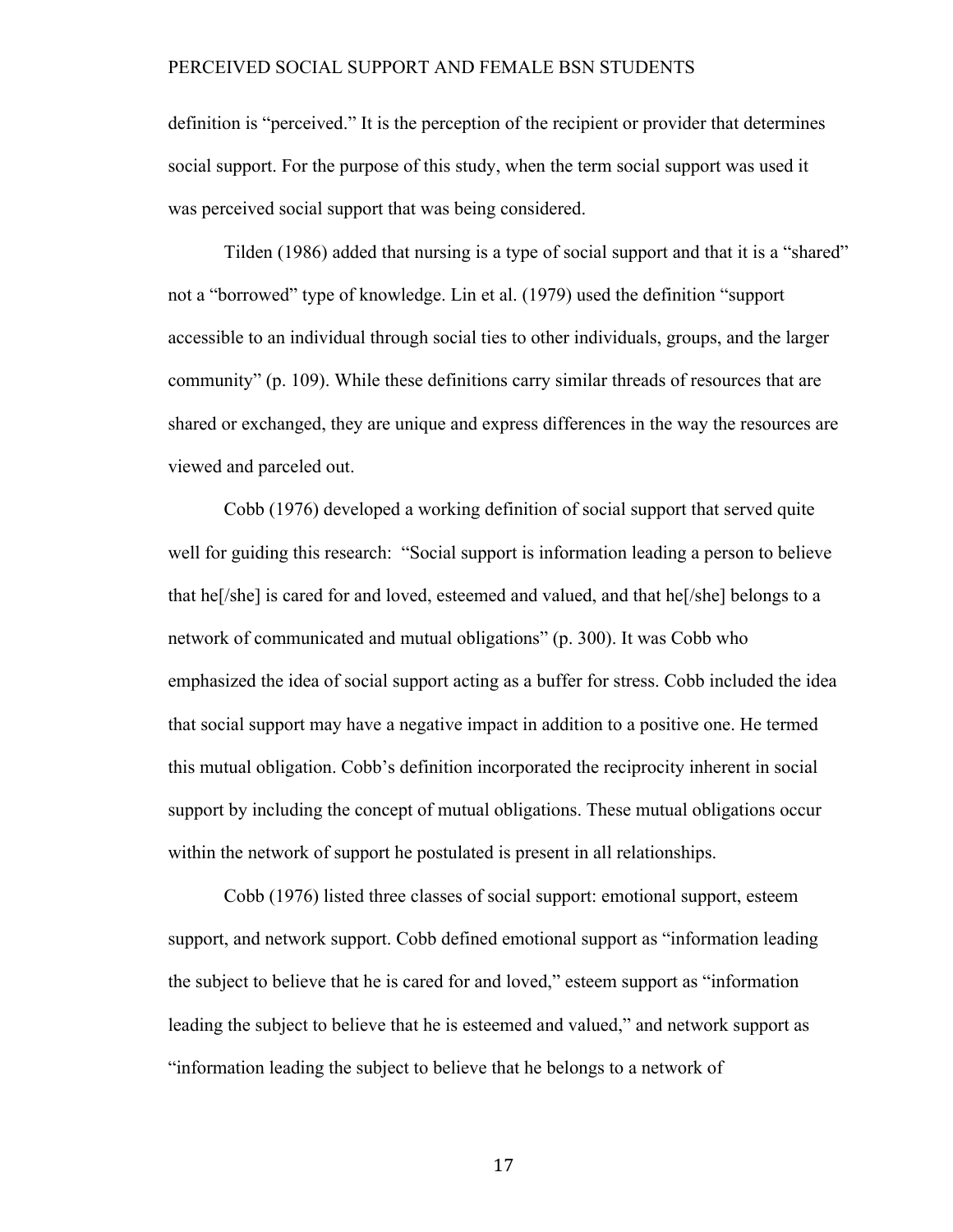definition is "perceived." It is the perception of the recipient or provider that determines social support. For the purpose of this study, when the term social support was used it was perceived social support that was being considered.

Tilden (1986) added that nursing is a type of social support and that it is a "shared" not a "borrowed" type of knowledge. Lin et al. (1979) used the definition "support accessible to an individual through social ties to other individuals, groups, and the larger community" (p. 109). While these definitions carry similar threads of resources that are shared or exchanged, they are unique and express differences in the way the resources are viewed and parceled out.

Cobb (1976) developed a working definition of social support that served quite well for guiding this research: "Social support is information leading a person to believe that he[/she] is cared for and loved, esteemed and valued, and that he[/she] belongs to a network of communicated and mutual obligations" (p. 300). It was Cobb who emphasized the idea of social support acting as a buffer for stress. Cobb included the idea that social support may have a negative impact in addition to a positive one. He termed this mutual obligation. Cobb's definition incorporated the reciprocity inherent in social support by including the concept of mutual obligations. These mutual obligations occur within the network of support he postulated is present in all relationships.

Cobb (1976) listed three classes of social support: emotional support, esteem support, and network support. Cobb defined emotional support as "information leading the subject to believe that he is cared for and loved," esteem support as "information leading the subject to believe that he is esteemed and valued," and network support as "information leading the subject to believe that he belongs to a network of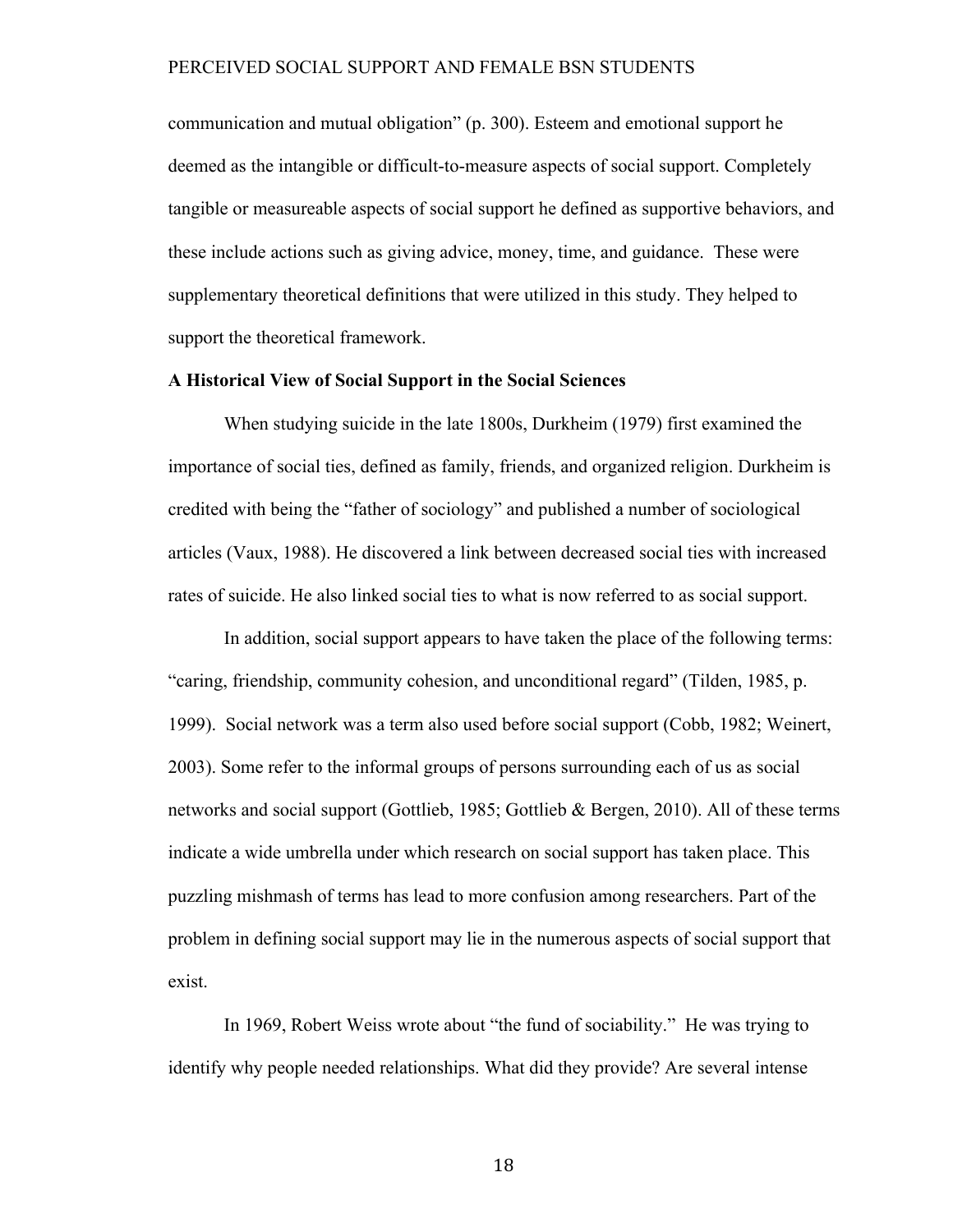communication and mutual obligation" (p. 300). Esteem and emotional support he deemed as the intangible or difficult-to-measure aspects of social support. Completely tangible or measureable aspects of social support he defined as supportive behaviors, and these include actions such as giving advice, money, time, and guidance. These were supplementary theoretical definitions that were utilized in this study. They helped to support the theoretical framework.

**A Historical View of Social Support in the Social Sciences**

When studying suicide in the late 1800s, Durkheim (1979) first examined the importance of social ties, defined as family, friends, and organized religion. Durkheim is credited with being the "father of sociology" and published a number of sociological articles (Vaux, 1988). He discovered a link between decreased social ties with increased rates of suicide. He also linked social ties to what is now referred to as social support.

In addition, social support appears to have taken the place of the following terms: "caring, friendship, community cohesion, and unconditional regard" (Tilden, 1985, p. 1999). Social network was a term also used before social support (Cobb, 1982; Weinert, 2003). Some refer to the informal groups of persons surrounding each of us as social networks and social support (Gottlieb, 1985; Gottlieb & Bergen, 2010). All of these terms indicate a wide umbrella under which research on social support has taken place. This puzzling mishmash of terms has lead to more confusion among researchers. Part of the problem in defining social support may lie in the numerous aspects of social support that exist.

In 1969, Robert Weiss wrote about "the fund of sociability." He was trying to identify why people needed relationships. What did they provide? Are several intense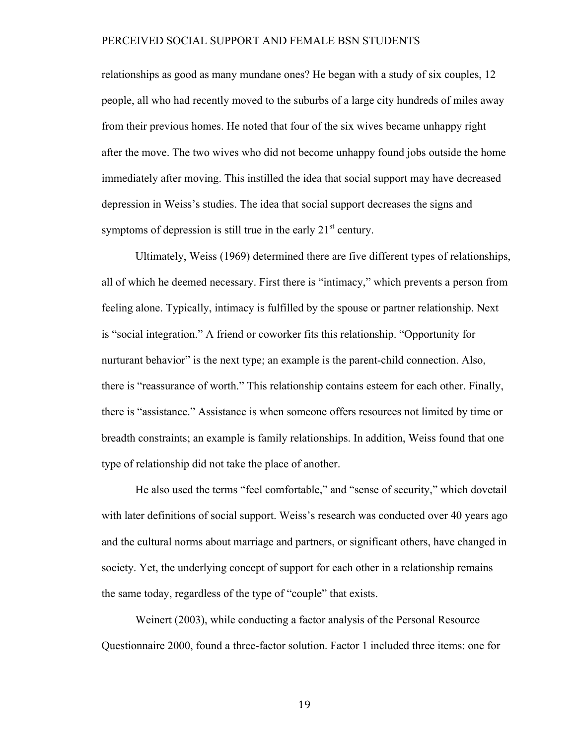relationships as good as many mundane ones? He began with a study of six couples, 12 people, all who had recently moved to the suburbs of a large city hundreds of miles away from their previous homes. He noted that four of the six wives became unhappy right after the move. The two wives who did not become unhappy found jobs outside the home immediately after moving. This instilled the idea that social support may have decreased depression in Weiss's studies. The idea that social support decreases the signs and symptoms of depression is still true in the early 21st century.

Ultimately, Weiss (1969) determined there are five different types of relationships, all of which he deemed necessary. First there is "intimacy," which prevents a person from feeling alone. Typically, intimacy is fulfilled by the spouse or partner relationship. Next is "social integration." A friend or coworker fits this relationship. "Opportunity for nurturant behavior" is the next type; an example is the parent-child connection. Also, there is "reassurance of worth." This relationship contains esteem for each other. Finally, there is "assistance." Assistance is when someone offers resources not limited by time or breadth constraints; an example is family relationships. In addition, Weiss found that one type of relationship did not take the place of another.

He also used the terms "feel comfortable," and "sense of security," which dovetail with later definitions of social support. Weiss's research was conducted over 40 years ago and the cultural norms about marriage and partners, or significant others, have changed in society. Yet, the underlying concept of support for each other in a relationship remains the same today, regardless of the type of "couple" that exists.

Weinert (2003), while conducting a factor analysis of the Personal Resource Questionnaire 2000, found a three-factor solution. Factor 1 included three items: one for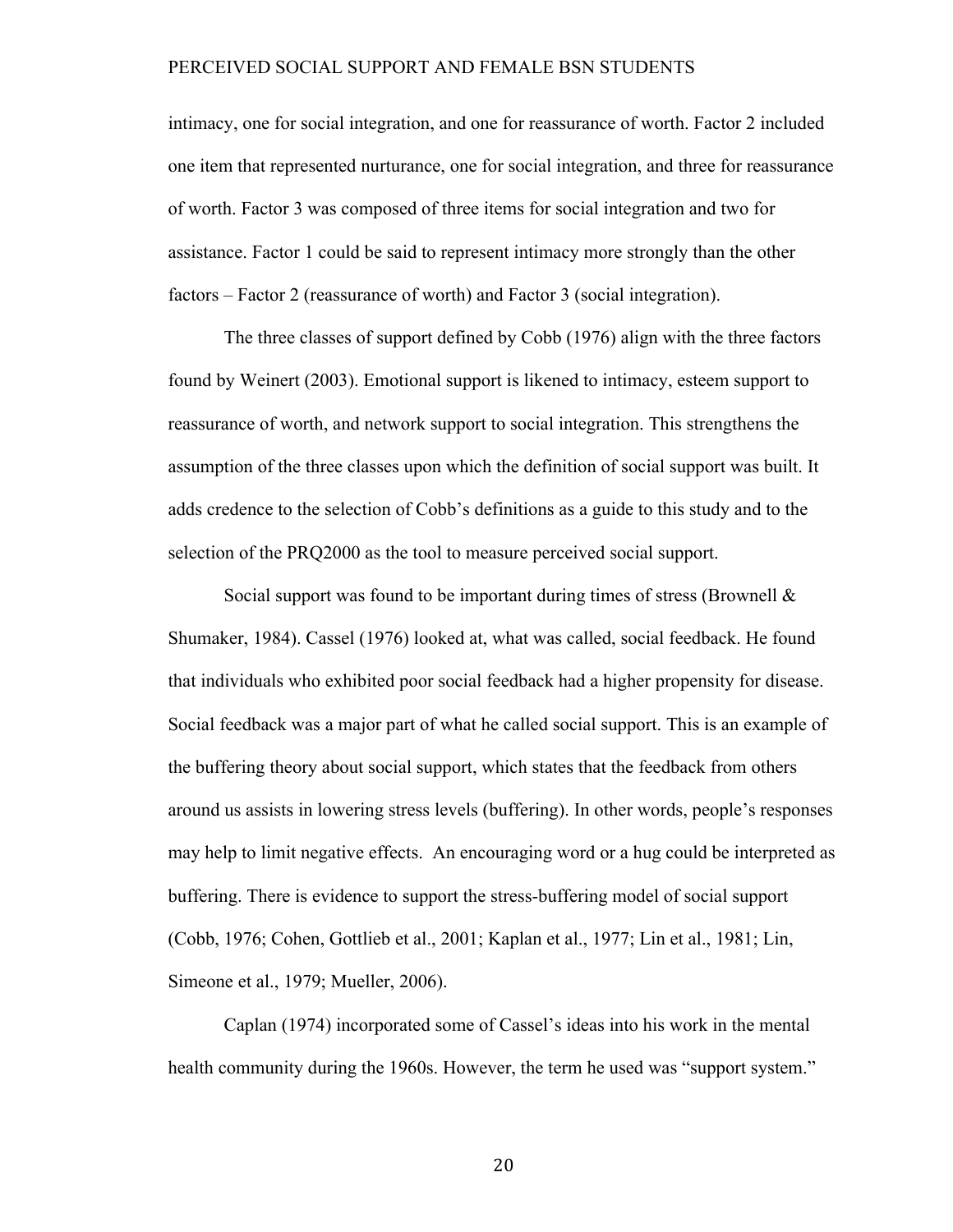intimacy, one for social integration, and one for reassurance of worth. Factor 2 included one item that represented nurturance, one for social integration, and three for reassurance of worth. Factor 3 was composed of three items for social integration and two for assistance. Factor 1 could be said to represent intimacy more strongly than the other factors – Factor 2 (reassurance of worth) and Factor 3 (social integration).

The three classes of support defined by Cobb (1976) align with the three factors found by Weinert (2003). Emotional support is likened to intimacy, esteem support to reassurance of worth, and network support to social integration. This strengthens the assumption of the three classes upon which the definition of social support was built. It adds credence to the selection of Cobb's definitions as a guide to this study and to the selection of the PRQ2000 as the tool to measure perceived social support.

Social support was found to be important during times of stress (Brownell & Shumaker, 1984). Cassel (1976) looked at, what was called, social feedback. He found that individuals who exhibited poor social feedback had a higher propensity for disease. Social feedback was a major part of what he called social support. This is an example of the buffering theory about social support, which states that the feedback from others around us assists in lowering stress levels (buffering). In other words, people's responses may help to limit negative effects. An encouraging word or a hug could be interpreted as buffering. There is evidence to support the stress-buffering model of social support (Cobb, 1976; Cohen, Gottlieb et al., 2001; Kaplan et al., 1977; Lin et al., 1981; Lin, Simeone et al., 1979; Mueller, 2006).

Caplan (1974) incorporated some of Cassel's ideas into his work in the mental health community during the 1960s. However, the term he used was "support system."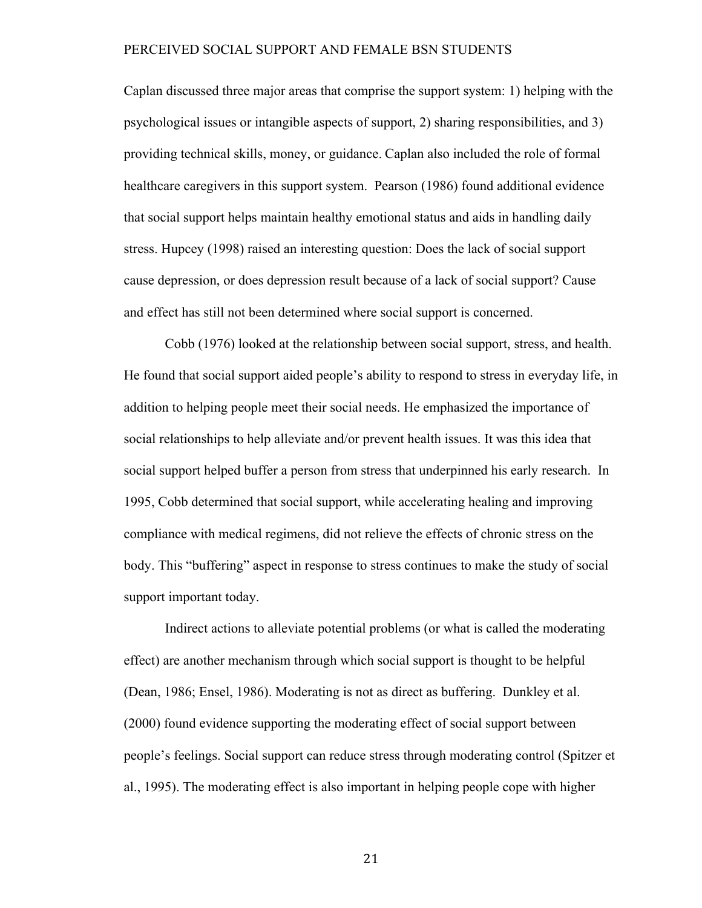Caplan discussed three major areas that comprise the support system: 1) helping with the psychological issues or intangible aspects of support, 2) sharing responsibilities, and 3) providing technical skills, money, or guidance. Caplan also included the role of formal healthcare caregivers in this support system. Pearson (1986) found additional evidence that social support helps maintain healthy emotional status and aids in handling daily stress. Hupcey (1998) raised an interesting question: Does the lack of social support cause depression, or does depression result because of a lack of social support? Cause and effect has still not been determined where social support is concerned.

Cobb (1976) looked at the relationship between social support, stress, and health. He found that social support aided people's ability to respond to stress in everyday life, in addition to helping people meet their social needs. He emphasized the importance of social relationships to help alleviate and/or prevent health issues. It was this idea that social support helped buffer a person from stress that underpinned his early research. In 1995, Cobb determined that social support, while accelerating healing and improving compliance with medical regimens, did not relieve the effects of chronic stress on the body. This "buffering" aspect in response to stress continues to make the study of social support important today.

Indirect actions to alleviate potential problems (or what is called the moderating effect) are another mechanism through which social support is thought to be helpful (Dean, 1986; Ensel, 1986). Moderating is not as direct as buffering. Dunkley et al. (2000) found evidence supporting the moderating effect of social support between people's feelings. Social support can reduce stress through moderating control (Spitzer et al., 1995). The moderating effect is also important in helping people cope with higher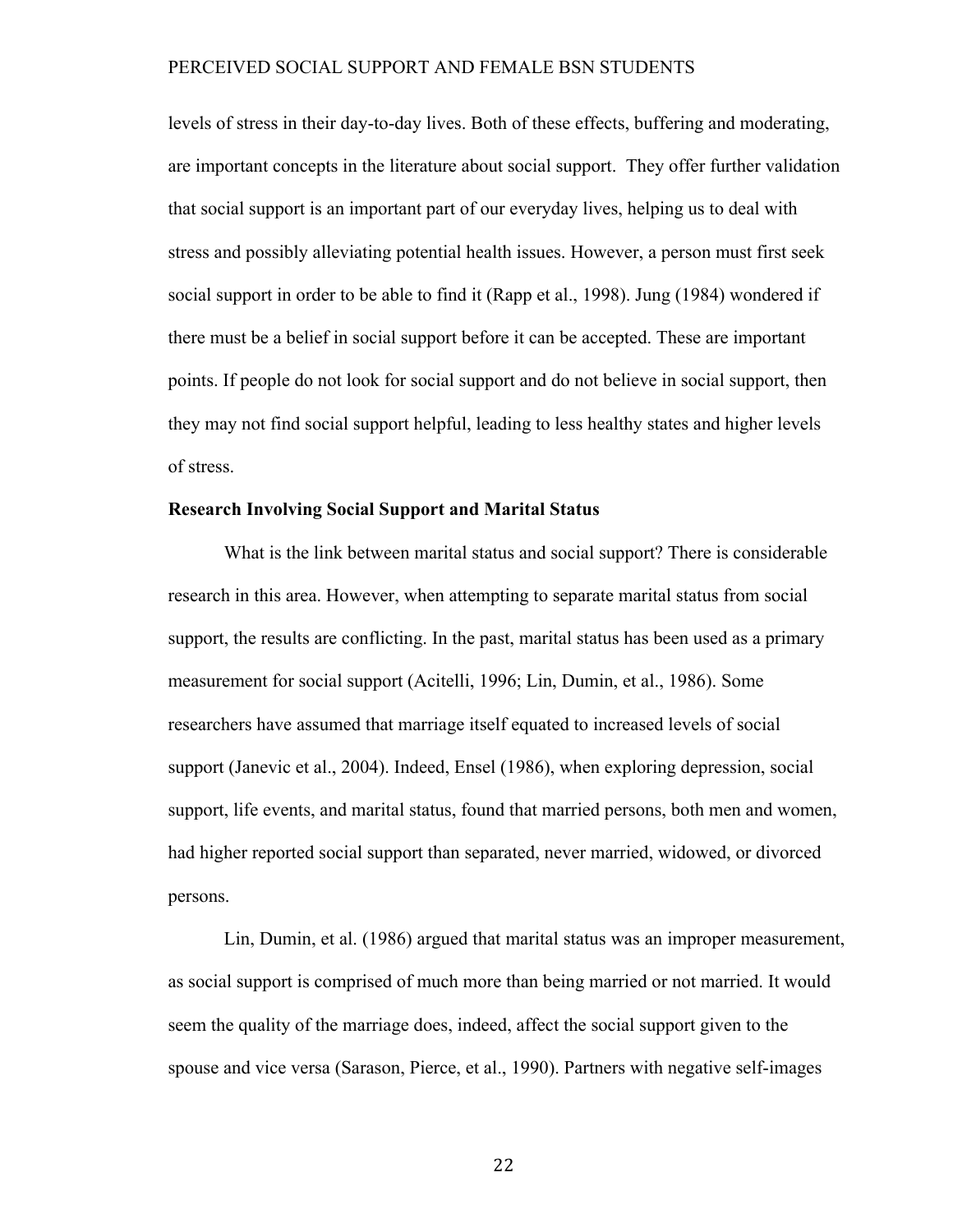levels of stress in their day-to-day lives. Both of these effects, buffering and moderating, are important concepts in the literature about social support. They offer further validation that social support is an important part of our everyday lives, helping us to deal with stress and possibly alleviating potential health issues. However, a person must first seek social support in order to be able to find it (Rapp et al., 1998). Jung (1984) wondered if there must be a belief in social support before it can be accepted. These are important points. If people do not look for social support and do not believe in social support, then they may not find social support helpful, leading to less healthy states and higher levels of stress.

**Research Involving Social Support and Marital Status**

What is the link between marital status and social support? There is considerable research in this area. However, when attempting to separate marital status from social support, the results are conflicting. In the past, marital status has been used as a primary measurement for social support (Acitelli, 1996; Lin, Dumin, et al., 1986). Some researchers have assumed that marriage itself equated to increased levels of social support (Janevic et al., 2004). Indeed, Ensel (1986), when exploring depression, social support, life events, and marital status, found that married persons, both men and women, had higher reported social support than separated, never married, widowed, or divorced persons.

Lin, Dumin, et al. (1986) argued that marital status was an improper measurement, as social support is comprised of much more than being married or not married. It would seem the quality of the marriage does, indeed, affect the social support given to the spouse and vice versa (Sarason, Pierce, et al., 1990). Partners with negative self-images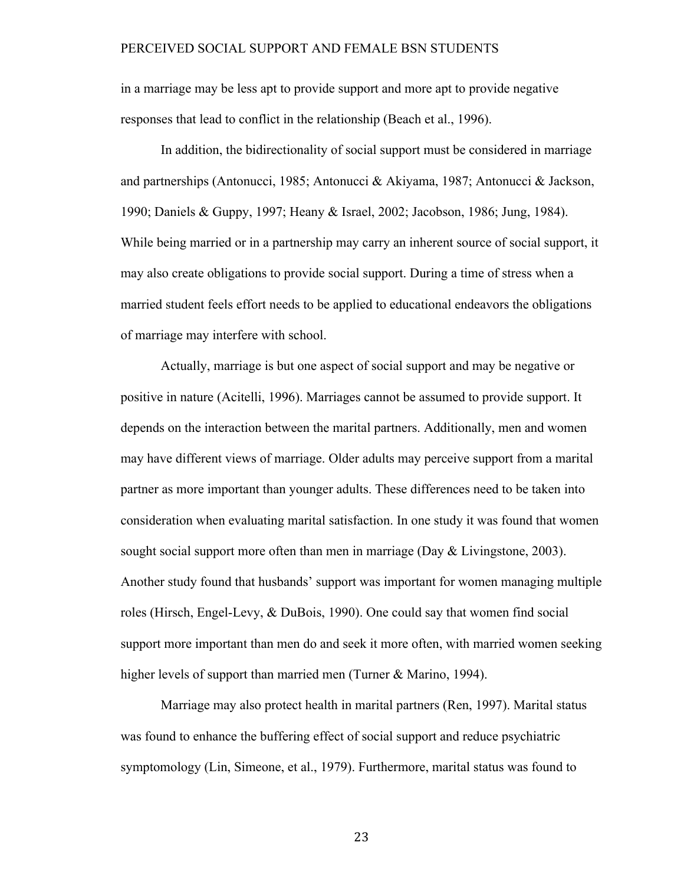in a marriage may be less apt to provide support and more apt to provide negative responses that lead to conflict in the relationship (Beach et al., 1996).

In addition, the bidirectionality of social support must be considered in marriage and partnerships (Antonucci, 1985; Antonucci & Akiyama, 1987; Antonucci & Jackson, 1990; Daniels & Guppy, 1997; Heany & Israel, 2002; Jacobson, 1986; Jung, 1984). While being married or in a partnership may carry an inherent source of social support, it may also create obligations to provide social support. During a time of stress when a married student feels effort needs to be applied to educational endeavors the obligations of marriage may interfere with school.

Actually, marriage is but one aspect of social support and may be negative or positive in nature (Acitelli, 1996). Marriages cannot be assumed to provide support. It depends on the interaction between the marital partners. Additionally, men and women may have different views of marriage. Older adults may perceive support from a marital partner as more important than younger adults. These differences need to be taken into consideration when evaluating marital satisfaction. In one study it was found that women sought social support more often than men in marriage (Day & Livingstone, 2003). Another study found that husbands' support was important for women managing multiple roles (Hirsch, Engel-Levy, & DuBois, 1990). One could say that women find social support more important than men do and seek it more often, with married women seeking higher levels of support than married men (Turner & Marino, 1994).

Marriage may also protect health in marital partners (Ren, 1997). Marital status was found to enhance the buffering effect of social support and reduce psychiatric symptomology (Lin, Simeone, et al., 1979). Furthermore, marital status was found to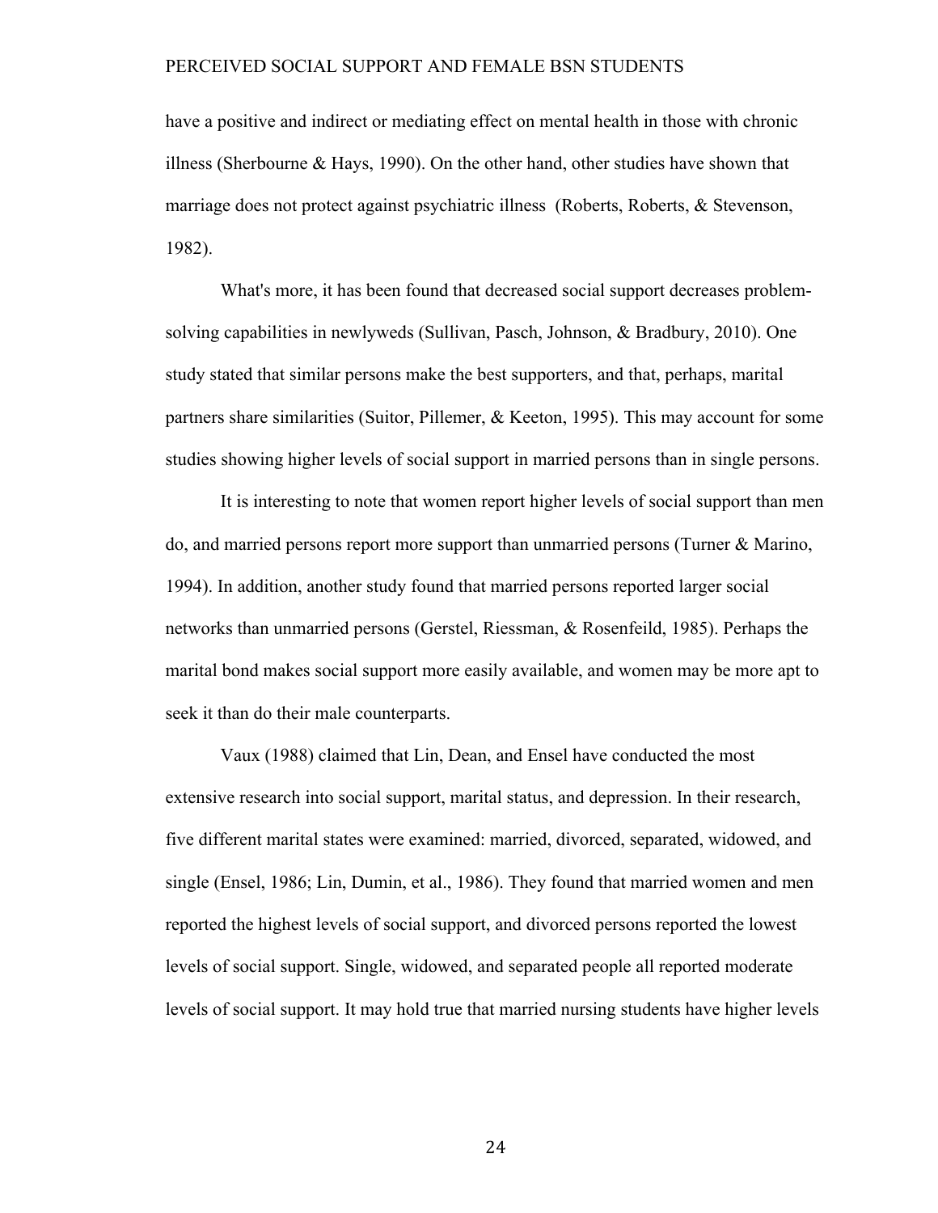have a positive and indirect or mediating effect on mental health in those with chronic illness (Sherbourne & Hays, 1990). On the other hand, other studies have shown that marriage does not protect against psychiatric illness (Roberts, Roberts, & Stevenson, 1982).

What's more, it has been found that decreased social support decreases problem-solving capabilities in newlyweds (Sullivan, Pasch, Johnson, & Bradbury, 2010). One study stated that similar persons make the best supporters, and that, perhaps, marital partners share similarities (Suitor, Pillemer, & Keeton, 1995). This may account for some studies showing higher levels of social support in married persons than in single persons.

It is interesting to note that women report higher levels of social support than men do, and married persons report more support than unmarried persons (Turner & Marino, 1994). In addition, another study found that married persons reported larger social networks than unmarried persons (Gerstel, Riessman, & Rosenfeild, 1985). Perhaps the marital bond makes social support more easily available, and women may be more apt to seek it than do their male counterparts.

Vaux (1988) claimed that Lin, Dean, and Ensel have conducted the most extensive research into social support, marital status, and depression. In their research, five different marital states were examined: married, divorced, separated, widowed, and single (Ensel, 1986; Lin, Dumin, et al., 1986). They found that married women and men reported the highest levels of social support, and divorced persons reported the lowest levels of social support. Single, widowed, and separated people all reported moderate levels of social support. It may hold true that married nursing students have higher levels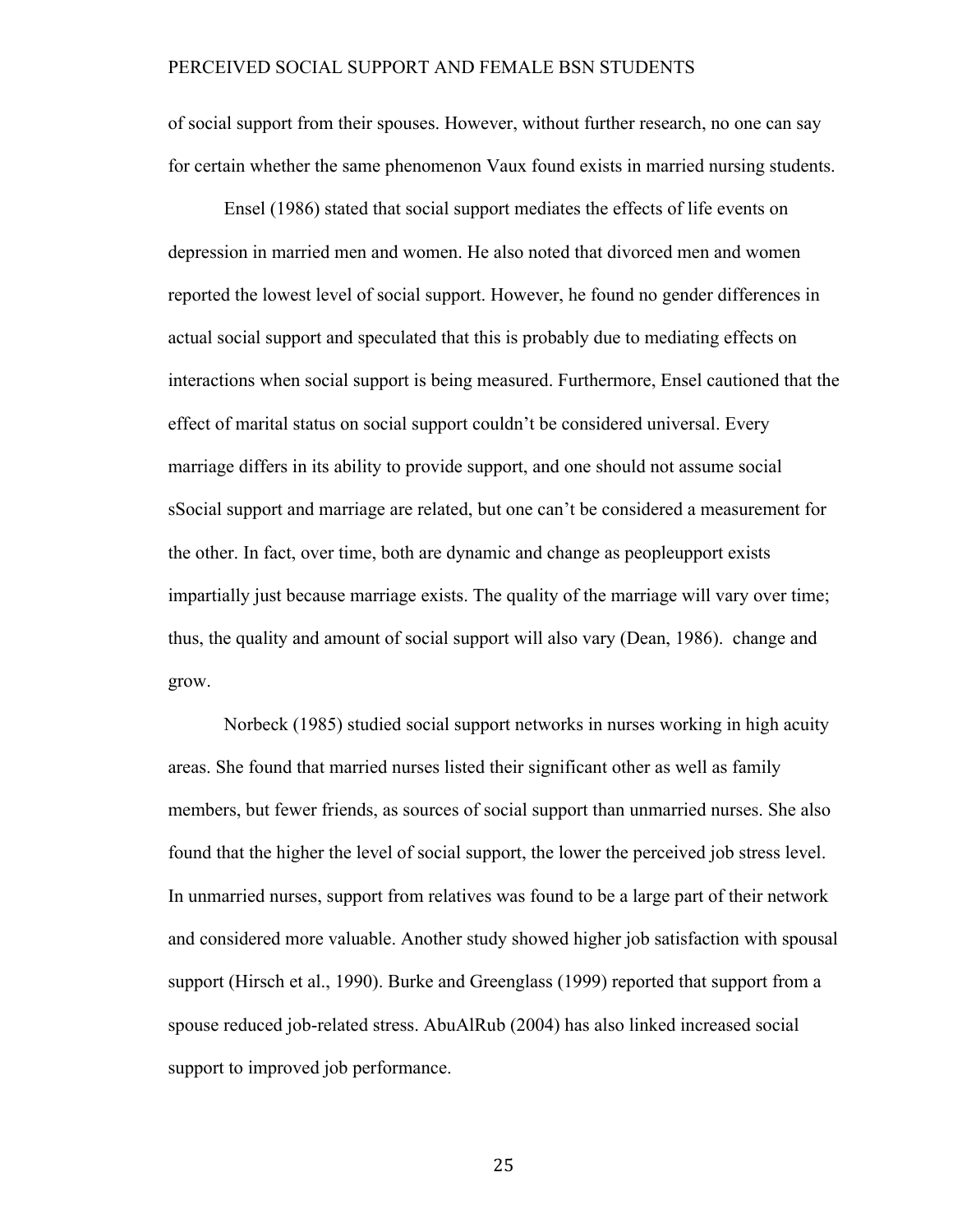of social support from their spouses. However, without further research, no one can say for certain whether the same phenomenon Vaux found exists in married nursing students.

Ensel (1986) stated that social support mediates the effects of life events on depression in married men and women. He also noted that divorced men and women reported the lowest level of social support. However, he found no gender differences in actual social support and speculated that this is probably due to mediating effects on interactions when social support is being measured. Furthermore, Ensel cautioned that the effect of marital status on social support couldn't be considered universal. Every marriage differs in its ability to provide support, and one should not assume social sSocial support and marriage are related, but one can't be considered a measurement for the other. In fact, over time, both are dynamic and change as peopleupport exists impartially just because marriage exists. The quality of the marriage will vary over time; thus, the quality and amount of social support will also vary (Dean, 1986). change and grow.

Norbeck (1985) studied social support networks in nurses working in high acuity areas. She found that married nurses listed their significant other as well as family members, but fewer friends, as sources of social support than unmarried nurses. She also found that the higher the level of social support, the lower the perceived job stress level. In unmarried nurses, support from relatives was found to be a large part of their network and considered more valuable. Another study showed higher job satisfaction with spousal support (Hirsch et al., 1990). Burke and Greenglass (1999) reported that support from a spouse reduced job-related stress. AbuAlRub (2004) has also linked increased social support to improved job performance.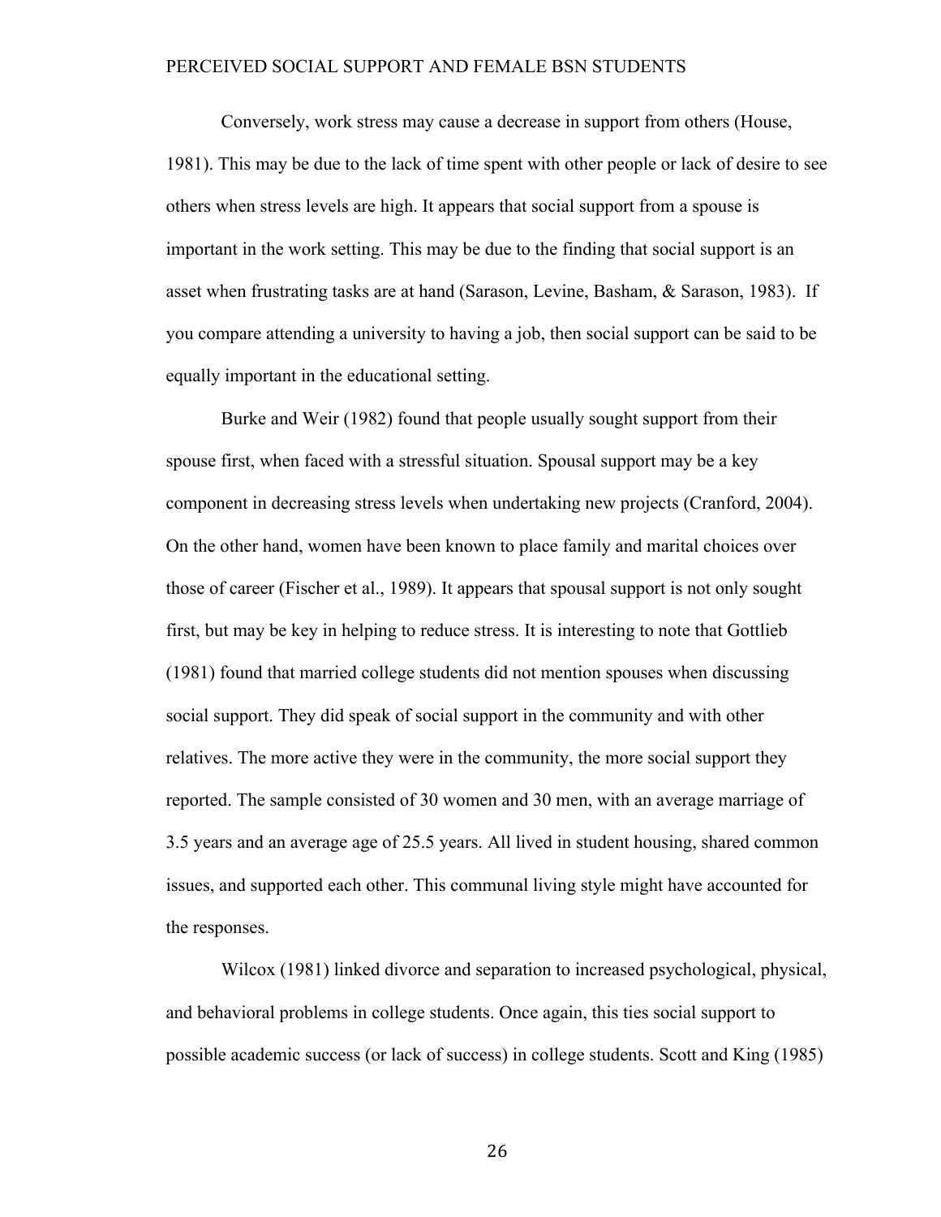Conversely, work stress may cause a decrease in support from others (House, 1981). This may be due to the lack of time spent with other people or lack of desire to see others when stress levels are high. It appears that social support from a spouse is important in the work setting. This may be due to the finding that social support is an asset when frustrating tasks are at hand (Sarason, Levine, Basham, & Sarason, 1983). If you compare attending a university to having a job, then social support can be said to be equally important in the educational setting.

Burke and Weir (1982) found that people usually sought support from their spouse first, when faced with a stressful situation. Spousal support may be a key component in decreasing stress levels when undertaking new projects (Cranford, 2004). On the other hand, women have been known to place family and marital choices over those of career (Fischer et al., 1989). It appears that spousal support is not only sought first, but may be key in helping to reduce stress. It is interesting to note that Gottlieb (1981) found that married college students did not mention spouses when discussing social support. They did speak of social support in the community and with other relatives. The more active they were in the community, the more social support they reported. The sample consisted of 30 women and 30 men, with an average marriage of 3.5 years and an average age of 25.5 years. All lived in student housing, shared common issues, and supported each other. This communal living style might have accounted for the responses.

Wilcox (1981) linked divorce and separation to increased psychological, physical, and behavioral problems in college students. Once again, this ties social support to possible academic success (or lack of success) in college students. Scott and King (1985)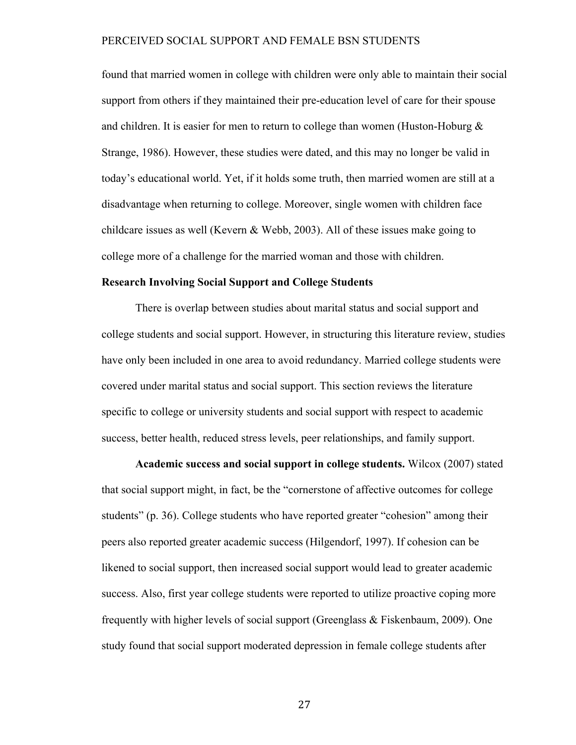found that married women in college with children were only able to maintain their social support from others if they maintained their pre-education level of care for their spouse and children. It is easier for men to return to college than women (Huston-Hoburg & Strange, 1986). However, these studies were dated, and this may no longer be valid in today's educational world. Yet, if it holds some truth, then married women are still at a disadvantage when returning to college. Moreover, single women with children face childcare issues as well (Kevern & Webb, 2003). All of these issues make going to college more of a challenge for the married woman and those with children.

## Research Involving Social Support and College Students

There is overlap between studies about marital status and social support and college students and social support. However, in structuring this literature review, studies have only been included in one area to avoid redundancy. Married college students were covered under marital status and social support. This section reviews the literature specific to college or university students and social support with respect to academic success, better health, reduced stress levels, peer relationships, and family support.

**Academic success and social support in college students.** Wilcox (2007) stated that social support might, in fact, be the "cornerstone of affective outcomes for college students" (p. 36). College students who have reported greater "cohesion" among their peers also reported greater academic success (Hilgendorf, 1997). If cohesion can be likened to social support, then increased social support would lead to greater academic success. Also, first year college students were reported to utilize proactive coping more frequently with higher levels of social support (Greenglass & Fiskenbaum, 2009). One study found that social support moderated depression in female college students after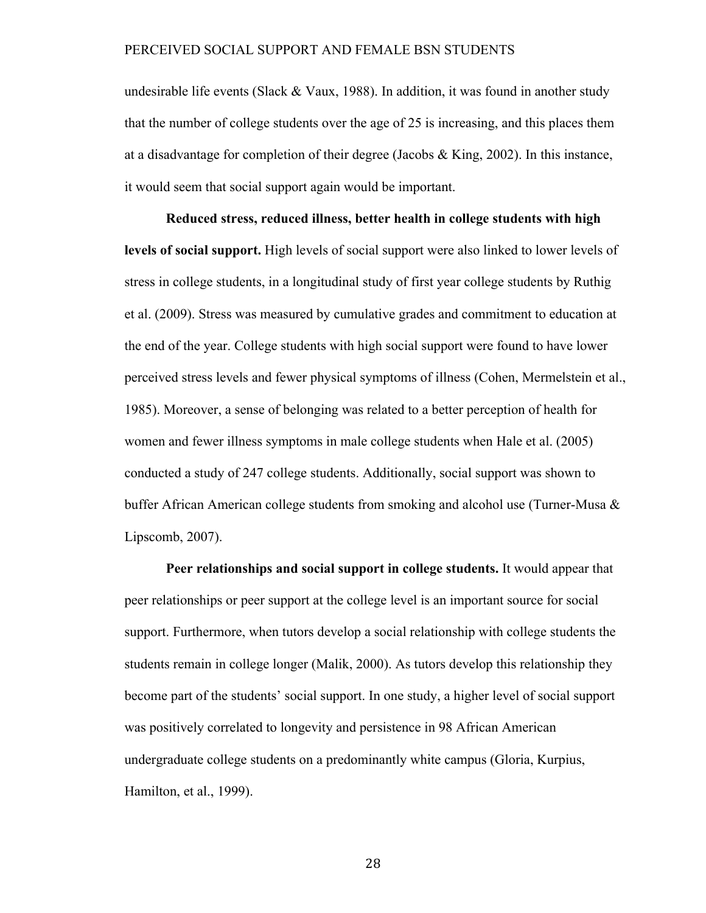undesirable life events (Slack & Vaux, 1988). In addition, it was found in another study that the number of college students over the age of 25 is increasing, and this places them at a disadvantage for completion of their degree (Jacobs & King, 2002). In this instance, it would seem that social support again would be important.

**Reduced stress, reduced illness, better health in college students with high levels of social support.** High levels of social support were also linked to lower levels of stress in college students, in a longitudinal study of first year college students by Ruthig et al. (2009). Stress was measured by cumulative grades and commitment to education at the end of the year. College students with high social support were found to have lower perceived stress levels and fewer physical symptoms of illness (Cohen, Mermelstein et al., 1985). Moreover, a sense of belonging was related to a better perception of health for women and fewer illness symptoms in male college students when Hale et al. (2005) conducted a study of 247 college students. Additionally, social support was shown to buffer African American college students from smoking and alcohol use (Turner-Musa & Lipscomb, 2007).

**Peer relationships and social support in college students.** It would appear that peer relationships or peer support at the college level is an important source for social support. Furthermore, when tutors develop a social relationship with college students the students remain in college longer (Malik, 2000). As tutors develop this relationship they become part of the students' social support. In one study, a higher level of social support was positively correlated to longevity and persistence in 98 African American undergraduate college students on a predominantly white campus (Gloria, Kurpius, Hamilton, et al., 1999).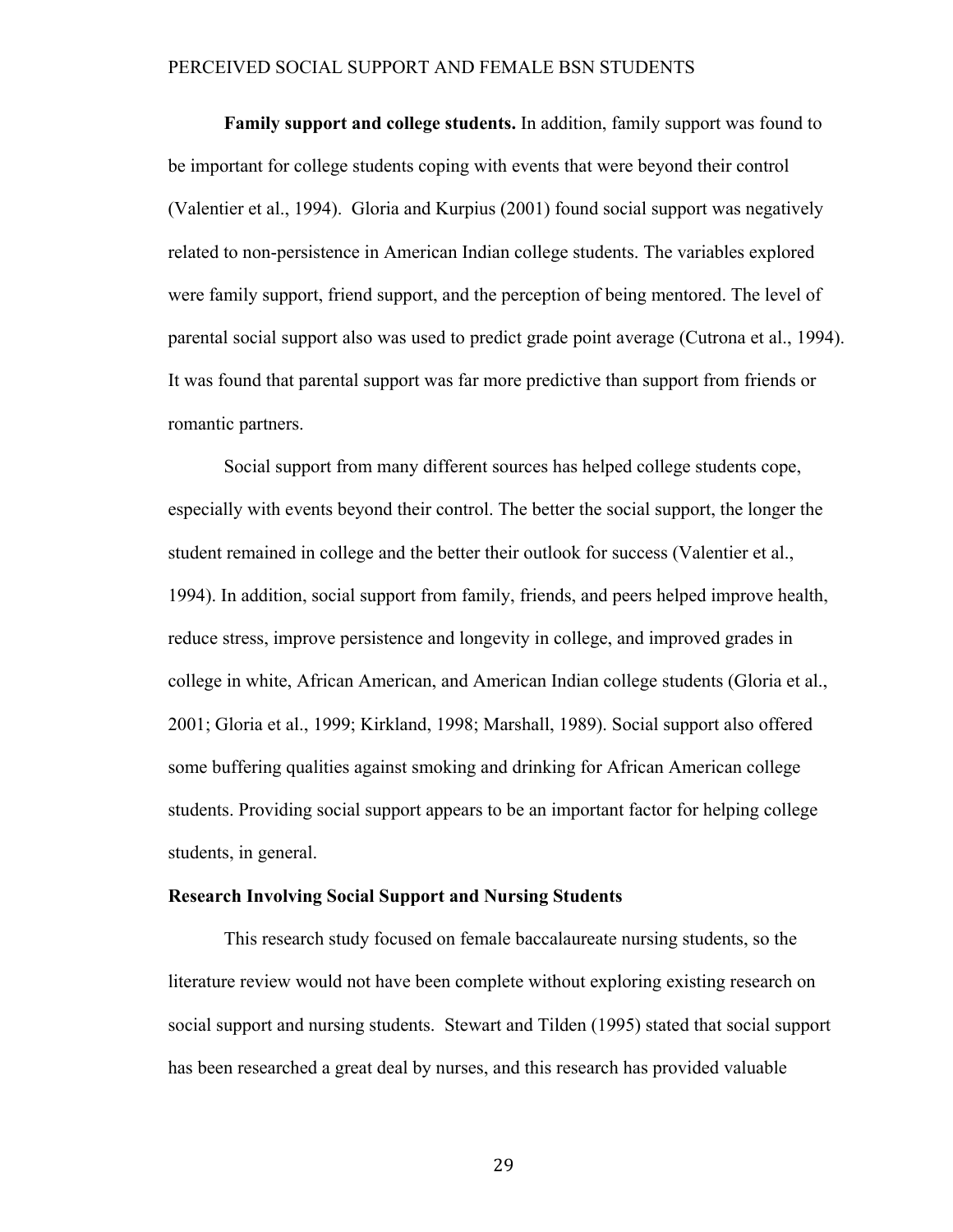**Family support and college students.** In addition, family support was found to be important for college students coping with events that were beyond their control (Valentier et al., 1994). Gloria and Kurpius (2001) found social support was negatively related to non-persistence in American Indian college students. The variables explored were family support, friend support, and the perception of being mentored. The level of parental social support also was used to predict grade point average (Cutrona et al., 1994). It was found that parental support was far more predictive than support from friends or romantic partners.

Social support from many different sources has helped college students cope, especially with events beyond their control. The better the social support, the longer the student remained in college and the better their outlook for success (Valentier et al., 1994). In addition, social support from family, friends, and peers helped improve health, reduce stress, improve persistence and longevity in college, and improved grades in college in white, African American, and American Indian college students (Gloria et al., 2001; Gloria et al., 1999; Kirkland, 1998; Marshall, 1989). Social support also offered some buffering qualities against smoking and drinking for African American college students. Providing social support appears to be an important factor for helping college students, in general.

### Research Involving Social Support and Nursing Students

This research study focused on female baccalaureate nursing students, so the literature review would not have been complete without exploring existing research on social support and nursing students. Stewart and Tilden (1995) stated that social support has been researched a great deal by nurses, and this research has provided valuable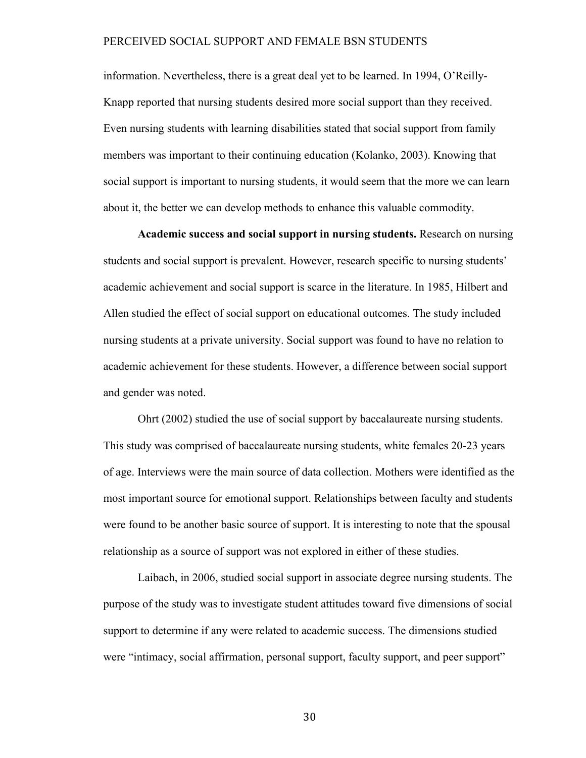information. Nevertheless, there is a great deal yet to be learned. In 1994, O'Reilly-Knapp reported that nursing students desired more social support than they received. Even nursing students with learning disabilities stated that social support from family members was important to their continuing education (Kolanko, 2003). Knowing that social support is important to nursing students, it would seem that the more we can learn about it, the better we can develop methods to enhance this valuable commodity.

**Academic success and social support in nursing students.** Research on nursing students and social support is prevalent. However, research specific to nursing students' academic achievement and social support is scarce in the literature. In 1985, Hilbert and Allen studied the effect of social support on educational outcomes. The study included nursing students at a private university. Social support was found to have no relation to academic achievement for these students. However, a difference between social support and gender was noted.

Ohrt (2002) studied the use of social support by baccalaureate nursing students. This study was comprised of baccalaureate nursing students, white females 20-23 years of age. Interviews were the main source of data collection. Mothers were identified as the most important source for emotional support. Relationships between faculty and students were found to be another basic source of support. It is interesting to note that the spousal relationship as a source of support was not explored in either of these studies.

Laibach, in 2006, studied social support in associate degree nursing students. The purpose of the study was to investigate student attitudes toward five dimensions of social support to determine if any were related to academic success. The dimensions studied were "intimacy, social affirmation, personal support, faculty support, and peer support"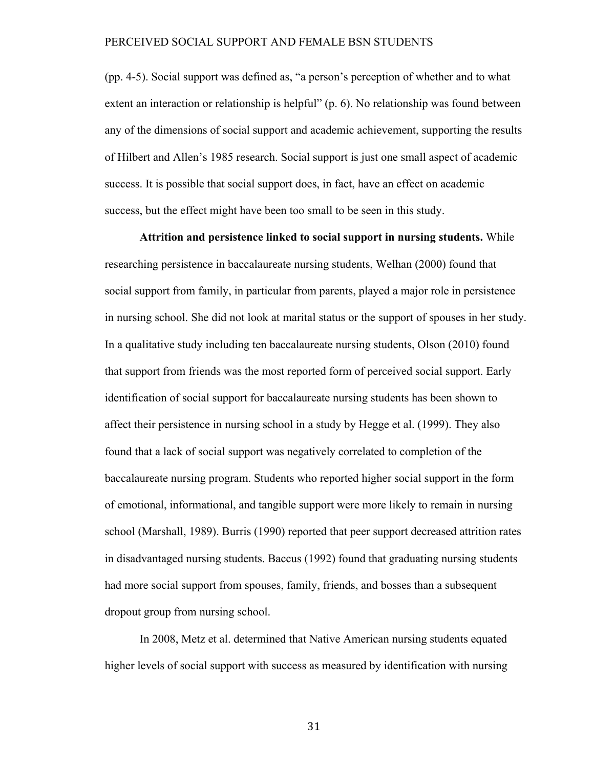(pp. 4-5). Social support was defined as, "a person's perception of whether and to what extent an interaction or relationship is helpful" (p. 6). No relationship was found between any of the dimensions of social support and academic achievement, supporting the results of Hilbert and Allen's 1985 research. Social support is just one small aspect of academic success. It is possible that social support does, in fact, have an effect on academic success, but the effect might have been too small to be seen in this study.

**Attrition and persistence linked to social support in nursing students.** While researching persistence in baccalaureate nursing students, Welhan (2000) found that social support from family, in particular from parents, played a major role in persistence in nursing school. She did not look at marital status or the support of spouses in her study. In a qualitative study including ten baccalaureate nursing students, Olson (2010) found that support from friends was the most reported form of perceived social support. Early identification of social support for baccalaureate nursing students has been shown to affect their persistence in nursing school in a study by Hegge et al. (1999). They also found that a lack of social support was negatively correlated to completion of the baccalaureate nursing program. Students who reported higher social support in the form of emotional, informational, and tangible support were more likely to remain in nursing school (Marshall, 1989). Burris (1990) reported that peer support decreased attrition rates in disadvantaged nursing students. Baccus (1992) found that graduating nursing students had more social support from spouses, family, friends, and bosses than a subsequent dropout group from nursing school.

In 2008, Metz et al. determined that Native American nursing students equated higher levels of social support with success as measured by identification with nursing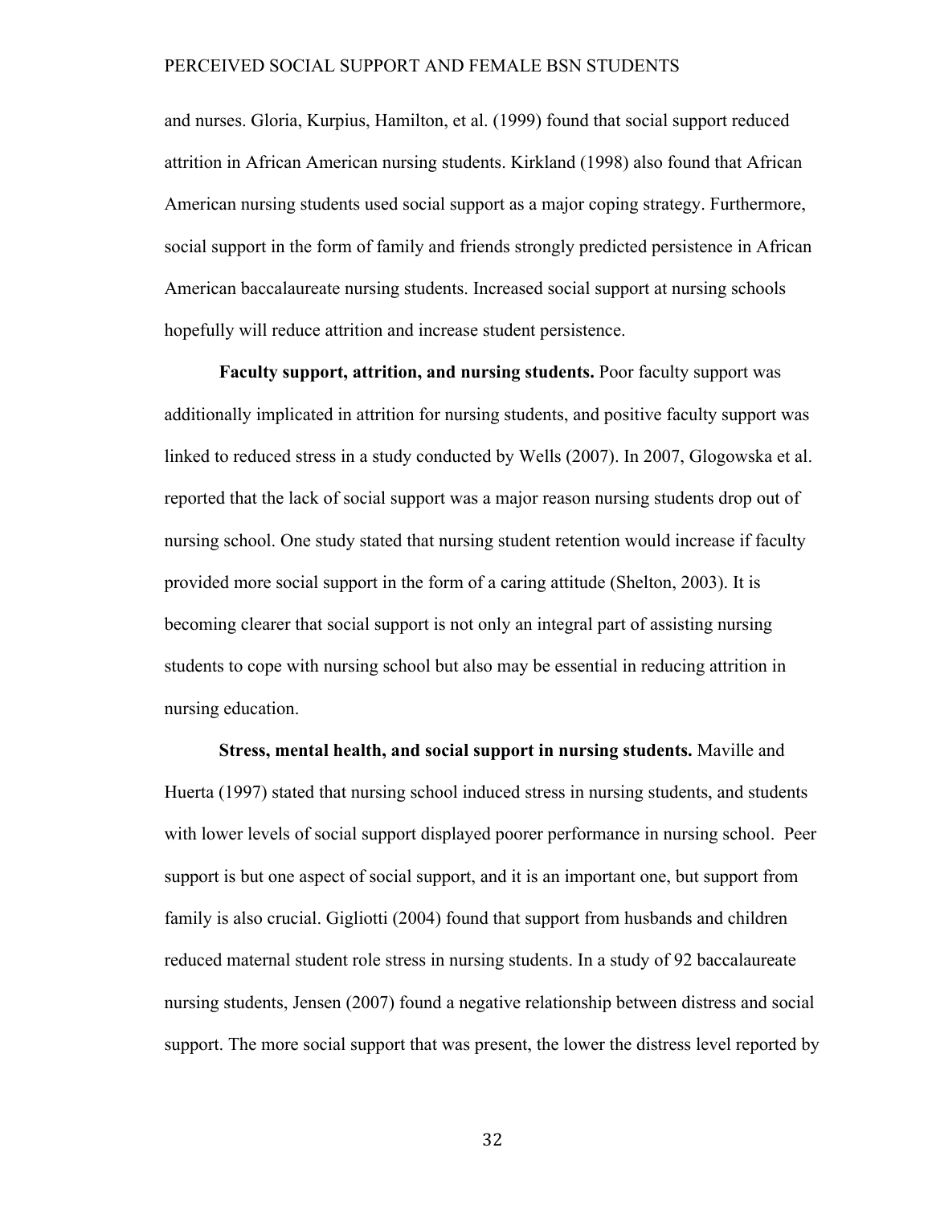and nurses. Gloria, Kurpius, Hamilton, et al. (1999) found that social support reduced attrition in African American nursing students. Kirkland (1998) also found that African American nursing students used social support as a major coping strategy. Furthermore, social support in the form of family and friends strongly predicted persistence in African American baccalaureate nursing students. Increased social support at nursing schools hopefully will reduce attrition and increase student persistence.

**Faculty support, attrition, and nursing students.** Poor faculty support was additionally implicated in attrition for nursing students, and positive faculty support was linked to reduced stress in a study conducted by Wells (2007). In 2007, Glogowska et al. reported that the lack of social support was a major reason nursing students drop out of nursing school. One study stated that nursing student retention would increase if faculty provided more social support in the form of a caring attitude (Shelton, 2003). It is becoming clearer that social support is not only an integral part of assisting nursing students to cope with nursing school but also may be essential in reducing attrition in nursing education.

**Stress, mental health, and social support in nursing students.** Maville and Huerta (1997) stated that nursing school induced stress in nursing students, and students with lower levels of social support displayed poorer performance in nursing school. Peer support is but one aspect of social support, and it is an important one, but support from family is also crucial. Gigliotti (2004) found that support from husbands and children reduced maternal student role stress in nursing students. In a study of 92 baccalaureate nursing students, Jensen (2007) found a negative relationship between distress and social support. The more social support that was present, the lower the distress level reported by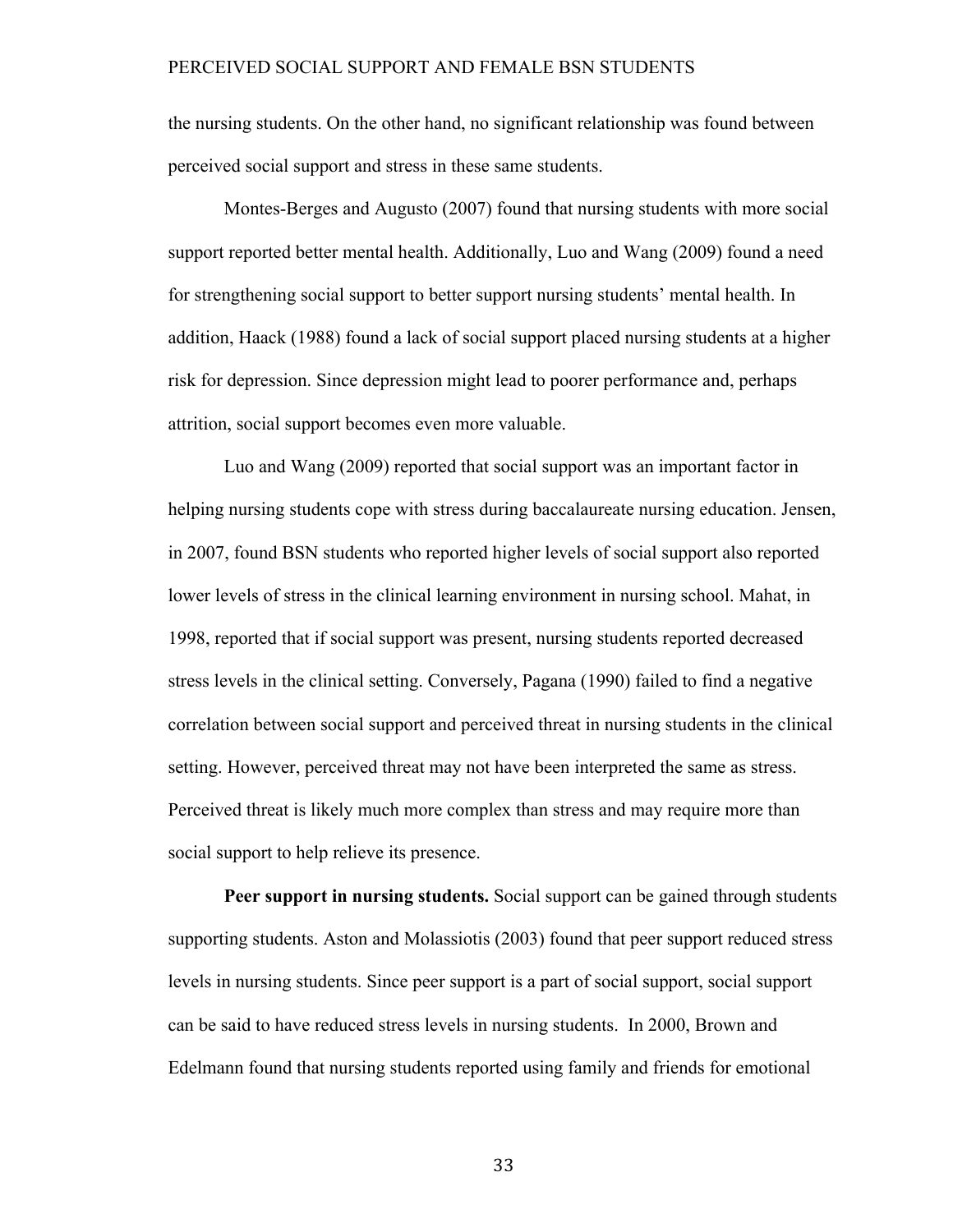the nursing students. On the other hand, no significant relationship was found between perceived social support and stress in these same students.

Montes-Berges and Augusto (2007) found that nursing students with more social support reported better mental health. Additionally, Luo and Wang (2009) found a need for strengthening social support to better support nursing students' mental health. In addition, Haack (1988) found a lack of social support placed nursing students at a higher risk for depression. Since depression might lead to poorer performance and, perhaps attrition, social support becomes even more valuable.

Luo and Wang (2009) reported that social support was an important factor in helping nursing students cope with stress during baccalaureate nursing education. Jensen, in 2007, found BSN students who reported higher levels of social support also reported lower levels of stress in the clinical learning environment in nursing school. Mahat, in 1998, reported that if social support was present, nursing students reported decreased stress levels in the clinical setting. Conversely, Pagana (1990) failed to find a negative correlation between social support and perceived threat in nursing students in the clinical setting. However, perceived threat may not have been interpreted the same as stress. Perceived threat is likely much more complex than stress and may require more than social support to help relieve its presence.

**Peer support in nursing students.** Social support can be gained through students supporting students. Aston and Molassiotis (2003) found that peer support reduced stress levels in nursing students. Since peer support is a part of social support, social support can be said to have reduced stress levels in nursing students. In 2000, Brown and Edelmann found that nursing students reported using family and friends for emotional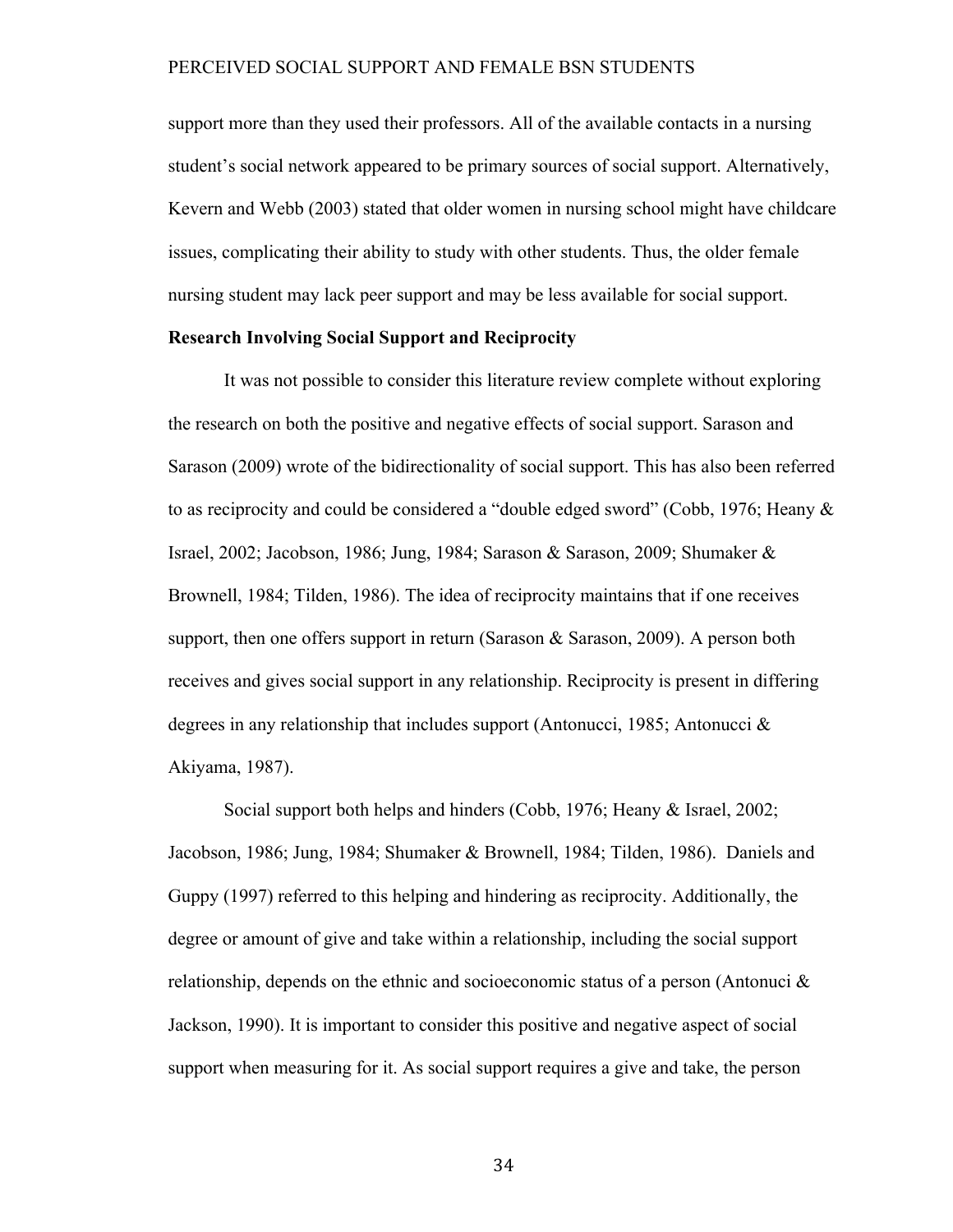support more than they used their professors. All of the available contacts in a nursing student's social network appeared to be primary sources of social support. Alternatively, Kevern and Webb (2003) stated that older women in nursing school might have childcare issues, complicating their ability to study with other students. Thus, the older female nursing student may lack peer support and may be less available for social support.

**Research Involving Social Support and Reciprocity**

It was not possible to consider this literature review complete without exploring the research on both the positive and negative effects of social support. Sarason and Sarason (2009) wrote of the bidirectionality of social support. This has also been referred to as reciprocity and could be considered a "double edged sword" (Cobb, 1976; Heany & Israel, 2002; Jacobson, 1986; Jung, 1984; Sarason & Sarason, 2009; Shumaker & Brownell, 1984; Tilden, 1986). The idea of reciprocity maintains that if one receives support, then one offers support in return (Sarason & Sarason, 2009). A person both receives and gives social support in any relationship. Reciprocity is present in differing degrees in any relationship that includes support (Antonucci, 1985; Antonucci & Akiyama, 1987).

Social support both helps and hinders (Cobb, 1976; Heany & Israel, 2002; Jacobson, 1986; Jung, 1984; Shumaker & Brownell, 1984; Tilden, 1986). Daniels and Guppy (1997) referred to this helping and hindering as reciprocity. Additionally, the degree or amount of give and take within a relationship, including the social support relationship, depends on the ethnic and socioeconomic status of a person (Antonuci & Jackson, 1990). It is important to consider this positive and negative aspect of social support when measuring for it. As social support requires a give and take, the person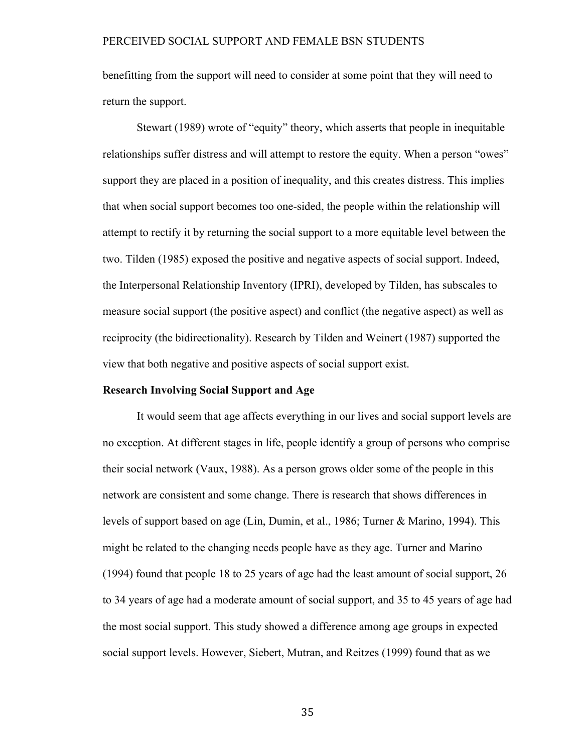benefitting from the support will need to consider at some point that they will need to return the support.

Stewart (1989) wrote of "equity" theory, which asserts that people in inequitable relationships suffer distress and will attempt to restore the equity. When a person "owes" support they are placed in a position of inequality, and this creates distress. This implies that when social support becomes too one-sided, the people within the relationship will attempt to rectify it by returning the social support to a more equitable level between the two. Tilden (1985) exposed the positive and negative aspects of social support. Indeed, the Interpersonal Relationship Inventory (IPRI), developed by Tilden, has subscales to measure social support (the positive aspect) and conflict (the negative aspect) as well as reciprocity (the bidirectionality). Research by Tilden and Weinert (1987) supported the view that both negative and positive aspects of social support exist.

**Research Involving Social Support and Age**

It would seem that age affects everything in our lives and social support levels are no exception. At different stages in life, people identify a group of persons who comprise their social network (Vaux, 1988). As a person grows older some of the people in this network are consistent and some change. There is research that shows differences in levels of support based on age (Lin, Dumin, et al., 1986; Turner & Marino, 1994). This might be related to the changing needs people have as they age. Turner and Marino (1994) found that people 18 to 25 years of age had the least amount of social support, 26 to 34 years of age had a moderate amount of social support, and 35 to 45 years of age had the most social support. This study showed a difference among age groups in expected social support levels. However, Siebert, Mutran, and Reitzes (1999) found that as we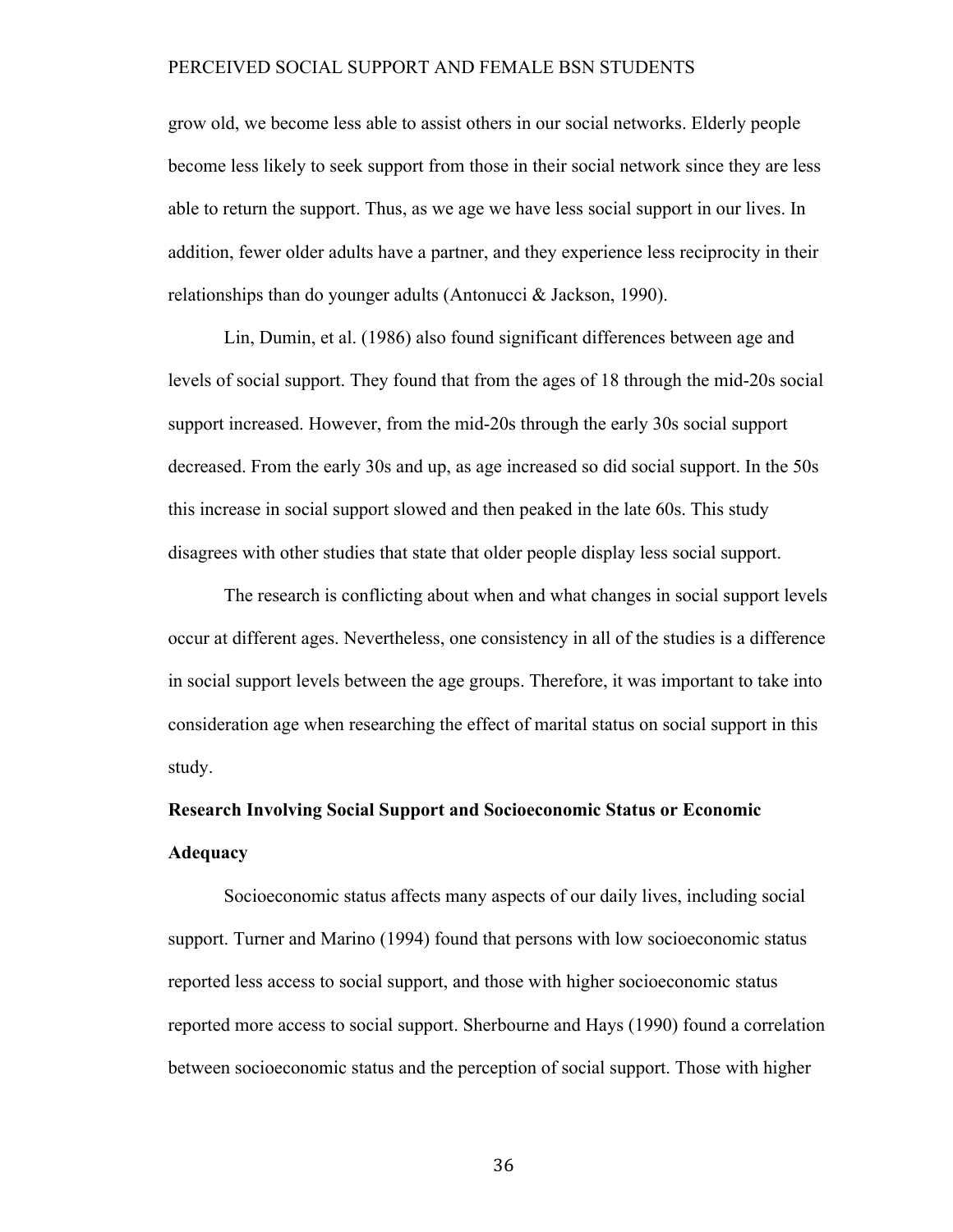grow old, we become less able to assist others in our social networks. Elderly people become less likely to seek support from those in their social network since they are less able to return the support. Thus, as we age we have less social support in our lives. In addition, fewer older adults have a partner, and they experience less reciprocity in their relationships than do younger adults (Antonucci & Jackson, 1990).

Lin, Dumin, et al. (1986) also found significant differences between age and levels of social support. They found that from the ages of 18 through the mid-20s social support increased. However, from the mid-20s through the early 30s social support decreased. From the early 30s and up, as age increased so did social support. In the 50s this increase in social support slowed and then peaked in the late 60s. This study disagrees with other studies that state that older people display less social support.

The research is conflicting about when and what changes in social support levels occur at different ages. Nevertheless, one consistency in all of the studies is a difference in social support levels between the age groups. Therefore, it was important to take into consideration age when researching the effect of marital status on social support in this study.

**Research Involving Social Support and Socioeconomic Status or Economic Adequacy**

Socioeconomic status affects many aspects of our daily lives, including social support. Turner and Marino (1994) found that persons with low socioeconomic status reported less access to social support, and those with higher socioeconomic status reported more access to social support. Sherbourne and Hays (1990) found a correlation between socioeconomic status and the perception of social support. Those with higher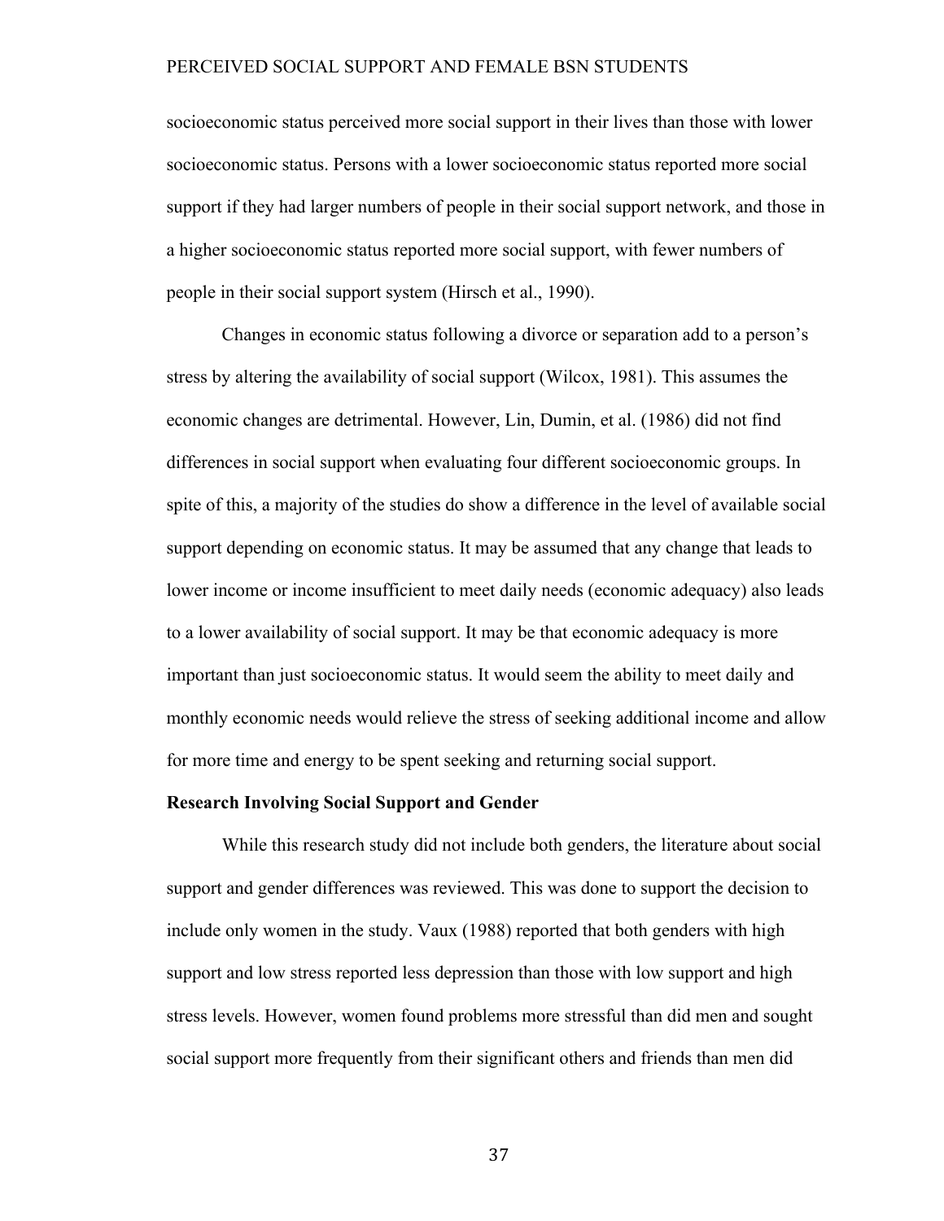socioeconomic status perceived more social support in their lives than those with lower socioeconomic status. Persons with a lower socioeconomic status reported more social support if they had larger numbers of people in their social support network, and those in a higher socioeconomic status reported more social support, with fewer numbers of people in their social support system (Hirsch et al., 1990).

Changes in economic status following a divorce or separation add to a person's stress by altering the availability of social support (Wilcox, 1981). This assumes the economic changes are detrimental. However, Lin, Dumin, et al. (1986) did not find differences in social support when evaluating four different socioeconomic groups. In spite of this, a majority of the studies do show a difference in the level of available social support depending on economic status. It may be assumed that any change that leads to lower income or income insufficient to meet daily needs (economic adequacy) also leads to a lower availability of social support. It may be that economic adequacy is more important than just socioeconomic status. It would seem the ability to meet daily and monthly economic needs would relieve the stress of seeking additional income and allow for more time and energy to be spent seeking and returning social support.

**Research Involving Social Support and Gender**

While this research study did not include both genders, the literature about social support and gender differences was reviewed. This was done to support the decision to include only women in the study. Vaux (1988) reported that both genders with high support and low stress reported less depression than those with low support and high stress levels. However, women found problems more stressful than did men and sought social support more frequently from their significant others and friends than men did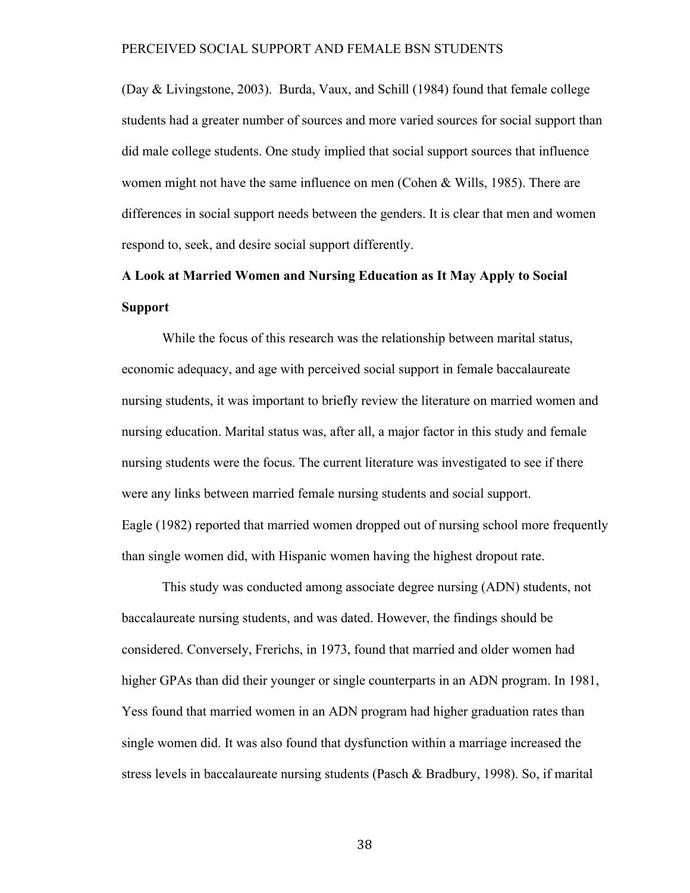(Day & Livingstone, 2003). Burda, Vaux, and Schill (1984) found that female college students had a greater number of sources and more varied sources for social support than did male college students. One study implied that social support sources that influence women might not have the same influence on men (Cohen & Wills, 1985). There are differences in social support needs between the genders. It is clear that men and women respond to, seek, and desire social support differently.

**A Look at Married Women and Nursing Education as It May Apply to Social Support**

While the focus of this research was the relationship between marital status, economic adequacy, and age with perceived social support in female baccalaureate nursing students, it was important to briefly review the literature on married women and nursing education. Marital status was, after all, a major factor in this study and female nursing students were the focus. The current literature was investigated to see if there were any links between married female nursing students and social support.
Eagle (1982) reported that married women dropped out of nursing school more frequently than single women did, with Hispanic women having the highest dropout rate.

This study was conducted among associate degree nursing (ADN) students, not baccalaureate nursing students, and was dated. However, the findings should be considered. Conversely, Frerichs, in 1973, found that married and older women had higher GPAs than did their younger or single counterparts in an ADN program. In 1981, Yess found that married women in an ADN program had higher graduation rates than single women did. It was also found that dysfunction within a marriage increased the stress levels in baccalaureate nursing students (Pasch & Bradbury, 1998). So, if marital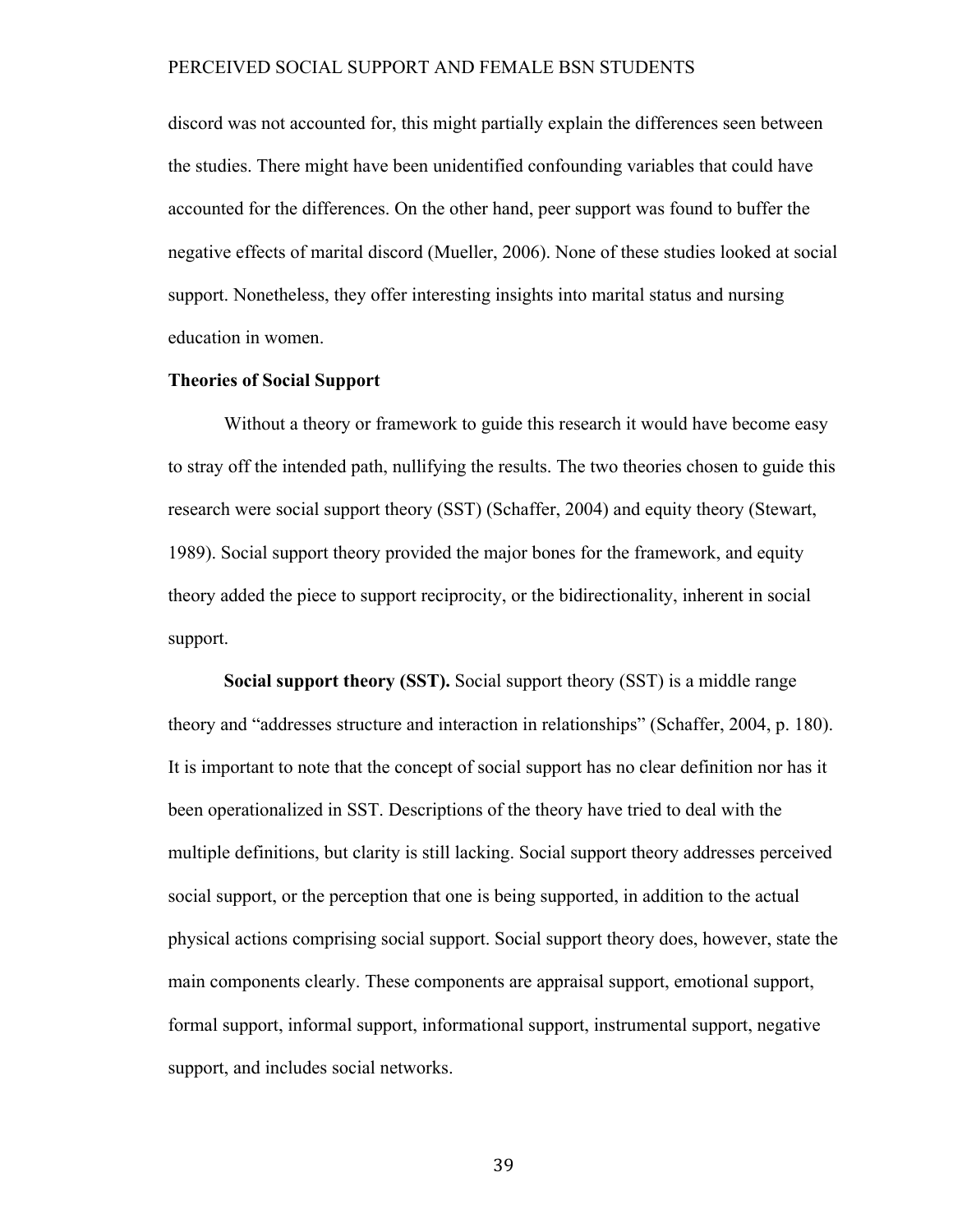discord was not accounted for, this might partially explain the differences seen between the studies. There might have been unidentified confounding variables that could have accounted for the differences. On the other hand, peer support was found to buffer the negative effects of marital discord (Mueller, 2006). None of these studies looked at social support. Nonetheless, they offer interesting insights into marital status and nursing education in women.

## Theories of Social Support

Without a theory or framework to guide this research it would have become easy to stray off the intended path, nullifying the results. The two theories chosen to guide this research were social support theory (SST) (Schaffer, 2004) and equity theory (Stewart, 1989). Social support theory provided the major bones for the framework, and equity theory added the piece to support reciprocity, or the bidirectionality, inherent in social support.

**Social support theory (SST).** Social support theory (SST) is a middle range theory and "addresses structure and interaction in relationships" (Schaffer, 2004, p. 180). It is important to note that the concept of social support has no clear definition nor has it been operationalized in SST. Descriptions of the theory have tried to deal with the multiple definitions, but clarity is still lacking. Social support theory addresses perceived social support, or the perception that one is being supported, in addition to the actual physical actions comprising social support. Social support theory does, however, state the main components clearly. These components are appraisal support, emotional support, formal support, informal support, informational support, instrumental support, negative support, and includes social networks.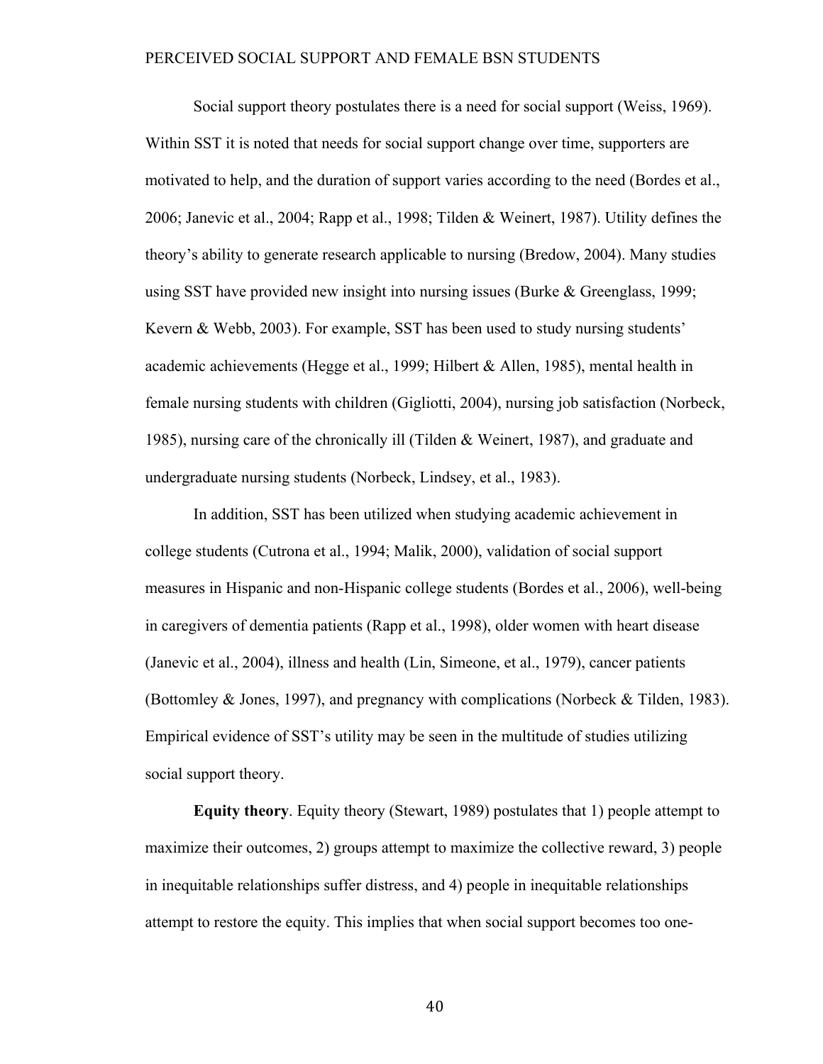Social support theory postulates there is a need for social support (Weiss, 1969). Within SST it is noted that needs for social support change over time, supporters are motivated to help, and the duration of support varies according to the need (Bordes et al., 2006; Janevic et al., 2004; Rapp et al., 1998; Tilden & Weinert, 1987). Utility defines the theory's ability to generate research applicable to nursing (Bredow, 2004). Many studies using SST have provided new insight into nursing issues (Burke & Greenglass, 1999; Kevern & Webb, 2003). For example, SST has been used to study nursing students' academic achievements (Hegge et al., 1999; Hilbert & Allen, 1985), mental health in female nursing students with children (Gigliotti, 2004), nursing job satisfaction (Norbeck, 1985), nursing care of the chronically ill (Tilden & Weinert, 1987), and graduate and undergraduate nursing students (Norbeck, Lindsey, et al., 1983).

In addition, SST has been utilized when studying academic achievement in college students (Cutrona et al., 1994; Malik, 2000), validation of social support measures in Hispanic and non-Hispanic college students (Bordes et al., 2006), well-being in caregivers of dementia patients (Rapp et al., 1998), older women with heart disease (Janevic et al., 2004), illness and health (Lin, Simeone, et al., 1979), cancer patients (Bottomley & Jones, 1997), and pregnancy with complications (Norbeck & Tilden, 1983). Empirical evidence of SST's utility may be seen in the multitude of studies utilizing social support theory.

**Equity theory**. Equity theory (Stewart, 1989) postulates that 1) people attempt to maximize their outcomes, 2) groups attempt to maximize the collective reward, 3) people in inequitable relationships suffer distress, and 4) people in inequitable relationships attempt to restore the equity. This implies that when social support becomes too one-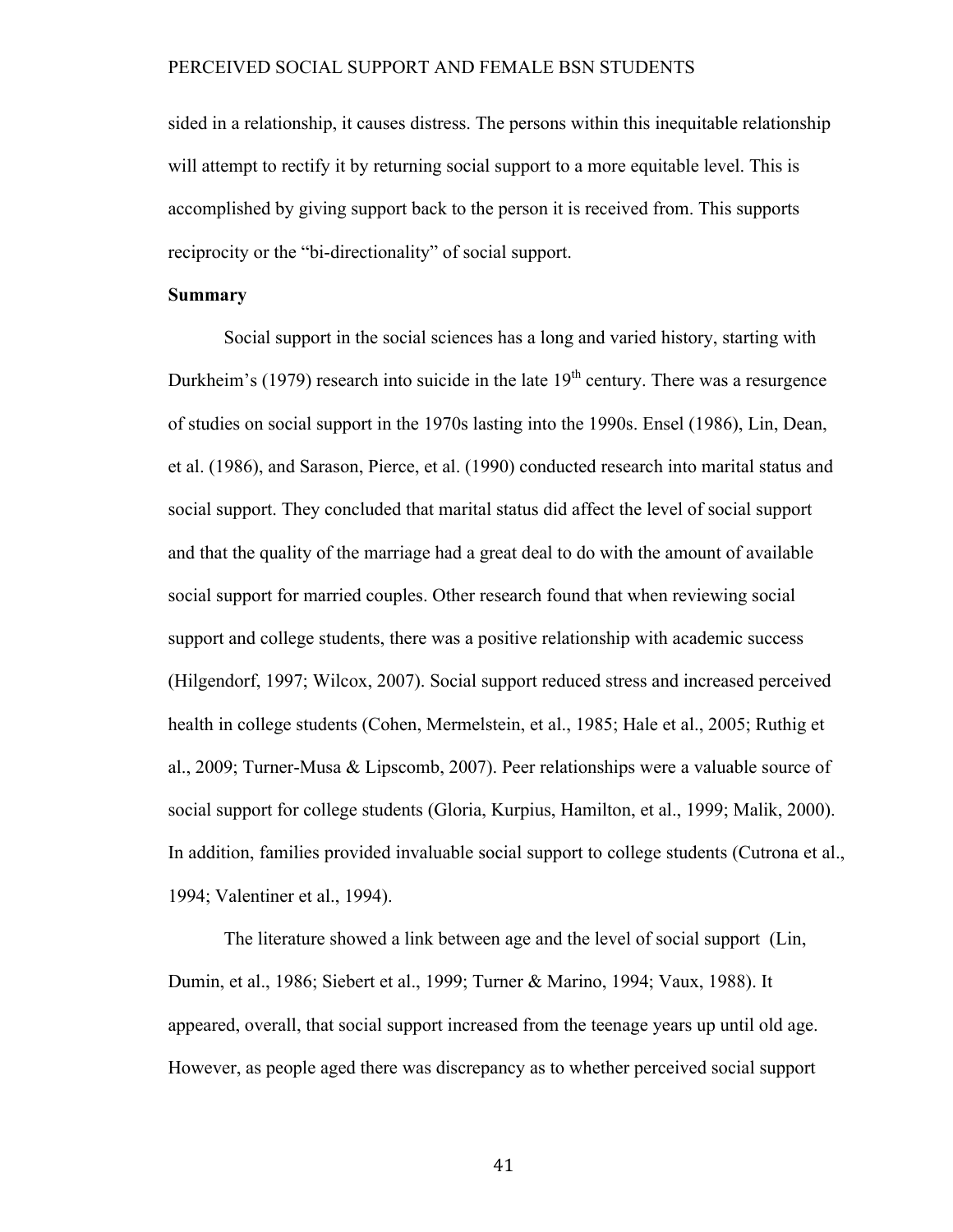sided in a relationship, it causes distress. The persons within this inequitable relationship will attempt to rectify it by returning social support to a more equitable level. This is accomplished by giving support back to the person it is received from. This supports reciprocity or the "bi-directionality" of social support.

**Summary**

Social support in the social sciences has a long and varied history, starting with Durkheim's (1979) research into suicide in the late 19th century. There was a resurgence of studies on social support in the 1970s lasting into the 1990s. Ensel (1986), Lin, Dean, et al. (1986), and Sarason, Pierce, et al. (1990) conducted research into marital status and social support. They concluded that marital status did affect the level of social support and that the quality of the marriage had a great deal to do with the amount of available social support for married couples. Other research found that when reviewing social support and college students, there was a positive relationship with academic success (Hilgendorf, 1997; Wilcox, 2007). Social support reduced stress and increased perceived health in college students (Cohen, Mermelstein, et al., 1985; Hale et al., 2005; Ruthig et al., 2009; Turner-Musa & Lipscomb, 2007). Peer relationships were a valuable source of social support for college students (Gloria, Kurpius, Hamilton, et al., 1999; Malik, 2000). In addition, families provided invaluable social support to college students (Cutrona et al., 1994; Valentiner et al., 1994).

The literature showed a link between age and the level of social support (Lin, Dumin, et al., 1986; Siebert et al., 1999; Turner & Marino, 1994; Vaux, 1988). It appeared, overall, that social support increased from the teenage years up until old age. However, as people aged there was discrepancy as to whether perceived social support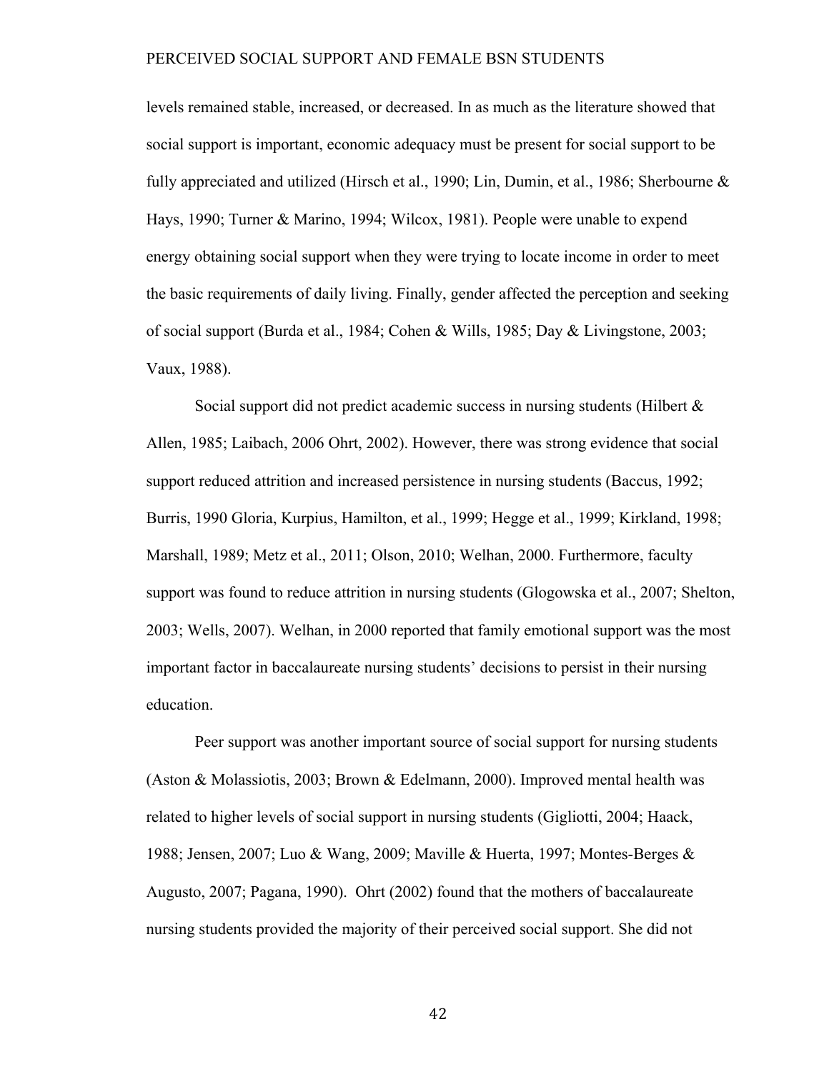levels remained stable, increased, or decreased. In as much as the literature showed that social support is important, economic adequacy must be present for social support to be fully appreciated and utilized (Hirsch et al., 1990; Lin, Dumin, et al., 1986; Sherbourne & Hays, 1990; Turner & Marino, 1994; Wilcox, 1981). People were unable to expend energy obtaining social support when they were trying to locate income in order to meet the basic requirements of daily living. Finally, gender affected the perception and seeking of social support (Burda et al., 1984; Cohen & Wills, 1985; Day & Livingstone, 2003; Vaux, 1988).

Social support did not predict academic success in nursing students (Hilbert & Allen, 1985; Laibach, 2006 Ohrt, 2002). However, there was strong evidence that social support reduced attrition and increased persistence in nursing students (Baccus, 1992; Burris, 1990 Gloria, Kurpius, Hamilton, et al., 1999; Hegge et al., 1999; Kirkland, 1998; Marshall, 1989; Metz et al., 2011; Olson, 2010; Welhan, 2000. Furthermore, faculty support was found to reduce attrition in nursing students (Glogowska et al., 2007; Shelton, 2003; Wells, 2007). Welhan, in 2000 reported that family emotional support was the most important factor in baccalaureate nursing students' decisions to persist in their nursing education.

Peer support was another important source of social support for nursing students (Aston & Molassiotis, 2003; Brown & Edelmann, 2000). Improved mental health was related to higher levels of social support in nursing students (Gigliotti, 2004; Haack, 1988; Jensen, 2007; Luo & Wang, 2009; Maville & Huerta, 1997; Montes-Berges & Augusto, 2007; Pagana, 1990). Ohrt (2002) found that the mothers of baccalaureate nursing students provided the majority of their perceived social support. She did not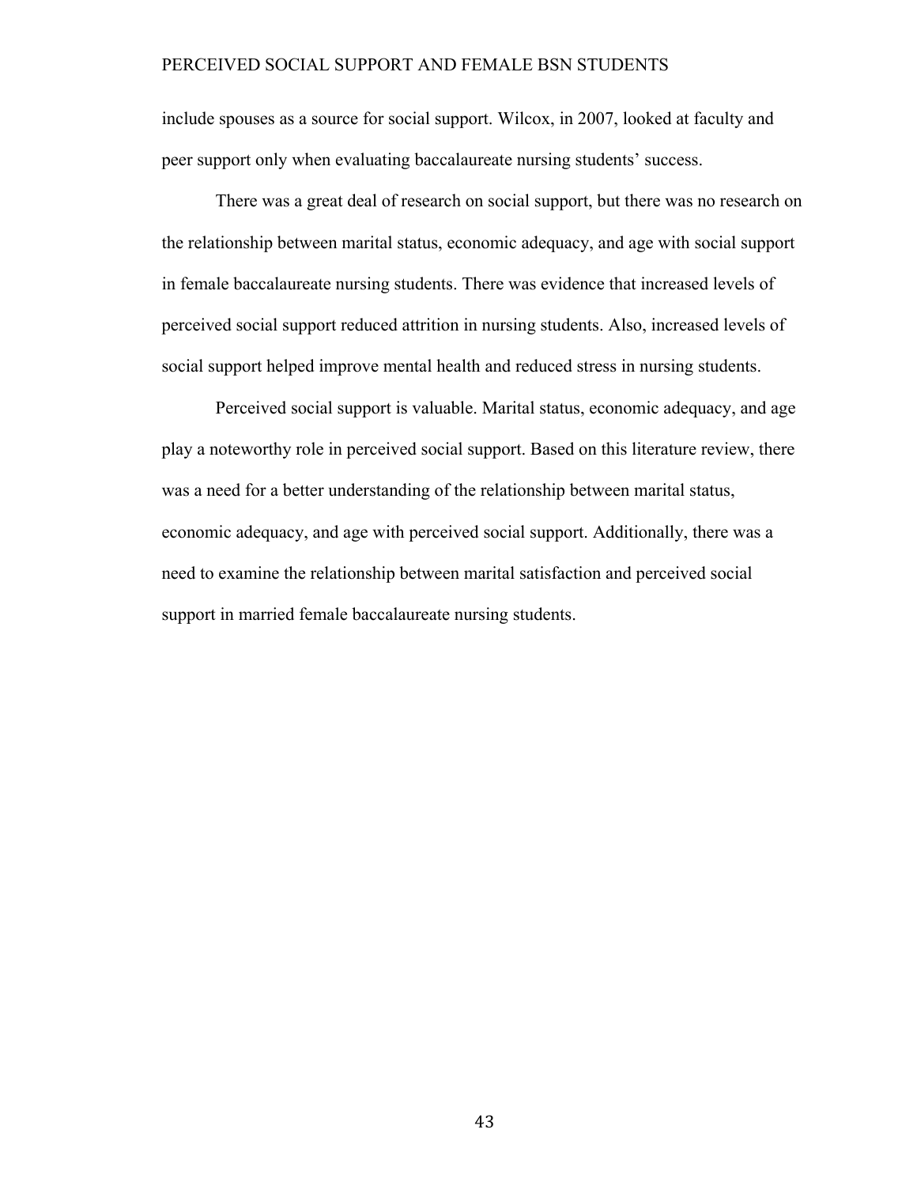include spouses as a source for social support. Wilcox, in 2007, looked at faculty and peer support only when evaluating baccalaureate nursing students' success.

There was a great deal of research on social support, but there was no research on the relationship between marital status, economic adequacy, and age with social support in female baccalaureate nursing students. There was evidence that increased levels of perceived social support reduced attrition in nursing students. Also, increased levels of social support helped improve mental health and reduced stress in nursing students.

Perceived social support is valuable. Marital status, economic adequacy, and age play a noteworthy role in perceived social support. Based on this literature review, there was a need for a better understanding of the relationship between marital status, economic adequacy, and age with perceived social support. Additionally, there was a need to examine the relationship between marital satisfaction and perceived social support in married female baccalaureate nursing students.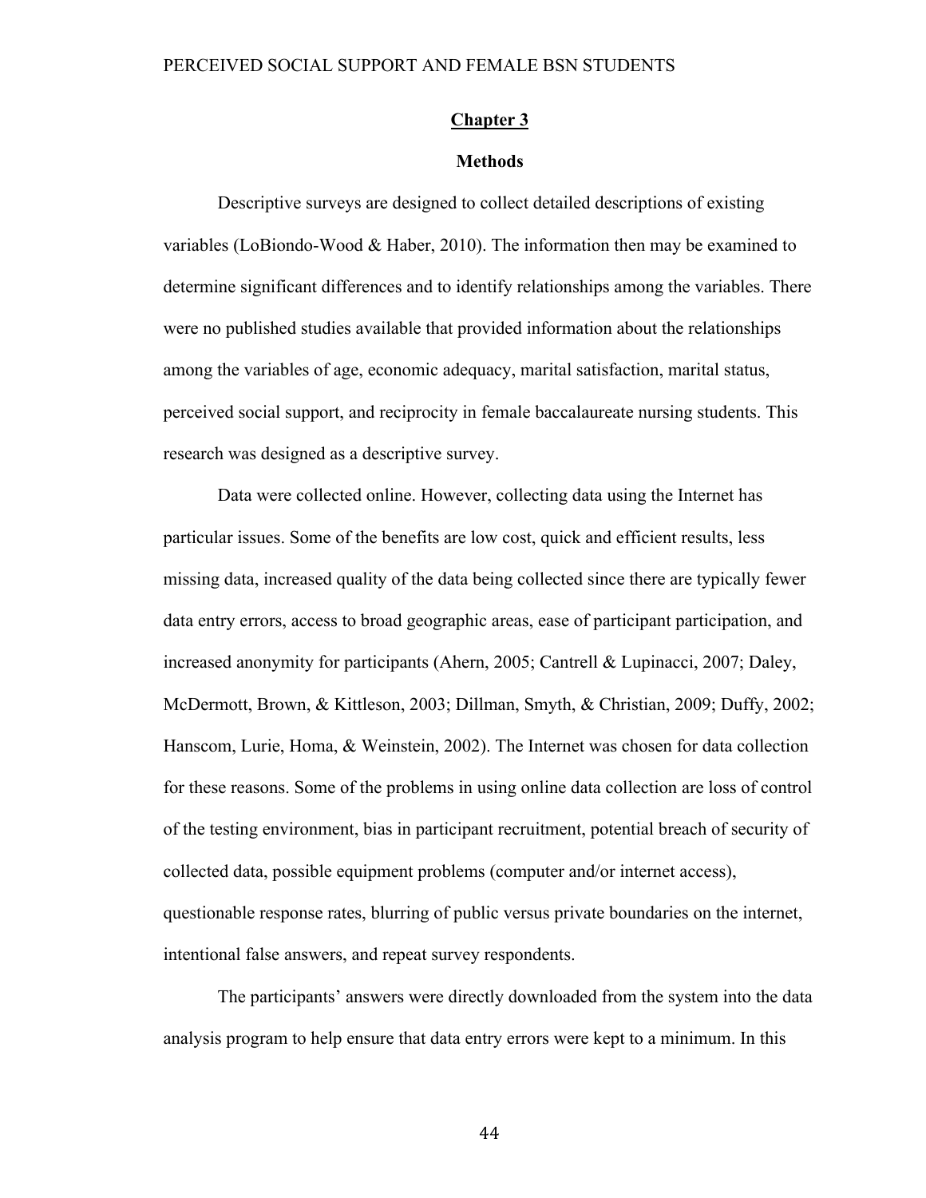# Chapter 3

## Methods

Descriptive surveys are designed to collect detailed descriptions of existing variables (LoBiondo-Wood & Haber, 2010). The information then may be examined to determine significant differences and to identify relationships among the variables. There were no published studies available that provided information about the relationships among the variables of age, economic adequacy, marital satisfaction, marital status, perceived social support, and reciprocity in female baccalaureate nursing students. This research was designed as a descriptive survey.

Data were collected online. However, collecting data using the Internet has particular issues. Some of the benefits are low cost, quick and efficient results, less missing data, increased quality of the data being collected since there are typically fewer data entry errors, access to broad geographic areas, ease of participant participation, and increased anonymity for participants (Ahern, 2005; Cantrell & Lupinacci, 2007; Daley, McDermott, Brown, & Kittleson, 2003; Dillman, Smyth, & Christian, 2009; Duffy, 2002; Hanscom, Lurie, Homa, & Weinstein, 2002). The Internet was chosen for data collection for these reasons. Some of the problems in using online data collection are loss of control of the testing environment, bias in participant recruitment, potential breach of security of collected data, possible equipment problems (computer and/or internet access), questionable response rates, blurring of public versus private boundaries on the internet, intentional false answers, and repeat survey respondents.

The participants' answers were directly downloaded from the system into the data analysis program to help ensure that data entry errors were kept to a minimum. In this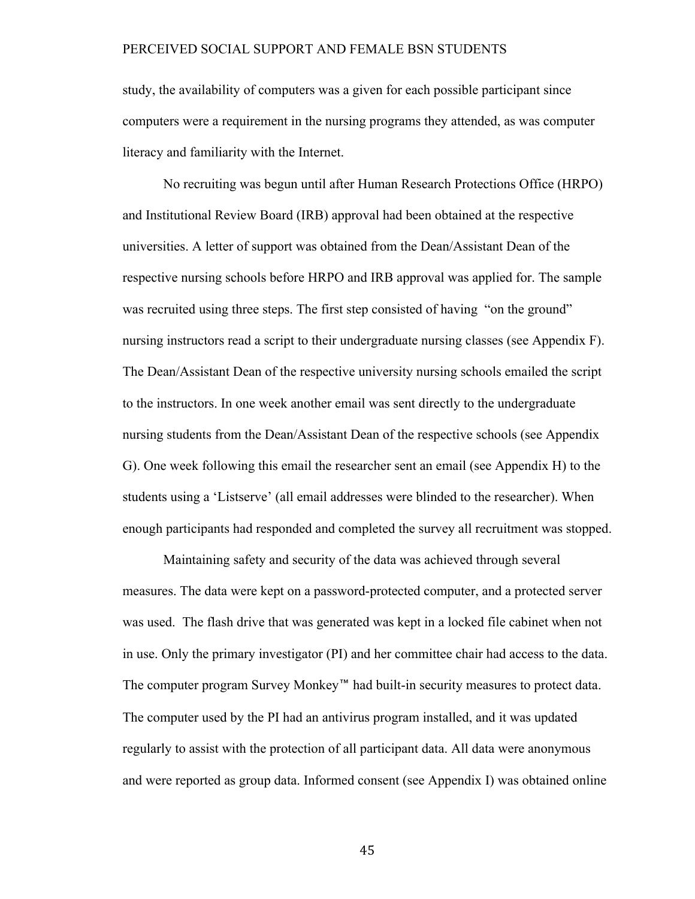study, the availability of computers was a given for each possible participant since computers were a requirement in the nursing programs they attended, as was computer literacy and familiarity with the Internet.

No recruiting was begun until after Human Research Protections Office (HRPO) and Institutional Review Board (IRB) approval had been obtained at the respective universities. A letter of support was obtained from the Dean/Assistant Dean of the respective nursing schools before HRPO and IRB approval was applied for. The sample was recruited using three steps. The first step consisted of having "on the ground" nursing instructors read a script to their undergraduate nursing classes (see Appendix F). The Dean/Assistant Dean of the respective university nursing schools emailed the script to the instructors. In one week another email was sent directly to the undergraduate nursing students from the Dean/Assistant Dean of the respective schools (see Appendix G). One week following this email the researcher sent an email (see Appendix H) to the students using a 'Listserve' (all email addresses were blinded to the researcher). When enough participants had responded and completed the survey all recruitment was stopped.

Maintaining safety and security of the data was achieved through several measures. The data were kept on a password-protected computer, and a protected server was used. The flash drive that was generated was kept in a locked file cabinet when not in use. Only the primary investigator (PI) and her committee chair had access to the data. The computer program Survey Monkey™ had built-in security measures to protect data. The computer used by the PI had an antivirus program installed, and it was updated regularly to assist with the protection of all participant data. All data were anonymous and were reported as group data. Informed consent (see Appendix I) was obtained online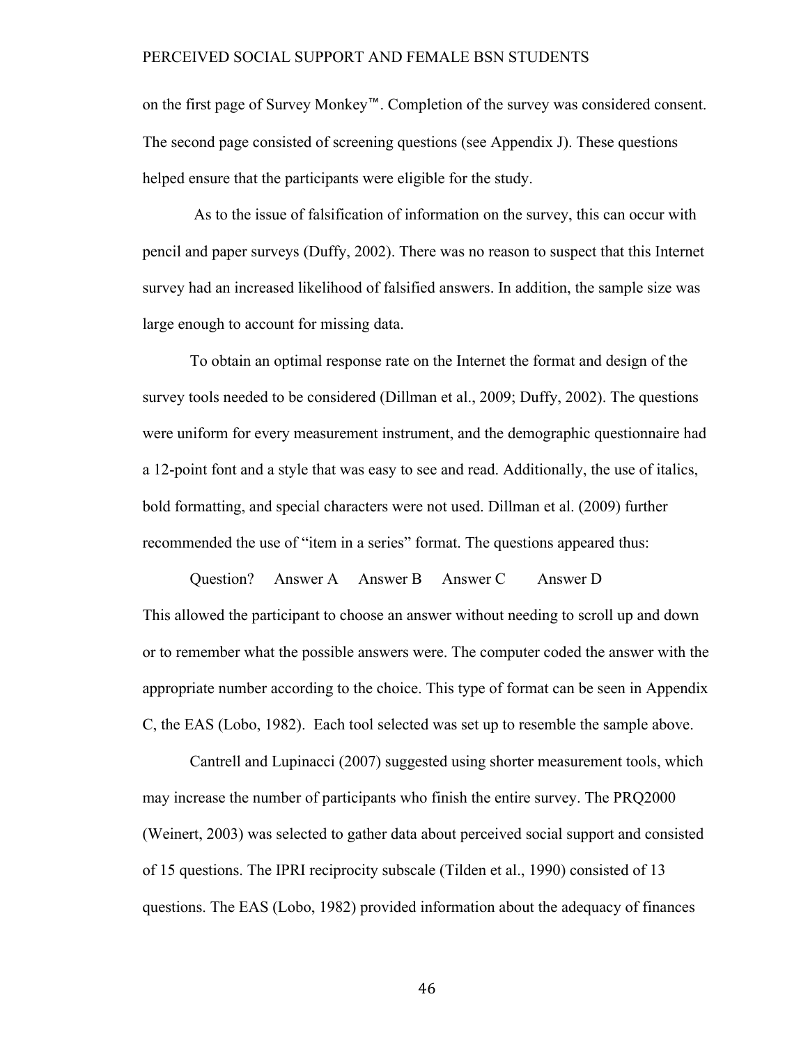on the first page of Survey Monkey™. Completion of the survey was considered consent. The second page consisted of screening questions (see Appendix J). These questions helped ensure that the participants were eligible for the study.

As to the issue of falsification of information on the survey, this can occur with pencil and paper surveys (Duffy, 2002). There was no reason to suspect that this Internet survey had an increased likelihood of falsified answers. In addition, the sample size was large enough to account for missing data.

To obtain an optimal response rate on the Internet the format and design of the survey tools needed to be considered (Dillman et al., 2009; Duffy, 2002). The questions were uniform for every measurement instrument, and the demographic questionnaire had a 12-point font and a style that was easy to see and read. Additionally, the use of italics, bold formatting, and special characters were not used. Dillman et al. (2009) further recommended the use of "item in a series" format. The questions appeared thus:

Question?     Answer A     Answer B     Answer C     Answer D

This allowed the participant to choose an answer without needing to scroll up and down or to remember what the possible answers were. The computer coded the answer with the appropriate number according to the choice. This type of format can be seen in Appendix C, the EAS (Lobo, 1982). Each tool selected was set up to resemble the sample above.

Cantrell and Lupinacci (2007) suggested using shorter measurement tools, which may increase the number of participants who finish the entire survey. The PRQ2000 (Weinert, 2003) was selected to gather data about perceived social support and consisted of 15 questions. The IPRI reciprocity subscale (Tilden et al., 1990) consisted of 13 questions. The EAS (Lobo, 1982) provided information about the adequacy of finances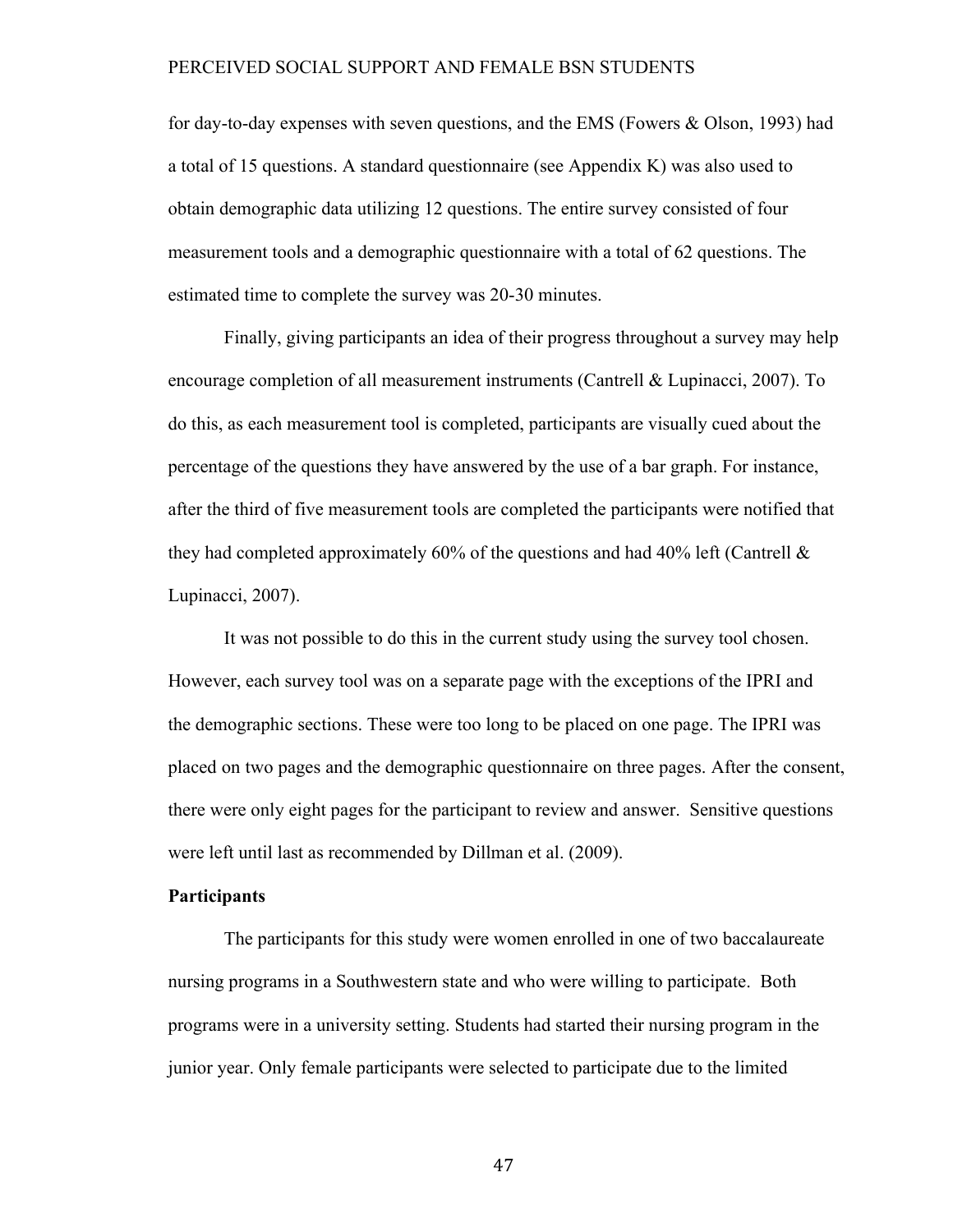for day-to-day expenses with seven questions, and the EMS (Fowers & Olson, 1993) had a total of 15 questions. A standard questionnaire (see Appendix K) was also used to obtain demographic data utilizing 12 questions. The entire survey consisted of four measurement tools and a demographic questionnaire with a total of 62 questions. The estimated time to complete the survey was 20-30 minutes.

Finally, giving participants an idea of their progress throughout a survey may help encourage completion of all measurement instruments (Cantrell & Lupinacci, 2007). To do this, as each measurement tool is completed, participants are visually cued about the percentage of the questions they have answered by the use of a bar graph. For instance, after the third of five measurement tools are completed the participants were notified that they had completed approximately 60% of the questions and had 40% left (Cantrell & Lupinacci, 2007).

It was not possible to do this in the current study using the survey tool chosen. However, each survey tool was on a separate page with the exceptions of the IPRI and the demographic sections. These were too long to be placed on one page. The IPRI was placed on two pages and the demographic questionnaire on three pages. After the consent, there were only eight pages for the participant to review and answer. Sensitive questions were left until last as recommended by Dillman et al. (2009).

**Participants**

The participants for this study were women enrolled in one of two baccalaureate nursing programs in a Southwestern state and who were willing to participate. Both programs were in a university setting. Students had started their nursing program in the junior year. Only female participants were selected to participate due to the limited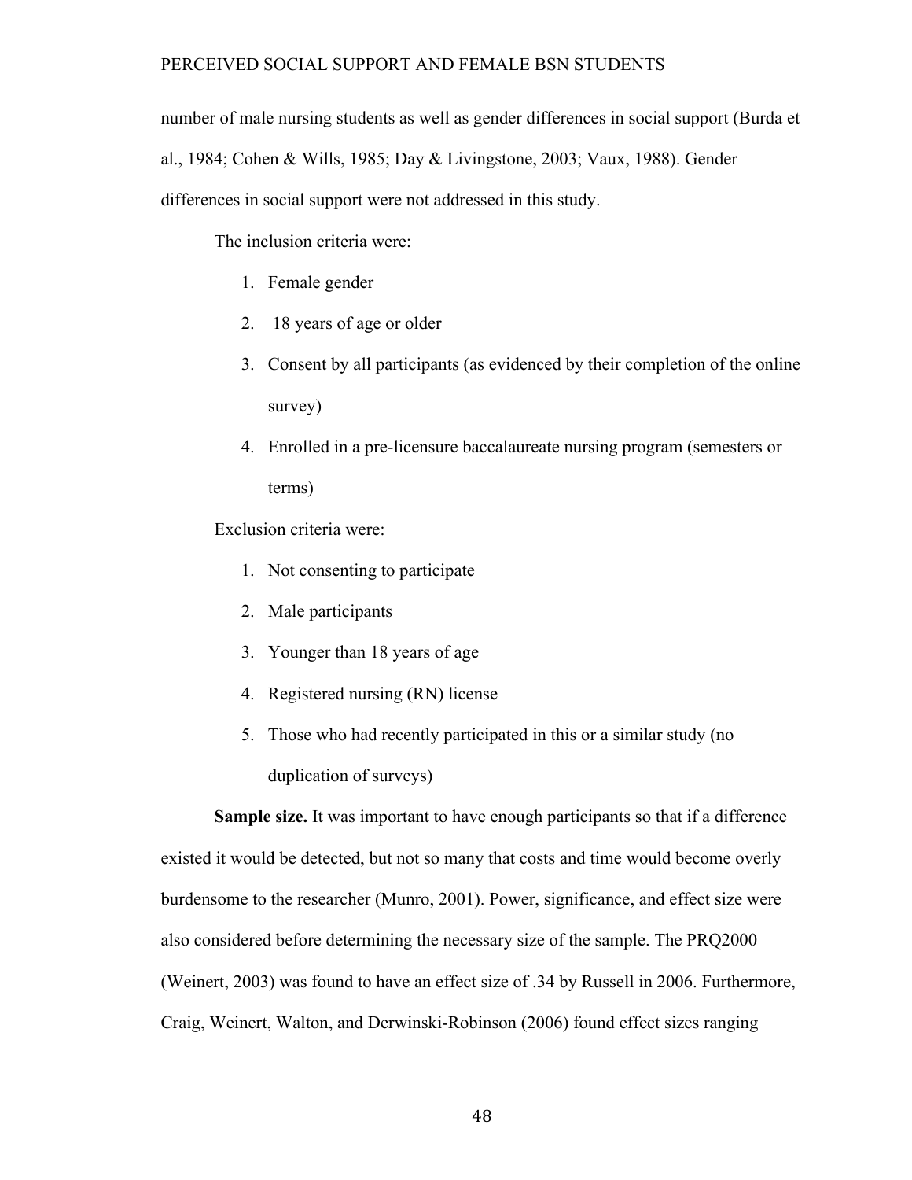number of male nursing students as well as gender differences in social support (Burda et al., 1984; Cohen & Wills, 1985; Day & Livingstone, 2003; Vaux, 1988). Gender differences in social support were not addressed in this study.

The inclusion criteria were:

1. Female gender
2. 18 years of age or older
3. Consent by all participants (as evidenced by their completion of the online survey)
4. Enrolled in a pre-licensure baccalaureate nursing program (semesters or terms)

Exclusion criteria were:

1. Not consenting to participate
2. Male participants
3. Younger than 18 years of age
4. Registered nursing (RN) license
5. Those who had recently participated in this or a similar study (no duplication of surveys)

**Sample size.** It was important to have enough participants so that if a difference existed it would be detected, but not so many that costs and time would become overly burdensome to the researcher (Munro, 2001). Power, significance, and effect size were also considered before determining the necessary size of the sample. The PRQ2000 (Weinert, 2003) was found to have an effect size of .34 by Russell in 2006. Furthermore, Craig, Weinert, Walton, and Derwinski-Robinson (2006) found effect sizes ranging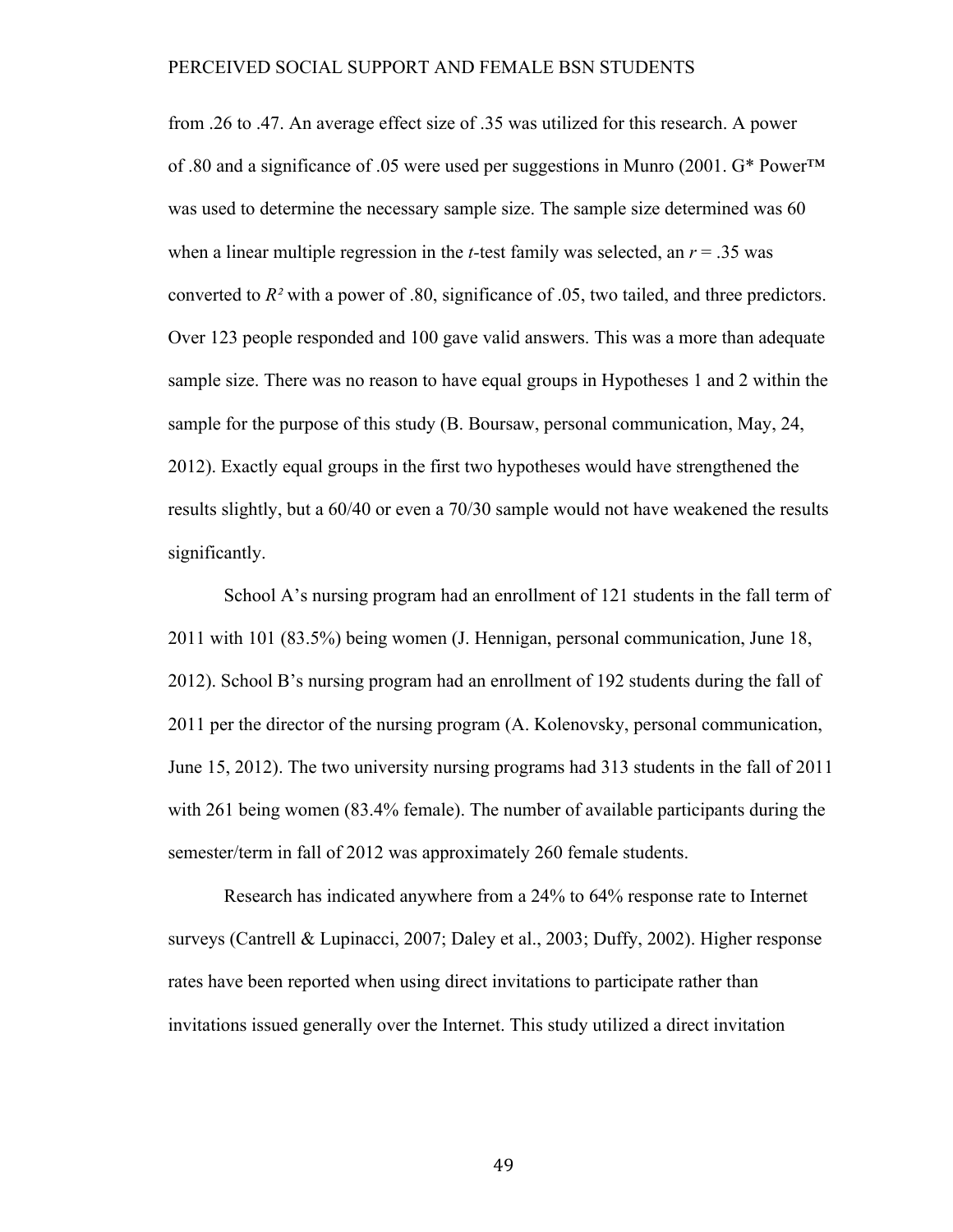from .26 to .47. An average effect size of .35 was utilized for this research. A power of .80 and a significance of .05 were used per suggestions in Munro (2001. G* Power™ was used to determine the necessary sample size. The sample size determined was 60 when a linear multiple regression in the *t*-test family was selected, an $r = .35$ was converted to $R^2$ with a power of .80, significance of .05, two tailed, and three predictors. Over 123 people responded and 100 gave valid answers. This was a more than adequate sample size. There was no reason to have equal groups in Hypotheses 1 and 2 within the sample for the purpose of this study (B. Boursaw, personal communication, May, 24, 2012). Exactly equal groups in the first two hypotheses would have strengthened the results slightly, but a 60/40 or even a 70/30 sample would not have weakened the results significantly.

School A's nursing program had an enrollment of 121 students in the fall term of 2011 with 101 (83.5%) being women (J. Hennigan, personal communication, June 18, 2012). School B's nursing program had an enrollment of 192 students during the fall of 2011 per the director of the nursing program (A. Kolenovsky, personal communication, June 15, 2012). The two university nursing programs had 313 students in the fall of 2011 with 261 being women (83.4% female). The number of available participants during the semester/term in fall of 2012 was approximately 260 female students.

Research has indicated anywhere from a 24% to 64% response rate to Internet surveys (Cantrell & Lupinacci, 2007; Daley et al., 2003; Duffy, 2002). Higher response rates have been reported when using direct invitations to participate rather than invitations issued generally over the Internet. This study utilized a direct invitation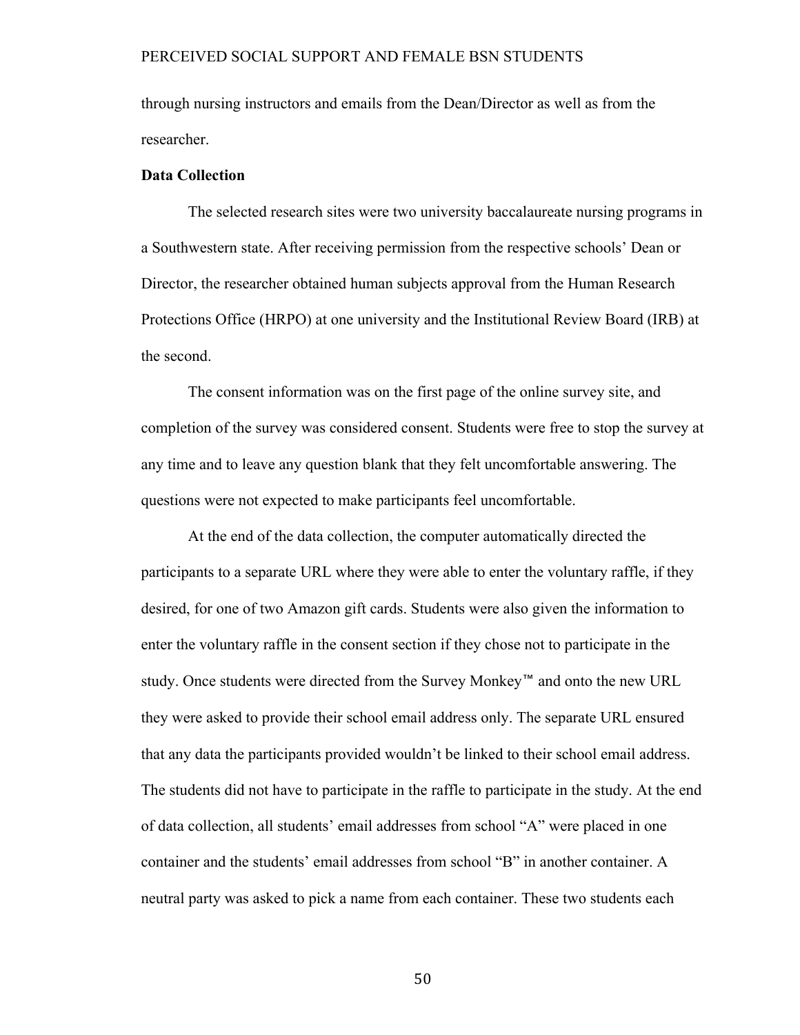through nursing instructors and emails from the Dean/Director as well as from the researcher.

**Data Collection**

The selected research sites were two university baccalaureate nursing programs in a Southwestern state. After receiving permission from the respective schools' Dean or Director, the researcher obtained human subjects approval from the Human Research Protections Office (HRPO) at one university and the Institutional Review Board (IRB) at the second.

The consent information was on the first page of the online survey site, and completion of the survey was considered consent. Students were free to stop the survey at any time and to leave any question blank that they felt uncomfortable answering. The questions were not expected to make participants feel uncomfortable.

At the end of the data collection, the computer automatically directed the participants to a separate URL where they were able to enter the voluntary raffle, if they desired, for one of two Amazon gift cards. Students were also given the information to enter the voluntary raffle in the consent section if they chose not to participate in the study. Once students were directed from the Survey Monkey™ and onto the new URL they were asked to provide their school email address only. The separate URL ensured that any data the participants provided wouldn't be linked to their school email address. The students did not have to participate in the raffle to participate in the study. At the end of data collection, all students' email addresses from school "A" were placed in one container and the students' email addresses from school "B" in another container. A neutral party was asked to pick a name from each container. These two students each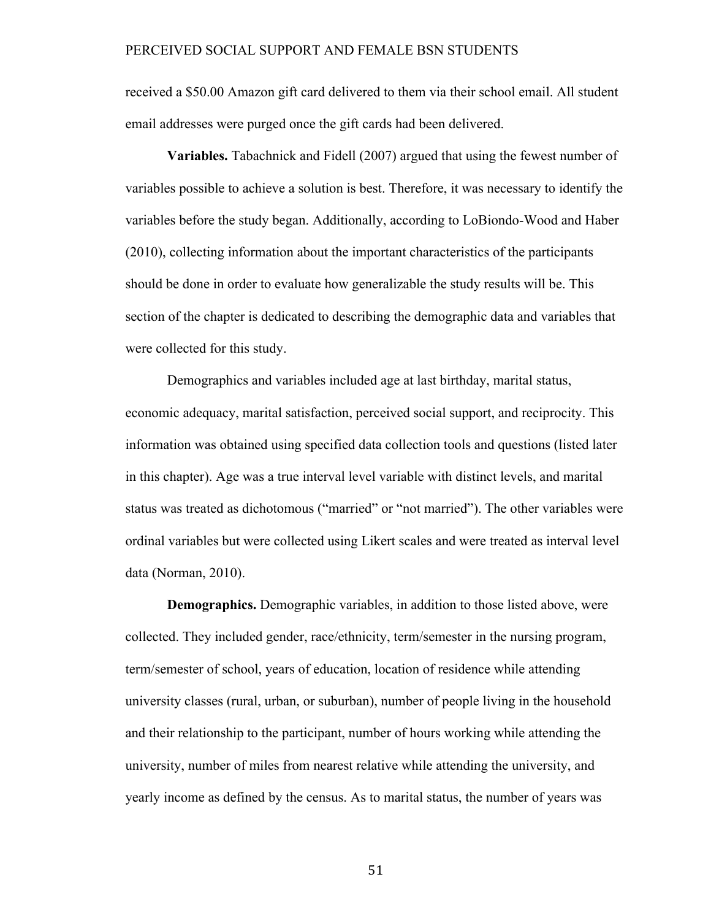received a $50.00 Amazon gift card delivered to them via their school email. All student email addresses were purged once the gift cards had been delivered.

**Variables.** Tabachnick and Fidell (2007) argued that using the fewest number of variables possible to achieve a solution is best. Therefore, it was necessary to identify the variables before the study began. Additionally, according to LoBiondo-Wood and Haber (2010), collecting information about the important characteristics of the participants should be done in order to evaluate how generalizable the study results will be. This section of the chapter is dedicated to describing the demographic data and variables that were collected for this study.

Demographics and variables included age at last birthday, marital status, economic adequacy, marital satisfaction, perceived social support, and reciprocity. This information was obtained using specified data collection tools and questions (listed later in this chapter). Age was a true interval level variable with distinct levels, and marital status was treated as dichotomous ("married" or "not married"). The other variables were ordinal variables but were collected using Likert scales and were treated as interval level data (Norman, 2010).

**Demographics.** Demographic variables, in addition to those listed above, were collected. They included gender, race/ethnicity, term/semester in the nursing program, term/semester of school, years of education, location of residence while attending university classes (rural, urban, or suburban), number of people living in the household and their relationship to the participant, number of hours working while attending the university, number of miles from nearest relative while attending the university, and yearly income as defined by the census. As to marital status, the number of years was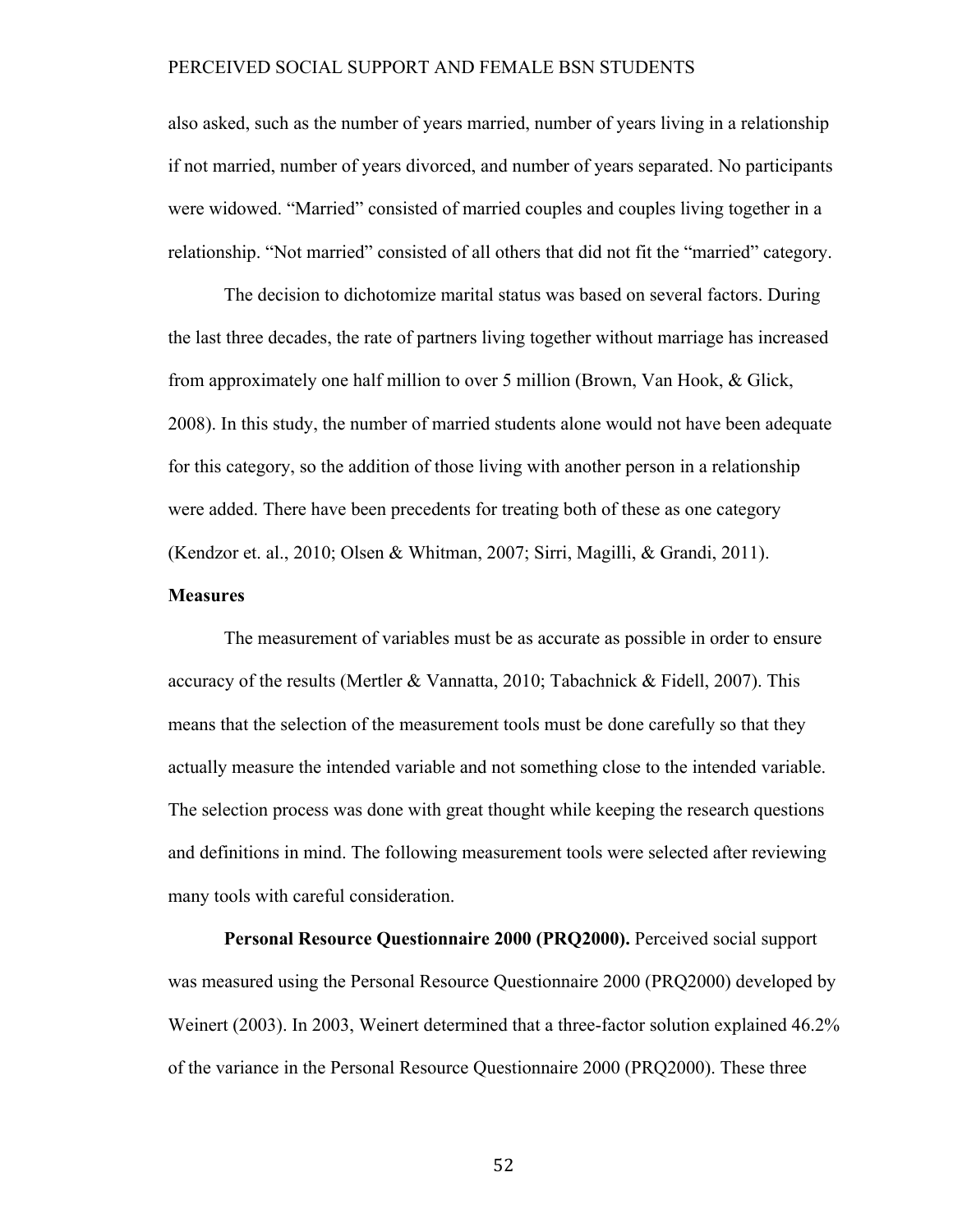also asked, such as the number of years married, number of years living in a relationship if not married, number of years divorced, and number of years separated. No participants were widowed. "Married" consisted of married couples and couples living together in a relationship. "Not married" consisted of all others that did not fit the "married" category.

The decision to dichotomize marital status was based on several factors. During the last three decades, the rate of partners living together without marriage has increased from approximately one half million to over 5 million (Brown, Van Hook, & Glick, 2008). In this study, the number of married students alone would not have been adequate for this category, so the addition of those living with another person in a relationship were added. There have been precedents for treating both of these as one category (Kendzor et. al., 2010; Olsen & Whitman, 2007; Sirri, Magilli, & Grandi, 2011).

**Measures**

The measurement of variables must be as accurate as possible in order to ensure accuracy of the results (Mertler & Vannatta, 2010; Tabachnick & Fidell, 2007). This means that the selection of the measurement tools must be done carefully so that they actually measure the intended variable and not something close to the intended variable. The selection process was done with great thought while keeping the research questions and definitions in mind. The following measurement tools were selected after reviewing many tools with careful consideration.

**Personal Resource Questionnaire 2000 (PRQ2000).** Perceived social support was measured using the Personal Resource Questionnaire 2000 (PRQ2000) developed by Weinert (2003). In 2003, Weinert determined that a three-factor solution explained 46.2% of the variance in the Personal Resource Questionnaire 2000 (PRQ2000). These three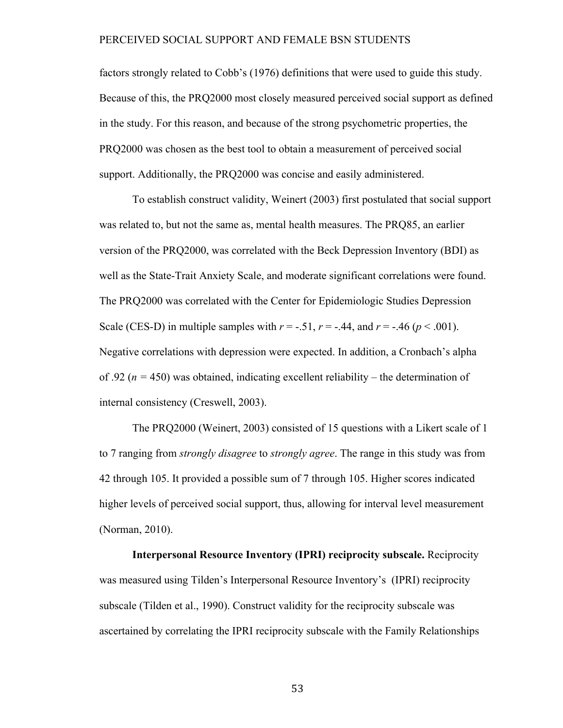factors strongly related to Cobb's (1976) definitions that were used to guide this study. Because of this, the PRQ2000 most closely measured perceived social support as defined in the study. For this reason, and because of the strong psychometric properties, the PRQ2000 was chosen as the best tool to obtain a measurement of perceived social support. Additionally, the PRQ2000 was concise and easily administered.

To establish construct validity, Weinert (2003) first postulated that social support was related to, but not the same as, mental health measures. The PRQ85, an earlier version of the PRQ2000, was correlated with the Beck Depression Inventory (BDI) as well as the State-Trait Anxiety Scale, and moderate significant correlations were found. The PRQ2000 was correlated with the Center for Epidemiologic Studies Depression Scale (CES-D) in multiple samples with $r = -.51$, $r = -.44$, and $r = -.46$ ($p < .001$). Negative correlations with depression were expected. In addition, a Cronbach's alpha of .92 ($n = 450$) was obtained, indicating excellent reliability – the determination of internal consistency (Creswell, 2003).

The PRQ2000 (Weinert, 2003) consisted of 15 questions with a Likert scale of 1 to 7 ranging from *strongly disagree* to *strongly agree*. The range in this study was from 42 through 105. It provided a possible sum of 7 through 105. Higher scores indicated higher levels of perceived social support, thus, allowing for interval level measurement (Norman, 2010).

**Interpersonal Resource Inventory (IPRI) reciprocity subscale.** Reciprocity was measured using Tilden's Interpersonal Resource Inventory's (IPRI) reciprocity subscale (Tilden et al., 1990). Construct validity for the reciprocity subscale was ascertained by correlating the IPRI reciprocity subscale with the Family Relationships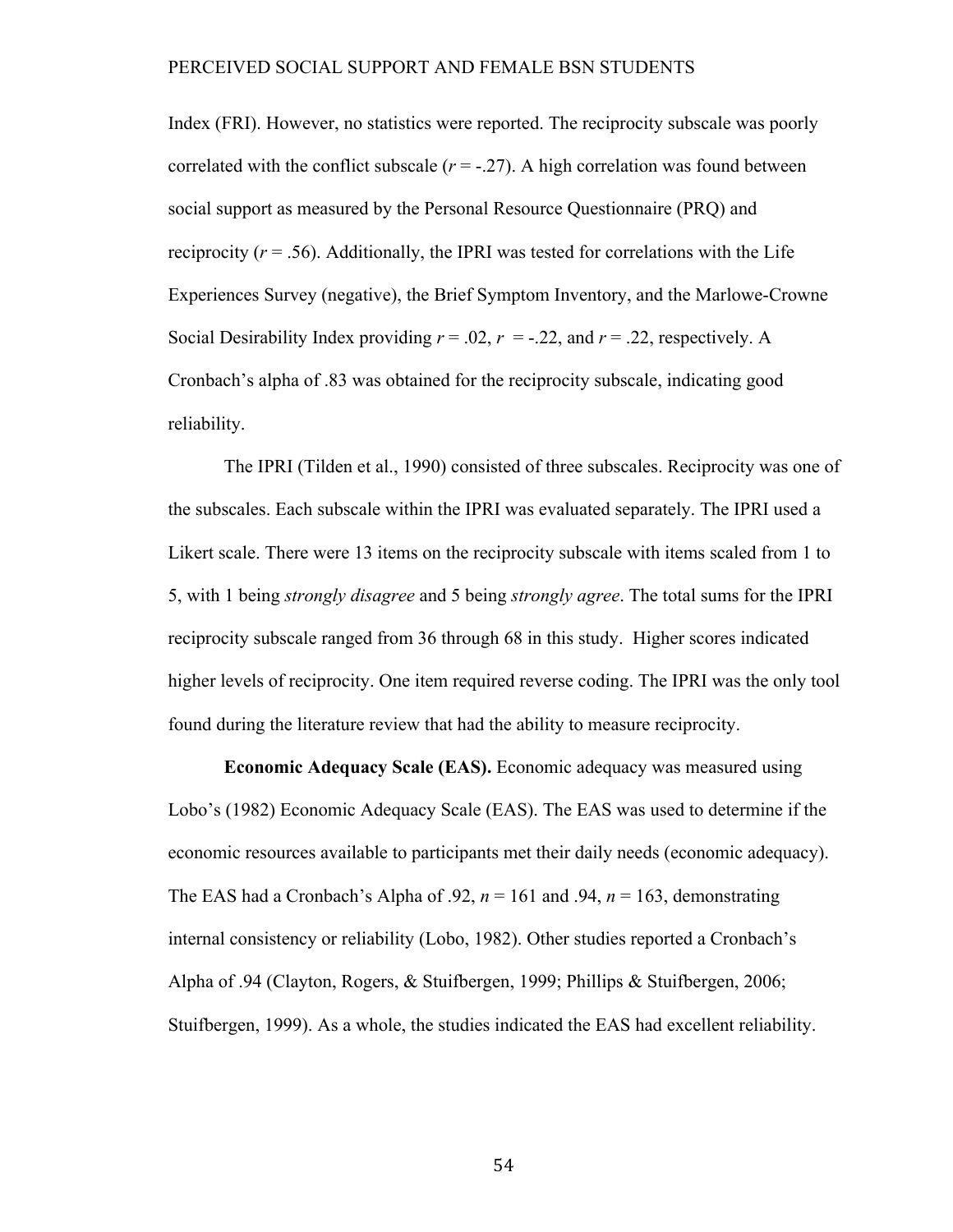Index (FRI). However, no statistics were reported. The reciprocity subscale was poorly correlated with the conflict subscale ($r$ = -.27). A high correlation was found between social support as measured by the Personal Resource Questionnaire (PRQ) and reciprocity ($r$ = .56). Additionally, the IPRI was tested for correlations with the Life Experiences Survey (negative), the Brief Symptom Inventory, and the Marlowe-Crowne Social Desirability Index providing $r$ = .02, $r$ = -.22, and $r$ = .22, respectively. A Cronbach's alpha of .83 was obtained for the reciprocity subscale, indicating good reliability.

The IPRI (Tilden et al., 1990) consisted of three subscales. Reciprocity was one of the subscales. Each subscale within the IPRI was evaluated separately. The IPRI used a Likert scale. There were 13 items on the reciprocity subscale with items scaled from 1 to 5, with 1 being *strongly disagree* and 5 being *strongly agree*. The total sums for the IPRI reciprocity subscale ranged from 36 through 68 in this study. Higher scores indicated higher levels of reciprocity. One item required reverse coding. The IPRI was the only tool found during the literature review that had the ability to measure reciprocity.

**Economic Adequacy Scale (EAS).** Economic adequacy was measured using Lobo's (1982) Economic Adequacy Scale (EAS). The EAS was used to determine if the economic resources available to participants met their daily needs (economic adequacy). The EAS had a Cronbach's Alpha of .92, $n$ = 161 and .94, $n$ = 163, demonstrating internal consistency or reliability (Lobo, 1982). Other studies reported a Cronbach's Alpha of .94 (Clayton, Rogers, & Stuifbergen, 1999; Phillips & Stuifbergen, 2006; Stuifbergen, 1999). As a whole, the studies indicated the EAS had excellent reliability.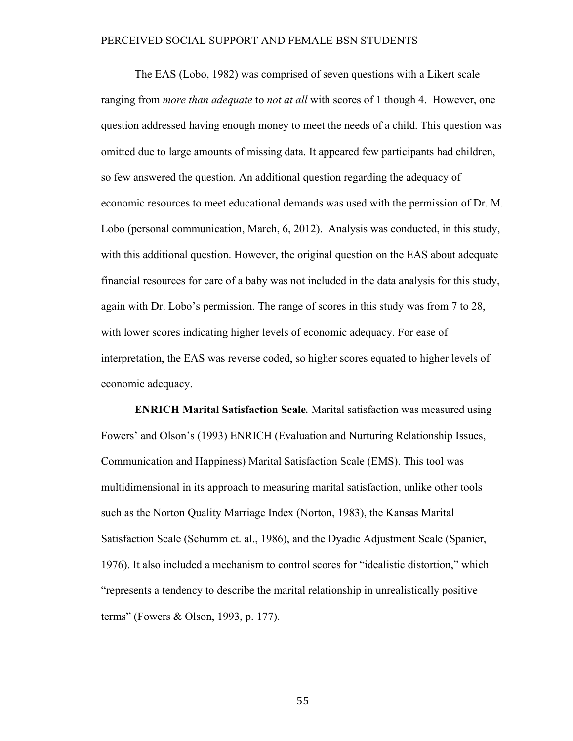The EAS (Lobo, 1982) was comprised of seven questions with a Likert scale ranging from *more than adequate* to *not at all* with scores of 1 though 4. However, one question addressed having enough money to meet the needs of a child. This question was omitted due to large amounts of missing data. It appeared few participants had children, so few answered the question. An additional question regarding the adequacy of economic resources to meet educational demands was used with the permission of Dr. M. Lobo (personal communication, March, 6, 2012). Analysis was conducted, in this study, with this additional question. However, the original question on the EAS about adequate financial resources for care of a baby was not included in the data analysis for this study, again with Dr. Lobo's permission. The range of scores in this study was from 7 to 28, with lower scores indicating higher levels of economic adequacy. For ease of interpretation, the EAS was reverse coded, so higher scores equated to higher levels of economic adequacy.

**ENRICH Marital Satisfaction Scale.** Marital satisfaction was measured using Fowers' and Olson's (1993) ENRICH (Evaluation and Nurturing Relationship Issues, Communication and Happiness) Marital Satisfaction Scale (EMS). This tool was multidimensional in its approach to measuring marital satisfaction, unlike other tools such as the Norton Quality Marriage Index (Norton, 1983), the Kansas Marital Satisfaction Scale (Schumm et. al., 1986), and the Dyadic Adjustment Scale (Spanier, 1976). It also included a mechanism to control scores for "idealistic distortion," which "represents a tendency to describe the marital relationship in unrealistically positive terms" (Fowers & Olson, 1993, p. 177).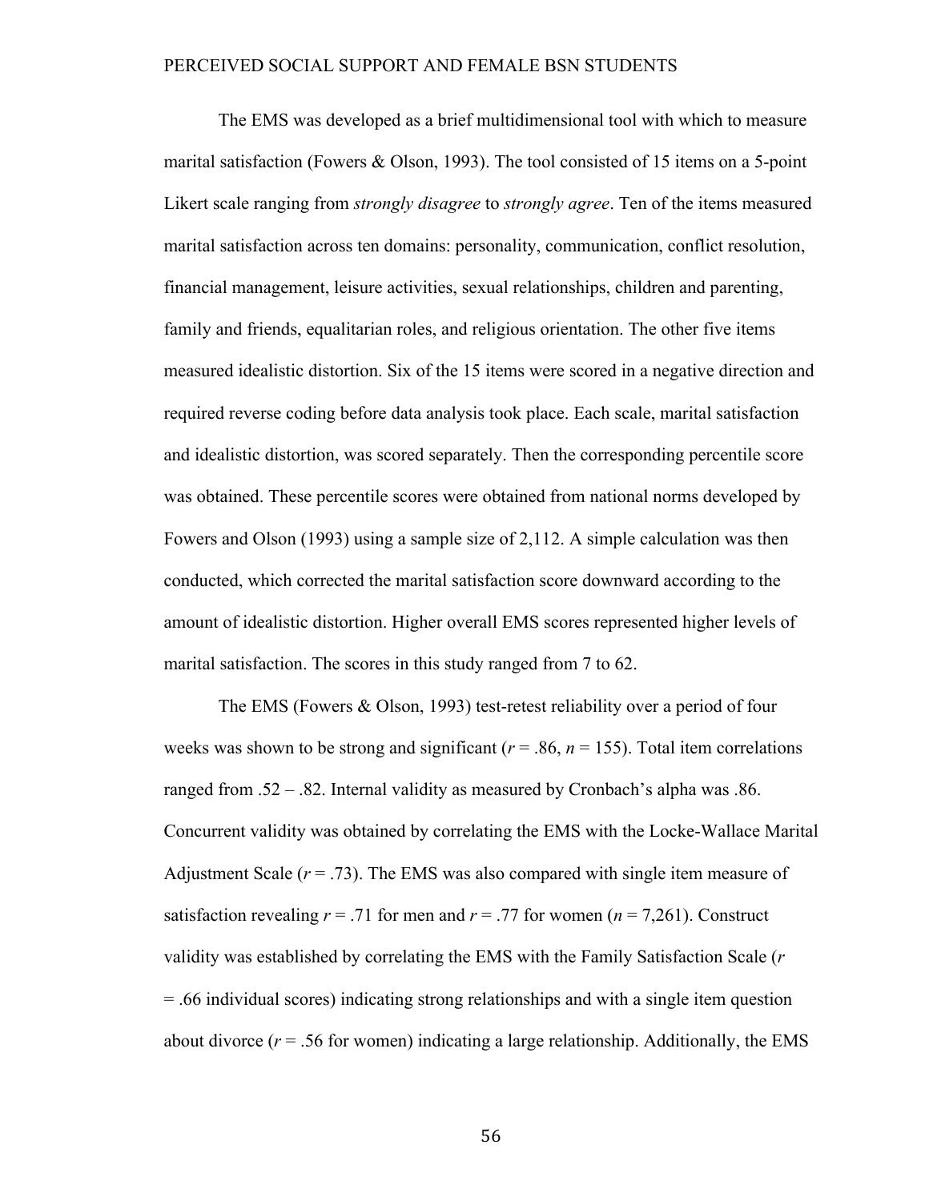The EMS was developed as a brief multidimensional tool with which to measure marital satisfaction (Fowers & Olson, 1993). The tool consisted of 15 items on a 5-point Likert scale ranging from *strongly disagree* to *strongly agree*. Ten of the items measured marital satisfaction across ten domains: personality, communication, conflict resolution, financial management, leisure activities, sexual relationships, children and parenting, family and friends, equalitarian roles, and religious orientation. The other five items measured idealistic distortion. Six of the 15 items were scored in a negative direction and required reverse coding before data analysis took place. Each scale, marital satisfaction and idealistic distortion, was scored separately. Then the corresponding percentile score was obtained. These percentile scores were obtained from national norms developed by Fowers and Olson (1993) using a sample size of 2,112. A simple calculation was then conducted, which corrected the marital satisfaction score downward according to the amount of idealistic distortion. Higher overall EMS scores represented higher levels of marital satisfaction. The scores in this study ranged from 7 to 62.

The EMS (Fowers & Olson, 1993) test-retest reliability over a period of four weeks was shown to be strong and significant ($r = .86$, $n = 155$). Total item correlations ranged from .52 – .82. Internal validity as measured by Cronbach's alpha was .86. Concurrent validity was obtained by correlating the EMS with the Locke-Wallace Marital Adjustment Scale ($r = .73$). The EMS was also compared with single item measure of satisfaction revealing $r = .71$ for men and $r = .77$ for women ($n = 7{,}261$). Construct validity was established by correlating the EMS with the Family Satisfaction Scale ($r = .66$ individual scores) indicating strong relationships and with a single item question about divorce ($r = .56$ for women) indicating a large relationship. Additionally, the EMS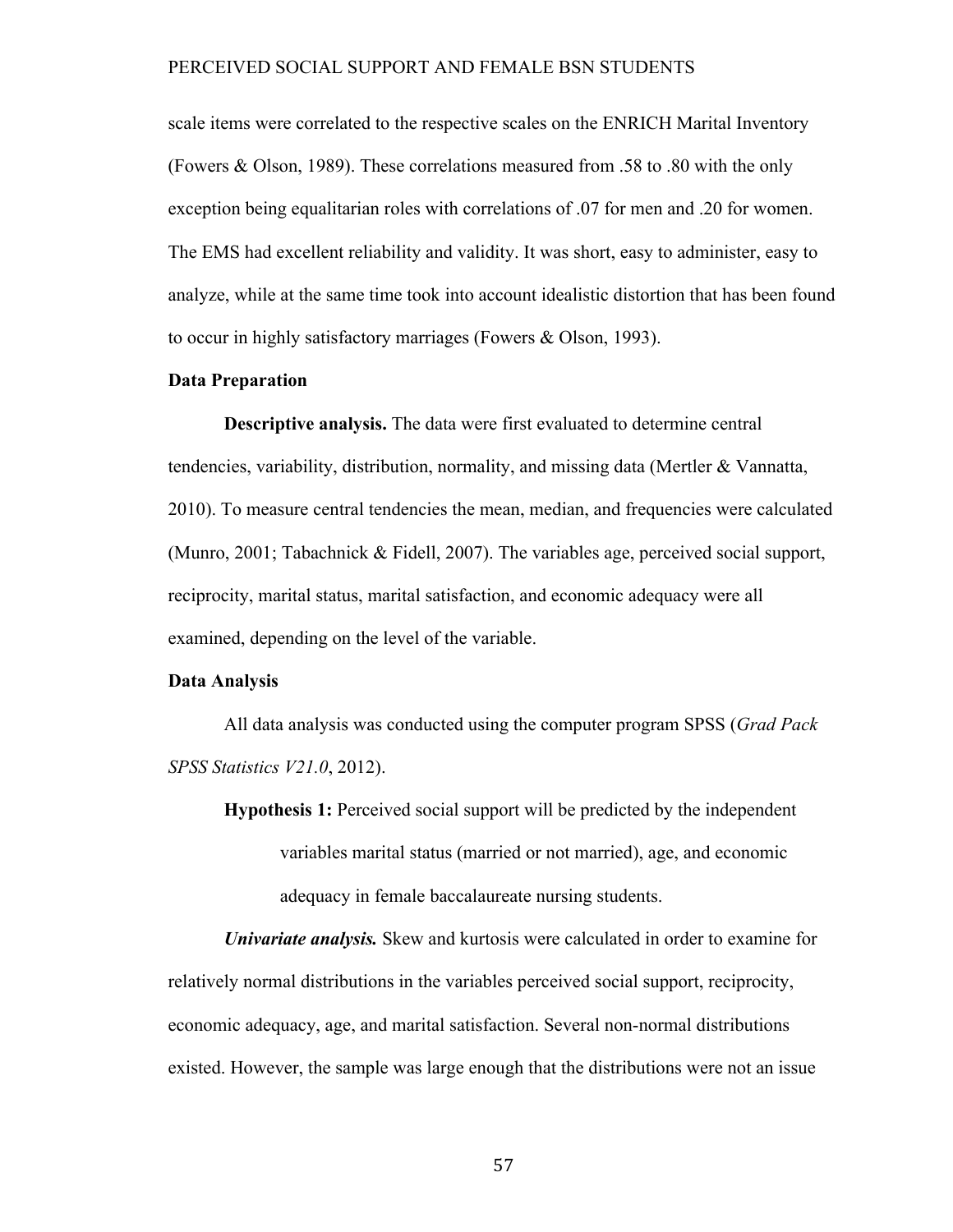scale items were correlated to the respective scales on the ENRICH Marital Inventory (Fowers & Olson, 1989). These correlations measured from .58 to .80 with the only exception being equalitarian roles with correlations of .07 for men and .20 for women. The EMS had excellent reliability and validity. It was short, easy to administer, easy to analyze, while at the same time took into account idealistic distortion that has been found to occur in highly satisfactory marriages (Fowers & Olson, 1993).

### Data Preparation

**Descriptive analysis.** The data were first evaluated to determine central tendencies, variability, distribution, normality, and missing data (Mertler & Vannatta, 2010). To measure central tendencies the mean, median, and frequencies were calculated (Munro, 2001; Tabachnick & Fidell, 2007). The variables age, perceived social support, reciprocity, marital status, marital satisfaction, and economic adequacy were all examined, depending on the level of the variable.

### Data Analysis

All data analysis was conducted using the computer program SPSS (*Grad Pack SPSS Statistics V21.0*, 2012).

**Hypothesis 1:** Perceived social support will be predicted by the independent variables marital status (married or not married), age, and economic adequacy in female baccalaureate nursing students.

***Univariate analysis.*** Skew and kurtosis were calculated in order to examine for relatively normal distributions in the variables perceived social support, reciprocity, economic adequacy, age, and marital satisfaction. Several non-normal distributions existed. However, the sample was large enough that the distributions were not an issue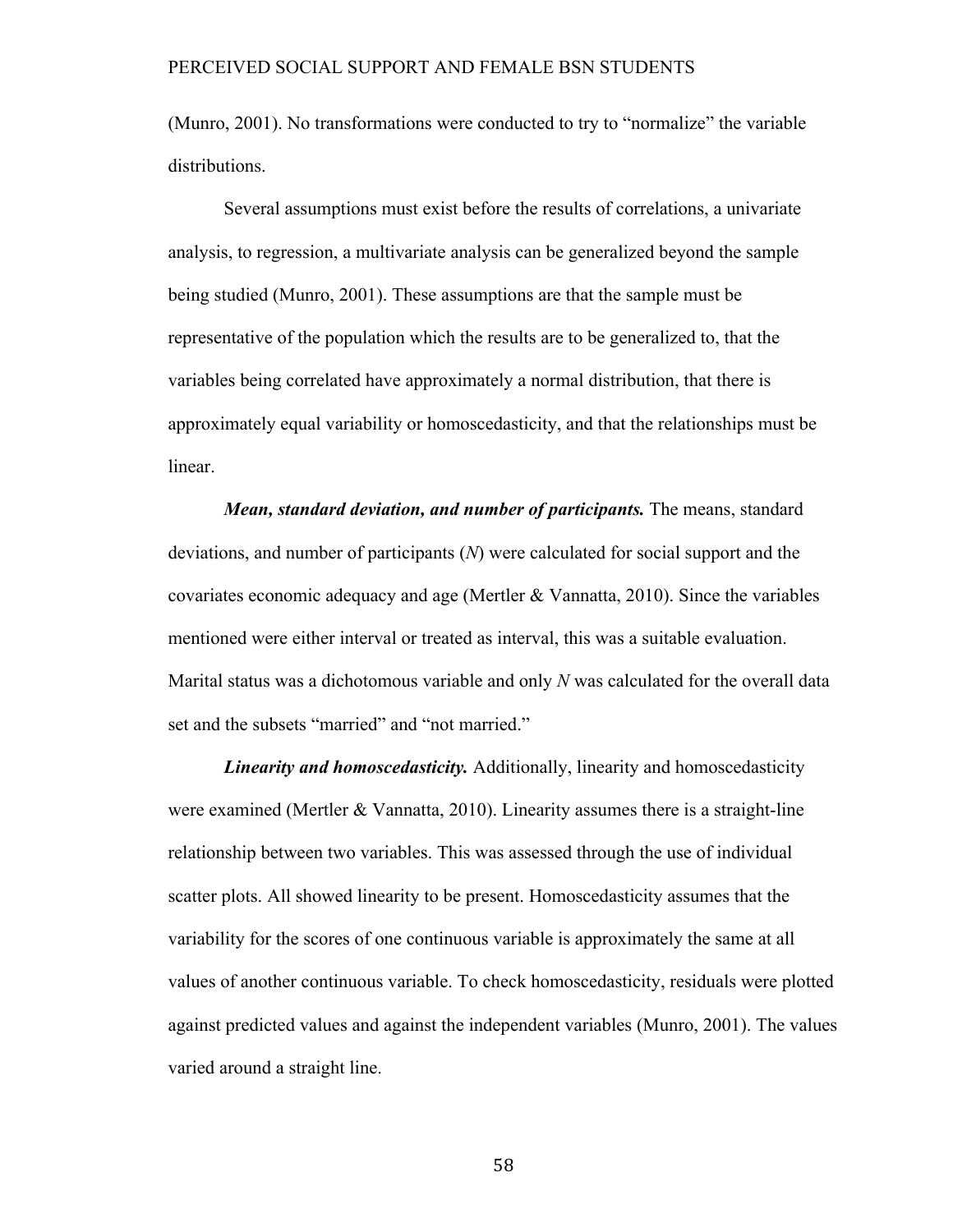(Munro, 2001). No transformations were conducted to try to "normalize" the variable distributions.

Several assumptions must exist before the results of correlations, a univariate analysis, to regression, a multivariate analysis can be generalized beyond the sample being studied (Munro, 2001). These assumptions are that the sample must be representative of the population which the results are to be generalized to, that the variables being correlated have approximately a normal distribution, that there is approximately equal variability or homoscedasticity, and that the relationships must be linear.

***Mean, standard deviation, and number of participants.*** The means, standard deviations, and number of participants (*N*) were calculated for social support and the covariates economic adequacy and age (Mertler & Vannatta, 2010). Since the variables mentioned were either interval or treated as interval, this was a suitable evaluation. Marital status was a dichotomous variable and only *N* was calculated for the overall data set and the subsets "married" and "not married."

***Linearity and homoscedasticity.*** Additionally, linearity and homoscedasticity were examined (Mertler & Vannatta, 2010). Linearity assumes there is a straight-line relationship between two variables. This was assessed through the use of individual scatter plots. All showed linearity to be present. Homoscedasticity assumes that the variability for the scores of one continuous variable is approximately the same at all values of another continuous variable. To check homoscedasticity, residuals were plotted against predicted values and against the independent variables (Munro, 2001). The values varied around a straight line.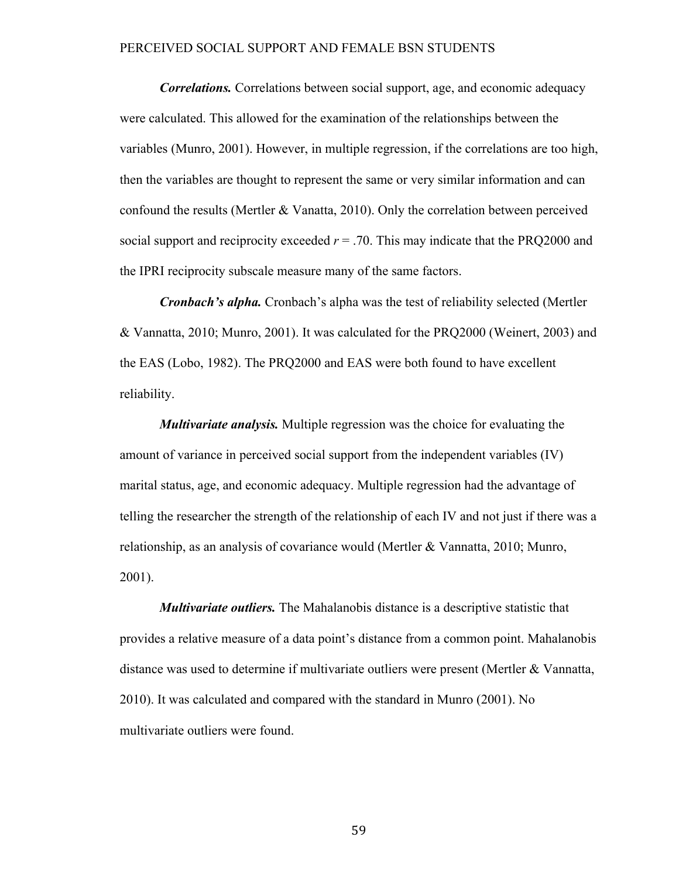***Correlations.*** Correlations between social support, age, and economic adequacy were calculated. This allowed for the examination of the relationships between the variables (Munro, 2001). However, in multiple regression, if the correlations are too high, then the variables are thought to represent the same or very similar information and can confound the results (Mertler & Vanatta, 2010). Only the correlation between perceived social support and reciprocity exceeded $r$ = .70. This may indicate that the PRQ2000 and the IPRI reciprocity subscale measure many of the same factors.

***Cronbach's alpha.*** Cronbach's alpha was the test of reliability selected (Mertler & Vannatta, 2010; Munro, 2001). It was calculated for the PRQ2000 (Weinert, 2003) and the EAS (Lobo, 1982). The PRQ2000 and EAS were both found to have excellent reliability.

***Multivariate analysis.*** Multiple regression was the choice for evaluating the amount of variance in perceived social support from the independent variables (IV) marital status, age, and economic adequacy. Multiple regression had the advantage of telling the researcher the strength of the relationship of each IV and not just if there was a relationship, as an analysis of covariance would (Mertler & Vannatta, 2010; Munro, 2001).

***Multivariate outliers.*** The Mahalanobis distance is a descriptive statistic that provides a relative measure of a data point's distance from a common point. Mahalanobis distance was used to determine if multivariate outliers were present (Mertler & Vannatta, 2010). It was calculated and compared with the standard in Munro (2001). No multivariate outliers were found.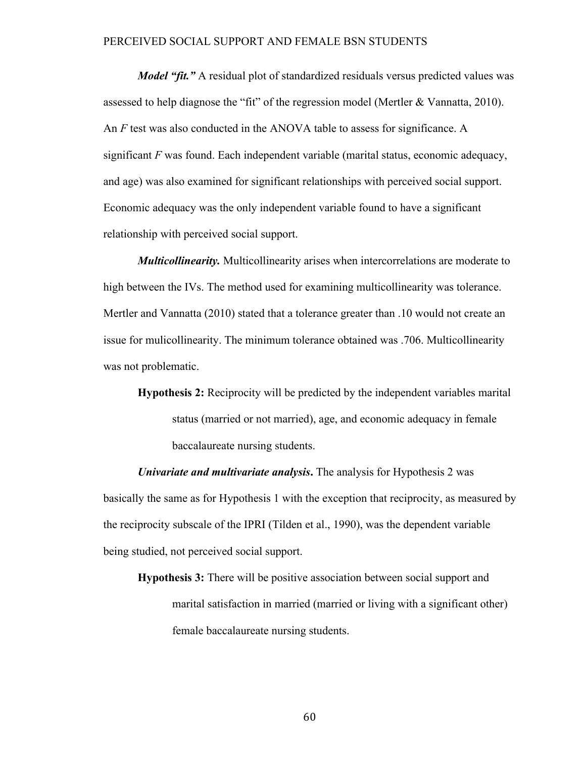***Model "fit."*** A residual plot of standardized residuals versus predicted values was assessed to help diagnose the "fit" of the regression model (Mertler & Vannatta, 2010). An $F$ test was also conducted in the ANOVA table to assess for significance. A significant $F$ was found. Each independent variable (marital status, economic adequacy, and age) was also examined for significant relationships with perceived social support. Economic adequacy was the only independent variable found to have a significant relationship with perceived social support.

***Multicollinearity.*** Multicollinearity arises when intercorrelations are moderate to high between the IVs. The method used for examining multicollinearity was tolerance. Mertler and Vannatta (2010) stated that a tolerance greater than .10 would not create an issue for mulicollinearity. The minimum tolerance obtained was .706. Multicollinearity was not problematic.

> **Hypothesis 2:** Reciprocity will be predicted by the independent variables marital status (married or not married), age, and economic adequacy in female baccalaureate nursing students.

***Univariate and multivariate analysis*.** The analysis for Hypothesis 2 was basically the same as for Hypothesis 1 with the exception that reciprocity, as measured by the reciprocity subscale of the IPRI (Tilden et al., 1990), was the dependent variable being studied, not perceived social support.

> **Hypothesis 3:** There will be positive association between social support and marital satisfaction in married (married or living with a significant other) female baccalaureate nursing students.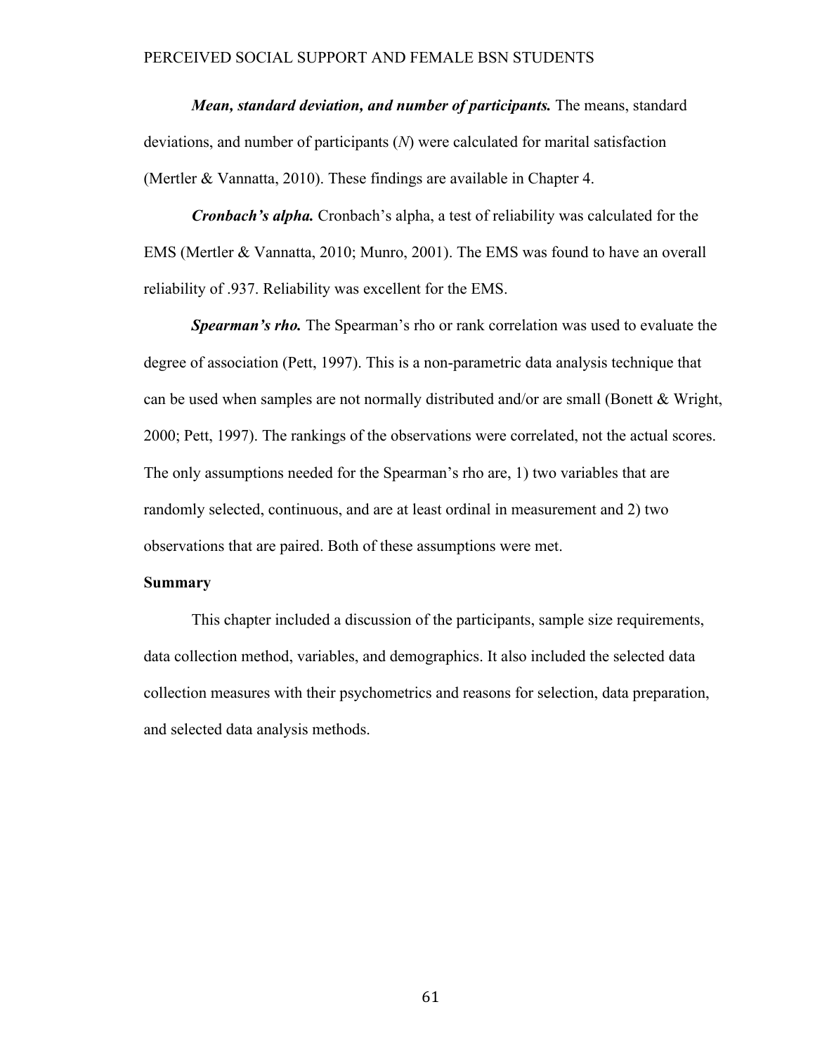***Mean, standard deviation, and number of participants.*** The means, standard deviations, and number of participants (*N*) were calculated for marital satisfaction (Mertler & Vannatta, 2010). These findings are available in Chapter 4.

***Cronbach's alpha.*** Cronbach's alpha, a test of reliability was calculated for the EMS (Mertler & Vannatta, 2010; Munro, 2001). The EMS was found to have an overall reliability of .937. Reliability was excellent for the EMS.

***Spearman's rho.*** The Spearman's rho or rank correlation was used to evaluate the degree of association (Pett, 1997). This is a non-parametric data analysis technique that can be used when samples are not normally distributed and/or are small (Bonett & Wright, 2000; Pett, 1997). The rankings of the observations were correlated, not the actual scores. The only assumptions needed for the Spearman's rho are, 1) two variables that are randomly selected, continuous, and are at least ordinal in measurement and 2) two observations that are paired. Both of these assumptions were met.

**Summary**

This chapter included a discussion of the participants, sample size requirements, data collection method, variables, and demographics. It also included the selected data collection measures with their psychometrics and reasons for selection, data preparation, and selected data analysis methods.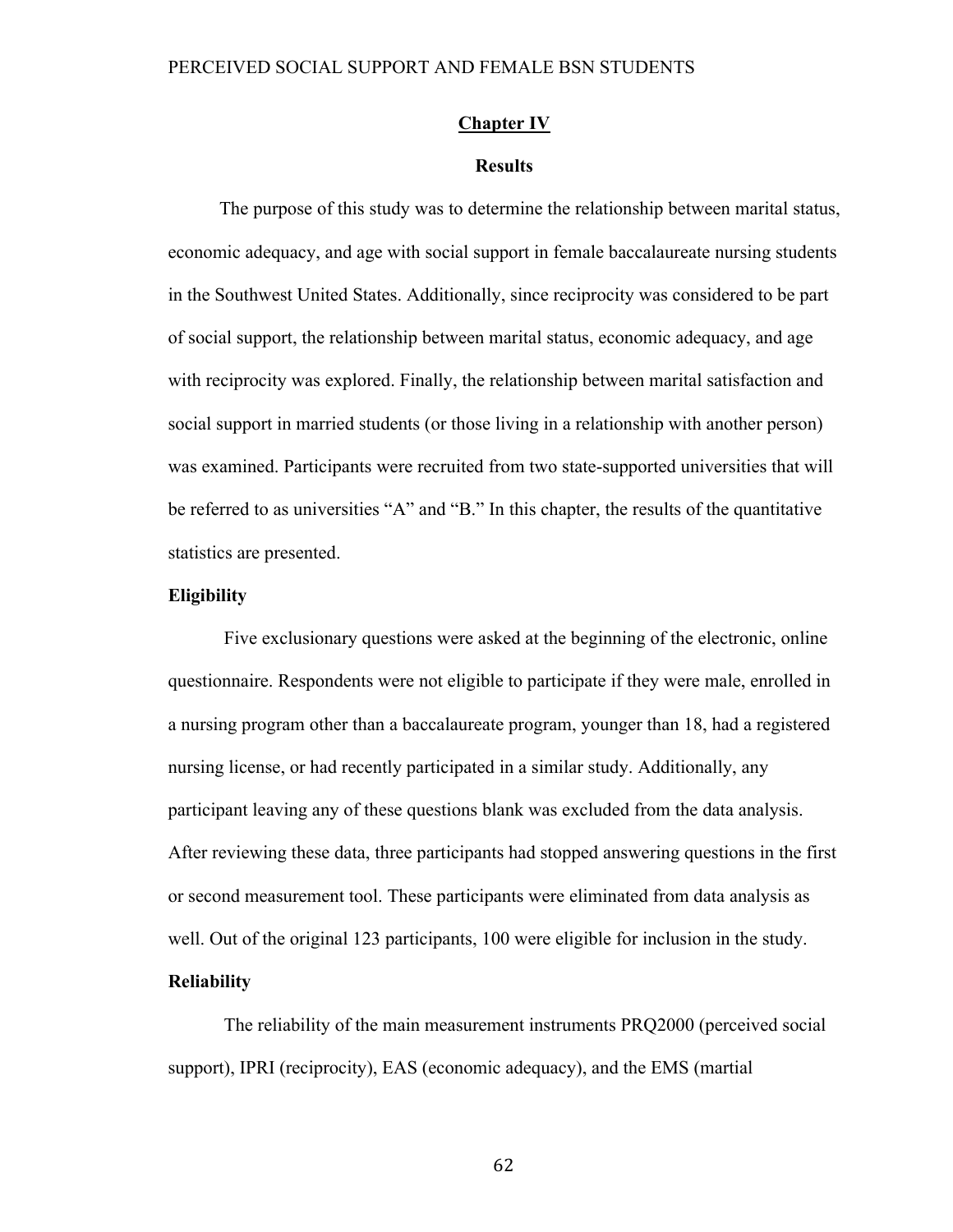## Chapter IV

### Results

The purpose of this study was to determine the relationship between marital status, economic adequacy, and age with social support in female baccalaureate nursing students in the Southwest United States. Additionally, since reciprocity was considered to be part of social support, the relationship between marital status, economic adequacy, and age with reciprocity was explored. Finally, the relationship between marital satisfaction and social support in married students (or those living in a relationship with another person) was examined. Participants were recruited from two state-supported universities that will be referred to as universities "A" and "B." In this chapter, the results of the quantitative statistics are presented.

**Eligibility**

Five exclusionary questions were asked at the beginning of the electronic, online questionnaire. Respondents were not eligible to participate if they were male, enrolled in a nursing program other than a baccalaureate program, younger than 18, had a registered nursing license, or had recently participated in a similar study. Additionally, any participant leaving any of these questions blank was excluded from the data analysis. After reviewing these data, three participants had stopped answering questions in the first or second measurement tool. These participants were eliminated from data analysis as well. Out of the original 123 participants, 100 were eligible for inclusion in the study.

**Reliability**

The reliability of the main measurement instruments PRQ2000 (perceived social support), IPRI (reciprocity), EAS (economic adequacy), and the EMS (martial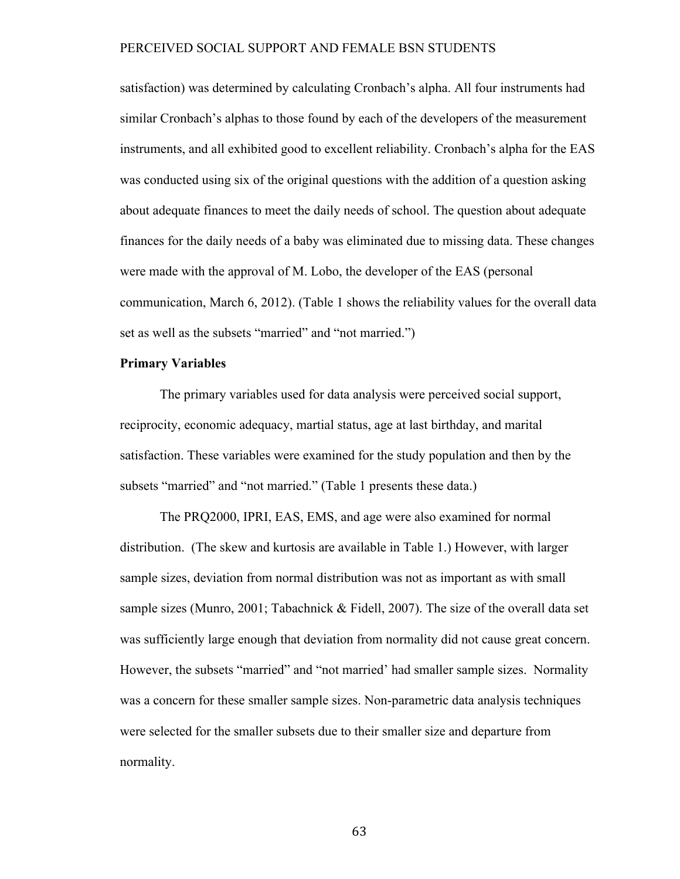satisfaction) was determined by calculating Cronbach's alpha. All four instruments had similar Cronbach's alphas to those found by each of the developers of the measurement instruments, and all exhibited good to excellent reliability. Cronbach's alpha for the EAS was conducted using six of the original questions with the addition of a question asking about adequate finances to meet the daily needs of school. The question about adequate finances for the daily needs of a baby was eliminated due to missing data. These changes were made with the approval of M. Lobo, the developer of the EAS (personal communication, March 6, 2012). (Table 1 shows the reliability values for the overall data set as well as the subsets "married" and "not married.")

**Primary Variables**

The primary variables used for data analysis were perceived social support, reciprocity, economic adequacy, martial status, age at last birthday, and marital satisfaction. These variables were examined for the study population and then by the subsets "married" and "not married." (Table 1 presents these data.)

The PRQ2000, IPRI, EAS, EMS, and age were also examined for normal distribution. (The skew and kurtosis are available in Table 1.) However, with larger sample sizes, deviation from normal distribution was not as important as with small sample sizes (Munro, 2001; Tabachnick & Fidell, 2007). The size of the overall data set was sufficiently large enough that deviation from normality did not cause great concern. However, the subsets "married" and "not married' had smaller sample sizes. Normality was a concern for these smaller sample sizes. Non-parametric data analysis techniques were selected for the smaller subsets due to their smaller size and departure from normality.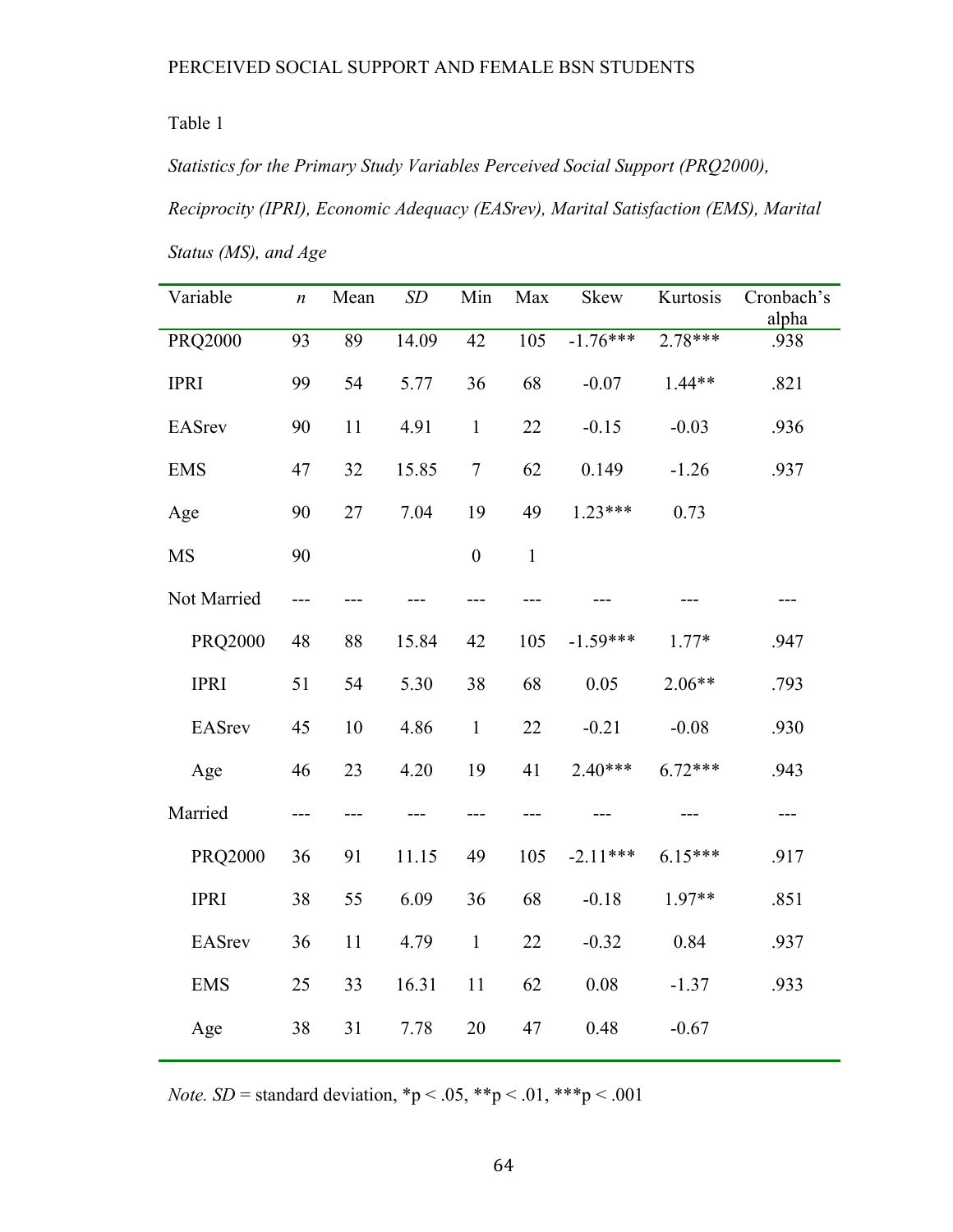Table 1

*Statistics for the Primary Study Variables Perceived Social Support (PRQ2000), Reciprocity (IPRI), Economic Adequacy (EASrev), Marital Satisfaction (EMS), Marital Status (MS), and Age*

| Variable | *n* | Mean | *SD* | Min | Max | Skew | Kurtosis | Cronbach's alpha |
|---|---|---|---|---|---|---|---|---|
| PRQ2000 | 93 | 89 | 14.09 | 42 | 105 | -1.76*** | 2.78*** | .938 |
| IPRI | 99 | 54 | 5.77 | 36 | 68 | -0.07 | 1.44** | .821 |
| EASrev | 90 | 11 | 4.91 | 1 | 22 | -0.15 | -0.03 | .936 |
| EMS | 47 | 32 | 15.85 | 7 | 62 | 0.149 | -1.26 | .937 |
| Age | 90 | 27 | 7.04 | 19 | 49 | 1.23*** | 0.73 | |
| MS | 90 | | | 0 | 1 | | | |
| Not Married | --- | --- | --- | --- | --- | --- | --- | --- |
| PRQ2000 | 48 | 88 | 15.84 | 42 | 105 | -1.59*** | 1.77* | .947 |
| IPRI | 51 | 54 | 5.30 | 38 | 68 | 0.05 | 2.06** | .793 |
| EASrev | 45 | 10 | 4.86 | 1 | 22 | -0.21 | -0.08 | .930 |
| Age | 46 | 23 | 4.20 | 19 | 41 | 2.40*** | 6.72*** | .943 |
| Married | --- | --- | --- | --- | --- | --- | --- | --- |
| PRQ2000 | 36 | 91 | 11.15 | 49 | 105 | -2.11*** | 6.15*** | .917 |
| IPRI | 38 | 55 | 6.09 | 36 | 68 | -0.18 | 1.97** | .851 |
| EASrev | 36 | 11 | 4.79 | 1 | 22 | -0.32 | 0.84 | .937 |
| EMS | 25 | 33 | 16.31 | 11 | 62 | 0.08 | -1.37 | .933 |
| Age | 38 | 31 | 7.78 | 20 | 47 | 0.48 | -0.67 | |

*Note. SD* = standard deviation, $^{*}p < .05$, $^{**}p < .01$, $^{***}p < .001$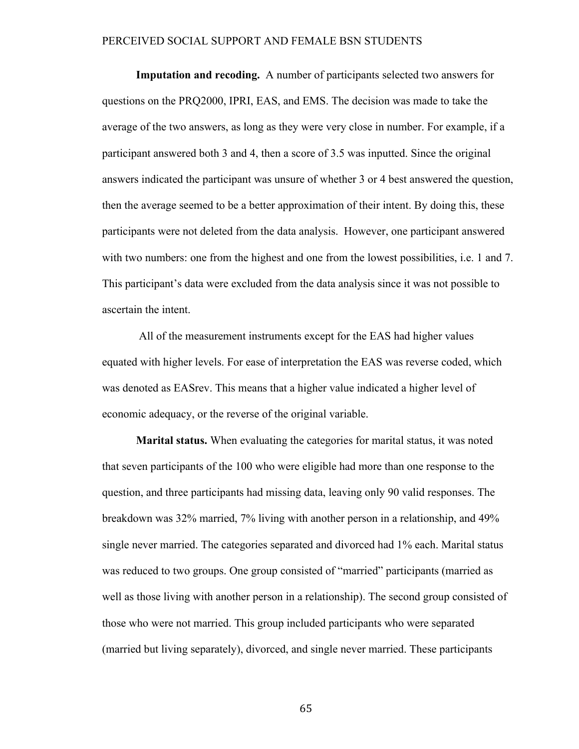**Imputation and recoding.** A number of participants selected two answers for questions on the PRQ2000, IPRI, EAS, and EMS. The decision was made to take the average of the two answers, as long as they were very close in number. For example, if a participant answered both 3 and 4, then a score of 3.5 was inputted. Since the original answers indicated the participant was unsure of whether 3 or 4 best answered the question, then the average seemed to be a better approximation of their intent. By doing this, these participants were not deleted from the data analysis. However, one participant answered with two numbers: one from the highest and one from the lowest possibilities, i.e. 1 and 7. This participant's data were excluded from the data analysis since it was not possible to ascertain the intent.

All of the measurement instruments except for the EAS had higher values equated with higher levels. For ease of interpretation the EAS was reverse coded, which was denoted as EASrev. This means that a higher value indicated a higher level of economic adequacy, or the reverse of the original variable.

**Marital status.** When evaluating the categories for marital status, it was noted that seven participants of the 100 who were eligible had more than one response to the question, and three participants had missing data, leaving only 90 valid responses. The breakdown was 32% married, 7% living with another person in a relationship, and 49% single never married. The categories separated and divorced had 1% each. Marital status was reduced to two groups. One group consisted of "married" participants (married as well as those living with another person in a relationship). The second group consisted of those who were not married. This group included participants who were separated (married but living separately), divorced, and single never married. These participants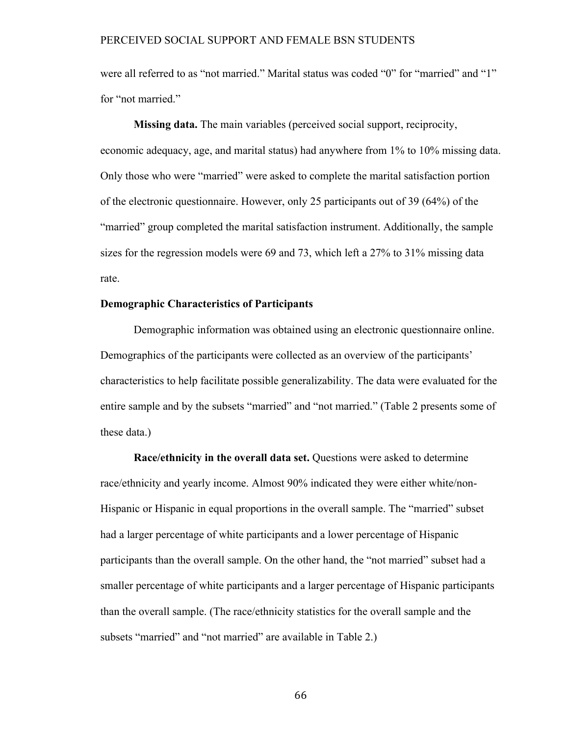were all referred to as "not married." Marital status was coded "0" for "married" and "1" for "not married."

**Missing data.** The main variables (perceived social support, reciprocity, economic adequacy, age, and marital status) had anywhere from 1% to 10% missing data. Only those who were "married" were asked to complete the marital satisfaction portion of the electronic questionnaire. However, only 25 participants out of 39 (64%) of the "married" group completed the marital satisfaction instrument. Additionally, the sample sizes for the regression models were 69 and 73, which left a 27% to 31% missing data rate.

### Demographic Characteristics of Participants

Demographic information was obtained using an electronic questionnaire online. Demographics of the participants were collected as an overview of the participants' characteristics to help facilitate possible generalizability. The data were evaluated for the entire sample and by the subsets "married" and "not married." (Table 2 presents some of these data.)

**Race/ethnicity in the overall data set.** Questions were asked to determine race/ethnicity and yearly income. Almost 90% indicated they were either white/non-Hispanic or Hispanic in equal proportions in the overall sample. The "married" subset had a larger percentage of white participants and a lower percentage of Hispanic participants than the overall sample. On the other hand, the "not married" subset had a smaller percentage of white participants and a larger percentage of Hispanic participants than the overall sample. (The race/ethnicity statistics for the overall sample and the subsets "married" and "not married" are available in Table 2.)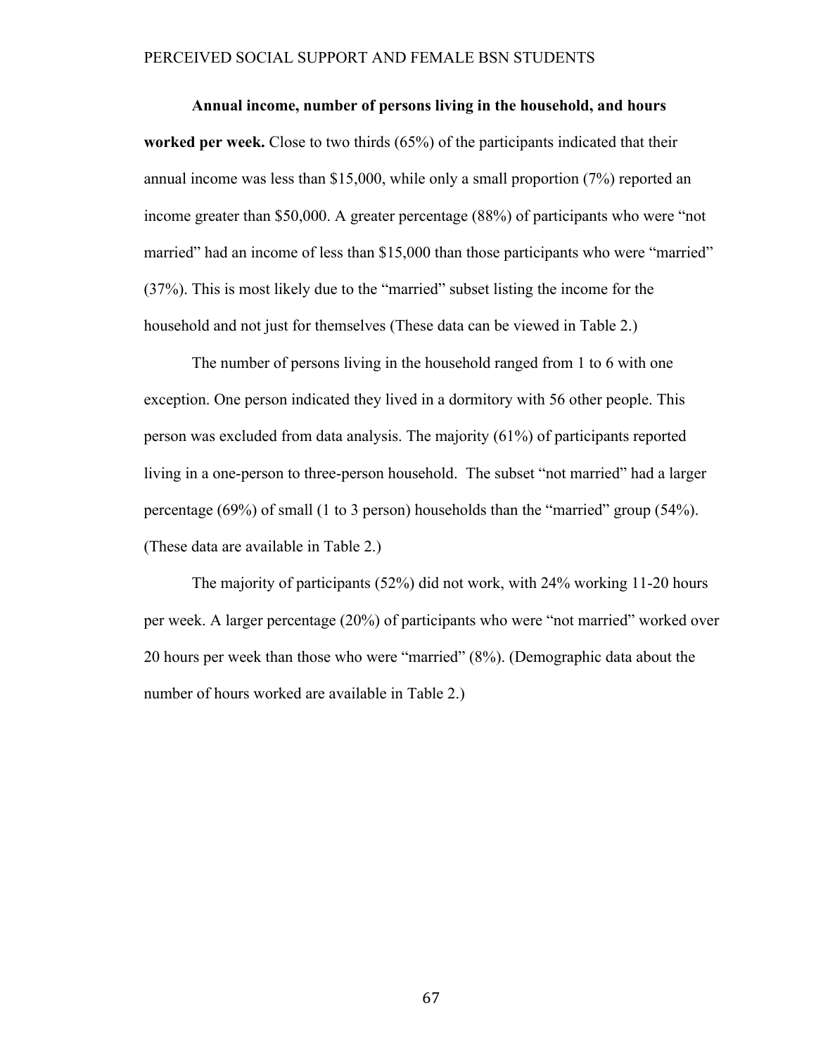**Annual income, number of persons living in the household, and hours worked per week.** Close to two thirds (65%) of the participants indicated that their annual income was less than $15,000, while only a small proportion (7%) reported an income greater than $50,000. A greater percentage (88%) of participants who were "not married" had an income of less than $15,000 than those participants who were "married" (37%). This is most likely due to the "married" subset listing the income for the household and not just for themselves (These data can be viewed in Table 2.)

The number of persons living in the household ranged from 1 to 6 with one exception. One person indicated they lived in a dormitory with 56 other people. This person was excluded from data analysis. The majority (61%) of participants reported living in a one-person to three-person household. The subset "not married" had a larger percentage (69%) of small (1 to 3 person) households than the "married" group (54%). (These data are available in Table 2.)

The majority of participants (52%) did not work, with 24% working 11-20 hours per week. A larger percentage (20%) of participants who were "not married" worked over 20 hours per week than those who were "married" (8%). (Demographic data about the number of hours worked are available in Table 2.)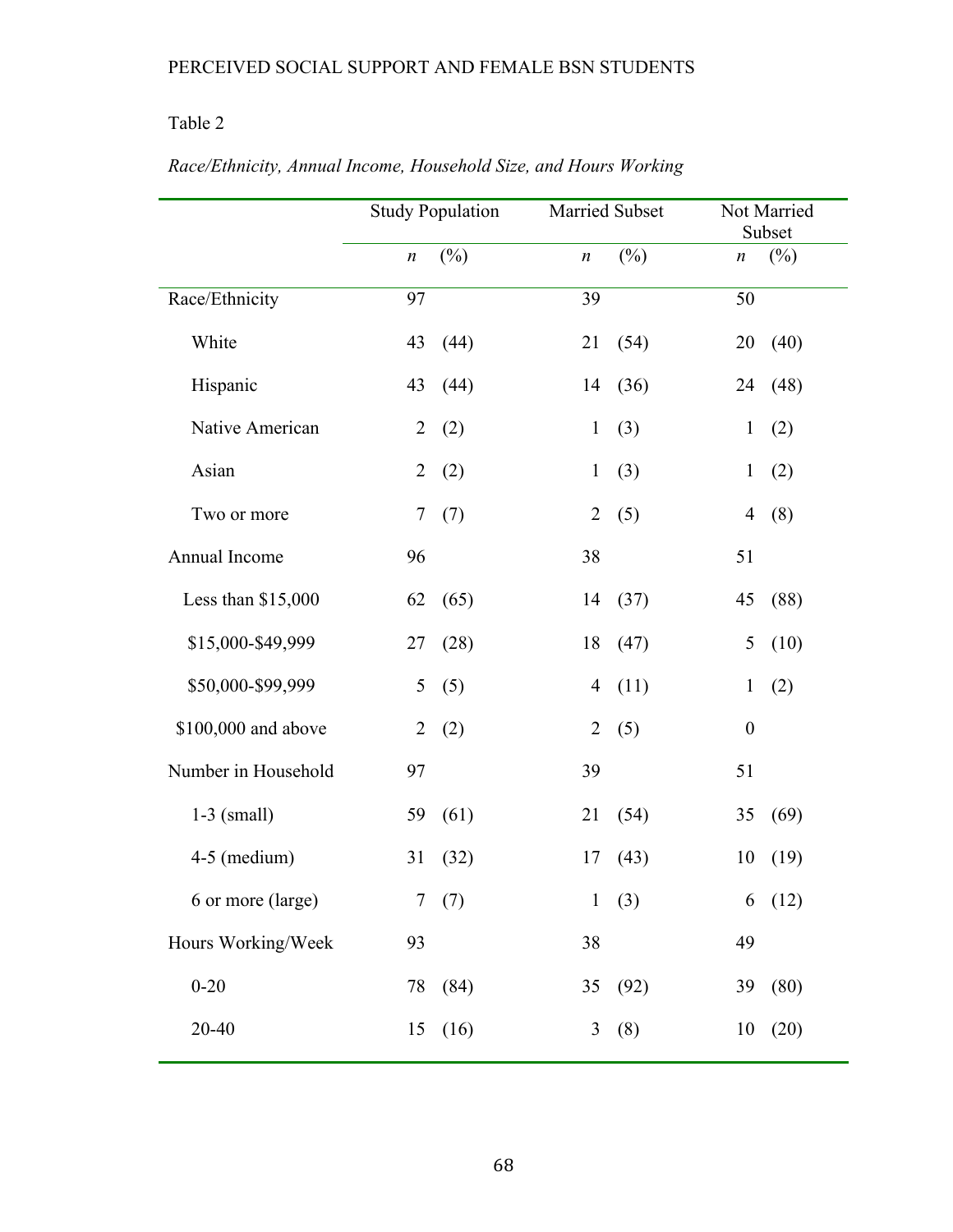Table 2

*Race/Ethnicity, Annual Income, Household Size, and Hours Working*

| | Study Population | | Married Subset | | Not Married Subset | |
|---|---|---|---|---|---|---|
| | *n* | (%) | *n* | (%) | *n* | (%) |
| Race/Ethnicity | 97 | | 39 | | 50 | |
| White | 43 | (44) | 21 | (54) | 20 | (40) |
| Hispanic | 43 | (44) | 14 | (36) | 24 | (48) |
| Native American | 2 | (2) | 1 | (3) | 1 | (2) |
| Asian | 2 | (2) | 1 | (3) | 1 | (2) |
| Two or more | 7 | (7) | 2 | (5) | 4 | (8) |
| Annual Income | 96 | | 38 | | 51 | |
| Less than $15,000 | 62 | (65) | 14 | (37) | 45 | (88) |
| $15,000-$49,999 | 27 | (28) | 18 | (47) | 5 | (10) |
| $50,000-$99,999 | 5 | (5) | 4 | (11) | 1 | (2) |
| $100,000 and above | 2 | (2) | 2 | (5) | 0 | |
| Number in Household | 97 | | 39 | | 51 | |
| 1-3 (small) | 59 | (61) | 21 | (54) | 35 | (69) |
| 4-5 (medium) | 31 | (32) | 17 | (43) | 10 | (19) |
| 6 or more (large) | 7 | (7) | 1 | (3) | 6 | (12) |
| Hours Working/Week | 93 | | 38 | | 49 | |
| 0-20 | 78 | (84) | 35 | (92) | 39 | (80) |
| 20-40 | 15 | (16) | 3 | (8) | 10 | (20) |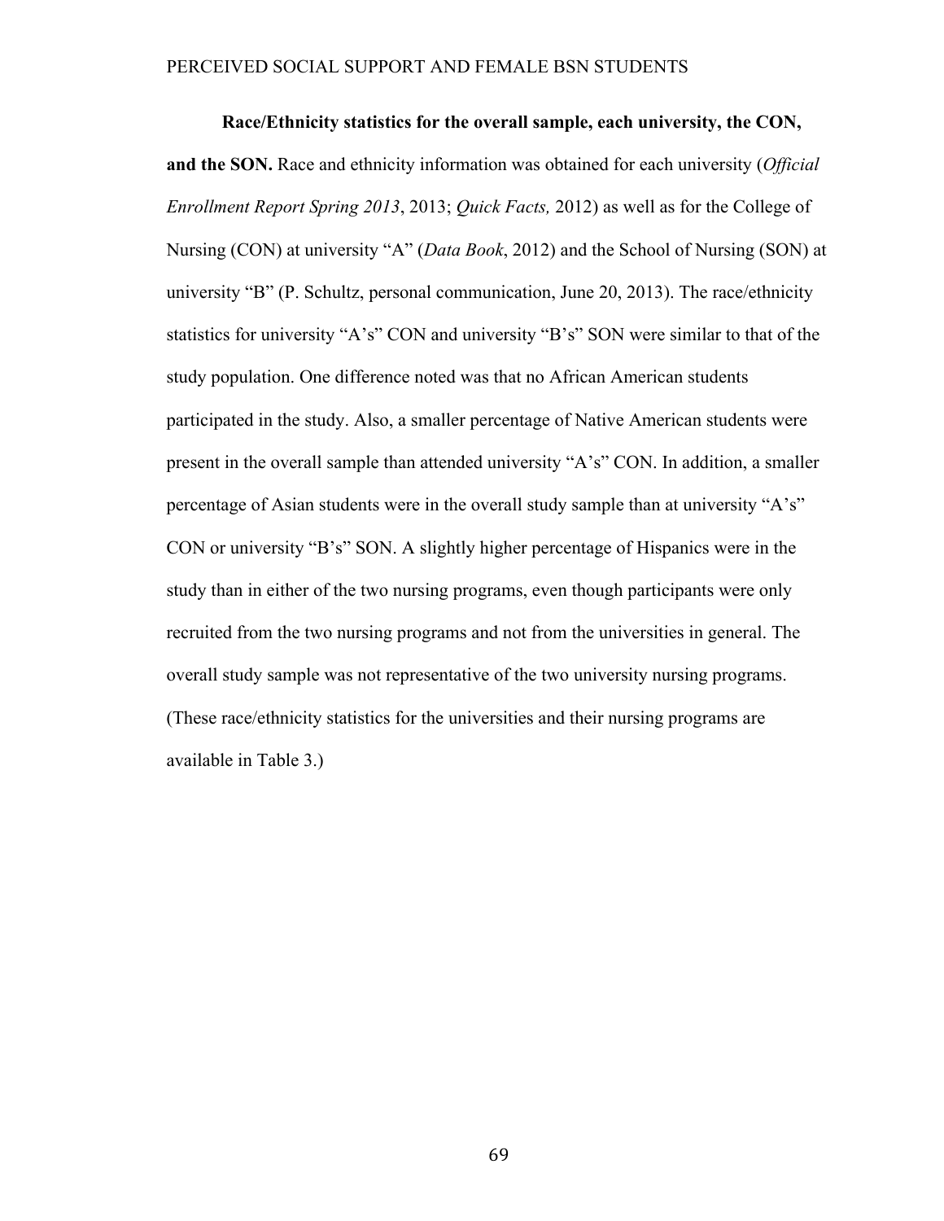**Race/Ethnicity statistics for the overall sample, each university, the CON, and the SON.** Race and ethnicity information was obtained for each university (*Official Enrollment Report Spring 2013*, 2013; *Quick Facts,* 2012) as well as for the College of Nursing (CON) at university “A” (*Data Book*, 2012) and the School of Nursing (SON) at university “B” (P. Schultz, personal communication, June 20, 2013). The race/ethnicity statistics for university “A’s” CON and university “B’s” SON were similar to that of the study population. One difference noted was that no African American students participated in the study. Also, a smaller percentage of Native American students were present in the overall sample than attended university “A’s” CON. In addition, a smaller percentage of Asian students were in the overall study sample than at university “A’s” CON or university “B’s” SON. A slightly higher percentage of Hispanics were in the study than in either of the two nursing programs, even though participants were only recruited from the two nursing programs and not from the universities in general. The overall study sample was not representative of the two university nursing programs. (These race/ethnicity statistics for the universities and their nursing programs are available in Table 3.)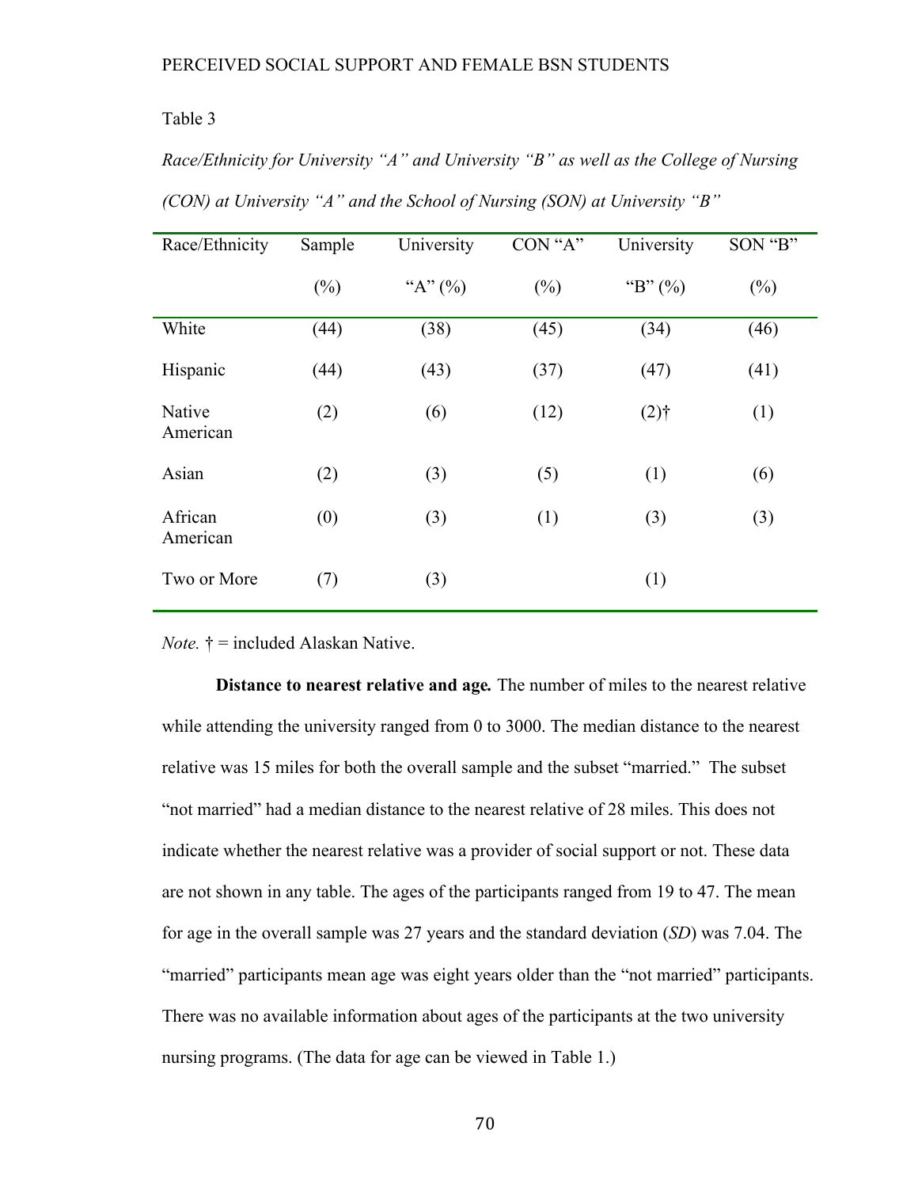Table 3

*Race/Ethnicity for University "A" and University "B" as well as the College of Nursing (CON) at University "A" and the School of Nursing (SON) at University "B"*

| Race/Ethnicity | Sample (%) | University "A" (%) | CON "A" (%) | University "B" (%) | SON "B" (%) |
|---|---|---|---|---|---|
| White | (44) | (38) | (45) | (34) | (46) |
| Hispanic | (44) | (43) | (37) | (47) | (41) |
| Native American | (2) | (6) | (12) | (2)† | (1) |
| Asian | (2) | (3) | (5) | (1) | (6) |
| African American | (0) | (3) | (1) | (3) | (3) |
| Two or More | (7) | (3) | | (1) | |

*Note.* † = included Alaskan Native.

**Distance to nearest relative and age.** The number of miles to the nearest relative while attending the university ranged from 0 to 3000. The median distance to the nearest relative was 15 miles for both the overall sample and the subset "married." The subset "not married" had a median distance to the nearest relative of 28 miles. This does not indicate whether the nearest relative was a provider of social support or not. These data are not shown in any table. The ages of the participants ranged from 19 to 47. The mean for age in the overall sample was 27 years and the standard deviation (*SD*) was 7.04. The "married" participants mean age was eight years older than the "not married" participants. There was no available information about ages of the participants at the two university nursing programs. (The data for age can be viewed in Table 1.)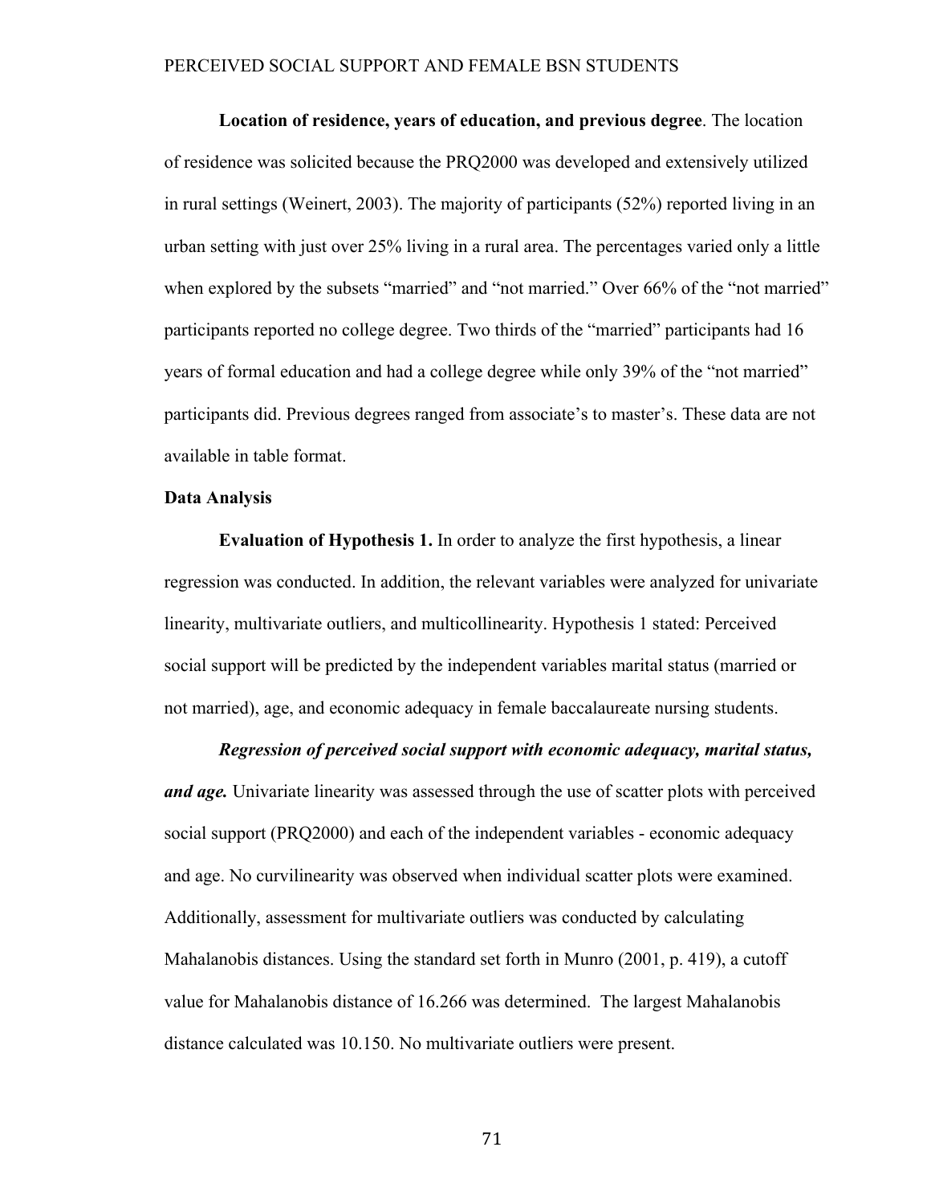**Location of residence, years of education, and previous degree**. The location of residence was solicited because the PRQ2000 was developed and extensively utilized in rural settings (Weinert, 2003). The majority of participants (52%) reported living in an urban setting with just over 25% living in a rural area. The percentages varied only a little when explored by the subsets "married" and "not married." Over 66% of the "not married" participants reported no college degree. Two thirds of the "married" participants had 16 years of formal education and had a college degree while only 39% of the "not married" participants did. Previous degrees ranged from associate's to master's. These data are not available in table format.

## Data Analysis

**Evaluation of Hypothesis 1.** In order to analyze the first hypothesis, a linear regression was conducted. In addition, the relevant variables were analyzed for univariate linearity, multivariate outliers, and multicollinearity. Hypothesis 1 stated: Perceived social support will be predicted by the independent variables marital status (married or not married), age, and economic adequacy in female baccalaureate nursing students.

***Regression of perceived social support with economic adequacy, marital status, and age.*** Univariate linearity was assessed through the use of scatter plots with perceived social support (PRQ2000) and each of the independent variables - economic adequacy and age. No curvilinearity was observed when individual scatter plots were examined. Additionally, assessment for multivariate outliers was conducted by calculating Mahalanobis distances. Using the standard set forth in Munro (2001, p. 419), a cutoff value for Mahalanobis distance of 16.266 was determined. The largest Mahalanobis distance calculated was 10.150. No multivariate outliers were present.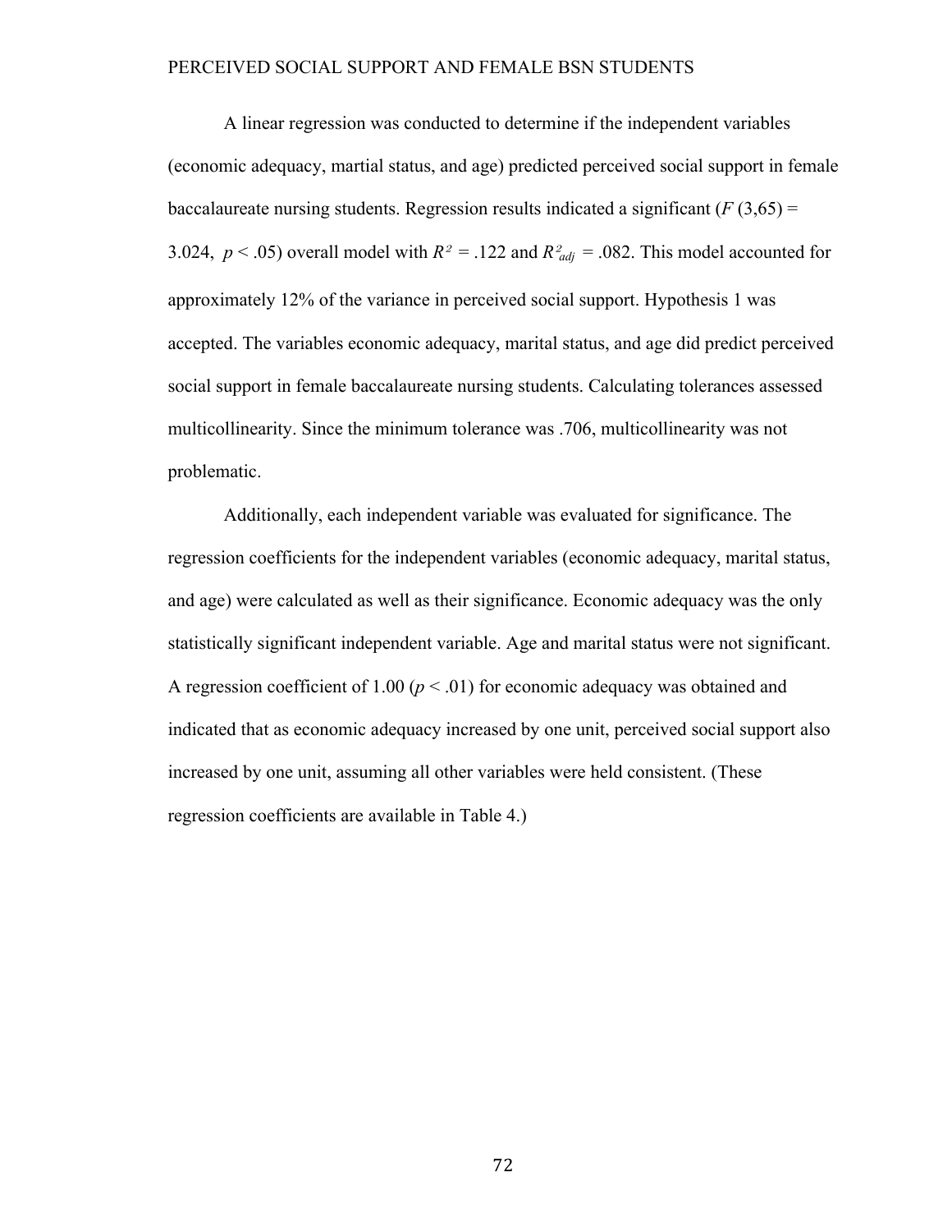A linear regression was conducted to determine if the independent variables (economic adequacy, martial status, and age) predicted perceived social support in female baccalaureate nursing students. Regression results indicated a significant ($F$ (3,65) = 3.024, $p < .05$) overall model with $R^2 = .122$ and $R^2_{adj} = .082$. This model accounted for approximately 12% of the variance in perceived social support. Hypothesis 1 was accepted. The variables economic adequacy, marital status, and age did predict perceived social support in female baccalaureate nursing students. Calculating tolerances assessed multicollinearity. Since the minimum tolerance was .706, multicollinearity was not problematic.

Additionally, each independent variable was evaluated for significance. The regression coefficients for the independent variables (economic adequacy, marital status, and age) were calculated as well as their significance. Economic adequacy was the only statistically significant independent variable. Age and marital status were not significant. A regression coefficient of 1.00 ($p < .01$) for economic adequacy was obtained and indicated that as economic adequacy increased by one unit, perceived social support also increased by one unit, assuming all other variables were held consistent. (These regression coefficients are available in Table 4.)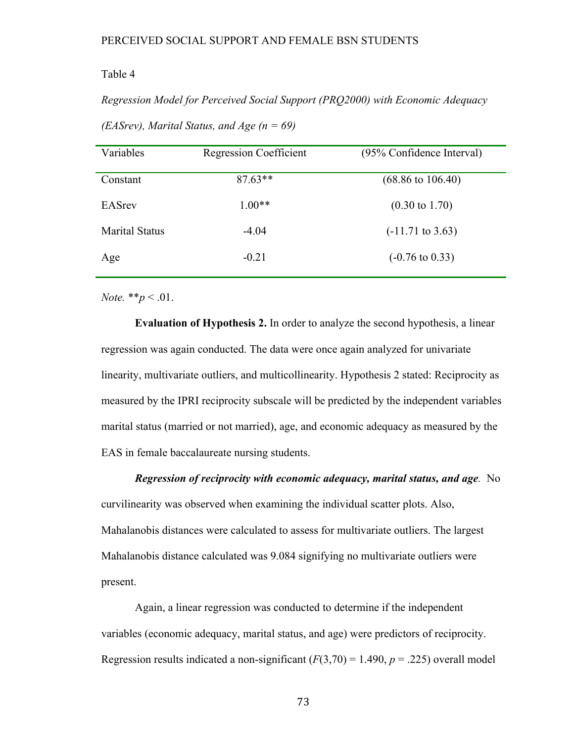Table 4

*Regression Model for Perceived Social Support (PRQ2000) with Economic Adequacy (EASrev), Marital Status, and Age (n = 69)*

| Variables | Regression Coefficient | (95% Confidence Interval) |
| --- | --- | --- |
| Constant | 87.63** | (68.86 to 106.40) |
| EASrev | 1.00** | (0.30 to 1.70) |
| Marital Status | -4.04 | (-11.71 to 3.63) |
| Age | -0.21 | (-0.76 to 0.33) |

*Note.* **$p < .01$.

**Evaluation of Hypothesis 2.** In order to analyze the second hypothesis, a linear regression was again conducted. The data were once again analyzed for univariate linearity, multivariate outliers, and multicollinearity. Hypothesis 2 stated: Reciprocity as measured by the IPRI reciprocity subscale will be predicted by the independent variables marital status (married or not married), age, and economic adequacy as measured by the EAS in female baccalaureate nursing students.

***Regression of reciprocity with economic adequacy, marital status, and age*.** No curvilinearity was observed when examining the individual scatter plots. Also, Mahalanobis distances were calculated to assess for multivariate outliers. The largest Mahalanobis distance calculated was 9.084 signifying no multivariate outliers were present.

Again, a linear regression was conducted to determine if the independent variables (economic adequacy, marital status, and age) were predictors of reciprocity. Regression results indicated a non-significant ($F(3,70) = 1.490$, $p = .225$) overall model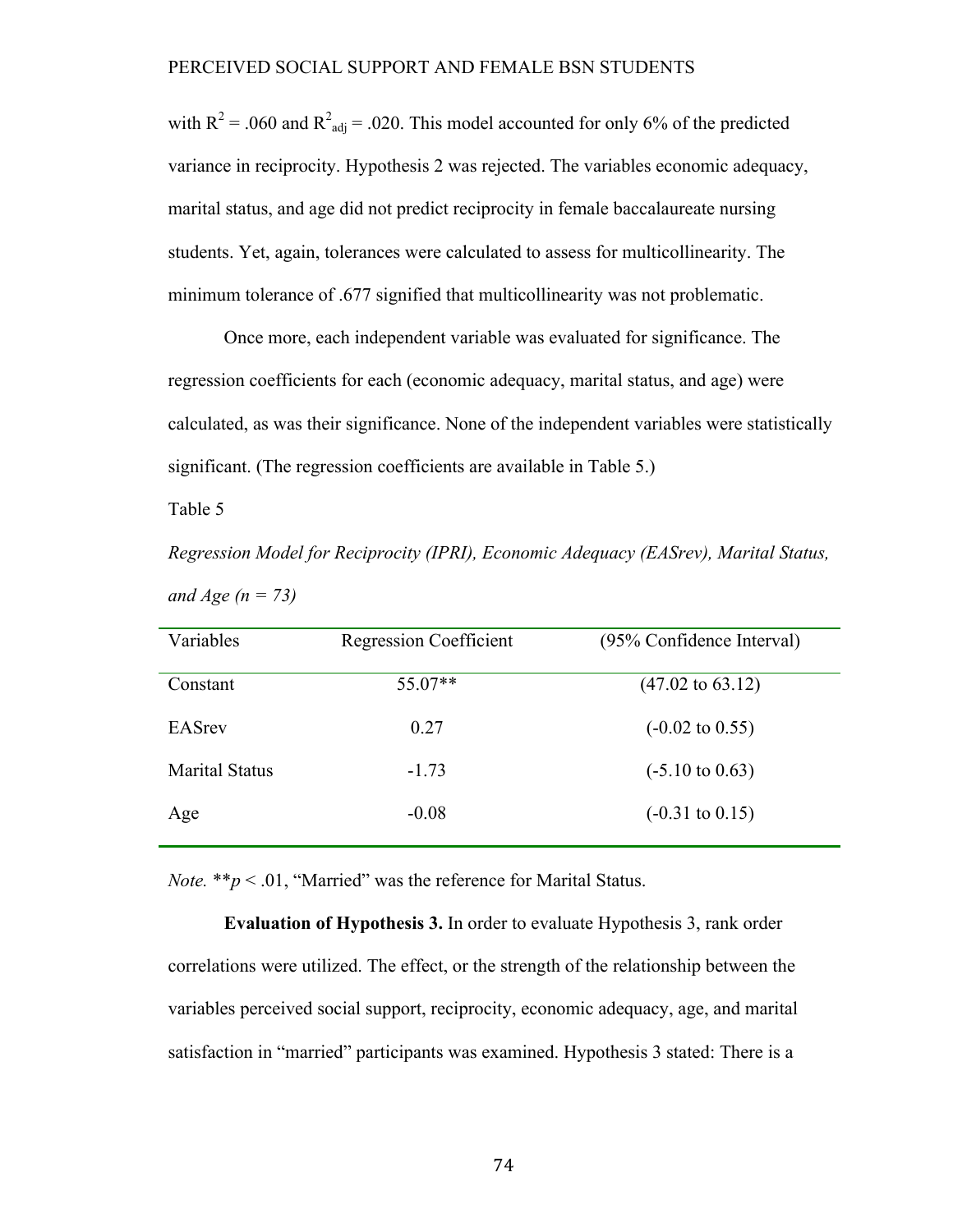with $R^2 = .060$ and $R^2_{adj} = .020$. This model accounted for only 6% of the predicted variance in reciprocity. Hypothesis 2 was rejected. The variables economic adequacy, marital status, and age did not predict reciprocity in female baccalaureate nursing students. Yet, again, tolerances were calculated to assess for multicollinearity. The minimum tolerance of .677 signified that multicollinearity was not problematic.

Once more, each independent variable was evaluated for significance. The regression coefficients for each (economic adequacy, marital status, and age) were calculated, as was their significance. None of the independent variables were statistically significant. (The regression coefficients are available in Table 5.)

Table 5

*Regression Model for Reciprocity (IPRI), Economic Adequacy (EASrev), Marital Status, and Age (n = 73)*

| Variables | Regression Coefficient | (95% Confidence Interval) |
|---|---|---|
| Constant | 55.07** | (47.02 to 63.12) |
| EASrev | 0.27 | (-0.02 to 0.55) |
| Marital Status | -1.73 | (-5.10 to 0.63) |
| Age | -0.08 | (-0.31 to 0.15) |

*Note.* $^{**}p < .01$, "Married" was the reference for Marital Status.

**Evaluation of Hypothesis 3.** In order to evaluate Hypothesis 3, rank order correlations were utilized. The effect, or the strength of the relationship between the variables perceived social support, reciprocity, economic adequacy, age, and marital satisfaction in "married" participants was examined. Hypothesis 3 stated: There is a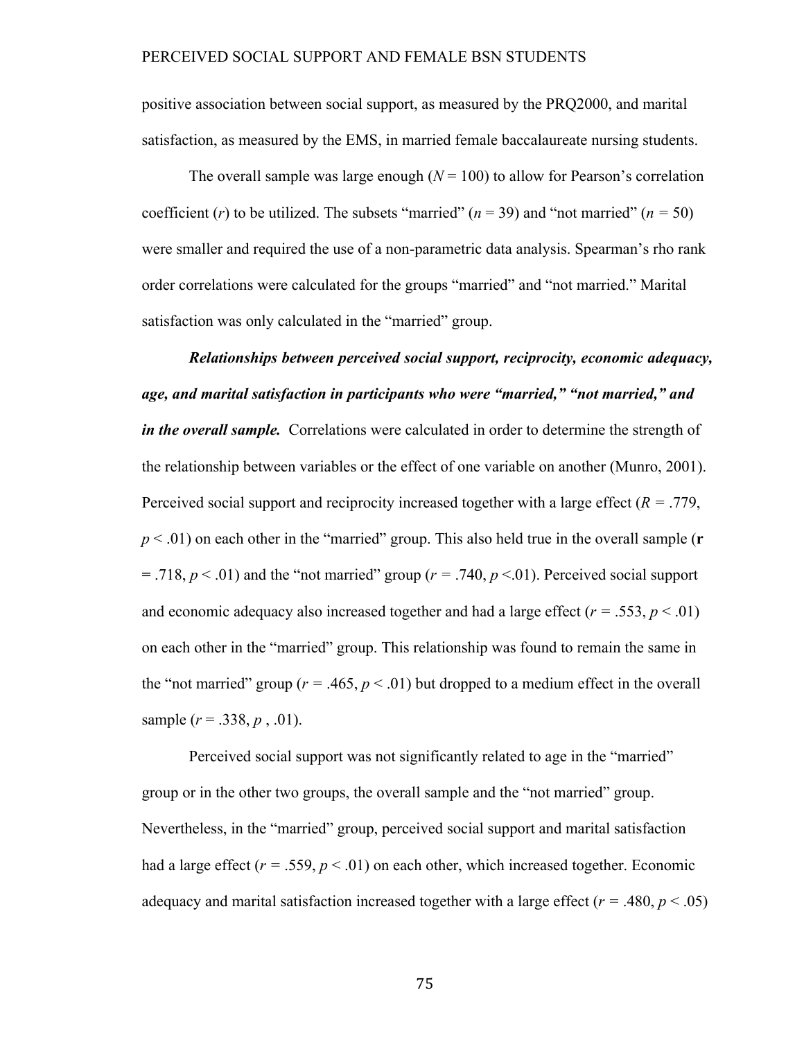positive association between social support, as measured by the PRQ2000, and marital satisfaction, as measured by the EMS, in married female baccalaureate nursing students.

The overall sample was large enough ($N = 100$) to allow for Pearson's correlation coefficient ($r$) to be utilized. The subsets "married" ($n = 39$) and "not married" ($n = 50$) were smaller and required the use of a non-parametric data analysis. Spearman's rho rank order correlations were calculated for the groups "married" and "not married." Marital satisfaction was only calculated in the "married" group.

***Relationships between perceived social support, reciprocity, economic adequacy, age, and marital satisfaction in participants who were "married," "not married," and in the overall sample.*** Correlations were calculated in order to determine the strength of the relationship between variables or the effect of one variable on another (Munro, 2001). Perceived social support and reciprocity increased together with a large effect ($R = .779$, $p < .01$) on each other in the "married" group. This also held true in the overall sample (**r** **=** .718, $p < .01$) and the "not married" group ($r = .740$, $p <.01$). Perceived social support and economic adequacy also increased together and had a large effect ($r = .553$, $p < .01$) on each other in the "married" group. This relationship was found to remain the same in the "not married" group ($r = .465$, $p < .01$) but dropped to a medium effect in the overall sample ($r = .338$, $p$ , .01).

Perceived social support was not significantly related to age in the "married" group or in the other two groups, the overall sample and the "not married" group. Nevertheless, in the "married" group, perceived social support and marital satisfaction had a large effect ($r = .559$, $p < .01$) on each other, which increased together. Economic adequacy and marital satisfaction increased together with a large effect ($r = .480$, $p < .05$)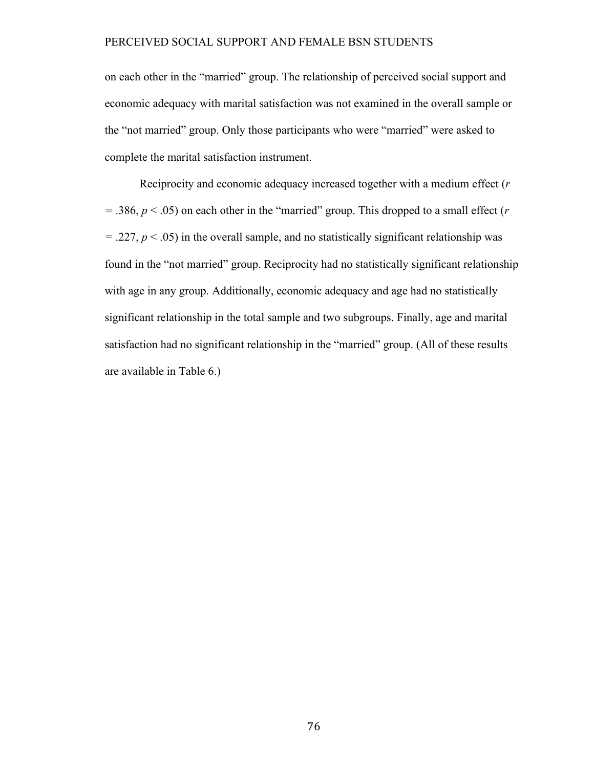on each other in the “married” group. The relationship of perceived social support and economic adequacy with marital satisfaction was not examined in the overall sample or the “not married” group. Only those participants who were “married” were asked to complete the marital satisfaction instrument.

Reciprocity and economic adequacy increased together with a medium effect ($r = .386$, $p < .05$) on each other in the “married” group. This dropped to a small effect ($r = .227$, $p < .05$) in the overall sample, and no statistically significant relationship was found in the “not married” group. Reciprocity had no statistically significant relationship with age in any group. Additionally, economic adequacy and age had no statistically significant relationship in the total sample and two subgroups. Finally, age and marital satisfaction had no significant relationship in the “married” group. (All of these results are available in Table 6.)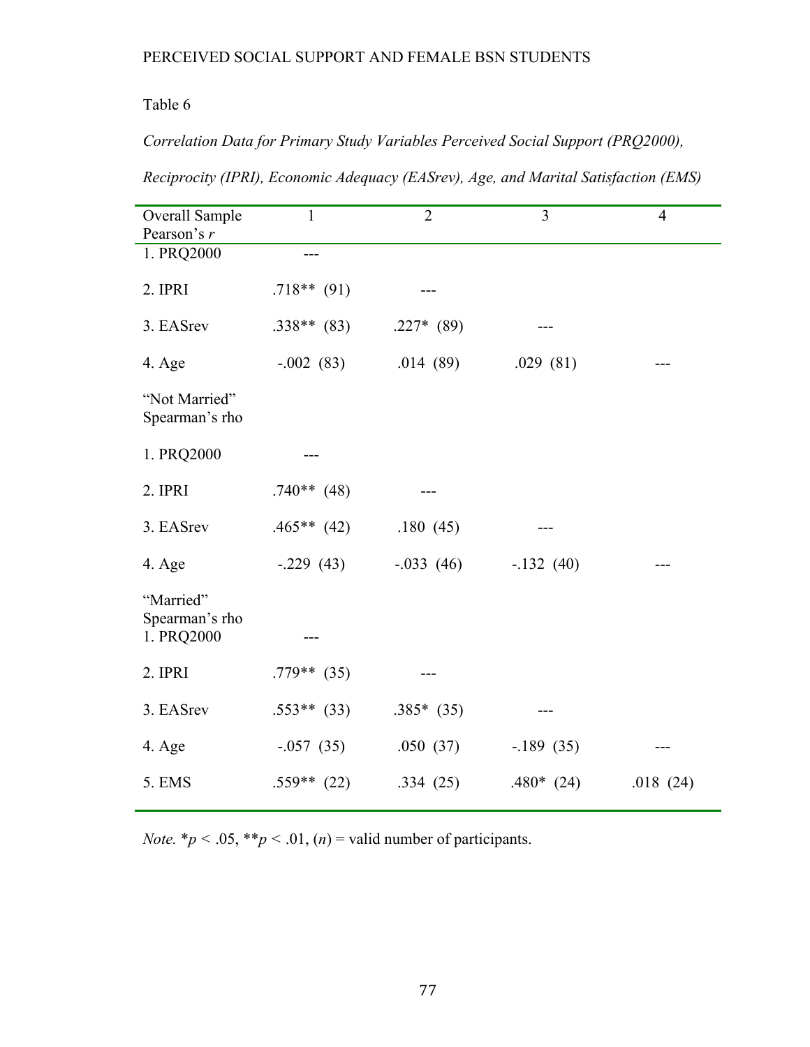Table 6

*Correlation Data for Primary Study Variables Perceived Social Support (PRQ2000), Reciprocity (IPRI), Economic Adequacy (EASrev), Age, and Marital Satisfaction (EMS)*

| Overall Sample Pearson's *r* | 1 | 2 | 3 | 4 |
|---|---|---|---|---|
| 1. PRQ2000 | --- | | | |
| 2. IPRI | .718** (91) | --- | | |
| 3. EASrev | .338** (83) | .227* (89) | --- | |
| 4. Age | -.002 (83) | .014 (89) | .029 (81) | --- |
| "Not Married" Spearman's rho | | | | |
| 1. PRQ2000 | --- | | | |
| 2. IPRI | .740** (48) | --- | | |
| 3. EASrev | .465** (42) | .180 (45) | --- | |
| 4. Age | -.229 (43) | -.033 (46) | -.132 (40) | --- |
| "Married" Spearman's rho | | | | |
| 1. PRQ2000 | --- | | | |
| 2. IPRI | .779** (35) | --- | | |
| 3. EASrev | .553** (33) | .385* (35) | --- | |
| 4. Age | -.057 (35) | .050 (37) | -.189 (35) | --- |
| 5. EMS | .559** (22) | .334 (25) | .480* (24) | .018 (24) |

*Note.* * $p < .05$, ** $p < .01$, ($n$) = valid number of participants.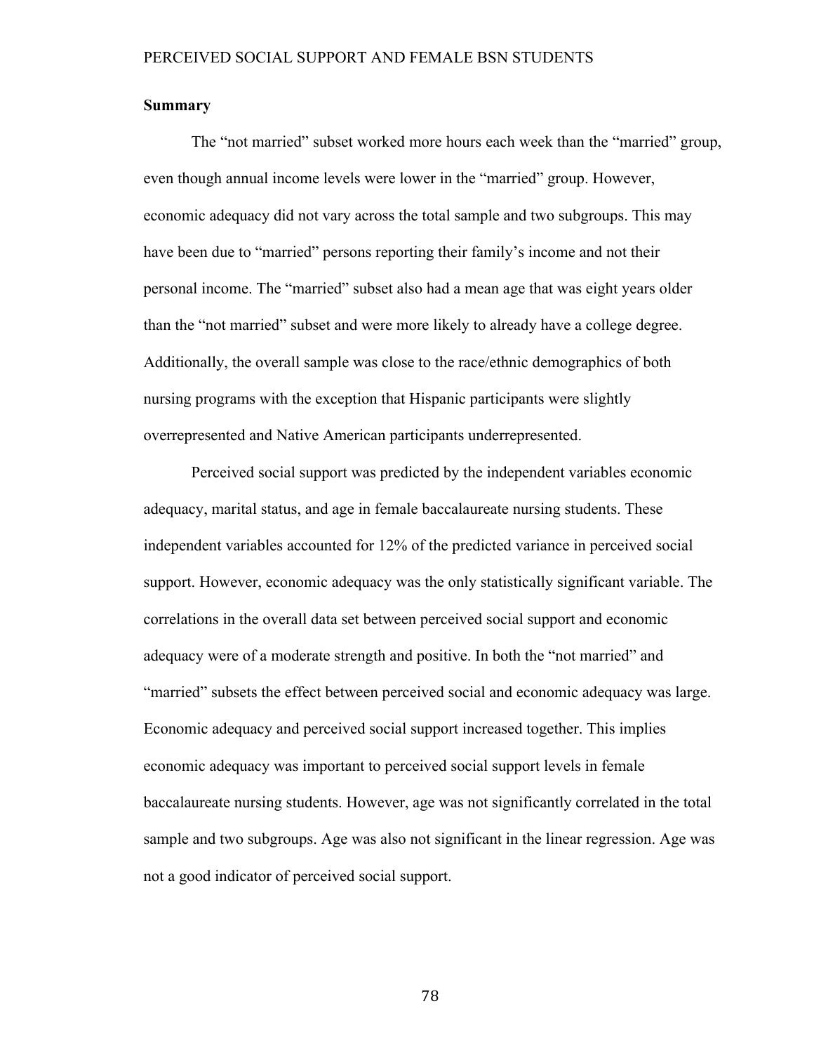## Summary

The "not married" subset worked more hours each week than the "married" group, even though annual income levels were lower in the "married" group. However, economic adequacy did not vary across the total sample and two subgroups. This may have been due to "married" persons reporting their family's income and not their personal income. The "married" subset also had a mean age that was eight years older than the "not married" subset and were more likely to already have a college degree. Additionally, the overall sample was close to the race/ethnic demographics of both nursing programs with the exception that Hispanic participants were slightly overrepresented and Native American participants underrepresented.

Perceived social support was predicted by the independent variables economic adequacy, marital status, and age in female baccalaureate nursing students. These independent variables accounted for 12% of the predicted variance in perceived social support. However, economic adequacy was the only statistically significant variable. The correlations in the overall data set between perceived social support and economic adequacy were of a moderate strength and positive. In both the "not married" and "married" subsets the effect between perceived social and economic adequacy was large. Economic adequacy and perceived social support increased together. This implies economic adequacy was important to perceived social support levels in female baccalaureate nursing students. However, age was not significantly correlated in the total sample and two subgroups. Age was also not significant in the linear regression. Age was not a good indicator of perceived social support.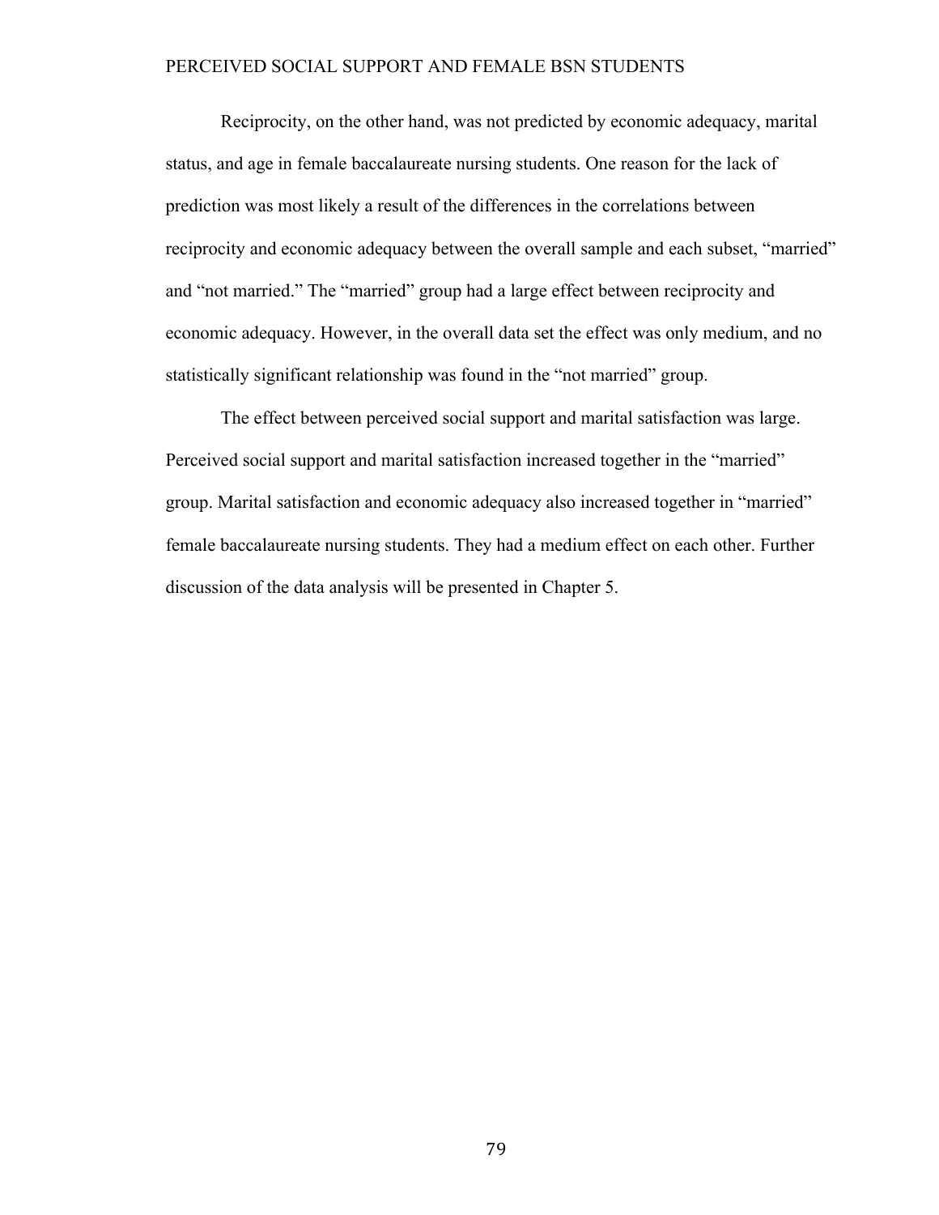Reciprocity, on the other hand, was not predicted by economic adequacy, marital status, and age in female baccalaureate nursing students. One reason for the lack of prediction was most likely a result of the differences in the correlations between reciprocity and economic adequacy between the overall sample and each subset, "married" and "not married." The "married" group had a large effect between reciprocity and economic adequacy. However, in the overall data set the effect was only medium, and no statistically significant relationship was found in the "not married" group.

The effect between perceived social support and marital satisfaction was large. Perceived social support and marital satisfaction increased together in the "married" group. Marital satisfaction and economic adequacy also increased together in "married" female baccalaureate nursing students. They had a medium effect on each other. Further discussion of the data analysis will be presented in Chapter 5.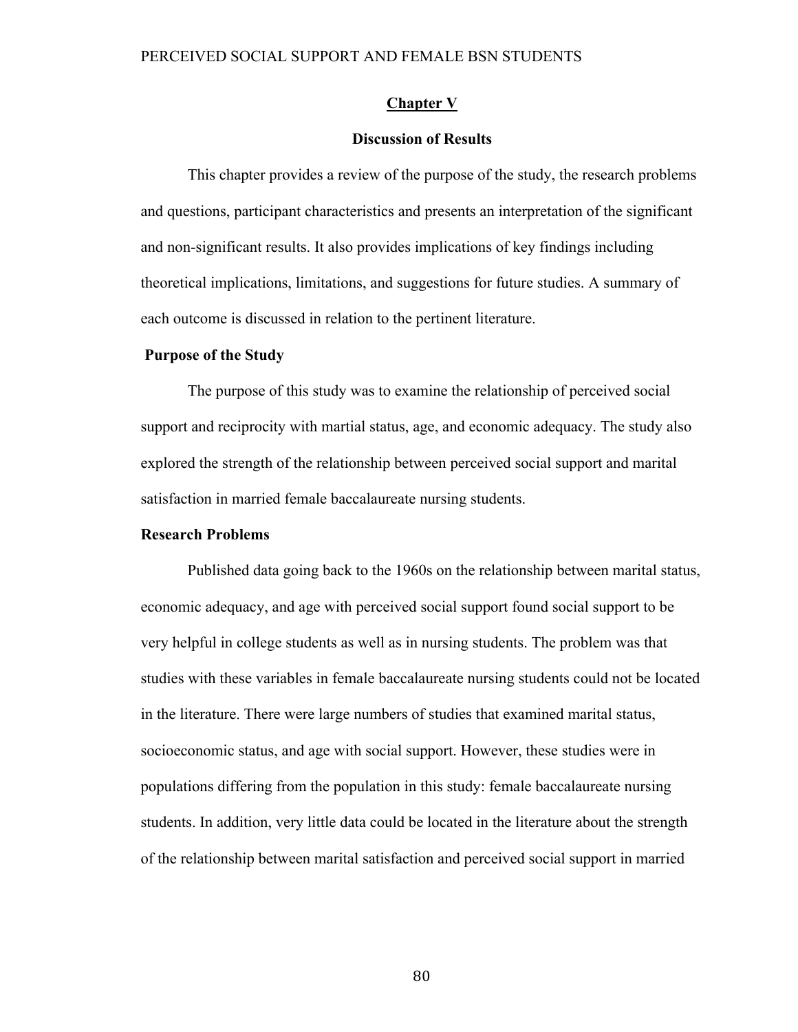# Chapter V

## Discussion of Results

This chapter provides a review of the purpose of the study, the research problems and questions, participant characteristics and presents an interpretation of the significant and non-significant results. It also provides implications of key findings including theoretical implications, limitations, and suggestions for future studies. A summary of each outcome is discussed in relation to the pertinent literature.

### Purpose of the Study

The purpose of this study was to examine the relationship of perceived social support and reciprocity with martial status, age, and economic adequacy. The study also explored the strength of the relationship between perceived social support and marital satisfaction in married female baccalaureate nursing students.

### Research Problems

Published data going back to the 1960s on the relationship between marital status, economic adequacy, and age with perceived social support found social support to be very helpful in college students as well as in nursing students. The problem was that studies with these variables in female baccalaureate nursing students could not be located in the literature. There were large numbers of studies that examined marital status, socioeconomic status, and age with social support. However, these studies were in populations differing from the population in this study: female baccalaureate nursing students. In addition, very little data could be located in the literature about the strength of the relationship between marital satisfaction and perceived social support in married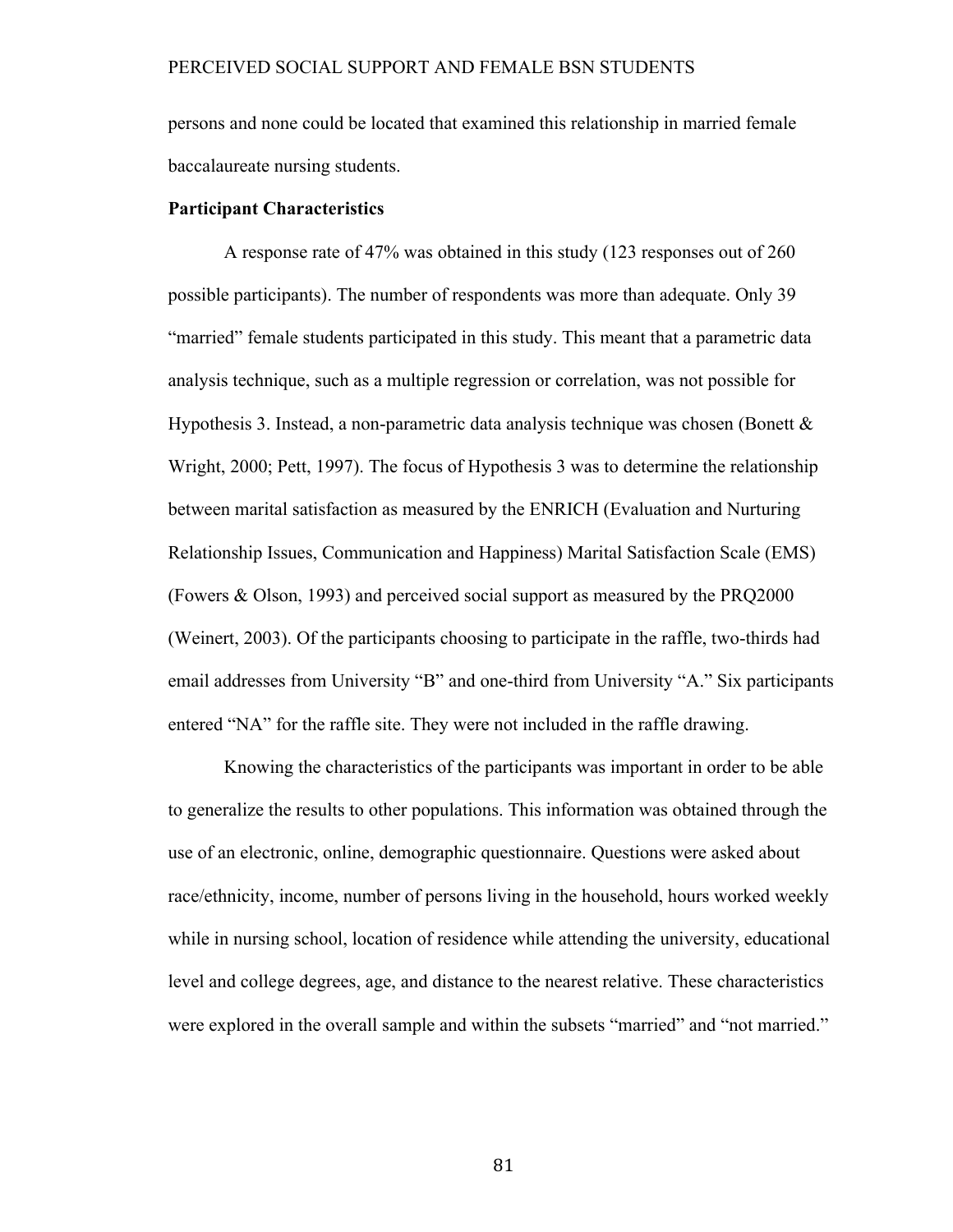persons and none could be located that examined this relationship in married female baccalaureate nursing students.

**Participant Characteristics**

A response rate of 47% was obtained in this study (123 responses out of 260 possible participants). The number of respondents was more than adequate. Only 39 "married" female students participated in this study. This meant that a parametric data analysis technique, such as a multiple regression or correlation, was not possible for Hypothesis 3. Instead, a non-parametric data analysis technique was chosen (Bonett & Wright, 2000; Pett, 1997). The focus of Hypothesis 3 was to determine the relationship between marital satisfaction as measured by the ENRICH (Evaluation and Nurturing Relationship Issues, Communication and Happiness) Marital Satisfaction Scale (EMS) (Fowers & Olson, 1993) and perceived social support as measured by the PRQ2000 (Weinert, 2003). Of the participants choosing to participate in the raffle, two-thirds had email addresses from University "B" and one-third from University "A." Six participants entered "NA" for the raffle site. They were not included in the raffle drawing.

Knowing the characteristics of the participants was important in order to be able to generalize the results to other populations. This information was obtained through the use of an electronic, online, demographic questionnaire. Questions were asked about race/ethnicity, income, number of persons living in the household, hours worked weekly while in nursing school, location of residence while attending the university, educational level and college degrees, age, and distance to the nearest relative. These characteristics were explored in the overall sample and within the subsets "married" and "not married."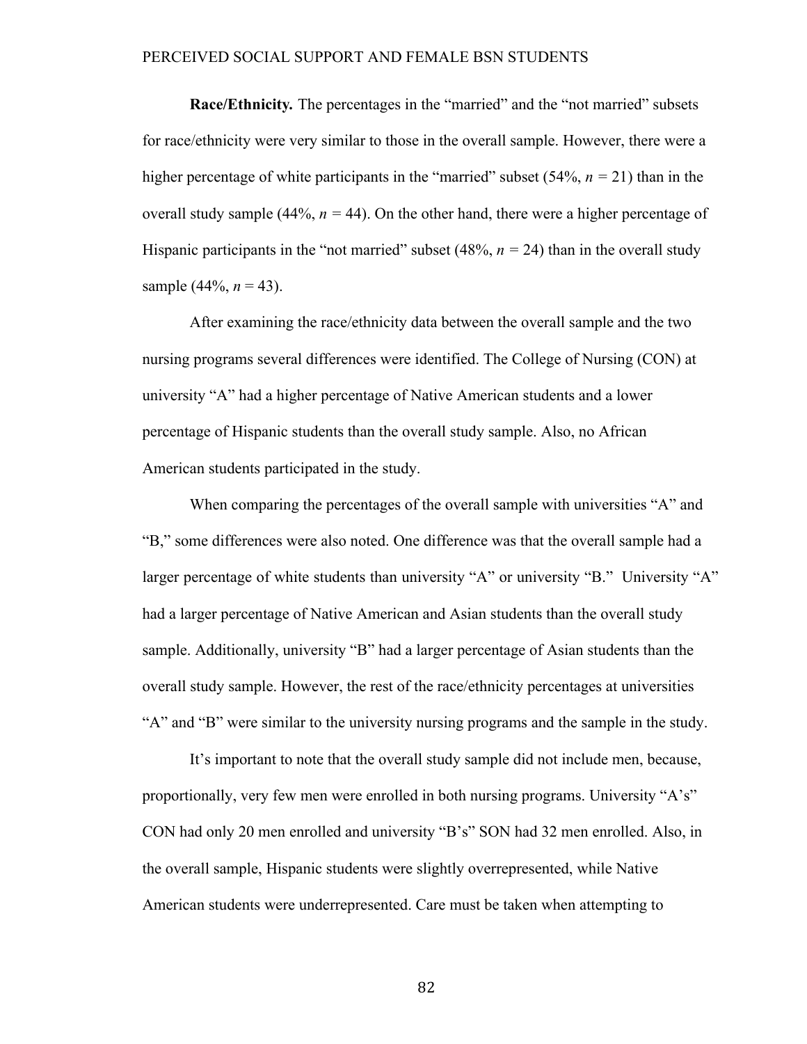**Race/Ethnicity.** The percentages in the "married" and the "not married" subsets for race/ethnicity were very similar to those in the overall sample. However, there were a higher percentage of white participants in the "married" subset (54%, $n$ = 21) than in the overall study sample (44%, $n$ = 44). On the other hand, there were a higher percentage of Hispanic participants in the "not married" subset (48%, $n$ = 24) than in the overall study sample (44%, $n$ = 43).

After examining the race/ethnicity data between the overall sample and the two nursing programs several differences were identified. The College of Nursing (CON) at university "A" had a higher percentage of Native American students and a lower percentage of Hispanic students than the overall study sample. Also, no African American students participated in the study.

When comparing the percentages of the overall sample with universities "A" and "B," some differences were also noted. One difference was that the overall sample had a larger percentage of white students than university "A" or university "B." University "A" had a larger percentage of Native American and Asian students than the overall study sample. Additionally, university "B" had a larger percentage of Asian students than the overall study sample. However, the rest of the race/ethnicity percentages at universities "A" and "B" were similar to the university nursing programs and the sample in the study.

It's important to note that the overall study sample did not include men, because, proportionally, very few men were enrolled in both nursing programs. University "A's" CON had only 20 men enrolled and university "B's" SON had 32 men enrolled. Also, in the overall sample, Hispanic students were slightly overrepresented, while Native American students were underrepresented. Care must be taken when attempting to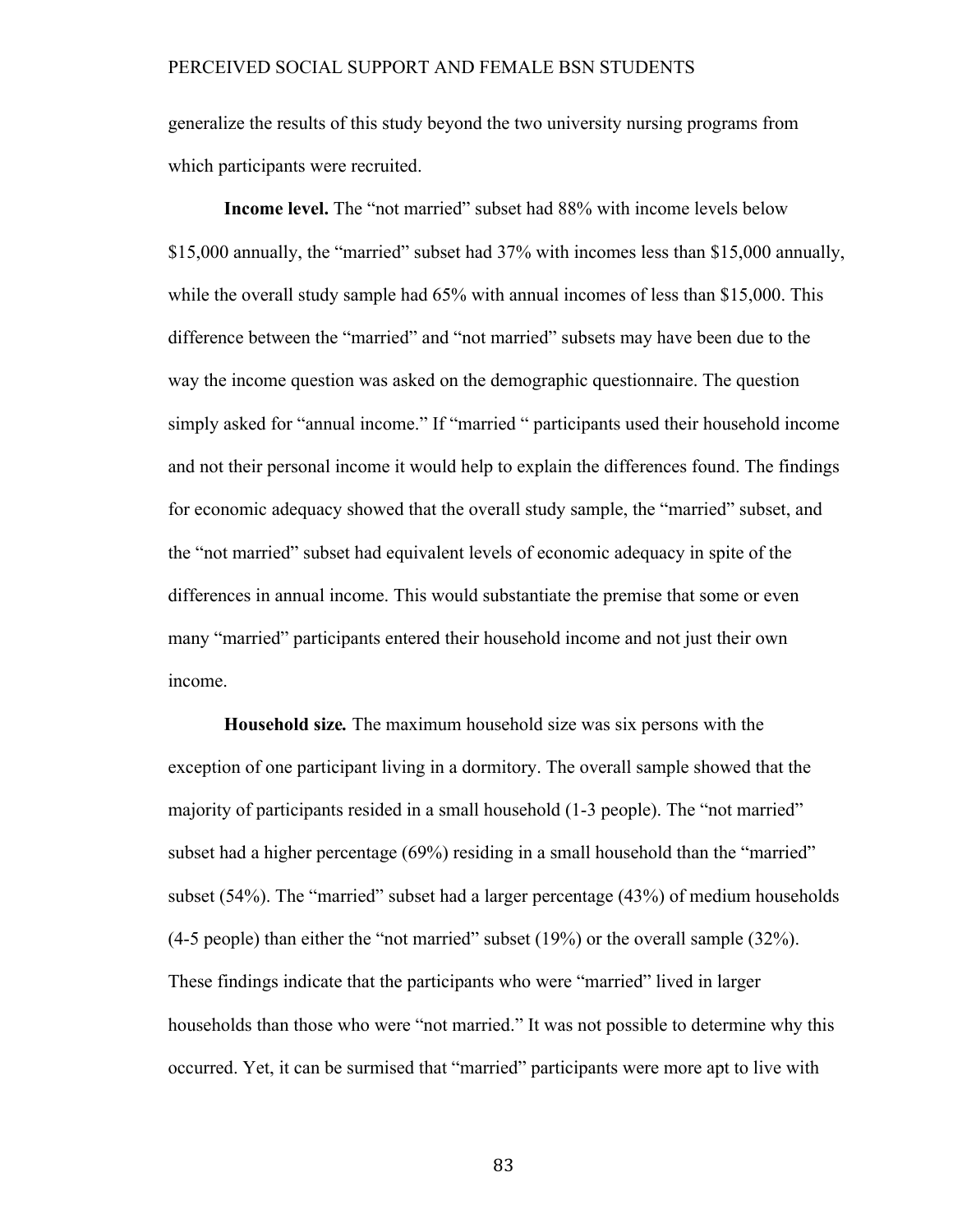generalize the results of this study beyond the two university nursing programs from which participants were recruited.

**Income level.** The "not married" subset had 88% with income levels below \$15,000 annually, the "married" subset had 37% with incomes less than \$15,000 annually, while the overall study sample had 65% with annual incomes of less than \$15,000. This difference between the "married" and "not married" subsets may have been due to the way the income question was asked on the demographic questionnaire. The question simply asked for "annual income." If "married " participants used their household income and not their personal income it would help to explain the differences found. The findings for economic adequacy showed that the overall study sample, the "married" subset, and the "not married" subset had equivalent levels of economic adequacy in spite of the differences in annual income. This would substantiate the premise that some or even many "married" participants entered their household income and not just their own income.

**Household size***.* The maximum household size was six persons with the exception of one participant living in a dormitory. The overall sample showed that the majority of participants resided in a small household (1-3 people). The "not married" subset had a higher percentage (69%) residing in a small household than the "married" subset (54%). The "married" subset had a larger percentage (43%) of medium households (4-5 people) than either the "not married" subset (19%) or the overall sample (32%). These findings indicate that the participants who were "married" lived in larger households than those who were "not married." It was not possible to determine why this occurred. Yet, it can be surmised that "married" participants were more apt to live with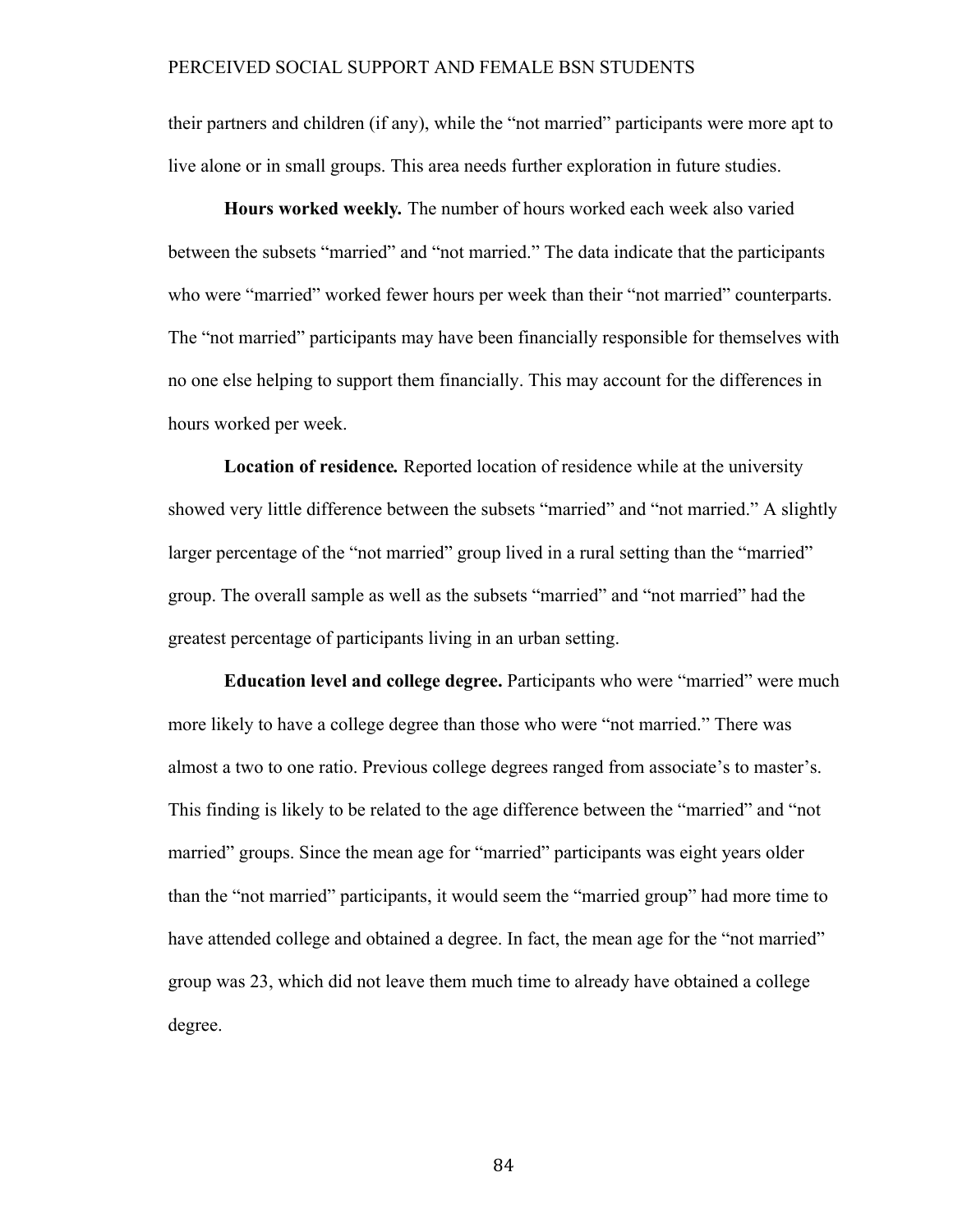their partners and children (if any), while the “not married” participants were more apt to live alone or in small groups. This area needs further exploration in future studies.

**Hours worked weekly.** The number of hours worked each week also varied between the subsets “married” and “not married.” The data indicate that the participants who were “married” worked fewer hours per week than their “not married” counterparts. The “not married” participants may have been financially responsible for themselves with no one else helping to support them financially. This may account for the differences in hours worked per week.

**Location of residence.** Reported location of residence while at the university showed very little difference between the subsets “married” and “not married.” A slightly larger percentage of the “not married” group lived in a rural setting than the “married” group. The overall sample as well as the subsets “married” and “not married” had the greatest percentage of participants living in an urban setting.

**Education level and college degree.** Participants who were “married” were much more likely to have a college degree than those who were “not married.” There was almost a two to one ratio. Previous college degrees ranged from associate’s to master’s. This finding is likely to be related to the age difference between the “married” and “not married” groups. Since the mean age for “married” participants was eight years older than the “not married” participants, it would seem the “married group” had more time to have attended college and obtained a degree. In fact, the mean age for the “not married” group was 23, which did not leave them much time to already have obtained a college degree.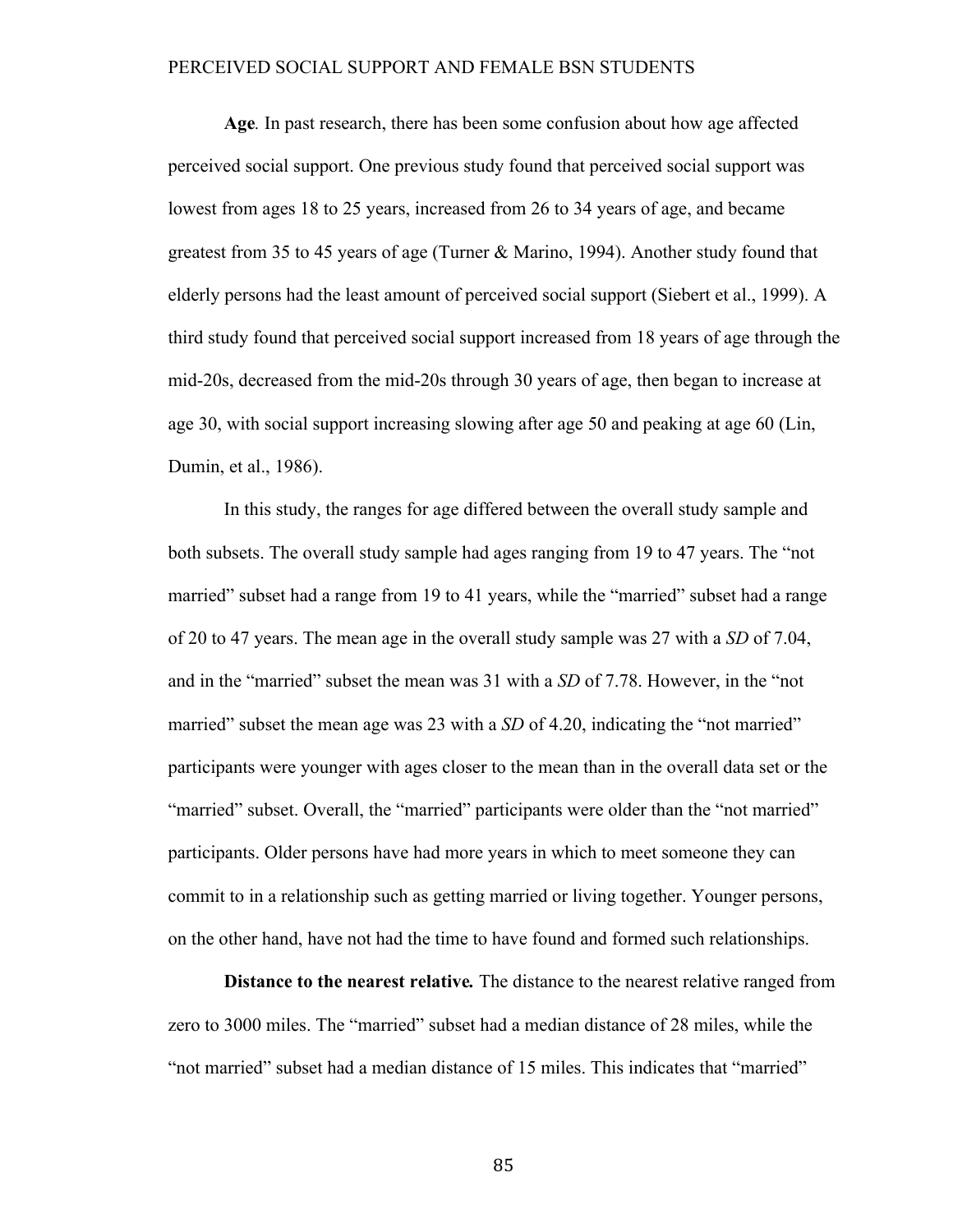**Age**. In past research, there has been some confusion about how age affected perceived social support. One previous study found that perceived social support was lowest from ages 18 to 25 years, increased from 26 to 34 years of age, and became greatest from 35 to 45 years of age (Turner & Marino, 1994). Another study found that elderly persons had the least amount of perceived social support (Siebert et al., 1999). A third study found that perceived social support increased from 18 years of age through the mid-20s, decreased from the mid-20s through 30 years of age, then began to increase at age 30, with social support increasing slowing after age 50 and peaking at age 60 (Lin, Dumin, et al., 1986).

In this study, the ranges for age differed between the overall study sample and both subsets. The overall study sample had ages ranging from 19 to 47 years. The "not married" subset had a range from 19 to 41 years, while the "married" subset had a range of 20 to 47 years. The mean age in the overall study sample was 27 with a *SD* of 7.04, and in the "married" subset the mean was 31 with a *SD* of 7.78. However, in the "not married" subset the mean age was 23 with a *SD* of 4.20, indicating the "not married" participants were younger with ages closer to the mean than in the overall data set or the "married" subset. Overall, the "married" participants were older than the "not married" participants. Older persons have had more years in which to meet someone they can commit to in a relationship such as getting married or living together. Younger persons, on the other hand, have not had the time to have found and formed such relationships.

***Distance to the nearest relative.*** The distance to the nearest relative ranged from zero to 3000 miles. The "married" subset had a median distance of 28 miles, while the "not married" subset had a median distance of 15 miles. This indicates that "married"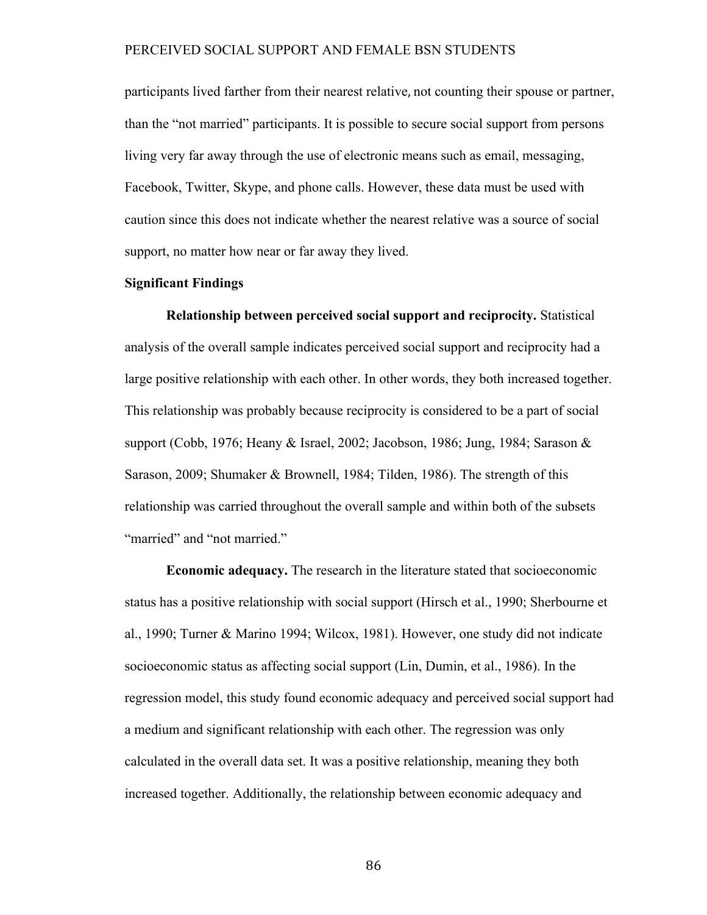participants lived farther from their nearest relative, not counting their spouse or partner, than the "not married" participants. It is possible to secure social support from persons living very far away through the use of electronic means such as email, messaging, Facebook, Twitter, Skype, and phone calls. However, these data must be used with caution since this does not indicate whether the nearest relative was a source of social support, no matter how near or far away they lived.

### Significant Findings

**Relationship between perceived social support and reciprocity.** Statistical analysis of the overall sample indicates perceived social support and reciprocity had a large positive relationship with each other. In other words, they both increased together. This relationship was probably because reciprocity is considered to be a part of social support (Cobb, 1976; Heany & Israel, 2002; Jacobson, 1986; Jung, 1984; Sarason & Sarason, 2009; Shumaker & Brownell, 1984; Tilden, 1986). The strength of this relationship was carried throughout the overall sample and within both of the subsets "married" and "not married."

**Economic adequacy.** The research in the literature stated that socioeconomic status has a positive relationship with social support (Hirsch et al., 1990; Sherbourne et al., 1990; Turner & Marino 1994; Wilcox, 1981). However, one study did not indicate socioeconomic status as affecting social support (Lin, Dumin, et al., 1986). In the regression model, this study found economic adequacy and perceived social support had a medium and significant relationship with each other. The regression was only calculated in the overall data set. It was a positive relationship, meaning they both increased together. Additionally, the relationship between economic adequacy and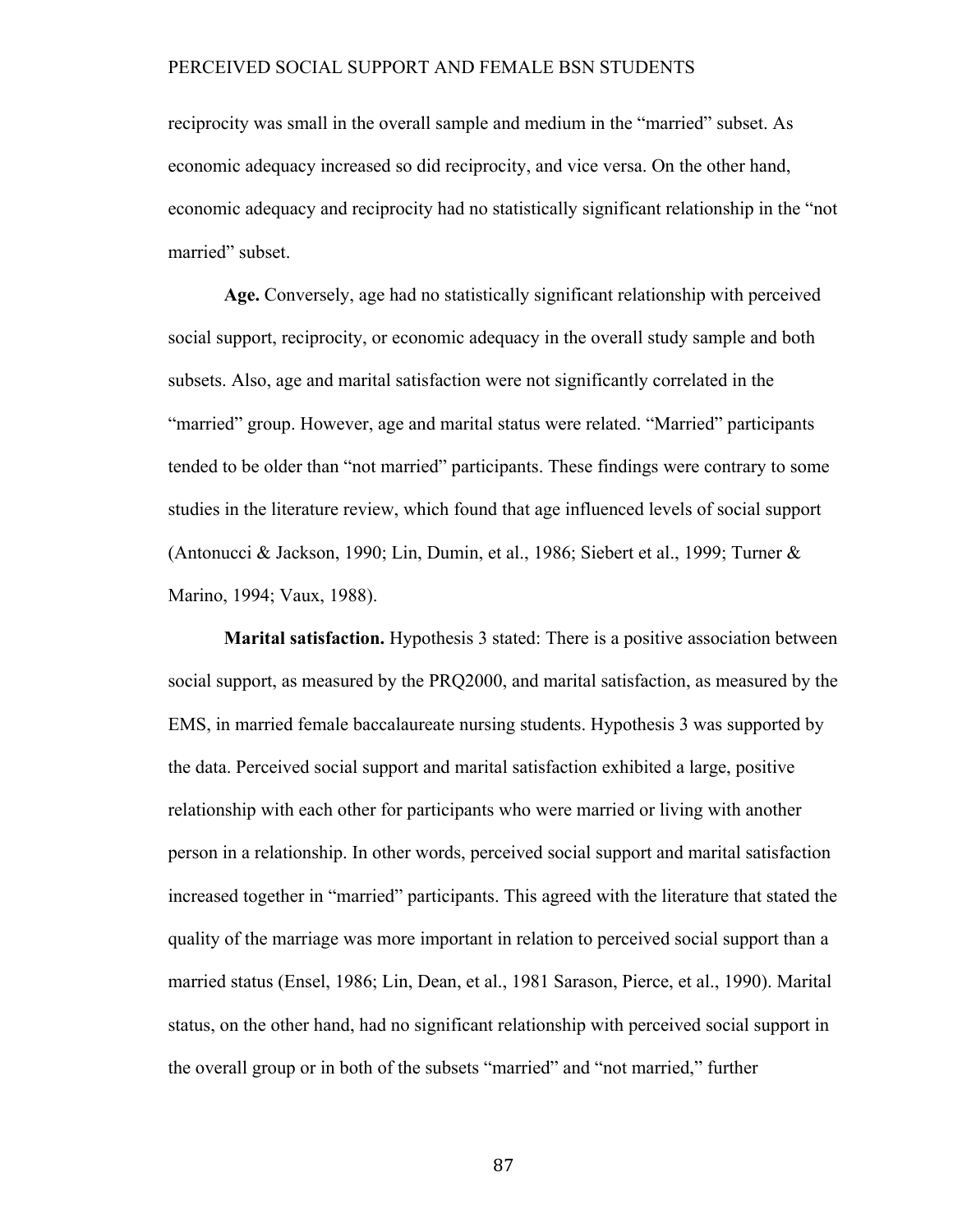reciprocity was small in the overall sample and medium in the "married" subset. As economic adequacy increased so did reciprocity, and vice versa. On the other hand, economic adequacy and reciprocity had no statistically significant relationship in the "not married" subset.

**Age.** Conversely, age had no statistically significant relationship with perceived social support, reciprocity, or economic adequacy in the overall study sample and both subsets. Also, age and marital satisfaction were not significantly correlated in the "married" group. However, age and marital status were related. "Married" participants tended to be older than "not married" participants. These findings were contrary to some studies in the literature review, which found that age influenced levels of social support (Antonucci & Jackson, 1990; Lin, Dumin, et al., 1986; Siebert et al., 1999; Turner & Marino, 1994; Vaux, 1988).

**Marital satisfaction.** Hypothesis 3 stated: There is a positive association between social support, as measured by the PRQ2000, and marital satisfaction, as measured by the EMS, in married female baccalaureate nursing students. Hypothesis 3 was supported by the data. Perceived social support and marital satisfaction exhibited a large, positive relationship with each other for participants who were married or living with another person in a relationship. In other words, perceived social support and marital satisfaction increased together in "married" participants. This agreed with the literature that stated the quality of the marriage was more important in relation to perceived social support than a married status (Ensel, 1986; Lin, Dean, et al., 1981 Sarason, Pierce, et al., 1990). Marital status, on the other hand, had no significant relationship with perceived social support in the overall group or in both of the subsets "married" and "not married," further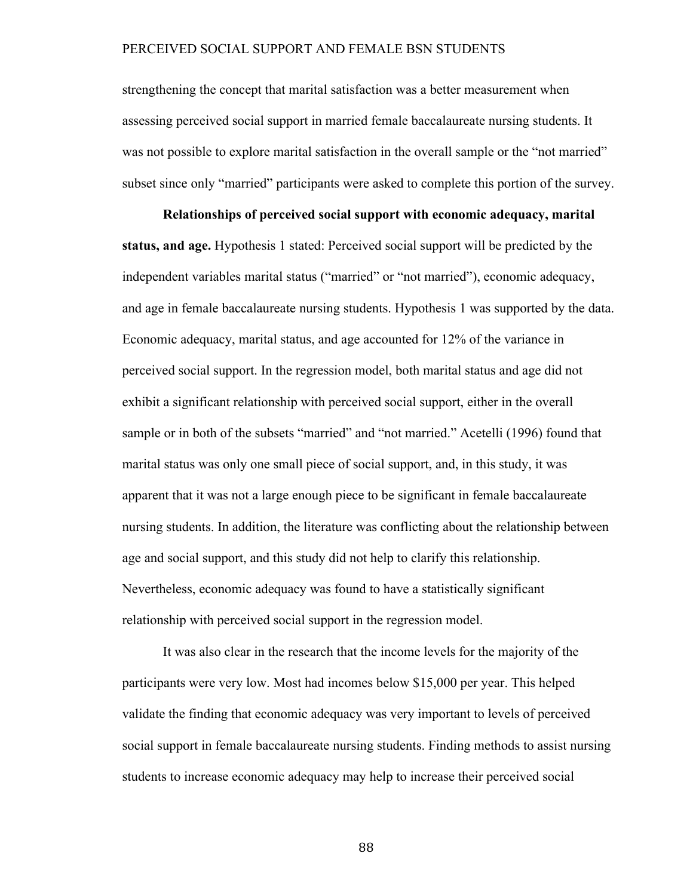strengthening the concept that marital satisfaction was a better measurement when assessing perceived social support in married female baccalaureate nursing students. It was not possible to explore marital satisfaction in the overall sample or the "not married" subset since only "married" participants were asked to complete this portion of the survey.

**Relationships of perceived social support with economic adequacy, marital status, and age.** Hypothesis 1 stated: Perceived social support will be predicted by the independent variables marital status ("married" or "not married"), economic adequacy, and age in female baccalaureate nursing students. Hypothesis 1 was supported by the data. Economic adequacy, marital status, and age accounted for 12% of the variance in perceived social support. In the regression model, both marital status and age did not exhibit a significant relationship with perceived social support, either in the overall sample or in both of the subsets "married" and "not married." Acetelli (1996) found that marital status was only one small piece of social support, and, in this study, it was apparent that it was not a large enough piece to be significant in female baccalaureate nursing students. In addition, the literature was conflicting about the relationship between age and social support, and this study did not help to clarify this relationship. Nevertheless, economic adequacy was found to have a statistically significant relationship with perceived social support in the regression model.

It was also clear in the research that the income levels for the majority of the participants were very low. Most had incomes below $15,000 per year. This helped validate the finding that economic adequacy was very important to levels of perceived social support in female baccalaureate nursing students. Finding methods to assist nursing students to increase economic adequacy may help to increase their perceived social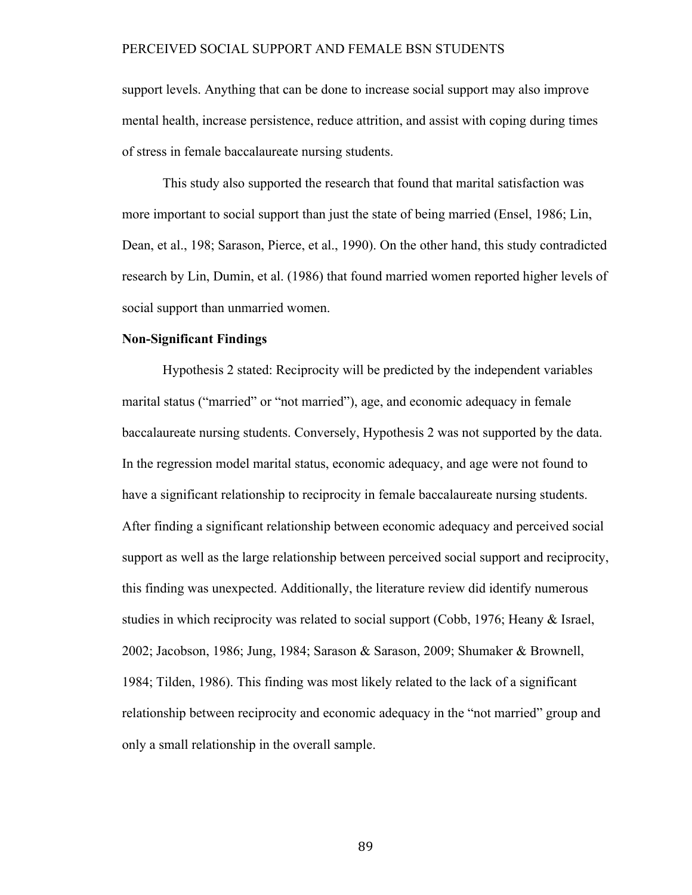support levels. Anything that can be done to increase social support may also improve mental health, increase persistence, reduce attrition, and assist with coping during times of stress in female baccalaureate nursing students.

This study also supported the research that found that marital satisfaction was more important to social support than just the state of being married (Ensel, 1986; Lin, Dean, et al., 198; Sarason, Pierce, et al., 1990). On the other hand, this study contradicted research by Lin, Dumin, et al. (1986) that found married women reported higher levels of social support than unmarried women.

**Non-Significant Findings**

Hypothesis 2 stated: Reciprocity will be predicted by the independent variables marital status ("married" or "not married"), age, and economic adequacy in female baccalaureate nursing students. Conversely, Hypothesis 2 was not supported by the data. In the regression model marital status, economic adequacy, and age were not found to have a significant relationship to reciprocity in female baccalaureate nursing students. After finding a significant relationship between economic adequacy and perceived social support as well as the large relationship between perceived social support and reciprocity, this finding was unexpected. Additionally, the literature review did identify numerous studies in which reciprocity was related to social support (Cobb, 1976; Heany & Israel, 2002; Jacobson, 1986; Jung, 1984; Sarason & Sarason, 2009; Shumaker & Brownell, 1984; Tilden, 1986). This finding was most likely related to the lack of a significant relationship between reciprocity and economic adequacy in the "not married" group and only a small relationship in the overall sample.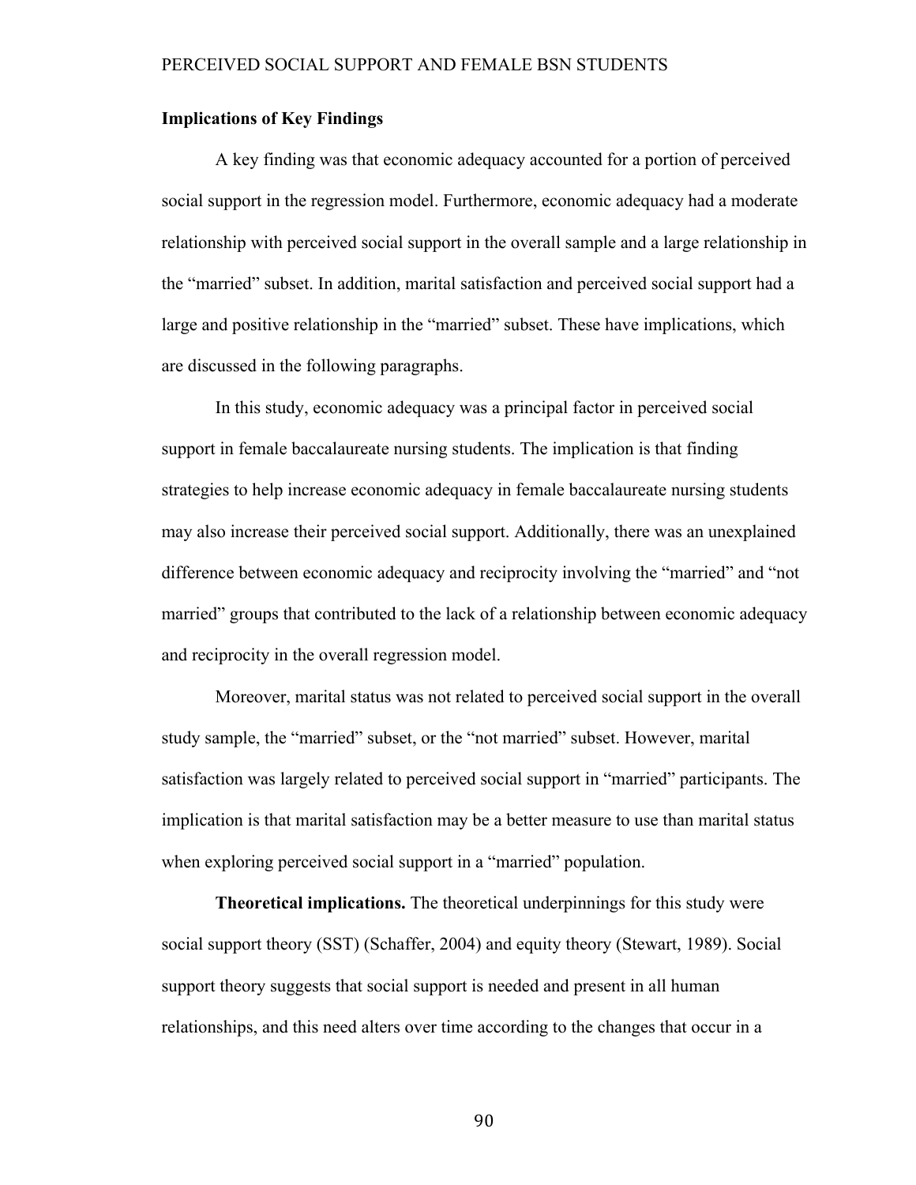## Implications of Key Findings

A key finding was that economic adequacy accounted for a portion of perceived social support in the regression model. Furthermore, economic adequacy had a moderate relationship with perceived social support in the overall sample and a large relationship in the "married" subset. In addition, marital satisfaction and perceived social support had a large and positive relationship in the "married" subset. These have implications, which are discussed in the following paragraphs.

In this study, economic adequacy was a principal factor in perceived social support in female baccalaureate nursing students. The implication is that finding strategies to help increase economic adequacy in female baccalaureate nursing students may also increase their perceived social support. Additionally, there was an unexplained difference between economic adequacy and reciprocity involving the "married" and "not married" groups that contributed to the lack of a relationship between economic adequacy and reciprocity in the overall regression model.

Moreover, marital status was not related to perceived social support in the overall study sample, the "married" subset, or the "not married" subset. However, marital satisfaction was largely related to perceived social support in "married" participants. The implication is that marital satisfaction may be a better measure to use than marital status when exploring perceived social support in a "married" population.

**Theoretical implications.** The theoretical underpinnings for this study were social support theory (SST) (Schaffer, 2004) and equity theory (Stewart, 1989). Social support theory suggests that social support is needed and present in all human relationships, and this need alters over time according to the changes that occur in a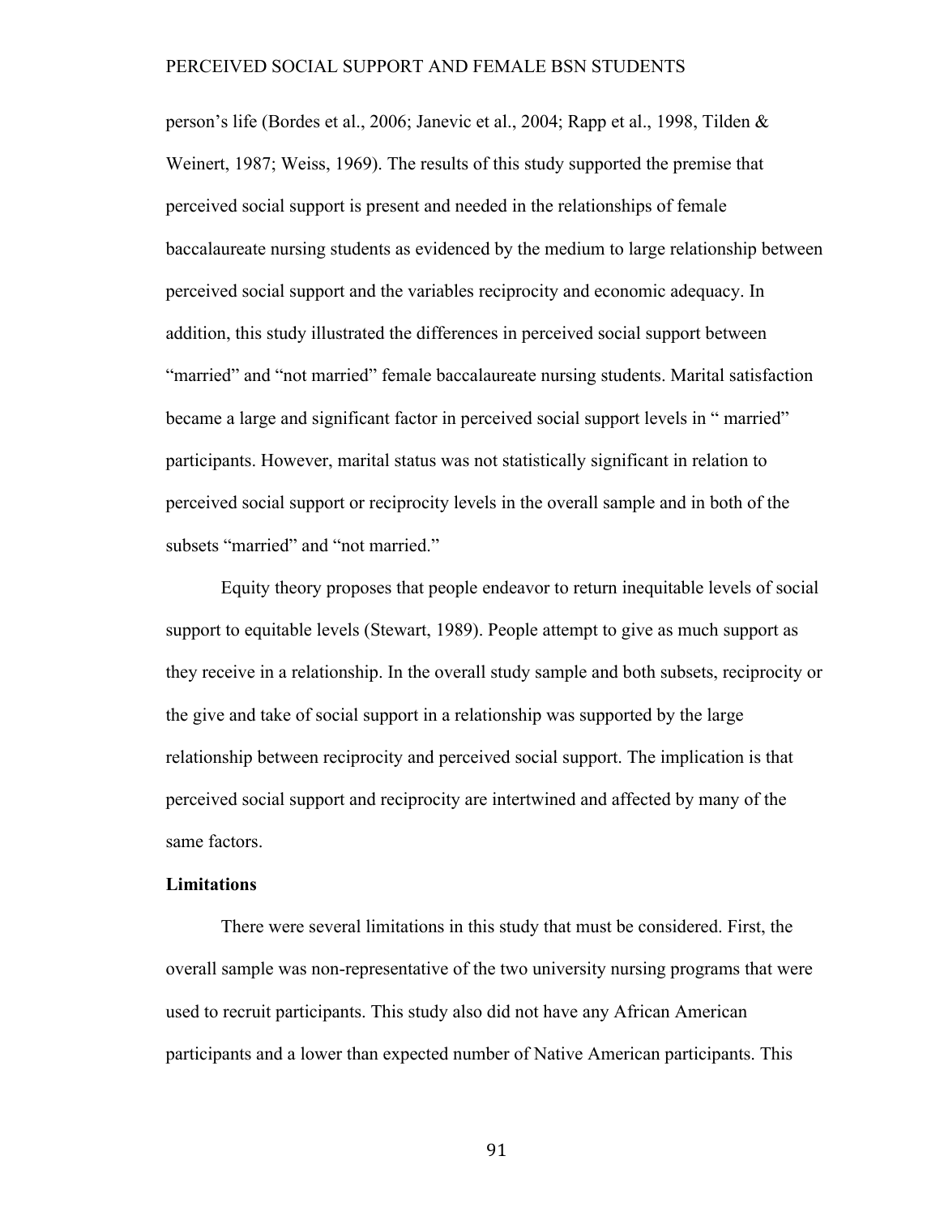person's life (Bordes et al., 2006; Janevic et al., 2004; Rapp et al., 1998, Tilden & Weinert, 1987; Weiss, 1969). The results of this study supported the premise that perceived social support is present and needed in the relationships of female baccalaureate nursing students as evidenced by the medium to large relationship between perceived social support and the variables reciprocity and economic adequacy. In addition, this study illustrated the differences in perceived social support between "married" and "not married" female baccalaureate nursing students. Marital satisfaction became a large and significant factor in perceived social support levels in " married" participants. However, marital status was not statistically significant in relation to perceived social support or reciprocity levels in the overall sample and in both of the subsets "married" and "not married."

Equity theory proposes that people endeavor to return inequitable levels of social support to equitable levels (Stewart, 1989). People attempt to give as much support as they receive in a relationship. In the overall study sample and both subsets, reciprocity or the give and take of social support in a relationship was supported by the large relationship between reciprocity and perceived social support. The implication is that perceived social support and reciprocity are intertwined and affected by many of the same factors.

**Limitations**

There were several limitations in this study that must be considered. First, the overall sample was non-representative of the two university nursing programs that were used to recruit participants. This study also did not have any African American participants and a lower than expected number of Native American participants. This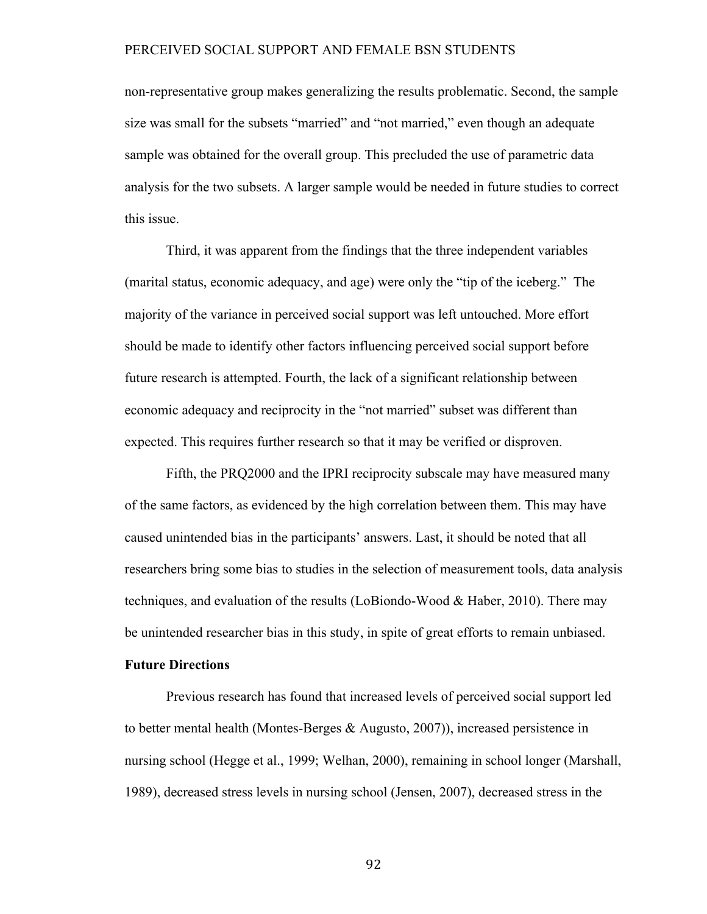non-representative group makes generalizing the results problematic. Second, the sample size was small for the subsets "married" and "not married," even though an adequate sample was obtained for the overall group. This precluded the use of parametric data analysis for the two subsets. A larger sample would be needed in future studies to correct this issue.

Third, it was apparent from the findings that the three independent variables (marital status, economic adequacy, and age) were only the "tip of the iceberg." The majority of the variance in perceived social support was left untouched. More effort should be made to identify other factors influencing perceived social support before future research is attempted. Fourth, the lack of a significant relationship between economic adequacy and reciprocity in the "not married" subset was different than expected. This requires further research so that it may be verified or disproven.

Fifth, the PRQ2000 and the IPRI reciprocity subscale may have measured many of the same factors, as evidenced by the high correlation between them. This may have caused unintended bias in the participants' answers. Last, it should be noted that all researchers bring some bias to studies in the selection of measurement tools, data analysis techniques, and evaluation of the results (LoBiondo-Wood & Haber, 2010). There may be unintended researcher bias in this study, in spite of great efforts to remain unbiased.

**Future Directions**

Previous research has found that increased levels of perceived social support led to better mental health (Montes-Berges & Augusto, 2007)), increased persistence in nursing school (Hegge et al., 1999; Welhan, 2000), remaining in school longer (Marshall, 1989), decreased stress levels in nursing school (Jensen, 2007), decreased stress in the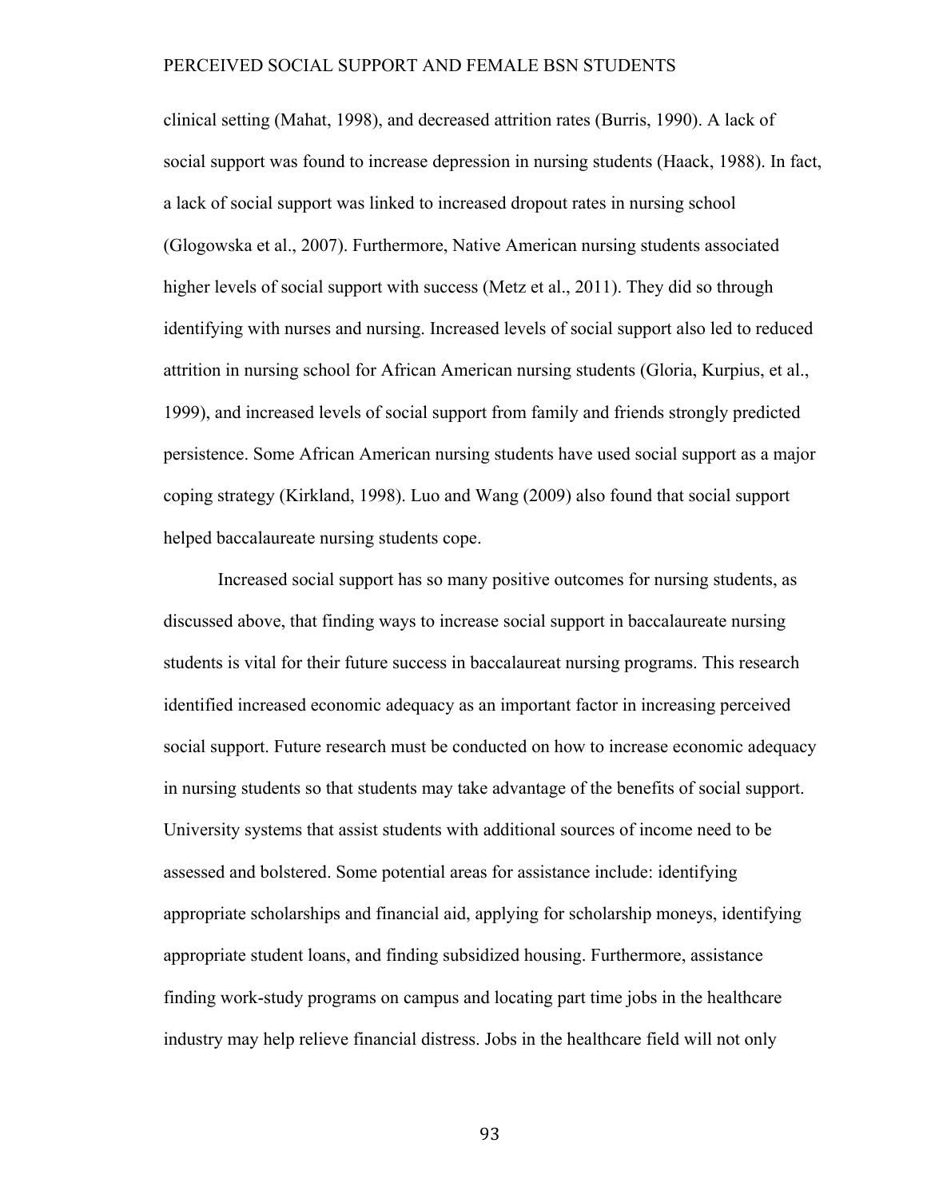clinical setting (Mahat, 1998), and decreased attrition rates (Burris, 1990). A lack of social support was found to increase depression in nursing students (Haack, 1988). In fact, a lack of social support was linked to increased dropout rates in nursing school (Glogowska et al., 2007). Furthermore, Native American nursing students associated higher levels of social support with success (Metz et al., 2011). They did so through identifying with nurses and nursing. Increased levels of social support also led to reduced attrition in nursing school for African American nursing students (Gloria, Kurpius, et al., 1999), and increased levels of social support from family and friends strongly predicted persistence. Some African American nursing students have used social support as a major coping strategy (Kirkland, 1998). Luo and Wang (2009) also found that social support helped baccalaureate nursing students cope.

Increased social support has so many positive outcomes for nursing students, as discussed above, that finding ways to increase social support in baccalaureate nursing students is vital for their future success in baccalaureat nursing programs. This research identified increased economic adequacy as an important factor in increasing perceived social support. Future research must be conducted on how to increase economic adequacy in nursing students so that students may take advantage of the benefits of social support. University systems that assist students with additional sources of income need to be assessed and bolstered. Some potential areas for assistance include: identifying appropriate scholarships and financial aid, applying for scholarship moneys, identifying appropriate student loans, and finding subsidized housing. Furthermore, assistance finding work-study programs on campus and locating part time jobs in the healthcare industry may help relieve financial distress. Jobs in the healthcare field will not only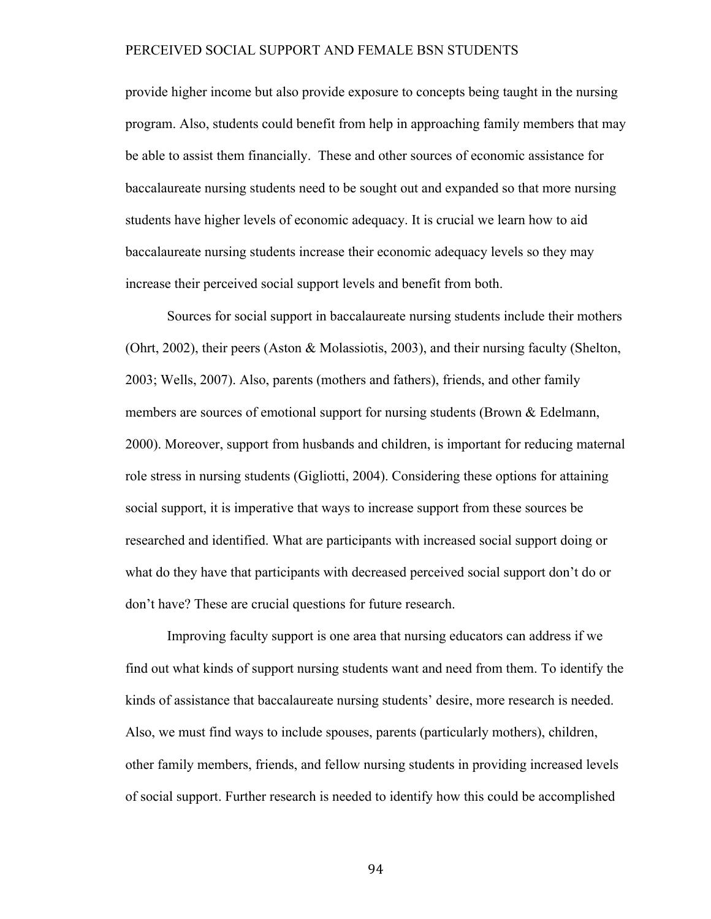provide higher income but also provide exposure to concepts being taught in the nursing program. Also, students could benefit from help in approaching family members that may be able to assist them financially.  These and other sources of economic assistance for baccalaureate nursing students need to be sought out and expanded so that more nursing students have higher levels of economic adequacy. It is crucial we learn how to aid baccalaureate nursing students increase their economic adequacy levels so they may increase their perceived social support levels and benefit from both.

Sources for social support in baccalaureate nursing students include their mothers (Ohrt, 2002), their peers (Aston & Molassiotis, 2003), and their nursing faculty (Shelton, 2003; Wells, 2007). Also, parents (mothers and fathers), friends, and other family members are sources of emotional support for nursing students (Brown & Edelmann, 2000). Moreover, support from husbands and children, is important for reducing maternal role stress in nursing students (Gigliotti, 2004). Considering these options for attaining social support, it is imperative that ways to increase support from these sources be researched and identified. What are participants with increased social support doing or what do they have that participants with decreased perceived social support don't do or don't have? These are crucial questions for future research.

Improving faculty support is one area that nursing educators can address if we find out what kinds of support nursing students want and need from them. To identify the kinds of assistance that baccalaureate nursing students' desire, more research is needed. Also, we must find ways to include spouses, parents (particularly mothers), children, other family members, friends, and fellow nursing students in providing increased levels of social support. Further research is needed to identify how this could be accomplished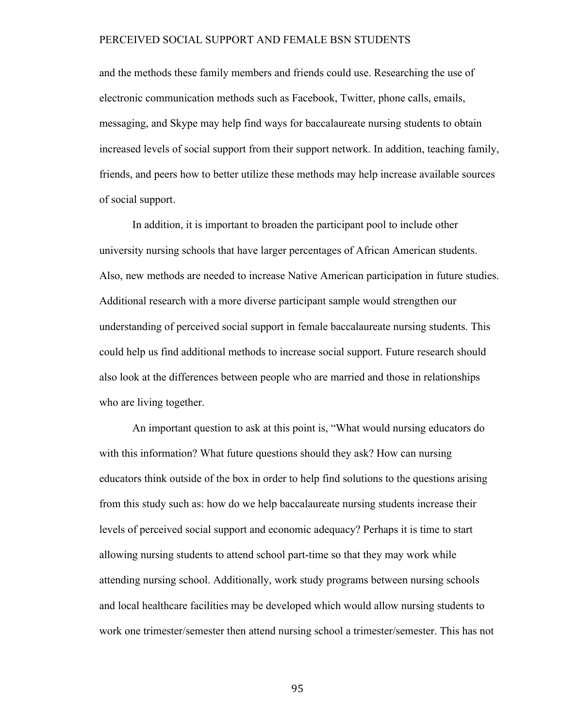and the methods these family members and friends could use. Researching the use of electronic communication methods such as Facebook, Twitter, phone calls, emails, messaging, and Skype may help find ways for baccalaureate nursing students to obtain increased levels of social support from their support network. In addition, teaching family, friends, and peers how to better utilize these methods may help increase available sources of social support.

In addition, it is important to broaden the participant pool to include other university nursing schools that have larger percentages of African American students. Also, new methods are needed to increase Native American participation in future studies. Additional research with a more diverse participant sample would strengthen our understanding of perceived social support in female baccalaureate nursing students. This could help us find additional methods to increase social support. Future research should also look at the differences between people who are married and those in relationships who are living together.

An important question to ask at this point is, "What would nursing educators do with this information? What future questions should they ask? How can nursing educators think outside of the box in order to help find solutions to the questions arising from this study such as: how do we help baccalaureate nursing students increase their levels of perceived social support and economic adequacy? Perhaps it is time to start allowing nursing students to attend school part-time so that they may work while attending nursing school. Additionally, work study programs between nursing schools and local healthcare facilities may be developed which would allow nursing students to work one trimester/semester then attend nursing school a trimester/semester. This has not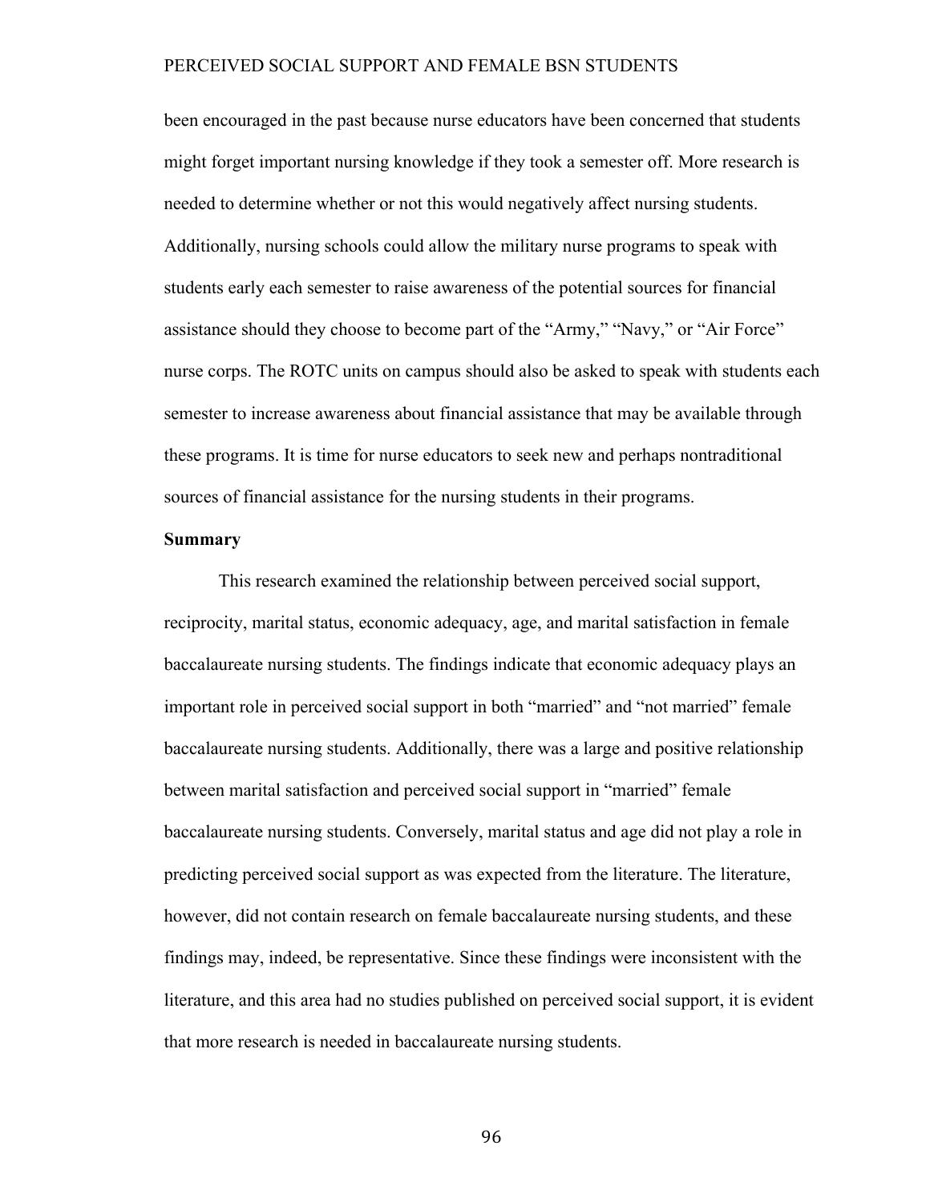been encouraged in the past because nurse educators have been concerned that students might forget important nursing knowledge if they took a semester off. More research is needed to determine whether or not this would negatively affect nursing students. Additionally, nursing schools could allow the military nurse programs to speak with students early each semester to raise awareness of the potential sources for financial assistance should they choose to become part of the “Army,” “Navy,” or “Air Force” nurse corps. The ROTC units on campus should also be asked to speak with students each semester to increase awareness about financial assistance that may be available through these programs. It is time for nurse educators to seek new and perhaps nontraditional sources of financial assistance for the nursing students in their programs.

**Summary**

This research examined the relationship between perceived social support, reciprocity, marital status, economic adequacy, age, and marital satisfaction in female baccalaureate nursing students. The findings indicate that economic adequacy plays an important role in perceived social support in both “married” and “not married” female baccalaureate nursing students. Additionally, there was a large and positive relationship between marital satisfaction and perceived social support in “married” female baccalaureate nursing students. Conversely, marital status and age did not play a role in predicting perceived social support as was expected from the literature. The literature, however, did not contain research on female baccalaureate nursing students, and these findings may, indeed, be representative. Since these findings were inconsistent with the literature, and this area had no studies published on perceived social support, it is evident that more research is needed in baccalaureate nursing students.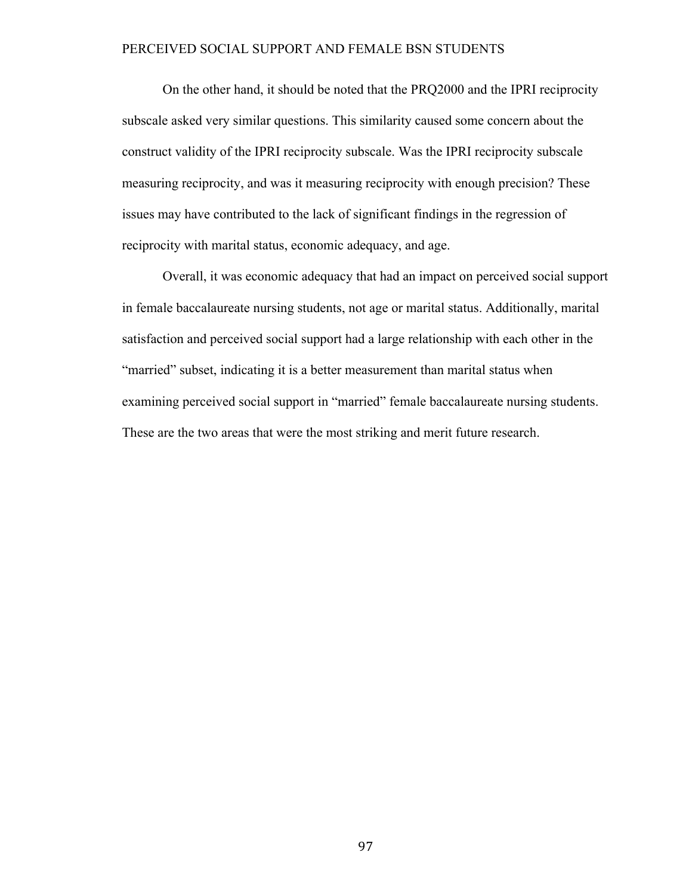On the other hand, it should be noted that the PRQ2000 and the IPRI reciprocity subscale asked very similar questions. This similarity caused some concern about the construct validity of the IPRI reciprocity subscale. Was the IPRI reciprocity subscale measuring reciprocity, and was it measuring reciprocity with enough precision? These issues may have contributed to the lack of significant findings in the regression of reciprocity with marital status, economic adequacy, and age.

Overall, it was economic adequacy that had an impact on perceived social support in female baccalaureate nursing students, not age or marital status. Additionally, marital satisfaction and perceived social support had a large relationship with each other in the "married" subset, indicating it is a better measurement than marital status when examining perceived social support in "married" female baccalaureate nursing students. These are the two areas that were the most striking and merit future research.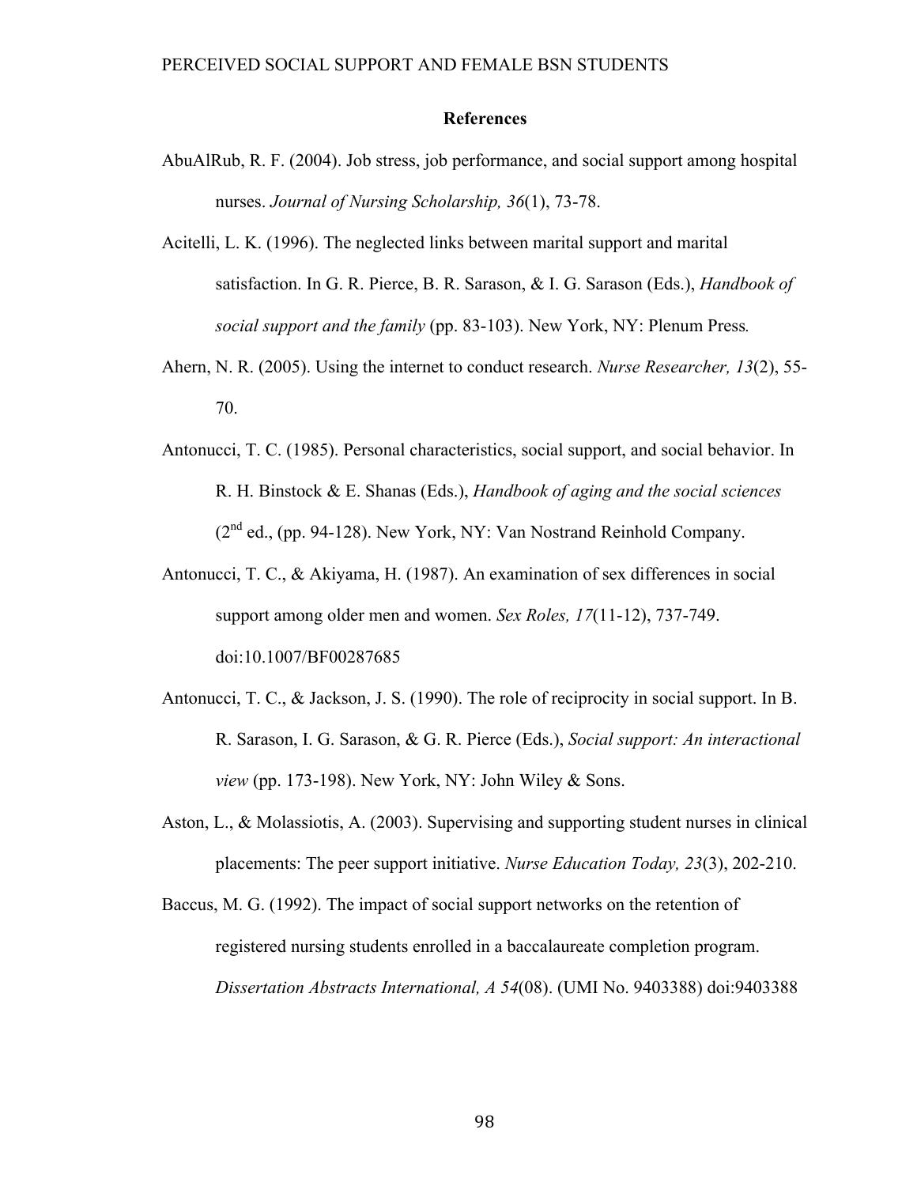**References**

AbuAlRub, R. F. (2004). Job stress, job performance, and social support among hospital nurses. *Journal of Nursing Scholarship, 36*(1), 73-78.

Acitelli, L. K. (1996). The neglected links between marital support and marital satisfaction. In G. R. Pierce, B. R. Sarason, & I. G. Sarason (Eds.), *Handbook of social support and the family* (pp. 83-103). New York, NY: Plenum Press.

Ahern, N. R. (2005). Using the internet to conduct research. *Nurse Researcher, 13*(2), 55-70.

Antonucci, T. C. (1985). Personal characteristics, social support, and social behavior. In R. H. Binstock & E. Shanas (Eds.), *Handbook of aging and the social sciences* (2nd ed., (pp. 94-128). New York, NY: Van Nostrand Reinhold Company.

Antonucci, T. C., & Akiyama, H. (1987). An examination of sex differences in social support among older men and women. *Sex Roles, 17*(11-12), 737-749. doi:10.1007/BF00287685

Antonucci, T. C., & Jackson, J. S. (1990). The role of reciprocity in social support. In B. R. Sarason, I. G. Sarason, & G. R. Pierce (Eds.), *Social support: An interactional view* (pp. 173-198). New York, NY: John Wiley & Sons.

Aston, L., & Molassiotis, A. (2003). Supervising and supporting student nurses in clinical placements: The peer support initiative. *Nurse Education Today, 23*(3), 202-210.

Baccus, M. G. (1992). The impact of social support networks on the retention of registered nursing students enrolled in a baccalaureate completion program. *Dissertation Abstracts International, A 54*(08). (UMI No. 9403388) doi:9403388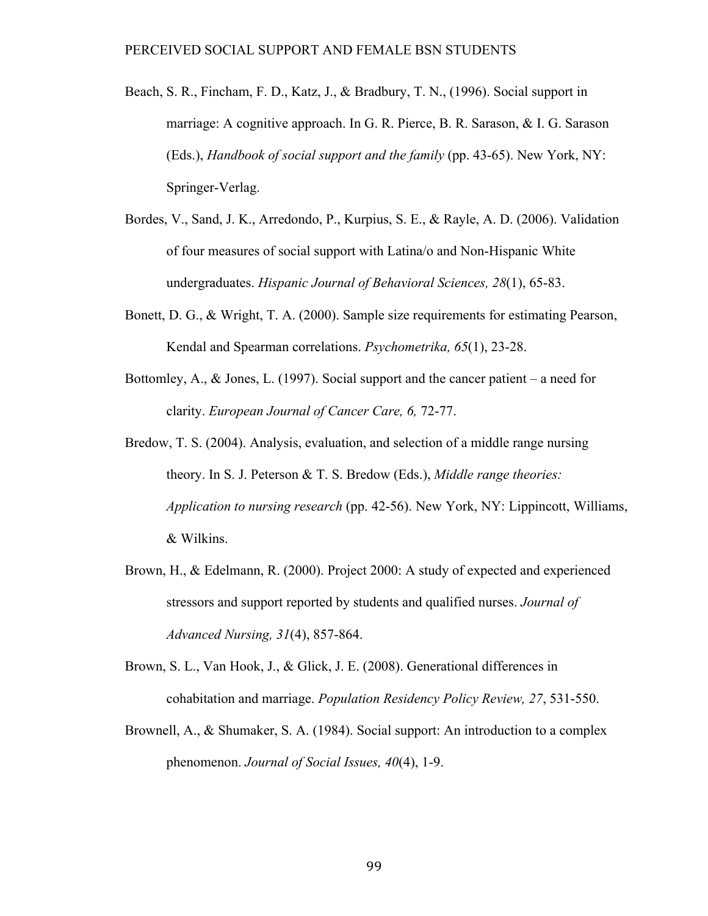Beach, S. R., Fincham, F. D., Katz, J., & Bradbury, T. N., (1996). Social support in marriage: A cognitive approach. In G. R. Pierce, B. R. Sarason, & I. G. Sarason (Eds.), *Handbook of social support and the family* (pp. 43-65). New York, NY: Springer-Verlag.

Bordes, V., Sand, J. K., Arredondo, P., Kurpius, S. E., & Rayle, A. D. (2006). Validation of four measures of social support with Latina/o and Non-Hispanic White undergraduates. *Hispanic Journal of Behavioral Sciences, 28*(1), 65-83.

Bonett, D. G., & Wright, T. A. (2000). Sample size requirements for estimating Pearson, Kendal and Spearman correlations. *Psychometrika, 65*(1), 23-28.

Bottomley, A., & Jones, L. (1997). Social support and the cancer patient – a need for clarity. *European Journal of Cancer Care, 6,* 72-77.

Bredow, T. S. (2004). Analysis, evaluation, and selection of a middle range nursing theory. In S. J. Peterson & T. S. Bredow (Eds.), *Middle range theories: Application to nursing research* (pp. 42-56). New York, NY: Lippincott, Williams, & Wilkins.

Brown, H., & Edelmann, R. (2000). Project 2000: A study of expected and experienced stressors and support reported by students and qualified nurses. *Journal of Advanced Nursing, 31*(4), 857-864.

Brown, S. L., Van Hook, J., & Glick, J. E. (2008). Generational differences in cohabitation and marriage. *Population Residency Policy Review, 27*, 531-550.

Brownell, A., & Shumaker, S. A. (1984). Social support: An introduction to a complex phenomenon. *Journal of Social Issues, 40*(4), 1-9.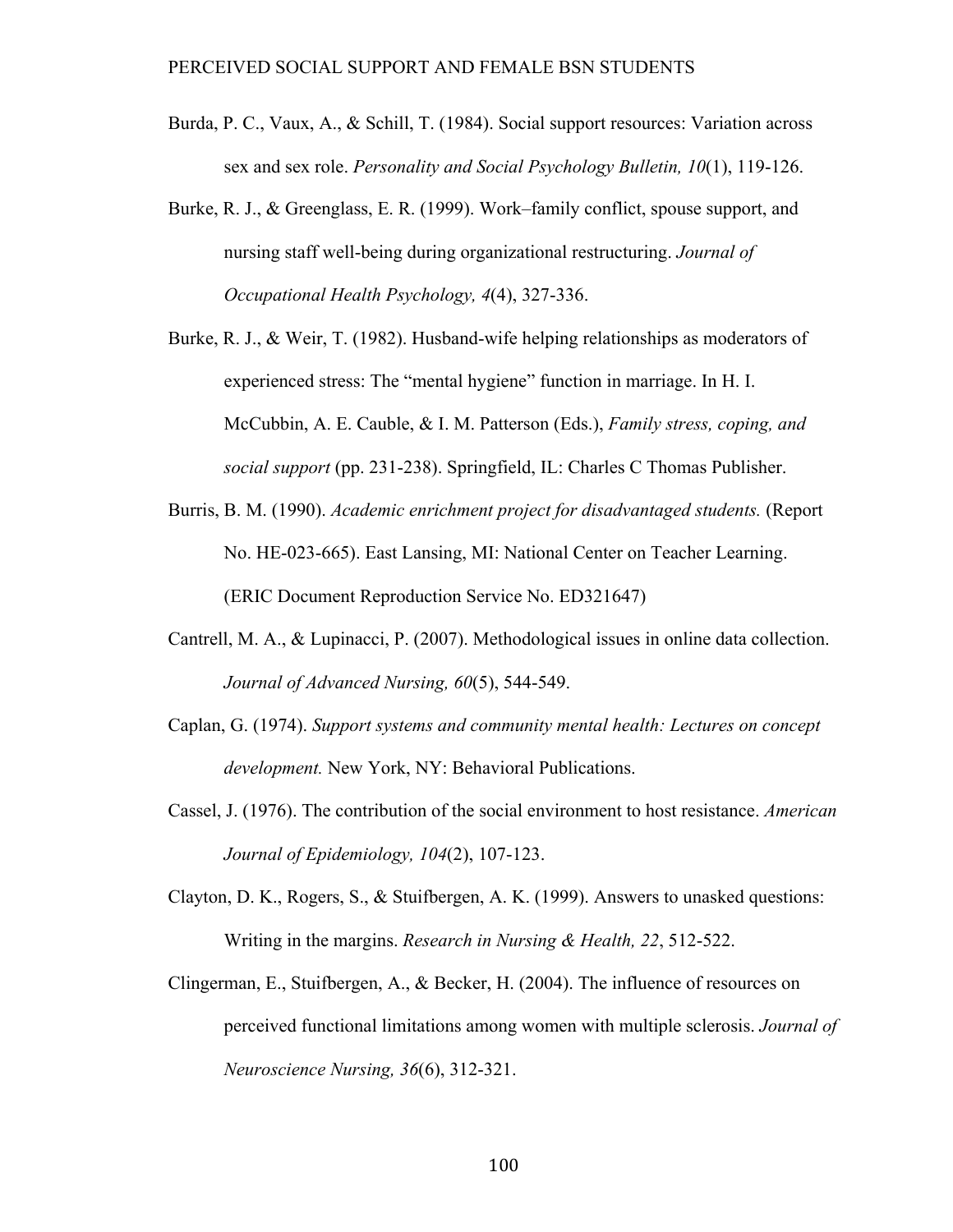Burda, P. C., Vaux, A., & Schill, T. (1984). Social support resources: Variation across sex and sex role. *Personality and Social Psychology Bulletin, 10*(1), 119-126.

Burke, R. J., & Greenglass, E. R. (1999). Work–family conflict, spouse support, and nursing staff well-being during organizational restructuring. *Journal of Occupational Health Psychology, 4*(4), 327-336.

Burke, R. J., & Weir, T. (1982). Husband-wife helping relationships as moderators of experienced stress: The "mental hygiene" function in marriage. In H. I. McCubbin, A. E. Cauble, & I. M. Patterson (Eds.), *Family stress, coping, and social support* (pp. 231-238). Springfield, IL: Charles C Thomas Publisher.

Burris, B. M. (1990). *Academic enrichment project for disadvantaged students.* (Report No. HE-023-665). East Lansing, MI: National Center on Teacher Learning. (ERIC Document Reproduction Service No. ED321647)

Cantrell, M. A., & Lupinacci, P. (2007). Methodological issues in online data collection. *Journal of Advanced Nursing, 60*(5), 544-549.

Caplan, G. (1974). *Support systems and community mental health: Lectures on concept development.* New York, NY: Behavioral Publications.

Cassel, J. (1976). The contribution of the social environment to host resistance. *American Journal of Epidemiology, 104*(2), 107-123.

Clayton, D. K., Rogers, S., & Stuifbergen, A. K. (1999). Answers to unasked questions: Writing in the margins. *Research in Nursing & Health, 22*, 512-522.

Clingerman, E., Stuifbergen, A., & Becker, H. (2004). The influence of resources on perceived functional limitations among women with multiple sclerosis. *Journal of Neuroscience Nursing, 36*(6), 312-321.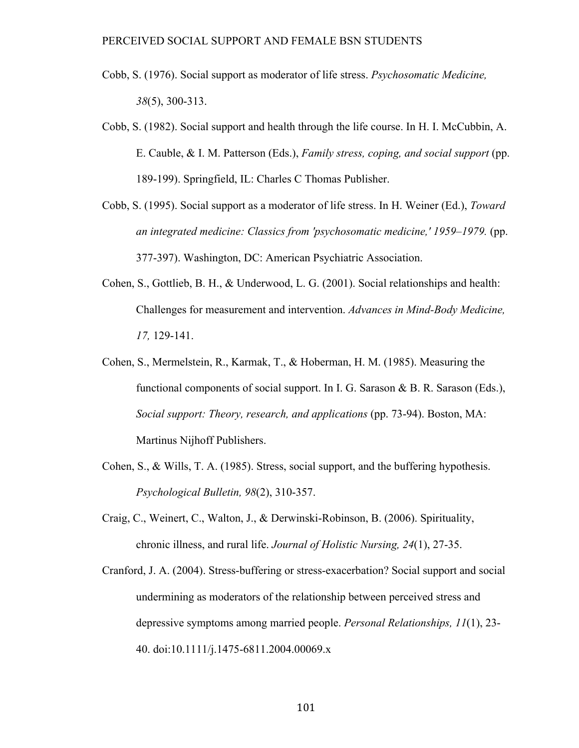Cobb, S. (1976). Social support as moderator of life stress. *Psychosomatic Medicine, 38*(5), 300-313.

Cobb, S. (1982). Social support and health through the life course. In H. I. McCubbin, A. E. Cauble, & I. M. Patterson (Eds.), *Family stress, coping, and social support* (pp. 189-199). Springfield, IL: Charles C Thomas Publisher.

Cobb, S. (1995). Social support as a moderator of life stress. In H. Weiner (Ed.), *Toward an integrated medicine: Classics from 'psychosomatic medicine,' 1959–1979.* (pp. 377-397). Washington, DC: American Psychiatric Association.

Cohen, S., Gottlieb, B. H., & Underwood, L. G. (2001). Social relationships and health: Challenges for measurement and intervention. *Advances in Mind-Body Medicine, 17,* 129-141.

Cohen, S., Mermelstein, R., Karmak, T., & Hoberman, H. M. (1985). Measuring the functional components of social support. In I. G. Sarason & B. R. Sarason (Eds.), *Social support: Theory, research, and applications* (pp. 73-94). Boston, MA: Martinus Nijhoff Publishers.

Cohen, S., & Wills, T. A. (1985). Stress, social support, and the buffering hypothesis. *Psychological Bulletin, 98*(2), 310-357.

Craig, C., Weinert, C., Walton, J., & Derwinski-Robinson, B. (2006). Spirituality, chronic illness, and rural life. *Journal of Holistic Nursing, 24*(1), 27-35.

Cranford, J. A. (2004). Stress-buffering or stress-exacerbation? Social support and social undermining as moderators of the relationship between perceived stress and depressive symptoms among married people. *Personal Relationships, 11*(1), 23-40. doi:10.1111/j.1475-6811.2004.00069.x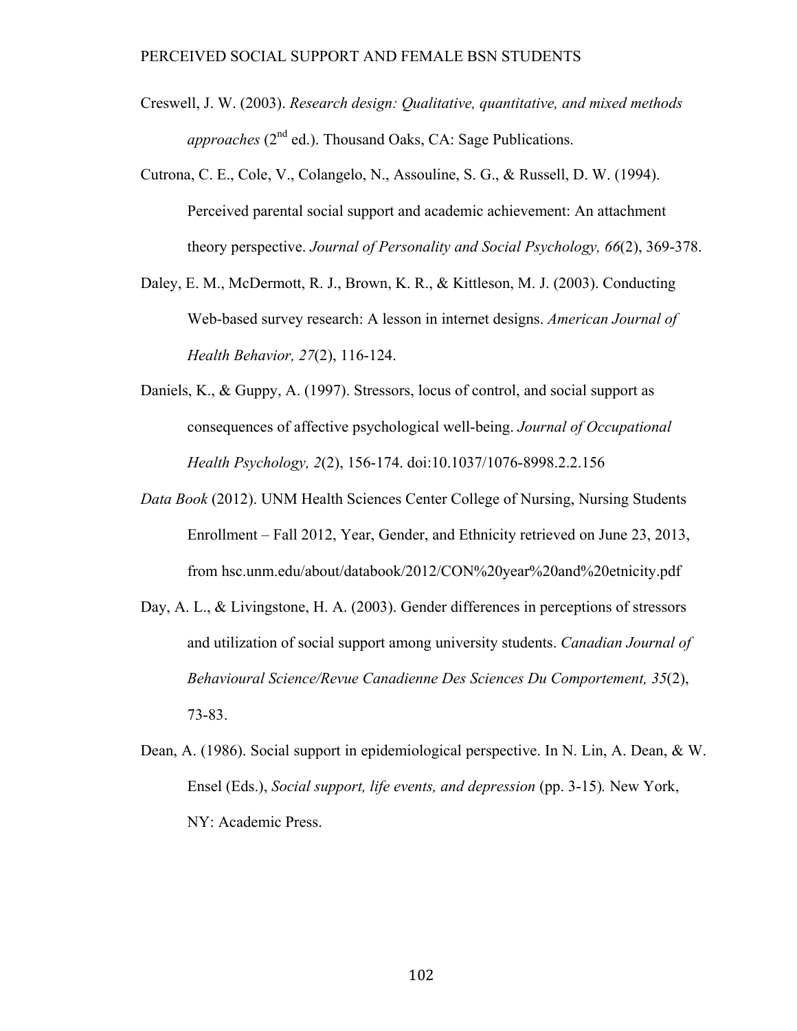Creswell, J. W. (2003). *Research design: Qualitative, quantitative, and mixed methods approaches* (2nd ed.). Thousand Oaks, CA: Sage Publications.

Cutrona, C. E., Cole, V., Colangelo, N., Assouline, S. G., & Russell, D. W. (1994). Perceived parental social support and academic achievement: An attachment theory perspective. *Journal of Personality and Social Psychology, 66*(2), 369-378.

Daley, E. M., McDermott, R. J., Brown, K. R., & Kittleson, M. J. (2003). Conducting Web-based survey research: A lesson in internet designs. *American Journal of Health Behavior, 27*(2), 116-124.

Daniels, K., & Guppy, A. (1997). Stressors, locus of control, and social support as consequences of affective psychological well-being. *Journal of Occupational Health Psychology, 2*(2), 156-174. doi:10.1037/1076-8998.2.2.156

*Data Book* (2012). UNM Health Sciences Center College of Nursing, Nursing Students Enrollment – Fall 2012, Year, Gender, and Ethnicity retrieved on June 23, 2013, from hsc.unm.edu/about/databook/2012/CON%20year%20and%20etnicity.pdf

Day, A. L., & Livingstone, H. A. (2003). Gender differences in perceptions of stressors and utilization of social support among university students. *Canadian Journal of Behavioural Science/Revue Canadienne Des Sciences Du Comportement, 35*(2), 73-83.

Dean, A. (1986). Social support in epidemiological perspective. In N. Lin, A. Dean, & W. Ensel (Eds.), *Social support, life events, and depression* (pp. 3-15). New York, NY: Academic Press.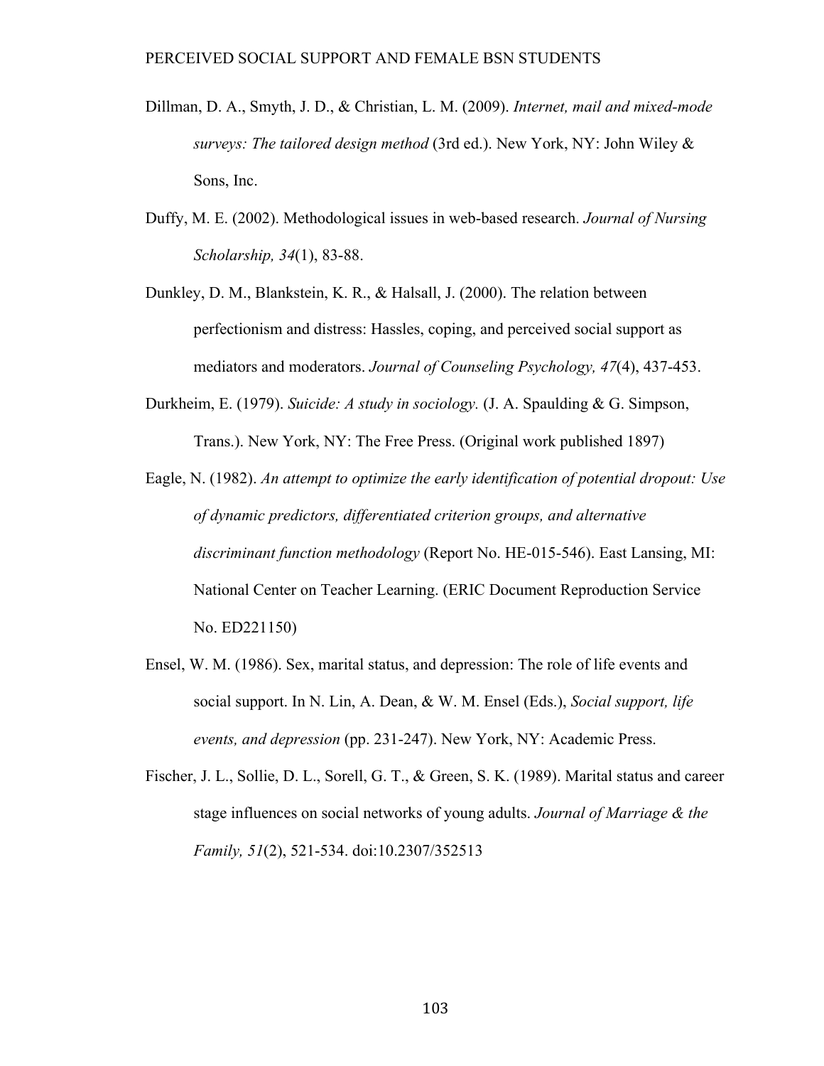Dillman, D. A., Smyth, J. D., & Christian, L. M. (2009). *Internet, mail and mixed-mode surveys: The tailored design method* (3rd ed.). New York, NY: John Wiley & Sons, Inc.

Duffy, M. E. (2002). Methodological issues in web-based research. *Journal of Nursing Scholarship, 34*(1), 83-88.

Dunkley, D. M., Blankstein, K. R., & Halsall, J. (2000). The relation between perfectionism and distress: Hassles, coping, and perceived social support as mediators and moderators. *Journal of Counseling Psychology, 47*(4), 437-453.

Durkheim, E. (1979). *Suicide: A study in sociology.* (J. A. Spaulding & G. Simpson, Trans.). New York, NY: The Free Press. (Original work published 1897)

Eagle, N. (1982). *An attempt to optimize the early identification of potential dropout: Use of dynamic predictors, differentiated criterion groups, and alternative discriminant function methodology* (Report No. HE-015-546). East Lansing, MI: National Center on Teacher Learning. (ERIC Document Reproduction Service No. ED221150)

Ensel, W. M. (1986). Sex, marital status, and depression: The role of life events and social support. In N. Lin, A. Dean, & W. M. Ensel (Eds.), *Social support, life events, and depression* (pp. 231-247). New York, NY: Academic Press.

Fischer, J. L., Sollie, D. L., Sorell, G. T., & Green, S. K. (1989). Marital status and career stage influences on social networks of young adults. *Journal of Marriage & the Family, 51*(2), 521-534. doi:10.2307/352513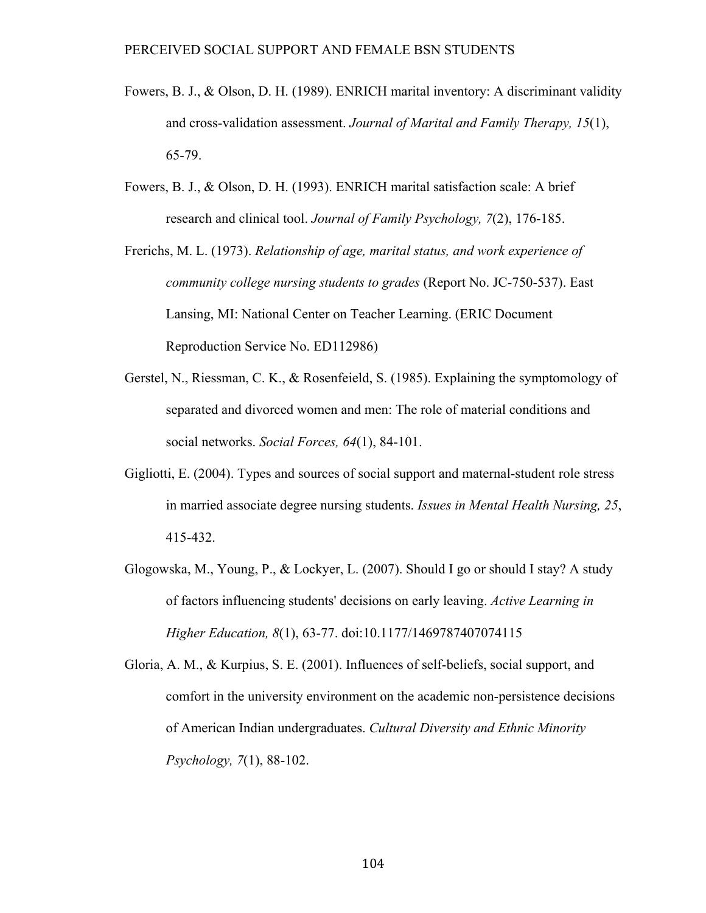Fowers, B. J., & Olson, D. H. (1989). ENRICH marital inventory: A discriminant validity and cross-validation assessment. *Journal of Marital and Family Therapy, 15*(1), 65-79.

Fowers, B. J., & Olson, D. H. (1993). ENRICH marital satisfaction scale: A brief research and clinical tool. *Journal of Family Psychology, 7*(2), 176-185.

Frerichs, M. L. (1973). *Relationship of age, marital status, and work experience of community college nursing students to grades* (Report No. JC-750-537). East Lansing, MI: National Center on Teacher Learning. (ERIC Document Reproduction Service No. ED112986)

Gerstel, N., Riessman, C. K., & Rosenfeield, S. (1985). Explaining the symptomology of separated and divorced women and men: The role of material conditions and social networks. *Social Forces, 64*(1), 84-101.

Gigliotti, E. (2004). Types and sources of social support and maternal-student role stress in married associate degree nursing students. *Issues in Mental Health Nursing, 25*, 415-432.

Glogowska, M., Young, P., & Lockyer, L. (2007). Should I go or should I stay? A study of factors influencing students' decisions on early leaving. *Active Learning in Higher Education, 8*(1), 63-77. doi:10.1177/1469787407074115

Gloria, A. M., & Kurpius, S. E. (2001). Influences of self-beliefs, social support, and comfort in the university environment on the academic non-persistence decisions of American Indian undergraduates. *Cultural Diversity and Ethnic Minority Psychology, 7*(1), 88-102.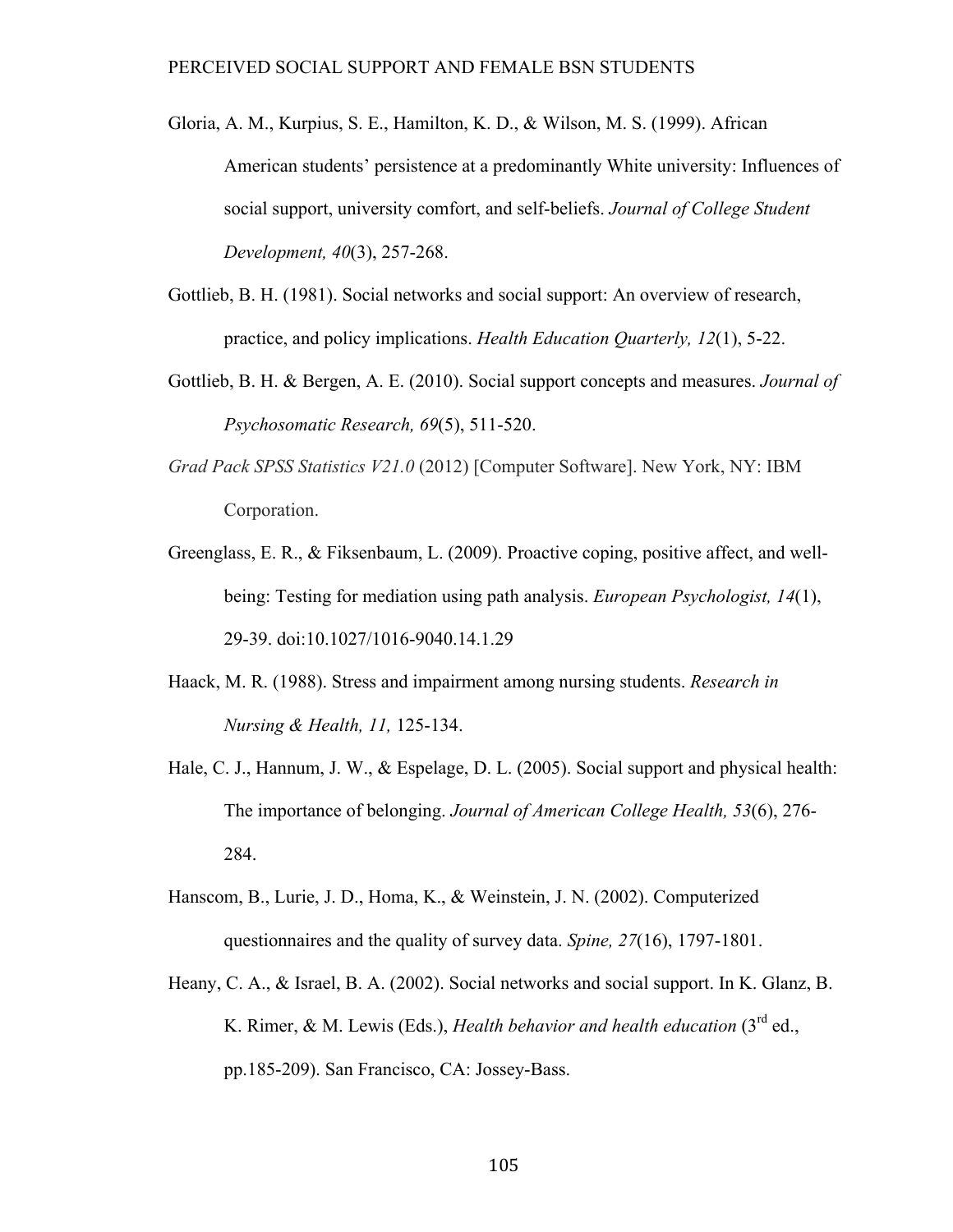Gloria, A. M., Kurpius, S. E., Hamilton, K. D., & Wilson, M. S. (1999). African American students' persistence at a predominantly White university: Influences of social support, university comfort, and self-beliefs. *Journal of College Student Development, 40*(3), 257-268.

Gottlieb, B. H. (1981). Social networks and social support: An overview of research, practice, and policy implications. *Health Education Quarterly, 12*(1), 5-22.

Gottlieb, B. H. & Bergen, A. E. (2010). Social support concepts and measures. *Journal of Psychosomatic Research, 69*(5), 511-520.

*Grad Pack SPSS Statistics V21.0* (2012) [Computer Software]. New York, NY: IBM Corporation.

Greenglass, E. R., & Fiksenbaum, L. (2009). Proactive coping, positive affect, and well-being: Testing for mediation using path analysis. *European Psychologist, 14*(1), 29-39. doi:10.1027/1016-9040.14.1.29

Haack, M. R. (1988). Stress and impairment among nursing students. *Research in Nursing & Health, 11,* 125-134.

Hale, C. J., Hannum, J. W., & Espelage, D. L. (2005). Social support and physical health: The importance of belonging. *Journal of American College Health, 53*(6), 276-284.

Hanscom, B., Lurie, J. D., Homa, K., & Weinstein, J. N. (2002). Computerized questionnaires and the quality of survey data. *Spine, 27*(16), 1797-1801.

Heany, C. A., & Israel, B. A. (2002). Social networks and social support. In K. Glanz, B. K. Rimer, & M. Lewis (Eds.), *Health behavior and health education* (3rd ed., pp.185-209). San Francisco, CA: Jossey-Bass.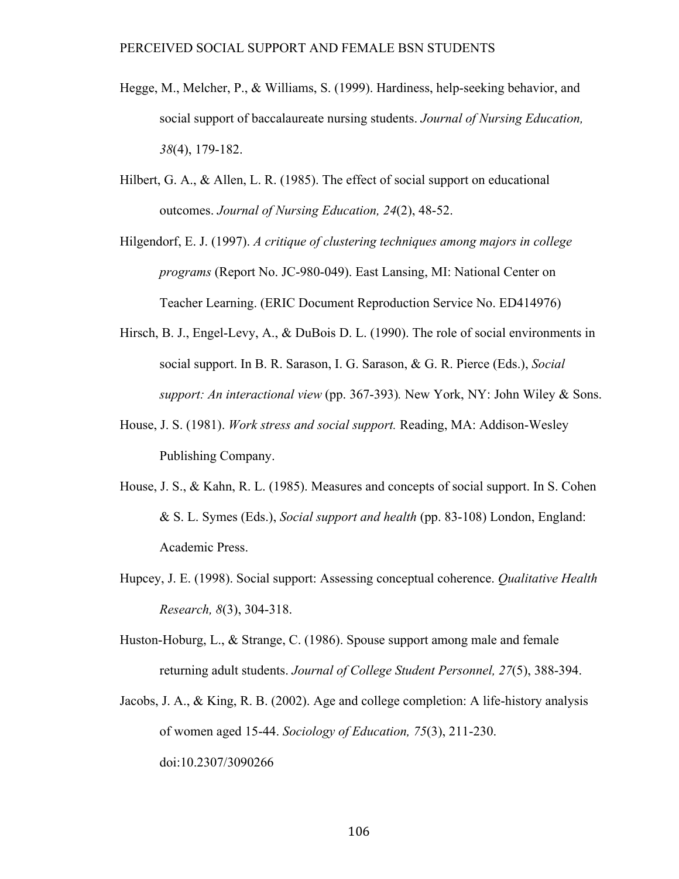Hegge, M., Melcher, P., & Williams, S. (1999). Hardiness, help-seeking behavior, and social support of baccalaureate nursing students. *Journal of Nursing Education, 38*(4), 179-182.

Hilbert, G. A., & Allen, L. R. (1985). The effect of social support on educational outcomes. *Journal of Nursing Education, 24*(2), 48-52.

Hilgendorf, E. J. (1997). *A critique of clustering techniques among majors in college programs* (Report No. JC-980-049). East Lansing, MI: National Center on Teacher Learning. (ERIC Document Reproduction Service No. ED414976)

Hirsch, B. J., Engel-Levy, A., & DuBois D. L. (1990). The role of social environments in social support. In B. R. Sarason, I. G. Sarason, & G. R. Pierce (Eds.), *Social support: An interactional view* (pp. 367-393). New York, NY: John Wiley & Sons.

House, J. S. (1981). *Work stress and social support.* Reading, MA: Addison-Wesley Publishing Company.

House, J. S., & Kahn, R. L. (1985). Measures and concepts of social support. In S. Cohen & S. L. Symes (Eds.), *Social support and health* (pp. 83-108) London, England: Academic Press.

Hupcey, J. E. (1998). Social support: Assessing conceptual coherence. *Qualitative Health Research, 8*(3), 304-318.

Huston-Hoburg, L., & Strange, C. (1986). Spouse support among male and female returning adult students. *Journal of College Student Personnel, 27*(5), 388-394.

Jacobs, J. A., & King, R. B. (2002). Age and college completion: A life-history analysis of women aged 15-44. *Sociology of Education, 75*(3), 211-230. doi:10.2307/3090266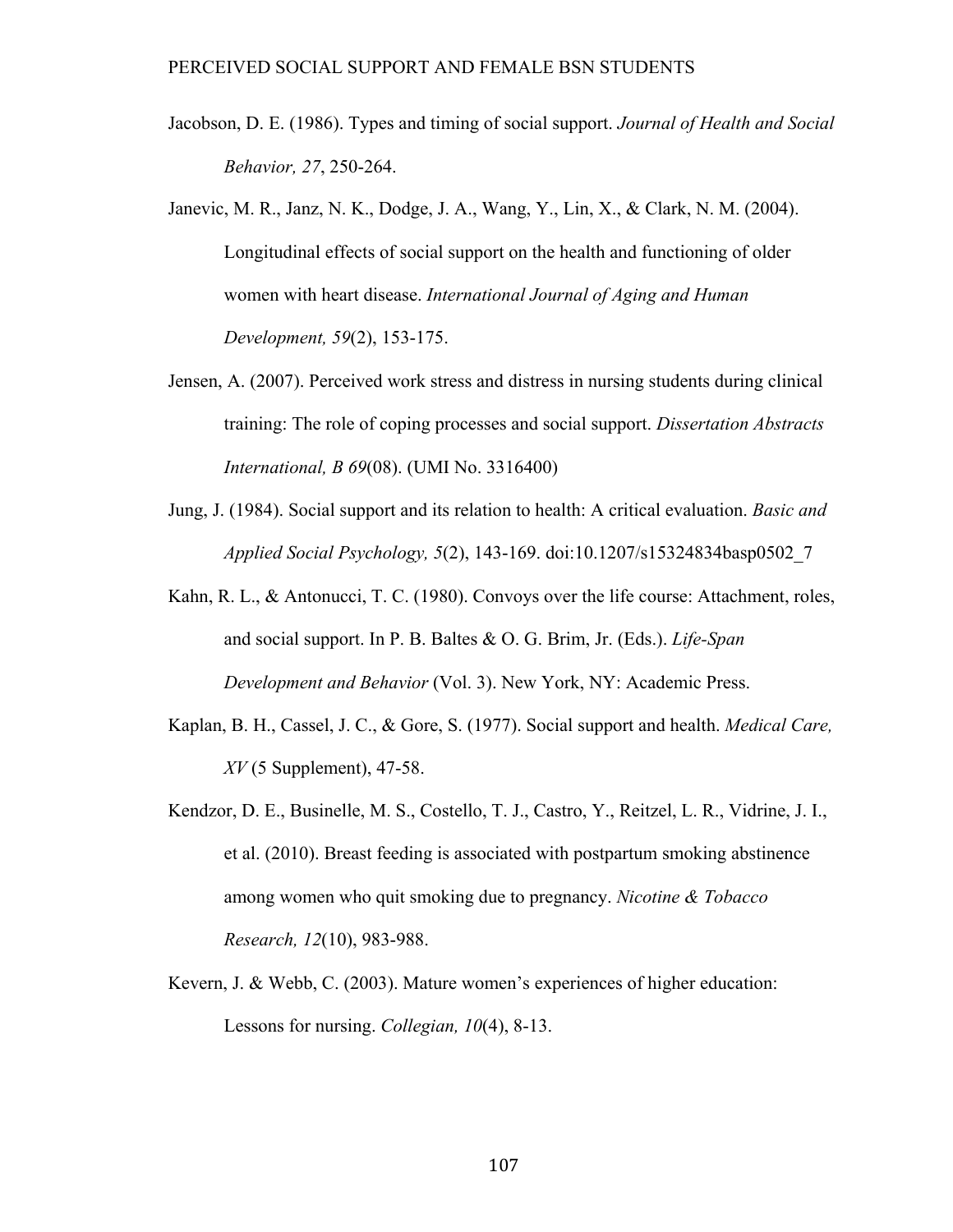Jacobson, D. E. (1986). Types and timing of social support. *Journal of Health and Social Behavior, 27*, 250-264.

Janevic, M. R., Janz, N. K., Dodge, J. A., Wang, Y., Lin, X., & Clark, N. M. (2004). Longitudinal effects of social support on the health and functioning of older women with heart disease. *International Journal of Aging and Human Development, 59*(2), 153-175.

Jensen, A. (2007). Perceived work stress and distress in nursing students during clinical training: The role of coping processes and social support. *Dissertation Abstracts International, B 69*(08). (UMI No. 3316400)

Jung, J. (1984). Social support and its relation to health: A critical evaluation. *Basic and Applied Social Psychology, 5*(2), 143-169. doi:10.1207/s15324834basp0502_7

Kahn, R. L., & Antonucci, T. C. (1980). Convoys over the life course: Attachment, roles, and social support. In P. B. Baltes & O. G. Brim, Jr. (Eds.). *Life-Span Development and Behavior* (Vol. 3). New York, NY: Academic Press.

Kaplan, B. H., Cassel, J. C., & Gore, S. (1977). Social support and health. *Medical Care, XV* (5 Supplement), 47-58.

Kendzor, D. E., Businelle, M. S., Costello, T. J., Castro, Y., Reitzel, L. R., Vidrine, J. I., et al. (2010). Breast feeding is associated with postpartum smoking abstinence among women who quit smoking due to pregnancy. *Nicotine & Tobacco Research, 12*(10), 983-988.

Kevern, J. & Webb, C. (2003). Mature women's experiences of higher education: Lessons for nursing. *Collegian, 10*(4), 8-13.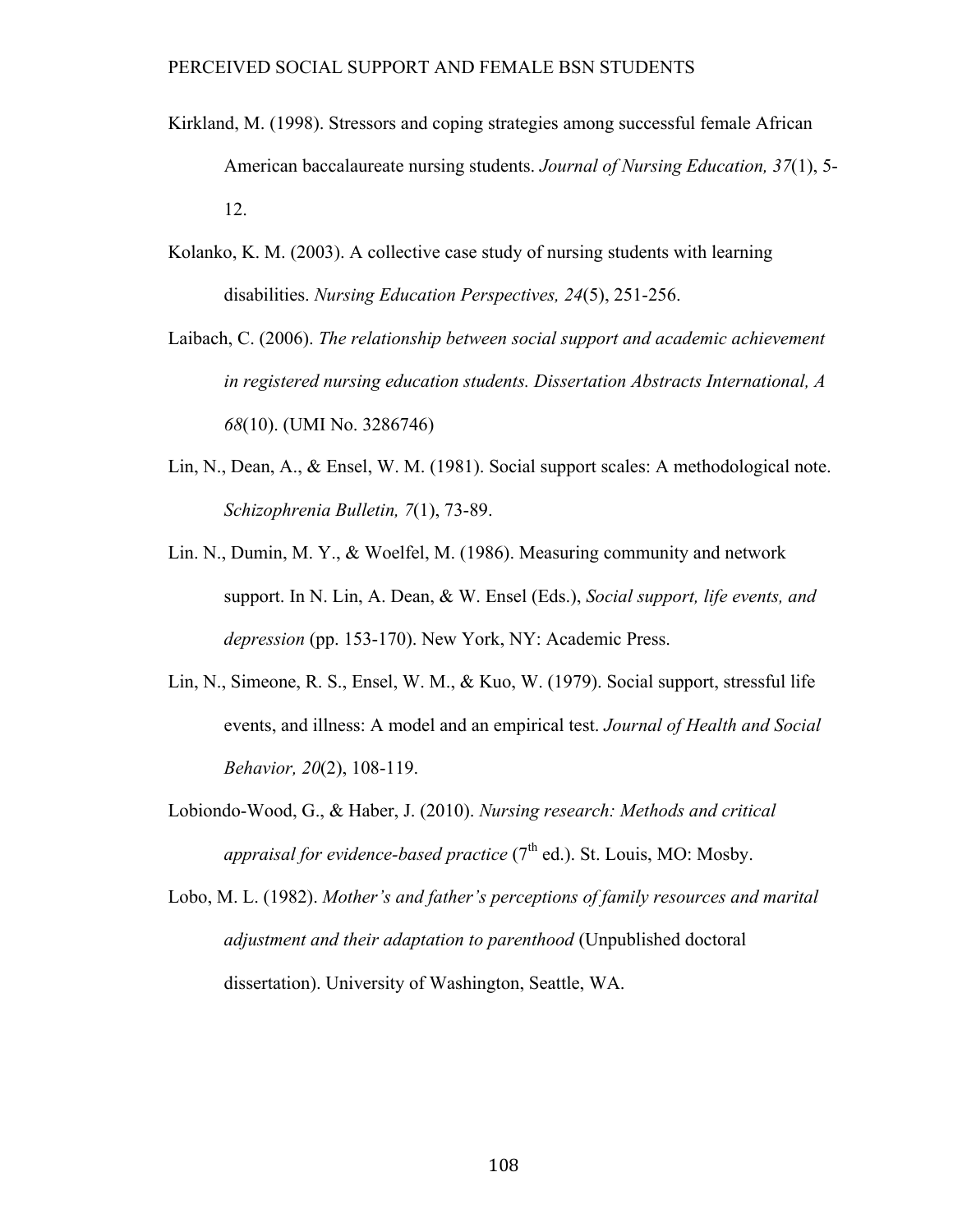Kirkland, M. (1998). Stressors and coping strategies among successful female African American baccalaureate nursing students. *Journal of Nursing Education, 37*(1), 5-12.

Kolanko, K. M. (2003). A collective case study of nursing students with learning disabilities. *Nursing Education Perspectives, 24*(5), 251-256.

Laibach, C. (2006). *The relationship between social support and academic achievement in registered nursing education students. Dissertation Abstracts International, A 68*(10). (UMI No. 3286746)

Lin, N., Dean, A., & Ensel, W. M. (1981). Social support scales: A methodological note. *Schizophrenia Bulletin, 7*(1), 73-89.

Lin. N., Dumin, M. Y., & Woelfel, M. (1986). Measuring community and network support. In N. Lin, A. Dean, & W. Ensel (Eds.), *Social support, life events, and depression* (pp. 153-170). New York, NY: Academic Press.

Lin, N., Simeone, R. S., Ensel, W. M., & Kuo, W. (1979). Social support, stressful life events, and illness: A model and an empirical test. *Journal of Health and Social Behavior, 20*(2), 108-119.

Lobiondo-Wood, G., & Haber, J. (2010). *Nursing research: Methods and critical appraisal for evidence-based practice* (7th ed.). St. Louis, MO: Mosby.

Lobo, M. L. (1982). *Mother's and father's perceptions of family resources and marital adjustment and their adaptation to parenthood* (Unpublished doctoral dissertation). University of Washington, Seattle, WA.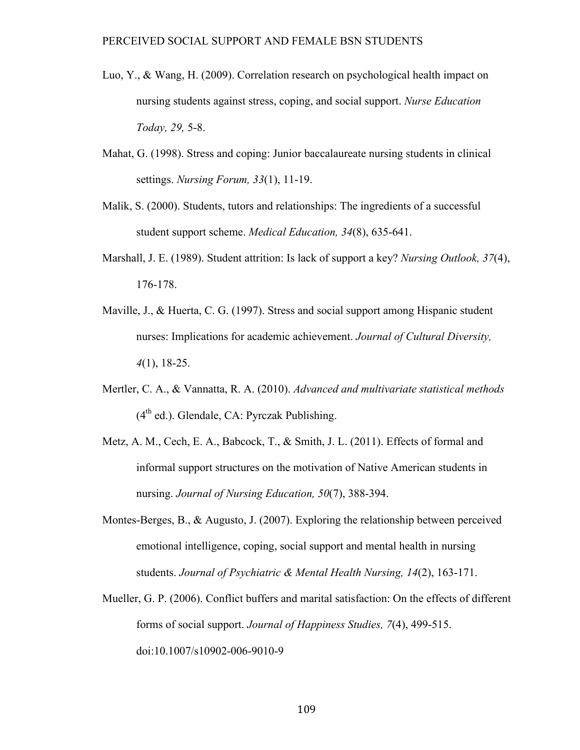Luo, Y., & Wang, H. (2009). Correlation research on psychological health impact on nursing students against stress, coping, and social support. *Nurse Education Today, 29,* 5-8.

Mahat, G. (1998). Stress and coping: Junior baccalaureate nursing students in clinical settings. *Nursing Forum, 33*(1), 11-19.

Malik, S. (2000). Students, tutors and relationships: The ingredients of a successful student support scheme. *Medical Education, 34*(8), 635-641.

Marshall, J. E. (1989). Student attrition: Is lack of support a key? *Nursing Outlook, 37*(4), 176-178.

Maville, J., & Huerta, C. G. (1997). Stress and social support among Hispanic student nurses: Implications for academic achievement. *Journal of Cultural Diversity, 4*(1), 18-25.

Mertler, C. A., & Vannatta, R. A. (2010). *Advanced and multivariate statistical methods* (4th ed.). Glendale, CA: Pyrczak Publishing.

Metz, A. M., Cech, E. A., Babcock, T., & Smith, J. L. (2011). Effects of formal and informal support structures on the motivation of Native American students in nursing. *Journal of Nursing Education, 50*(7), 388-394.

Montes-Berges, B., & Augusto, J. (2007). Exploring the relationship between perceived emotional intelligence, coping, social support and mental health in nursing students. *Journal of Psychiatric & Mental Health Nursing, 14*(2), 163-171.

Mueller, G. P. (2006). Conflict buffers and marital satisfaction: On the effects of different forms of social support. *Journal of Happiness Studies, 7*(4), 499-515. doi:10.1007/s10902-006-9010-9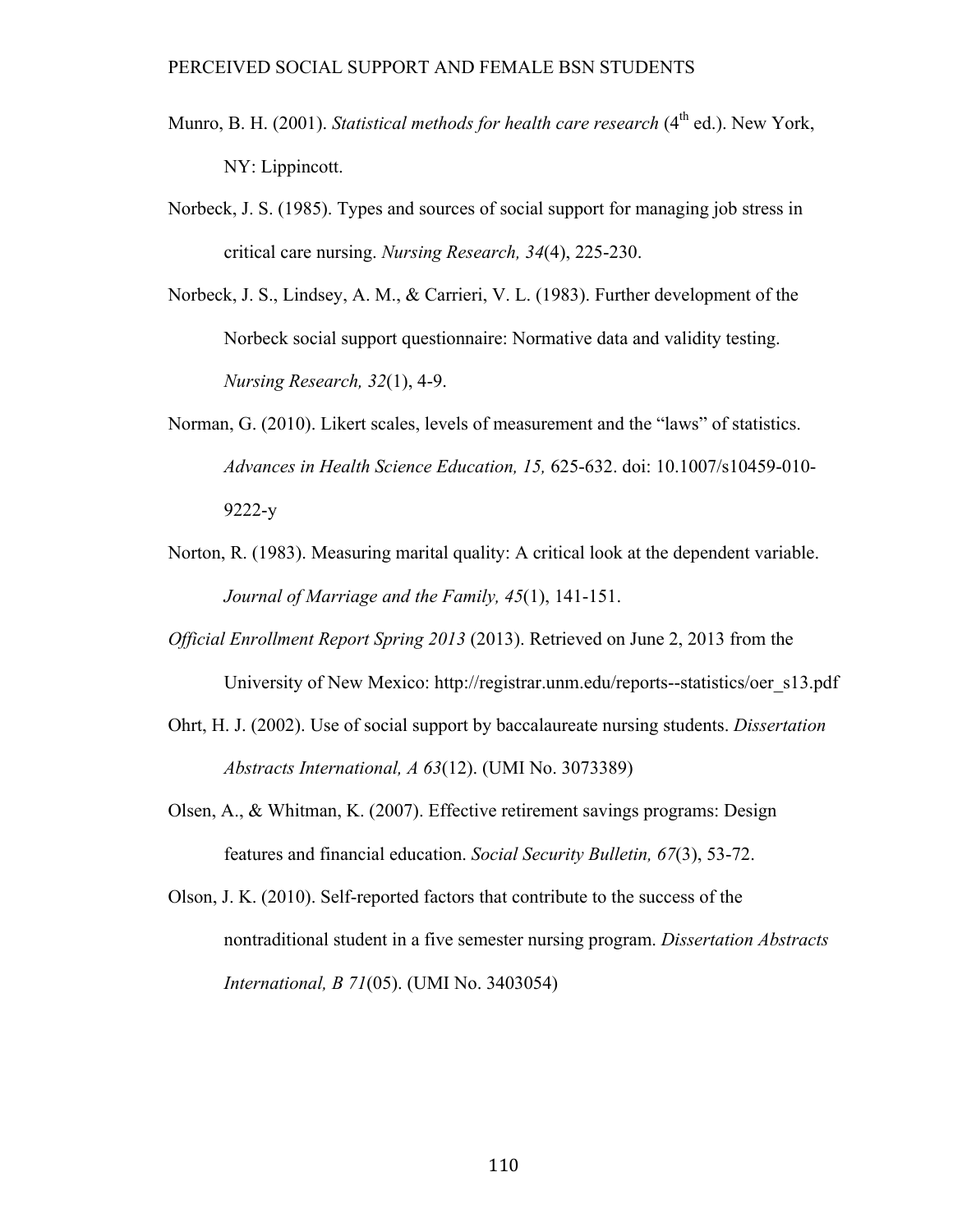Munro, B. H. (2001). *Statistical methods for health care research* (4th ed.). New York, NY: Lippincott.

Norbeck, J. S. (1985). Types and sources of social support for managing job stress in critical care nursing. *Nursing Research, 34*(4), 225-230.

Norbeck, J. S., Lindsey, A. M., & Carrieri, V. L. (1983). Further development of the Norbeck social support questionnaire: Normative data and validity testing. *Nursing Research, 32*(1), 4-9.

Norman, G. (2010). Likert scales, levels of measurement and the "laws" of statistics. *Advances in Health Science Education, 15,* 625-632. doi: 10.1007/s10459-010-9222-y

Norton, R. (1983). Measuring marital quality: A critical look at the dependent variable. *Journal of Marriage and the Family, 45*(1), 141-151.

*Official Enrollment Report Spring 2013* (2013). Retrieved on June 2, 2013 from the University of New Mexico: http://registrar.unm.edu/reports--statistics/oer_s13.pdf

Ohrt, H. J. (2002). Use of social support by baccalaureate nursing students. *Dissertation Abstracts International, A 63*(12). (UMI No. 3073389)

Olsen, A., & Whitman, K. (2007). Effective retirement savings programs: Design features and financial education. *Social Security Bulletin, 67*(3), 53-72.

Olson, J. K. (2010). Self-reported factors that contribute to the success of the nontraditional student in a five semester nursing program. *Dissertation Abstracts International, B 71*(05). (UMI No. 3403054)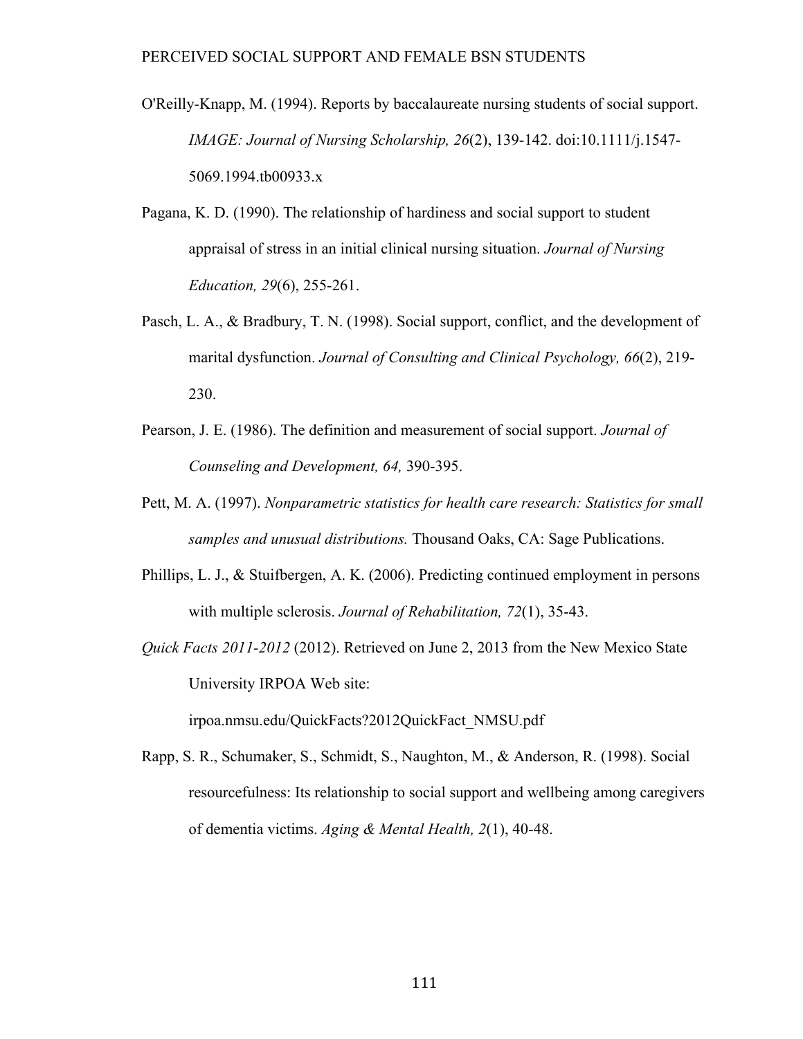O'Reilly-Knapp, M. (1994). Reports by baccalaureate nursing students of social support. *IMAGE: Journal of Nursing Scholarship, 26*(2), 139-142. doi:10.1111/j.1547-5069.1994.tb00933.x

Pagana, K. D. (1990). The relationship of hardiness and social support to student appraisal of stress in an initial clinical nursing situation. *Journal of Nursing Education, 29*(6), 255-261.

Pasch, L. A., & Bradbury, T. N. (1998). Social support, conflict, and the development of marital dysfunction. *Journal of Consulting and Clinical Psychology, 66*(2), 219-230.

Pearson, J. E. (1986). The definition and measurement of social support. *Journal of Counseling and Development, 64,* 390-395.

Pett, M. A. (1997). *Nonparametric statistics for health care research: Statistics for small samples and unusual distributions.* Thousand Oaks, CA: Sage Publications.

Phillips, L. J., & Stuifbergen, A. K. (2006). Predicting continued employment in persons with multiple sclerosis. *Journal of Rehabilitation, 72*(1), 35-43.

*Quick Facts 2011-2012* (2012). Retrieved on June 2, 2013 from the New Mexico State University IRPOA Web site: irpoa.nmsu.edu/QuickFacts?2012QuickFact_NMSU.pdf

Rapp, S. R., Schumaker, S., Schmidt, S., Naughton, M., & Anderson, R. (1998). Social resourcefulness: Its relationship to social support and wellbeing among caregivers of dementia victims. *Aging & Mental Health, 2*(1), 40-48.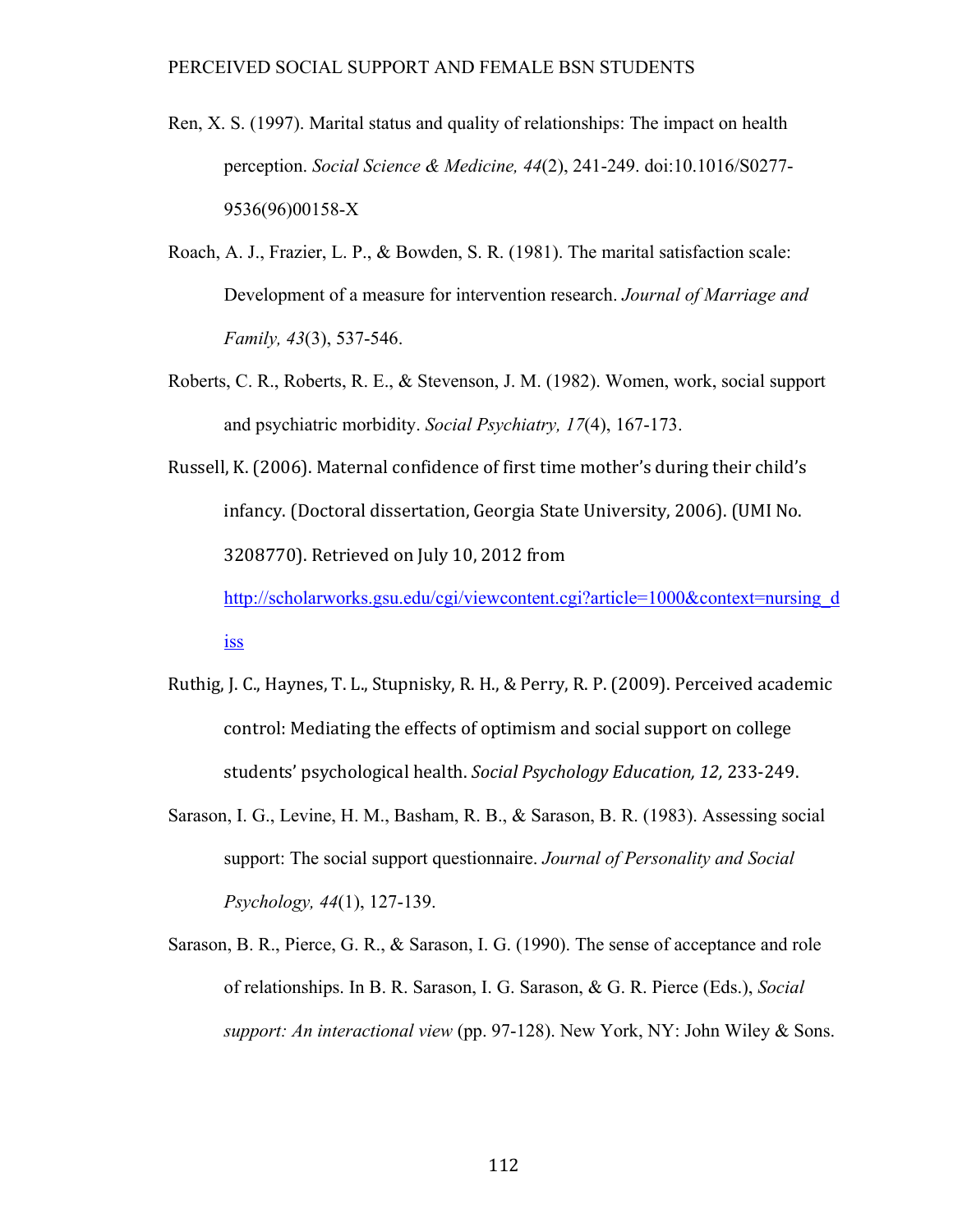Ren, X. S. (1997). Marital status and quality of relationships: The impact on health perception. *Social Science & Medicine, 44*(2), 241-249. doi:10.1016/S0277-9536(96)00158-X

Roach, A. J., Frazier, L. P., & Bowden, S. R. (1981). The marital satisfaction scale: Development of a measure for intervention research. *Journal of Marriage and Family, 43*(3), 537-546.

Roberts, C. R., Roberts, R. E., & Stevenson, J. M. (1982). Women, work, social support and psychiatric morbidity. *Social Psychiatry, 17*(4), 167-173.

Russell, K. (2006). Maternal confidence of first time mother's during their child's infancy. (Doctoral dissertation, Georgia State University, 2006). (UMI No. 3208770). Retrieved on July 10, 2012 from http://scholarworks.gsu.edu/cgi/viewcontent.cgi?article=1000&context=nursing_diss

Ruthig, J. C., Haynes, T. L., Stupnisky, R. H., & Perry, R. P. (2009). Perceived academic control: Mediating the effects of optimism and social support on college students' psychological health. *Social Psychology Education, 12,* 233-249.

Sarason, I. G., Levine, H. M., Basham, R. B., & Sarason, B. R. (1983). Assessing social support: The social support questionnaire. *Journal of Personality and Social Psychology, 44*(1), 127-139.

Sarason, B. R., Pierce, G. R., & Sarason, I. G. (1990). The sense of acceptance and role of relationships. In B. R. Sarason, I. G. Sarason, & G. R. Pierce (Eds.), *Social support: An interactional view* (pp. 97-128). New York, NY: John Wiley & Sons.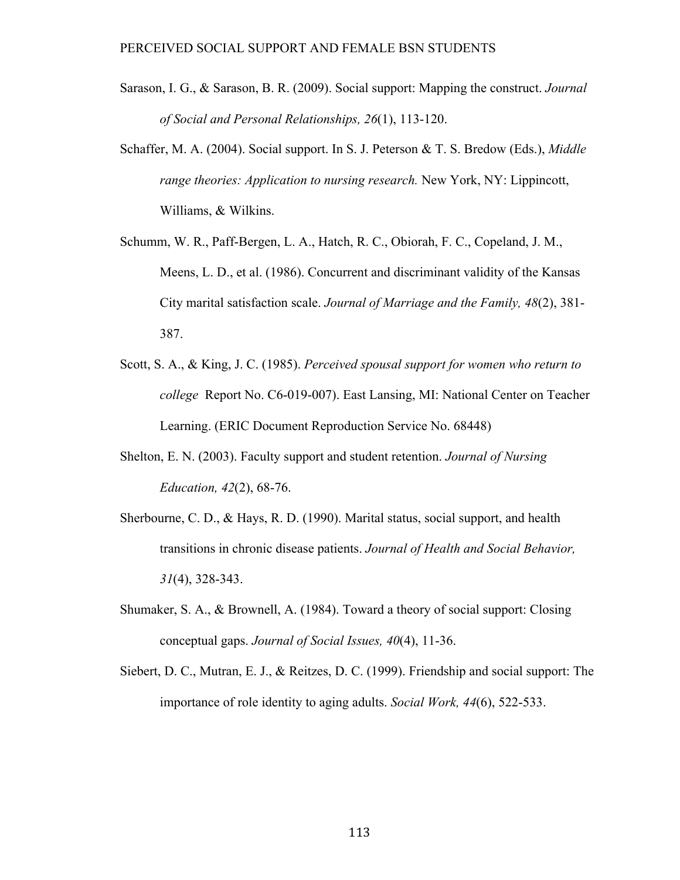Sarason, I. G., & Sarason, B. R. (2009). Social support: Mapping the construct. *Journal of Social and Personal Relationships, 26*(1), 113-120.

Schaffer, M. A. (2004). Social support. In S. J. Peterson & T. S. Bredow (Eds.), *Middle range theories: Application to nursing research.* New York, NY: Lippincott, Williams, & Wilkins.

Schumm, W. R., Paff-Bergen, L. A., Hatch, R. C., Obiorah, F. C., Copeland, J. M., Meens, L. D., et al. (1986). Concurrent and discriminant validity of the Kansas City marital satisfaction scale. *Journal of Marriage and the Family, 48*(2), 381-387.

Scott, S. A., & King, J. C. (1985). *Perceived spousal support for women who return to college* Report No. C6-019-007). East Lansing, MI: National Center on Teacher Learning. (ERIC Document Reproduction Service No. 68448)

Shelton, E. N. (2003). Faculty support and student retention. *Journal of Nursing Education, 42*(2), 68-76.

Sherbourne, C. D., & Hays, R. D. (1990). Marital status, social support, and health transitions in chronic disease patients. *Journal of Health and Social Behavior, 31*(4), 328-343.

Shumaker, S. A., & Brownell, A. (1984). Toward a theory of social support: Closing conceptual gaps. *Journal of Social Issues, 40*(4), 11-36.

Siebert, D. C., Mutran, E. J., & Reitzes, D. C. (1999). Friendship and social support: The importance of role identity to aging adults. *Social Work, 44*(6), 522-533.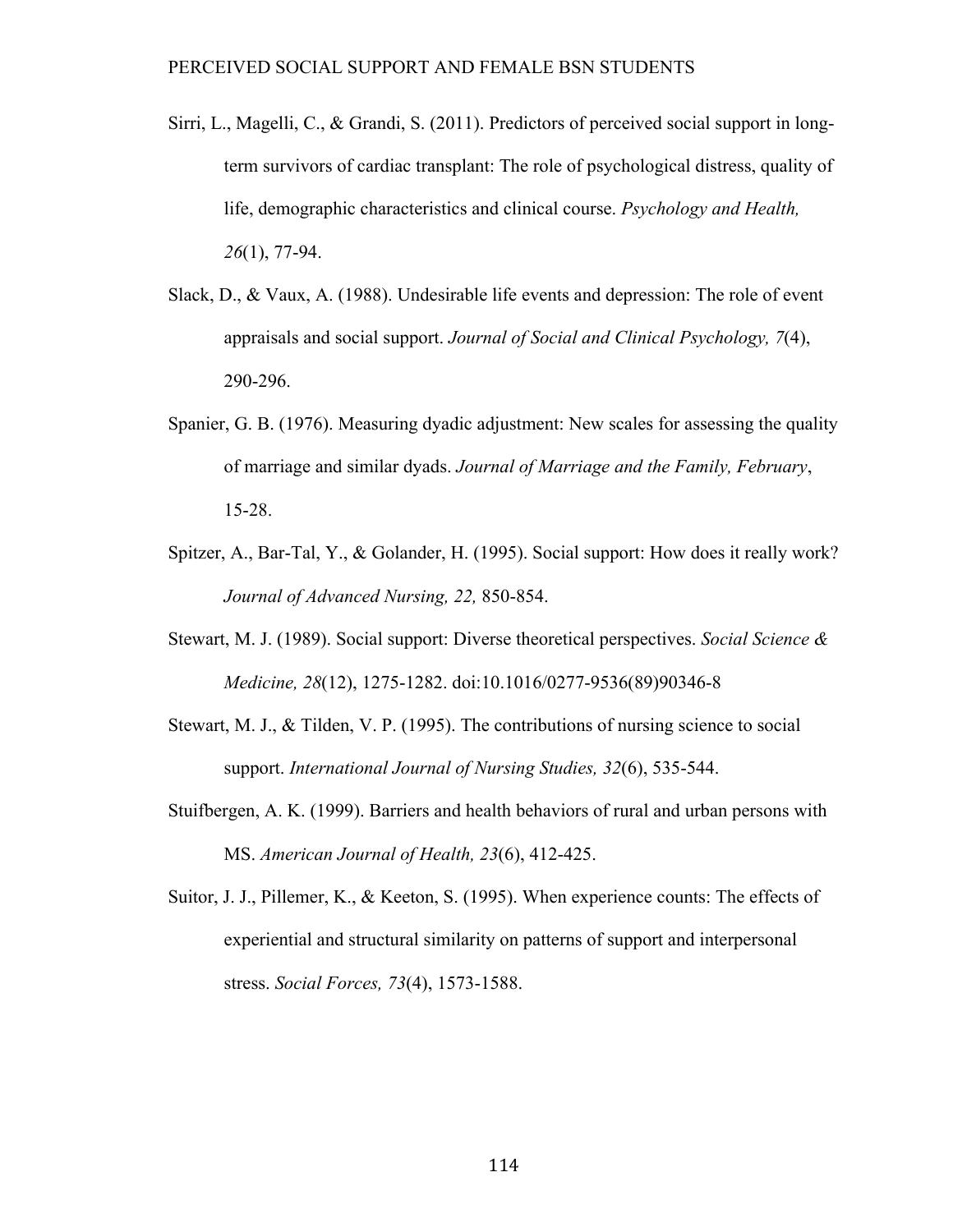Sirri, L., Magelli, C., & Grandi, S. (2011). Predictors of perceived social support in long-term survivors of cardiac transplant: The role of psychological distress, quality of life, demographic characteristics and clinical course. *Psychology and Health, 26*(1), 77-94.

Slack, D., & Vaux, A. (1988). Undesirable life events and depression: The role of event appraisals and social support. *Journal of Social and Clinical Psychology, 7*(4), 290-296.

Spanier, G. B. (1976). Measuring dyadic adjustment: New scales for assessing the quality of marriage and similar dyads. *Journal of Marriage and the Family, February*, 15-28.

Spitzer, A., Bar-Tal, Y., & Golander, H. (1995). Social support: How does it really work? *Journal of Advanced Nursing, 22,* 850-854.

Stewart, M. J. (1989). Social support: Diverse theoretical perspectives. *Social Science & Medicine, 28*(12), 1275-1282. doi:10.1016/0277-9536(89)90346-8

Stewart, M. J., & Tilden, V. P. (1995). The contributions of nursing science to social support. *International Journal of Nursing Studies, 32*(6), 535-544.

Stuifbergen, A. K. (1999). Barriers and health behaviors of rural and urban persons with MS. *American Journal of Health, 23*(6), 412-425.

Suitor, J. J., Pillemer, K., & Keeton, S. (1995). When experience counts: The effects of experiential and structural similarity on patterns of support and interpersonal stress. *Social Forces, 73*(4), 1573-1588.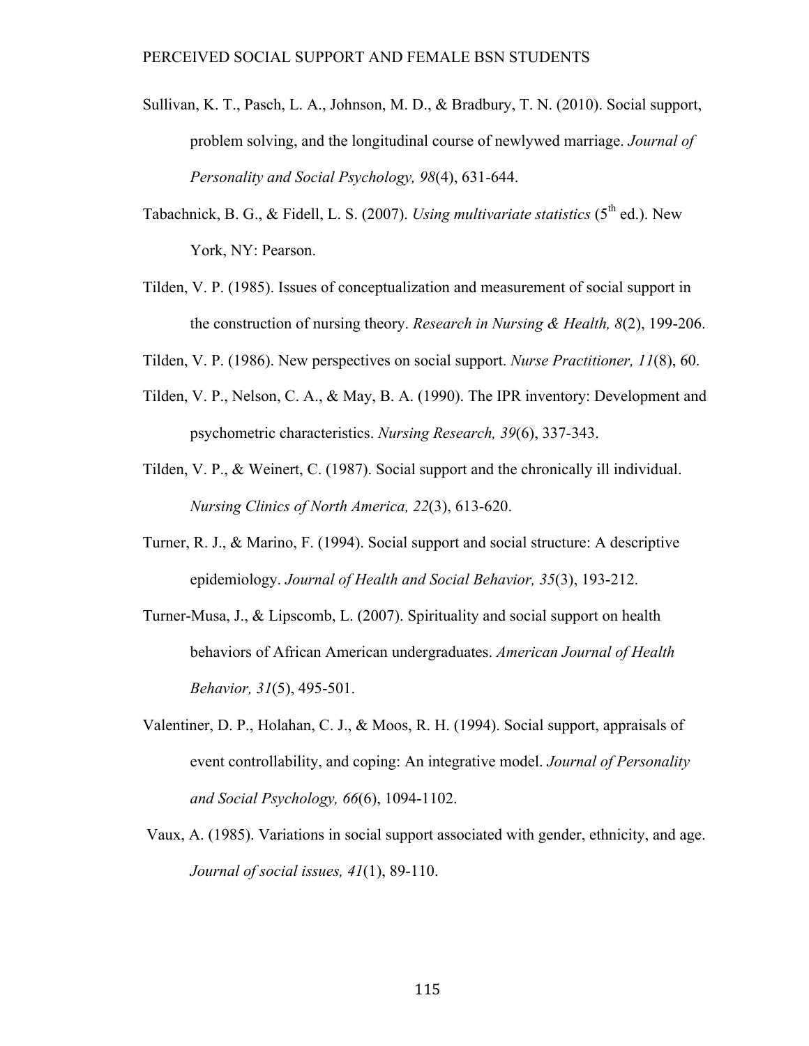Sullivan, K. T., Pasch, L. A., Johnson, M. D., & Bradbury, T. N. (2010). Social support, problem solving, and the longitudinal course of newlywed marriage. *Journal of Personality and Social Psychology, 98*(4), 631-644.

Tabachnick, B. G., & Fidell, L. S. (2007). *Using multivariate statistics* (5th ed.). New York, NY: Pearson.

Tilden, V. P. (1985). Issues of conceptualization and measurement of social support in the construction of nursing theory. *Research in Nursing & Health, 8*(2), 199-206.

Tilden, V. P. (1986). New perspectives on social support. *Nurse Practitioner, 11*(8), 60.

Tilden, V. P., Nelson, C. A., & May, B. A. (1990). The IPR inventory: Development and psychometric characteristics. *Nursing Research, 39*(6), 337-343.

Tilden, V. P., & Weinert, C. (1987). Social support and the chronically ill individual. *Nursing Clinics of North America, 22*(3), 613-620.

Turner, R. J., & Marino, F. (1994). Social support and social structure: A descriptive epidemiology. *Journal of Health and Social Behavior, 35*(3), 193-212.

Turner-Musa, J., & Lipscomb, L. (2007). Spirituality and social support on health behaviors of African American undergraduates. *American Journal of Health Behavior, 31*(5), 495-501.

Valentiner, D. P., Holahan, C. J., & Moos, R. H. (1994). Social support, appraisals of event controllability, and coping: An integrative model. *Journal of Personality and Social Psychology, 66*(6), 1094-1102.

Vaux, A. (1985). Variations in social support associated with gender, ethnicity, and age. *Journal of social issues, 41*(1), 89-110.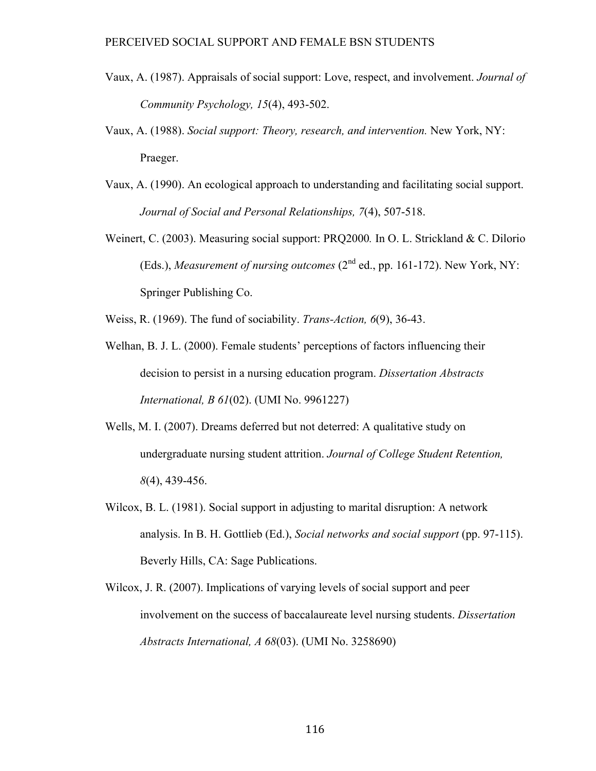Vaux, A. (1987). Appraisals of social support: Love, respect, and involvement. *Journal of Community Psychology, 15*(4), 493-502.

Vaux, A. (1988). *Social support: Theory, research, and intervention.* New York, NY: Praeger.

Vaux, A. (1990). An ecological approach to understanding and facilitating social support. *Journal of Social and Personal Relationships, 7*(4), 507-518.

Weinert, C. (2003). Measuring social support: PRQ2000*.* In O. L. Strickland & C. Dilorio (Eds.), *Measurement of nursing outcomes* (2nd ed., pp. 161-172). New York, NY: Springer Publishing Co.

Weiss, R. (1969). The fund of sociability. *Trans-Action, 6*(9), 36-43.

Welhan, B. J. L. (2000). Female students' perceptions of factors influencing their decision to persist in a nursing education program. *Dissertation Abstracts International, B 61*(02). (UMI No. 9961227)

Wells, M. I. (2007). Dreams deferred but not deterred: A qualitative study on undergraduate nursing student attrition. *Journal of College Student Retention, 8*(4), 439-456.

Wilcox, B. L. (1981). Social support in adjusting to marital disruption: A network analysis. In B. H. Gottlieb (Ed.), *Social networks and social support* (pp. 97-115). Beverly Hills, CA: Sage Publications.

Wilcox, J. R. (2007). Implications of varying levels of social support and peer involvement on the success of baccalaureate level nursing students. *Dissertation Abstracts International, A 68*(03). (UMI No. 3258690)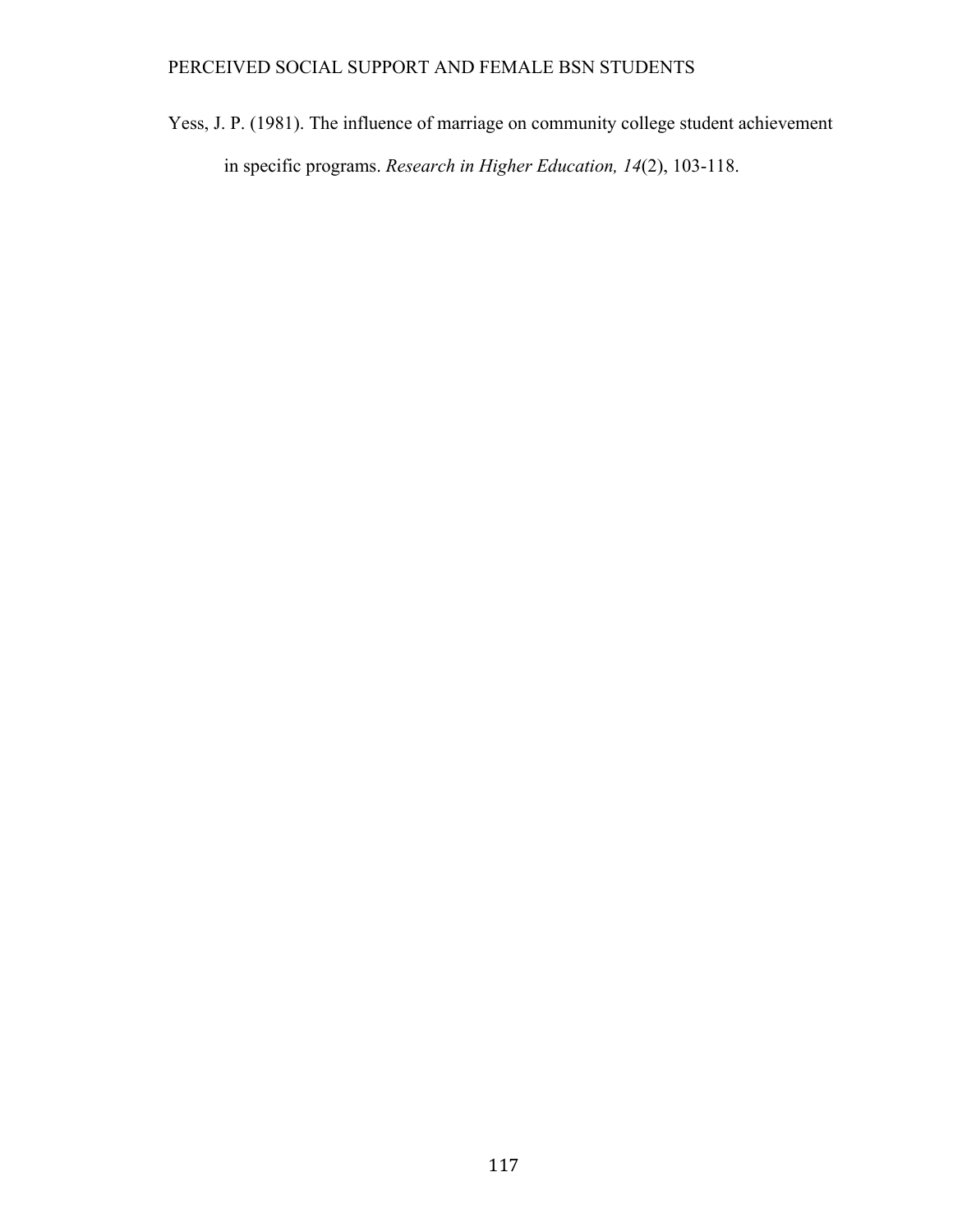Yess, J. P. (1981). The influence of marriage on community college student achievement in specific programs. *Research in Higher Education, 14*(2), 103-118.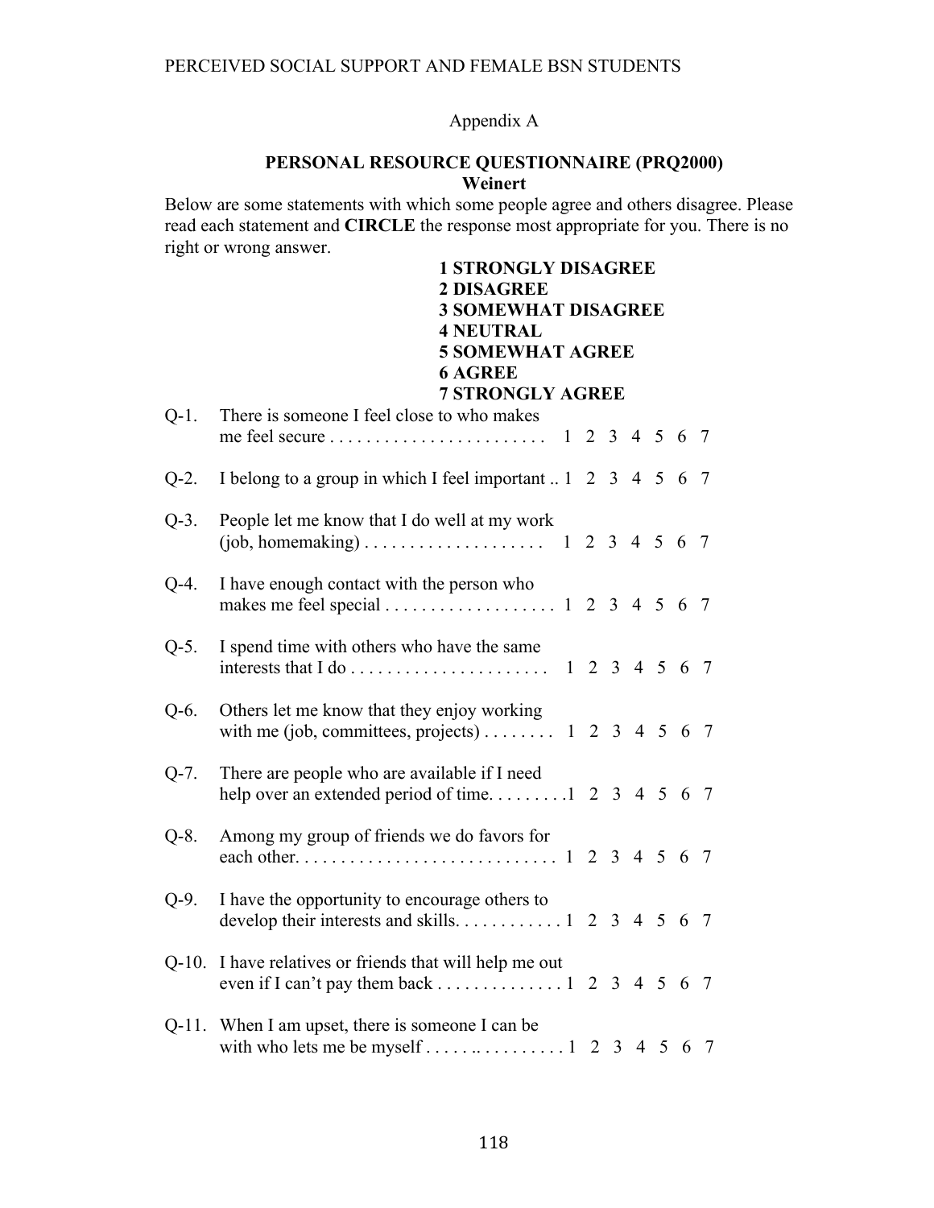Appendix A

## PERSONAL RESOURCE QUESTIONNAIRE (PRQ2000)

**Weinert**

Below are some statements with which some people agree and others disagree. Please read each statement and **CIRCLE** the response most appropriate for you. There is no right or wrong answer.

**1 STRONGLY DISAGREE**
**2 DISAGREE**
**3 SOMEWHAT DISAGREE**
**4 NEUTRAL**
**5 SOMEWHAT AGREE**
**6 AGREE**
**7 STRONGLY AGREE**

Q-1. There is someone I feel close to who makes me feel secure . . . . . . . . . . . . . . . . . . . . . . . . 1 2 3 4 5 6 7

Q-2. I belong to a group in which I feel important .. 1 2 3 4 5 6 7

Q-3. People let me know that I do well at my work (job, homemaking) . . . . . . . . . . . . . . . . . . . . 1 2 3 4 5 6 7

Q-4. I have enough contact with the person who makes me feel special . . . . . . . . . . . . . . . . . . . 1 2 3 4 5 6 7

Q-5. I spend time with others who have the same interests that I do . . . . . . . . . . . . . . . . . . . . . . 1 2 3 4 5 6 7

Q-6. Others let me know that they enjoy working with me (job, committees, projects) . . . . . . . . 1 2 3 4 5 6 7

Q-7. There are people who are available if I need help over an extended period of time. . . . . . . . .1 2 3 4 5 6 7

Q-8. Among my group of friends we do favors for each other. . . . . . . . . . . . . . . . . . . . . . . . . . . . 1 2 3 4 5 6 7

Q-9. I have the opportunity to encourage others to develop their interests and skills. . . . . . . . . . . .1 2 3 4 5 6 7

Q-10. I have relatives or friends that will help me out even if I can't pay them back . . . . . . . . . . . . . .1 2 3 4 5 6 7

Q-11. When I am upset, there is someone I can be with who lets me be myself . . . . .. . . . . . . . . .1 2 3 4 5 6 7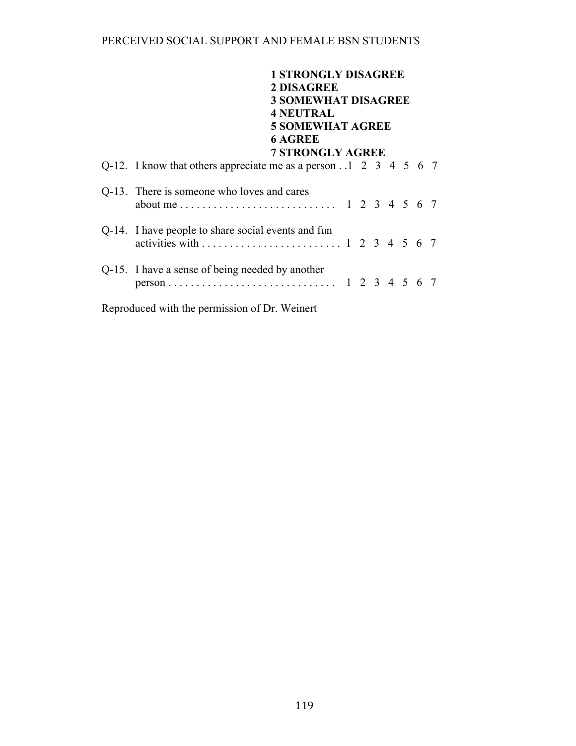**1 STRONGLY DISAGREE**
**2 DISAGREE**
**3 SOMEWHAT DISAGREE**
**4 NEUTRAL**
**5 SOMEWHAT AGREE**
**6 AGREE**
**7 STRONGLY AGREE**

Q-12. I know that others appreciate me as a person . .1 2 3 4 5 6 7

Q-13. There is someone who loves and cares about me . . . . . . . . . . . . . . . . . . . . . . . . . . . . 1 2 3 4 5 6 7

Q-14. I have people to share social events and fun activities with . . . . . . . . . . . . . . . . . . . . . . . . . 1 2 3 4 5 6 7

Q-15. I have a sense of being needed by another person . . . . . . . . . . . . . . . . . . . . . . . . . . . . . . 1 2 3 4 5 6 7

Reproduced with the permission of Dr. Weinert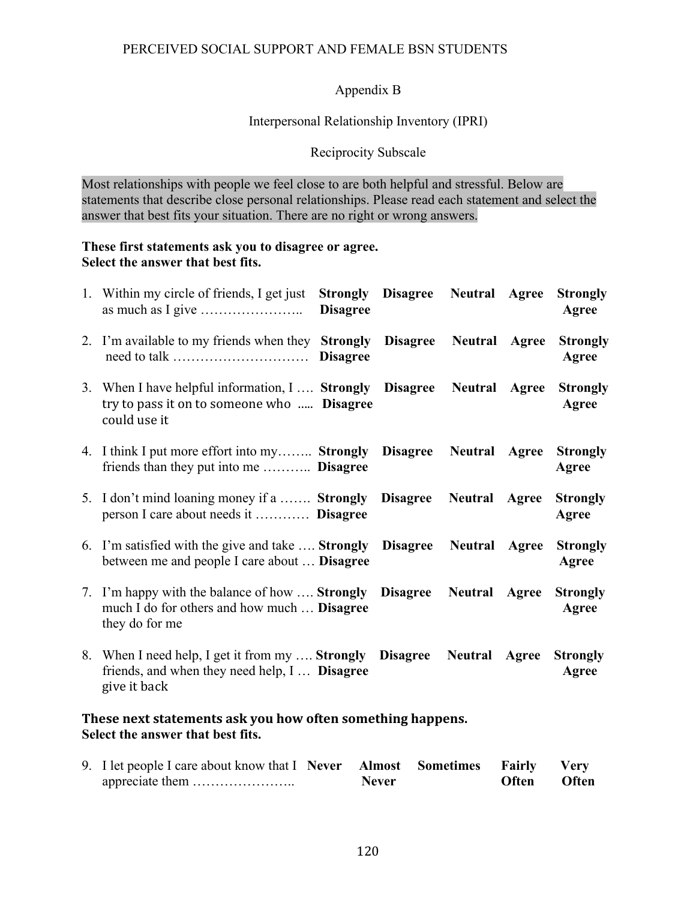Appendix B

Interpersonal Relationship Inventory (IPRI)

Reciprocity Subscale

Most relationships with people we feel close to are both helpful and stressful. Below are statements that describe close personal relationships. Please read each statement and select the answer that best fits your situation. There are no right or wrong answers.

**These first statements ask you to disagree or agree.**
**Select the answer that best fits.**

| | | | | | |
|---|---|---|---|---|---|
| 1. Within my circle of friends, I get just as much as I give ………………….. | **Strongly Disagree** | **Disagree** | **Neutral** | **Agree** | **Strongly Agree** |
| 2. I'm available to my friends when they need to talk ………………………… | **Strongly Disagree** | **Disagree** | **Neutral** | **Agree** | **Strongly Agree** |
| 3. When I have helpful information, I …. try to pass it on to someone who ….. could use it | **Strongly Disagree** | **Disagree** | **Neutral** | **Agree** | **Strongly Agree** |
| 4. I think I put more effort into my…….. friends than they put into me ……….. | **Strongly Disagree** | **Disagree** | **Neutral** | **Agree** | **Strongly Agree** |
| 5. I don't mind loaning money if a ……. person I care about needs it ………… | **Strongly Disagree** | **Disagree** | **Neutral** | **Agree** | **Strongly Agree** |
| 6. I'm satisfied with the give and take …. between me and people I care about … | **Strongly Disagree** | **Disagree** | **Neutral** | **Agree** | **Strongly Agree** |
| 7. I'm happy with the balance of how …. much I do for others and how much … they do for me | **Strongly Disagree** | **Disagree** | **Neutral** | **Agree** | **Strongly Agree** |
| 8. When I need help, I get it from my …. friends, and when they need help, I … give it back | **Strongly Disagree** | **Disagree** | **Neutral** | **Agree** | **Strongly Agree** |

**These next statements ask you how often something happens.**
**Select the answer that best fits.**

| | | | | | |
|---|---|---|---|---|---|
| 9. I let people I care about know that I appreciate them ………………….. | **Never** | **Almost Never** | **Sometimes** | **Fairly Often** | **Very Often** |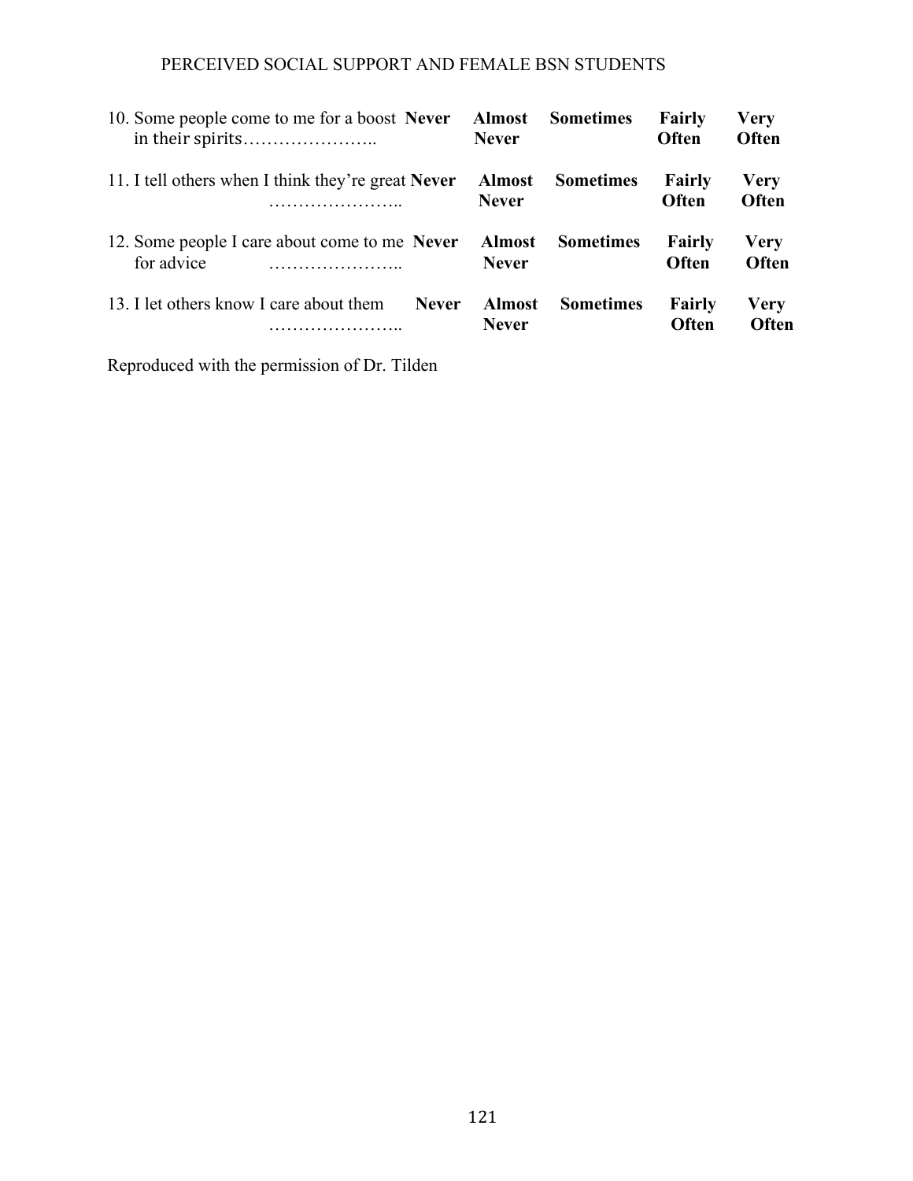| | | | | | |
|---|---|---|---|---|---|
| 10. Some people come to me for a boost in their spirits………………….. | **Never** | **Almost Never** | **Sometimes** | **Fairly Often** | **Very Often** |
| 11. I tell others when I think they're great ………………….. | **Never** | **Almost Never** | **Sometimes** | **Fairly Often** | **Very Often** |
| 12. Some people I care about come to me for advice ………………….. | **Never** | **Almost Never** | **Sometimes** | **Fairly Often** | **Very Often** |
| 13. I let others know I care about them ………………….. | **Never** | **Almost Never** | **Sometimes** | **Fairly Often** | **Very Often** |

Reproduced with the permission of Dr. Tilden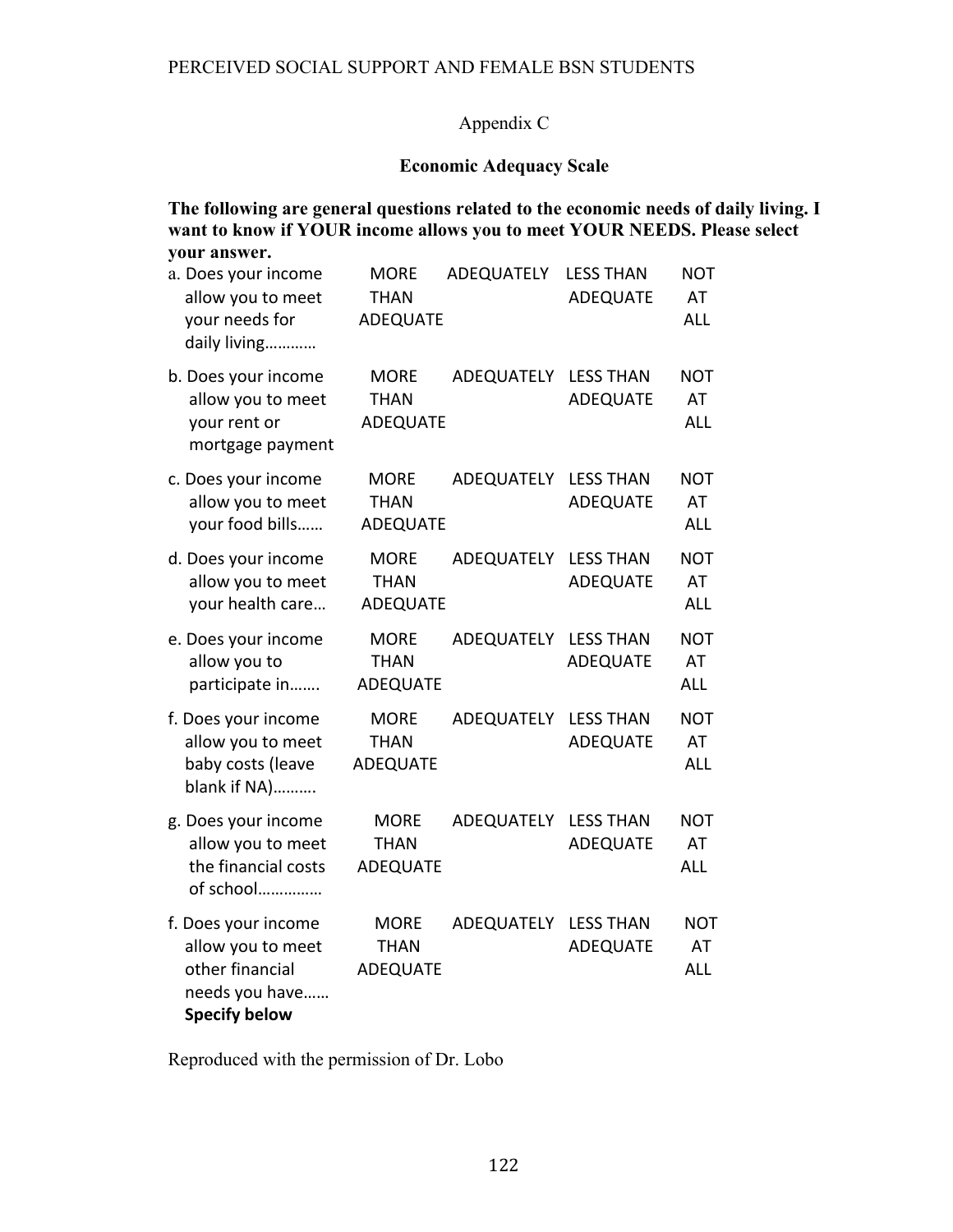Appendix C

**Economic Adequacy Scale**

**The following are general questions related to the economic needs of daily living. I want to know if YOUR income allows you to meet YOUR NEEDS. Please select your answer.**

| | | | | |
|---|---|---|---|---|
| a. Does your income allow you to meet your needs for daily living………… | MORE THAN ADEQUATE | ADEQUATELY | LESS THAN ADEQUATE | NOT AT ALL |
| b. Does your income allow you to meet your rent or mortgage payment | MORE THAN ADEQUATE | ADEQUATELY | LESS THAN ADEQUATE | NOT AT ALL |
| c. Does your income allow you to meet your food bills…… | MORE THAN ADEQUATE | ADEQUATELY | LESS THAN ADEQUATE | NOT AT ALL |
| d. Does your income allow you to meet your health care… | MORE THAN ADEQUATE | ADEQUATELY | LESS THAN ADEQUATE | NOT AT ALL |
| e. Does your income allow you to participate in……. | MORE THAN ADEQUATE | ADEQUATELY | LESS THAN ADEQUATE | NOT AT ALL |
| f. Does your income allow you to meet baby costs (leave blank if NA)………. | MORE THAN ADEQUATE | ADEQUATELY | LESS THAN ADEQUATE | NOT AT ALL |
| g. Does your income allow you to meet the financial costs of school………….. | MORE THAN ADEQUATE | ADEQUATELY | LESS THAN ADEQUATE | NOT AT ALL |
| f. Does your income allow you to meet other financial needs you have…… **Specify below** | MORE THAN ADEQUATE | ADEQUATELY | LESS THAN ADEQUATE | NOT AT ALL |

Reproduced with the permission of Dr. Lobo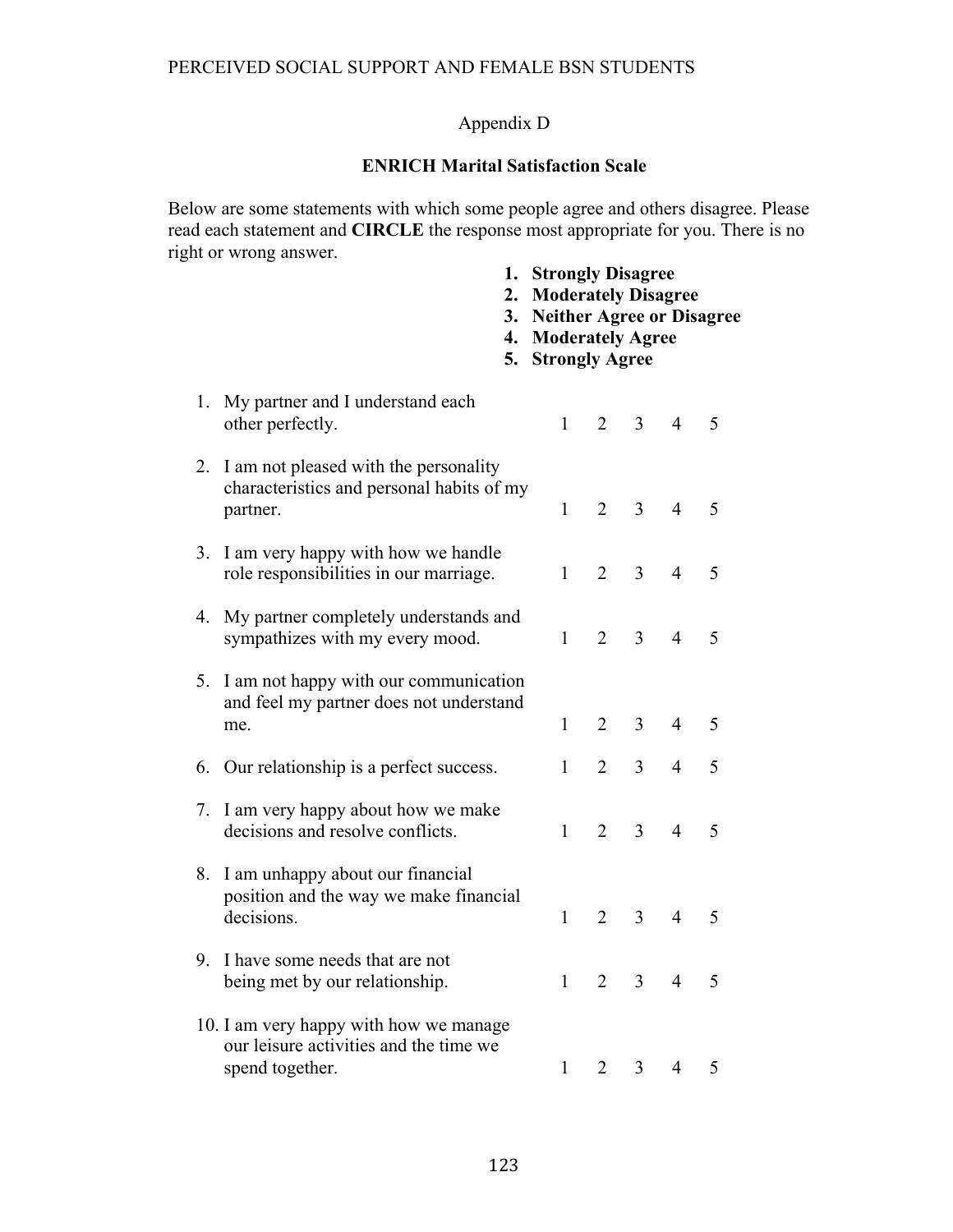Appendix D

**ENRICH Marital Satisfaction Scale**

Below are some statements with which some people agree and others disagree. Please read each statement and **CIRCLE** the response most appropriate for you. There is no right or wrong answer.

1. **Strongly Disagree**
2. **Moderately Disagree**
3. **Neither Agree or Disagree**
4. **Moderately Agree**
5. **Strongly Agree**

| | | | | | |
|---|---|---|---|---|---|
| 1. My partner and I understand each other perfectly. | 1 | 2 | 3 | 4 | 5 |
| 2. I am not pleased with the personality characteristics and personal habits of my partner. | 1 | 2 | 3 | 4 | 5 |
| 3. I am very happy with how we handle role responsibilities in our marriage. | 1 | 2 | 3 | 4 | 5 |
| 4. My partner completely understands and sympathizes with my every mood. | 1 | 2 | 3 | 4 | 5 |
| 5. I am not happy with our communication and feel my partner does not understand me. | 1 | 2 | 3 | 4 | 5 |
| 6. Our relationship is a perfect success. | 1 | 2 | 3 | 4 | 5 |
| 7. I am very happy about how we make decisions and resolve conflicts. | 1 | 2 | 3 | 4 | 5 |
| 8. I am unhappy about our financial position and the way we make financial decisions. | 1 | 2 | 3 | 4 | 5 |
| 9. I have some needs that are not being met by our relationship. | 1 | 2 | 3 | 4 | 5 |
| 10. I am very happy with how we manage our leisure activities and the time we spend together. | 1 | 2 | 3 | 4 | 5 |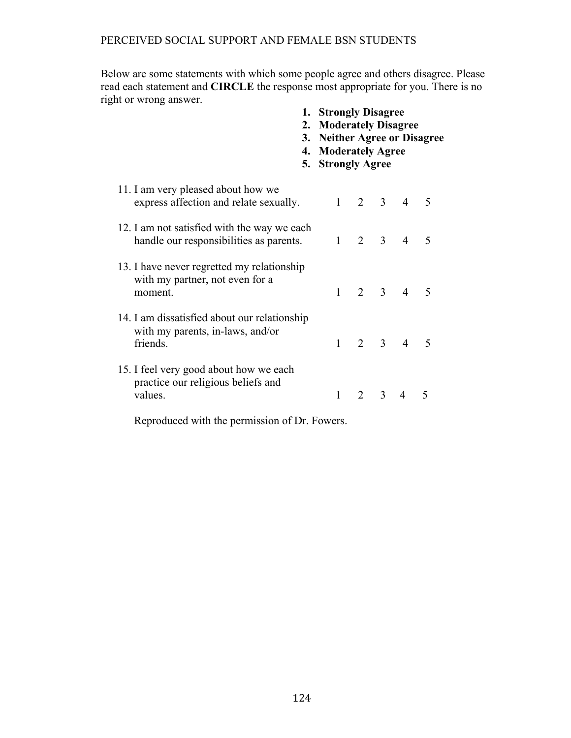Below are some statements with which some people agree and others disagree. Please read each statement and **CIRCLE** the response most appropriate for you. There is no right or wrong answer.

1. **Strongly Disagree**
2. **Moderately Disagree**
3. **Neither Agree or Disagree**
4. **Moderately Agree**
5. **Strongly Agree**

| | | | | | |
|---|---|---|---|---|---|
| 11. I am very pleased about how we express affection and relate sexually. | 1 | 2 | 3 | 4 | 5 |
| 12. I am not satisfied with the way we each handle our responsibilities as parents. | 1 | 2 | 3 | 4 | 5 |
| 13. I have never regretted my relationship with my partner, not even for a moment. | 1 | 2 | 3 | 4 | 5 |
| 14. I am dissatisfied about our relationship with my parents, in-laws, and/or friends. | 1 | 2 | 3 | 4 | 5 |
| 15. I feel very good about how we each practice our religious beliefs and values. | 1 | 2 | 3 | 4 | 5 |

Reproduced with the permission of Dr. Fowers.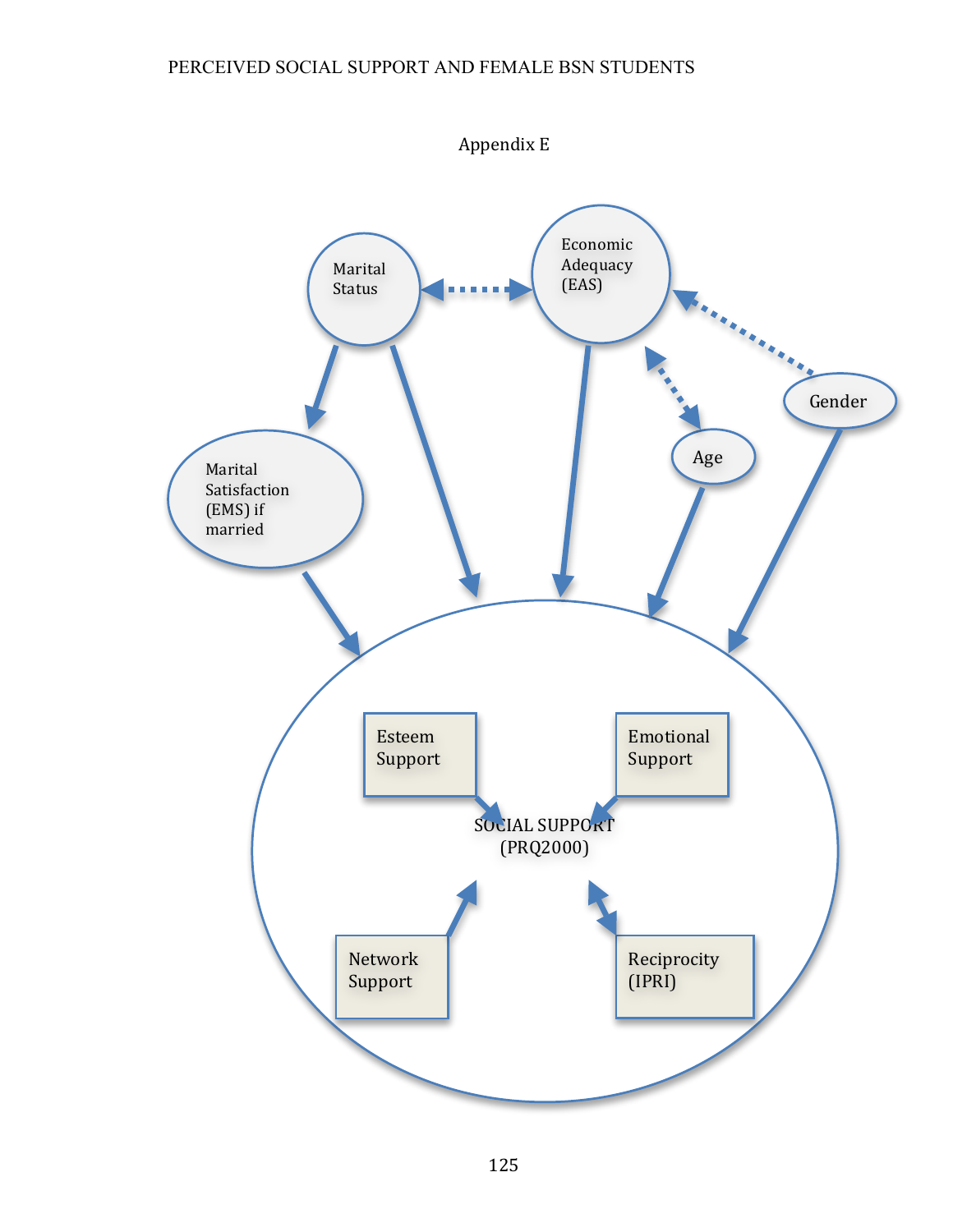# Appendix E

Marital Status

Economic Adequacy (EAS)

Gender

Age

Marital Satisfaction (EMS) if married

Esteem Support

Emotional Support

SOCIAL SUPPORT (PRQ2000)

Network Support

Reciprocity (IPRI)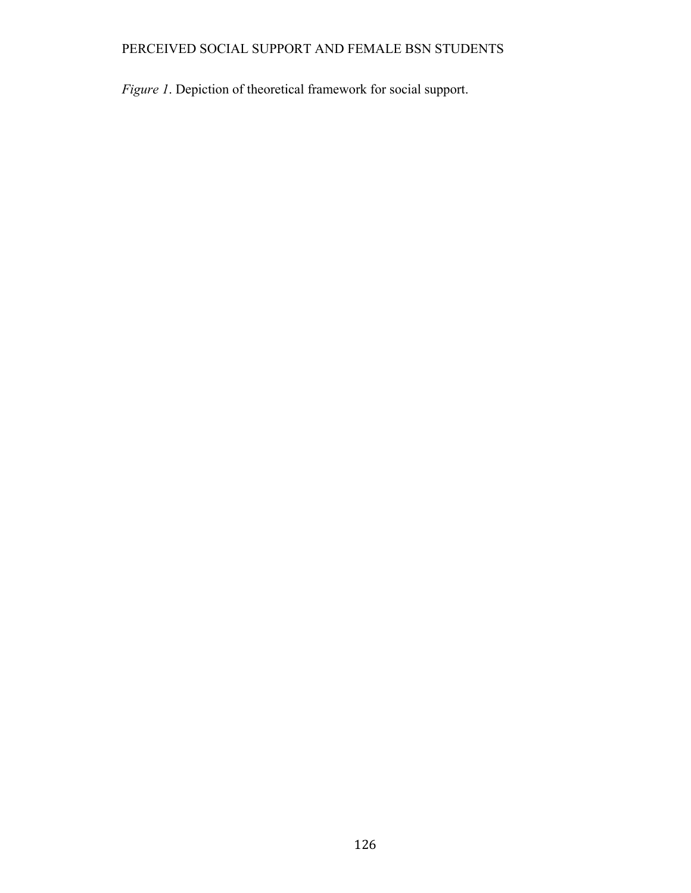*Figure 1*. Depiction of theoretical framework for social support.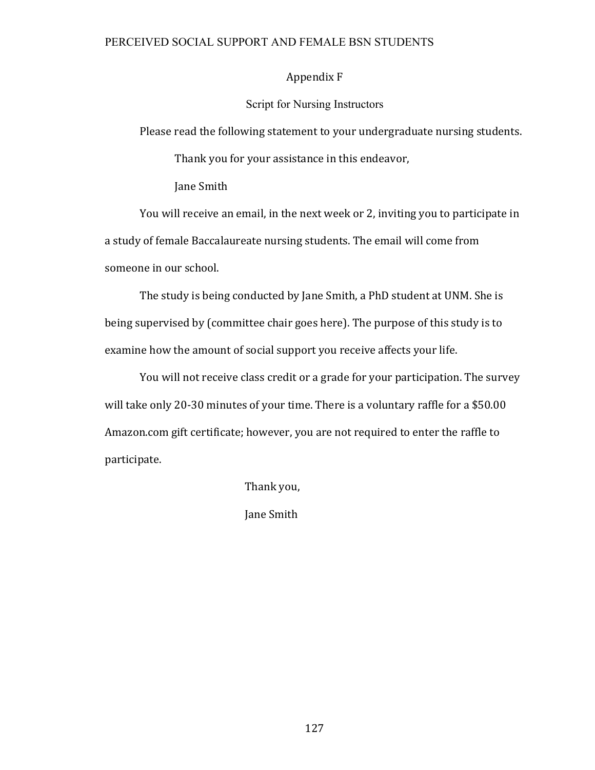# Appendix F

## Script for Nursing Instructors

Please read the following statement to your undergraduate nursing students.

Thank you for your assistance in this endeavor,

Jane Smith

You will receive an email, in the next week or 2, inviting you to participate in a study of female Baccalaureate nursing students. The email will come from someone in our school.

The study is being conducted by Jane Smith, a PhD student at UNM. She is being supervised by (committee chair goes here). The purpose of this study is to examine how the amount of social support you receive affects your life.

You will not receive class credit or a grade for your participation. The survey will take only 20-30 minutes of your time. There is a voluntary raffle for a $50.00 Amazon.com gift certificate; however, you are not required to enter the raffle to participate.

Thank you,

Jane Smith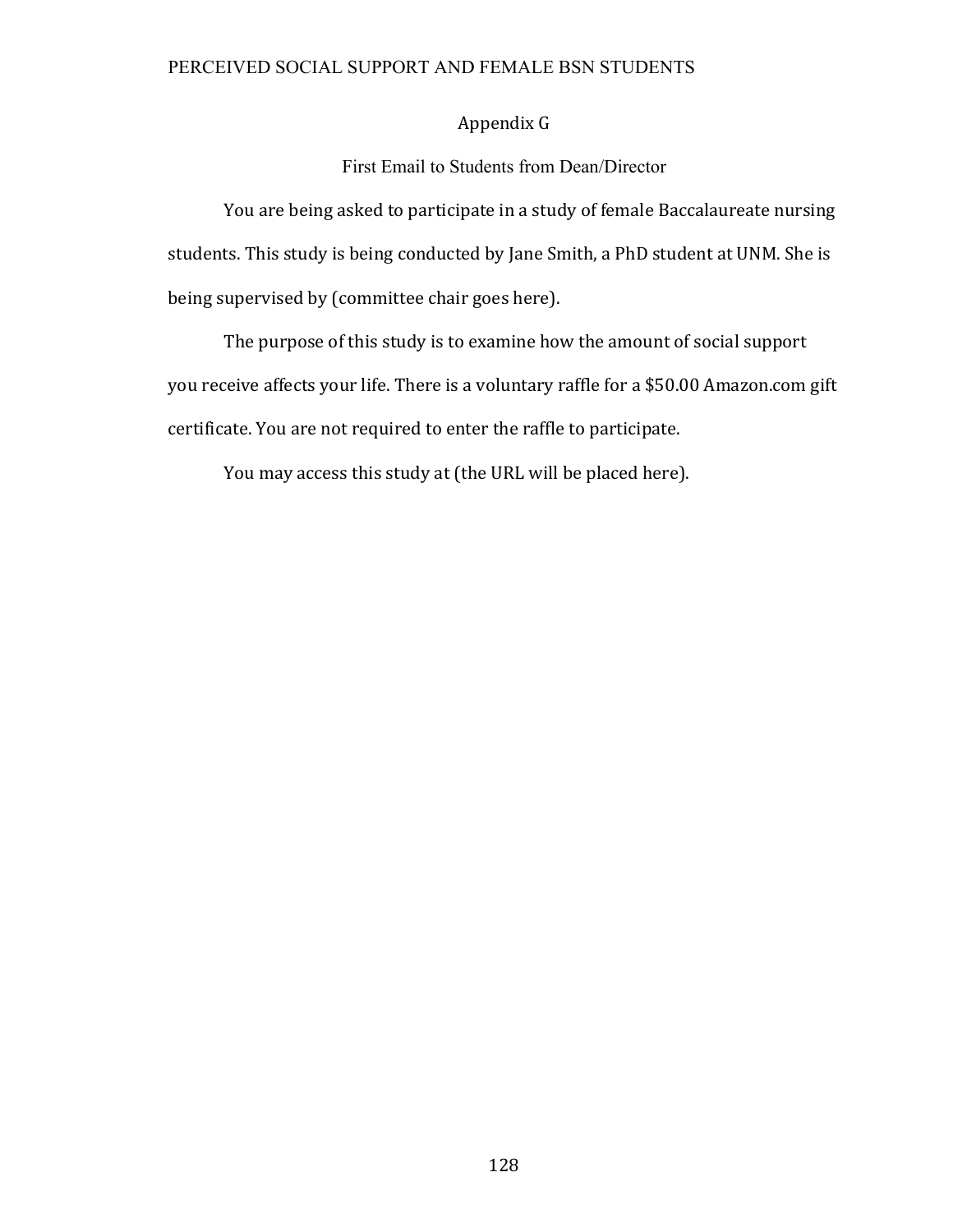# Appendix G

## First Email to Students from Dean/Director

You are being asked to participate in a study of female Baccalaureate nursing students. This study is being conducted by Jane Smith, a PhD student at UNM. She is being supervised by (committee chair goes here).

The purpose of this study is to examine how the amount of social support you receive affects your life. There is a voluntary raffle for a $50.00 Amazon.com gift certificate. You are not required to enter the raffle to participate.

You may access this study at (the URL will be placed here).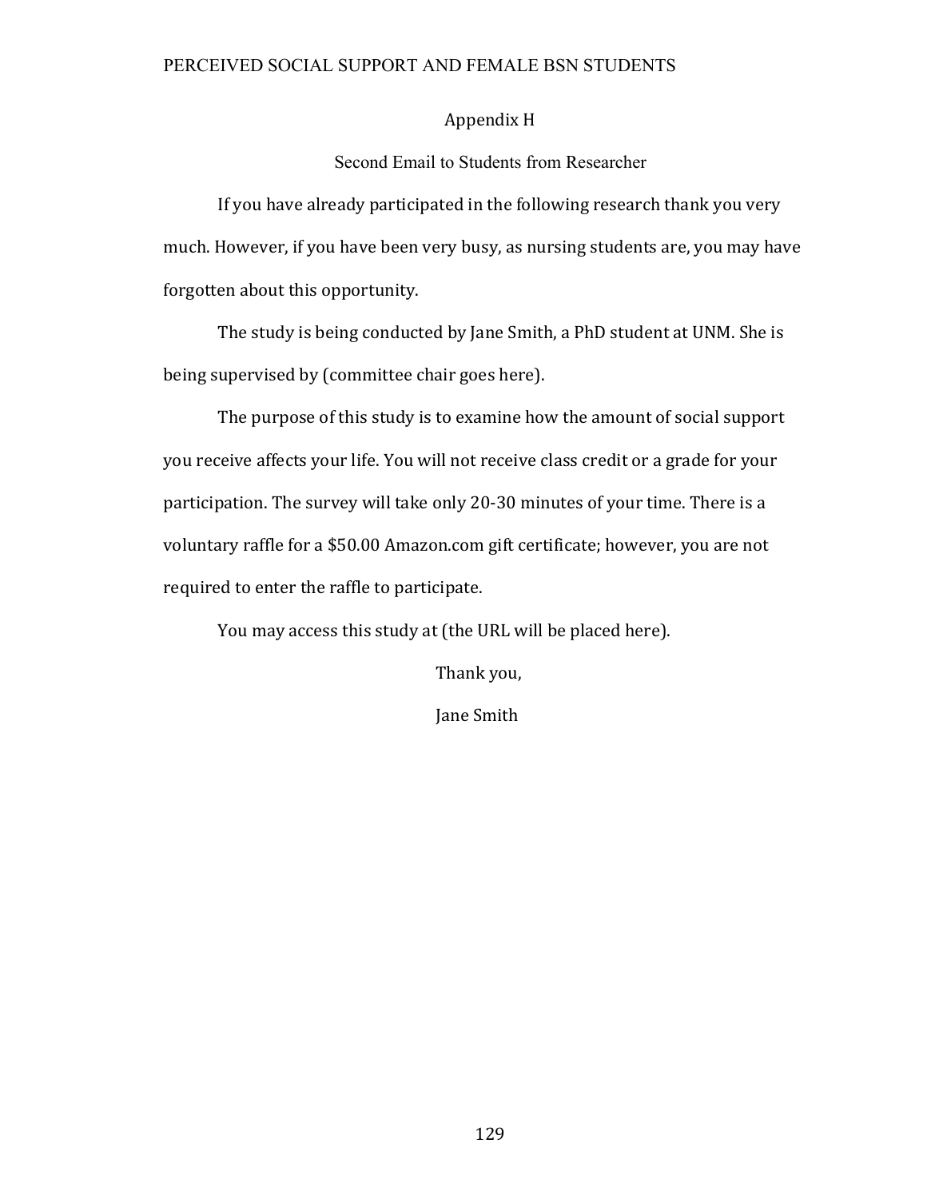## Appendix H

### Second Email to Students from Researcher

If you have already participated in the following research thank you very much. However, if you have been very busy, as nursing students are, you may have forgotten about this opportunity.

The study is being conducted by Jane Smith, a PhD student at UNM. She is being supervised by (committee chair goes here).

The purpose of this study is to examine how the amount of social support you receive affects your life. You will not receive class credit or a grade for your participation. The survey will take only 20-30 minutes of your time. There is a voluntary raffle for a $50.00 Amazon.com gift certificate; however, you are not required to enter the raffle to participate.

You may access this study at (the URL will be placed here).

Thank you,

Jane Smith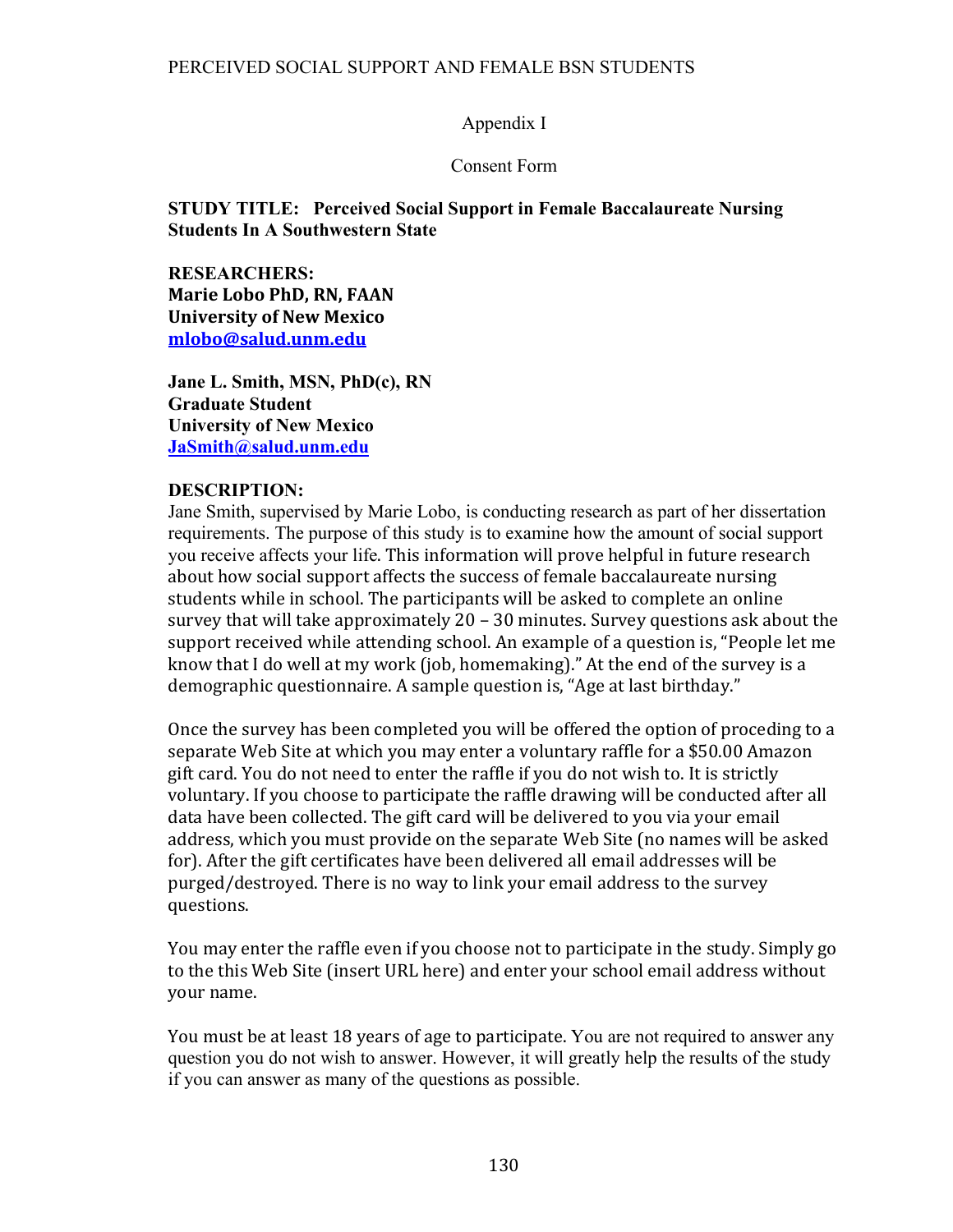Appendix I

Consent Form

**STUDY TITLE: Perceived Social Support in Female Baccalaureate Nursing Students In A Southwestern State**

**RESEARCHERS:**
**Marie Lobo PhD, RN, FAAN**
**University of New Mexico**
**mlobo@salud.unm.edu**

**Jane L. Smith, MSN, PhD(c), RN**
**Graduate Student**
**University of New Mexico**
**JaSmith@salud.unm.edu**

**DESCRIPTION:**

Jane Smith, supervised by Marie Lobo, is conducting research as part of her dissertation requirements. The purpose of this study is to examine how the amount of social support you receive affects your life. This information will prove helpful in future research about how social support affects the success of female baccalaureate nursing students while in school. The participants will be asked to complete an online survey that will take approximately 20 – 30 minutes. Survey questions ask about the support received while attending school. An example of a question is, "People let me know that I do well at my work (job, homemaking)." At the end of the survey is a demographic questionnaire. A sample question is, "Age at last birthday."

Once the survey has been completed you will be offered the option of proceding to a separate Web Site at which you may enter a voluntary raffle for a $50.00 Amazon gift card. You do not need to enter the raffle if you do not wish to. It is strictly voluntary. If you choose to participate the raffle drawing will be conducted after all data have been collected. The gift card will be delivered to you via your email address, which you must provide on the separate Web Site (no names will be asked for). After the gift certificates have been delivered all email addresses will be purged/destroyed. There is no way to link your email address to the survey questions.

You may enter the raffle even if you choose not to participate in the study. Simply go to the this Web Site (insert URL here) and enter your school email address without your name.

You must be at least 18 years of age to participate. You are not required to answer any question you do not wish to answer. However, it will greatly help the results of the study if you can answer as many of the questions as possible.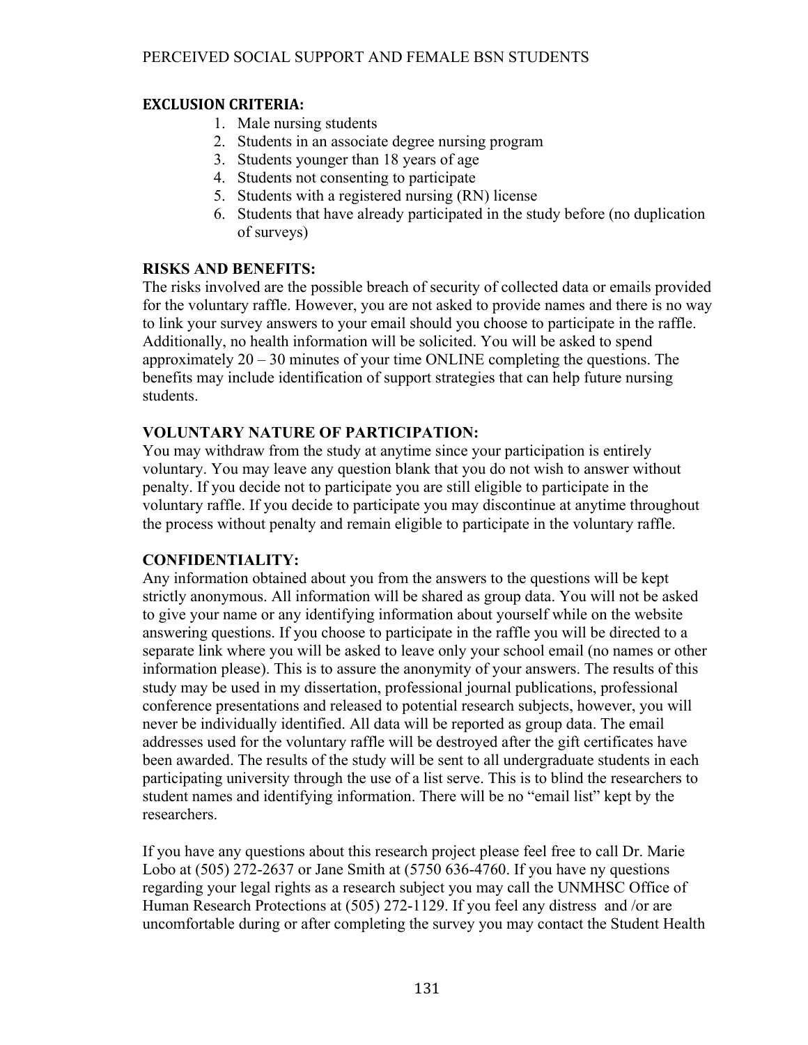**EXCLUSION CRITERIA:**

1. Male nursing students
2. Students in an associate degree nursing program
3. Students younger than 18 years of age
4. Students not consenting to participate
5. Students with a registered nursing (RN) license
6. Students that have already participated in the study before (no duplication of surveys)

**RISKS AND BENEFITS:**

The risks involved are the possible breach of security of collected data or emails provided for the voluntary raffle. However, you are not asked to provide names and there is no way to link your survey answers to your email should you choose to participate in the raffle. Additionally, no health information will be solicited. You will be asked to spend approximately 20 – 30 minutes of your time ONLINE completing the questions. The benefits may include identification of support strategies that can help future nursing students.

**VOLUNTARY NATURE OF PARTICIPATION:**

You may withdraw from the study at anytime since your participation is entirely voluntary. You may leave any question blank that you do not wish to answer without penalty. If you decide not to participate you are still eligible to participate in the voluntary raffle. If you decide to participate you may discontinue at anytime throughout the process without penalty and remain eligible to participate in the voluntary raffle.

**CONFIDENTIALITY:**

Any information obtained about you from the answers to the questions will be kept strictly anonymous. All information will be shared as group data. You will not be asked to give your name or any identifying information about yourself while on the website answering questions. If you choose to participate in the raffle you will be directed to a separate link where you will be asked to leave only your school email (no names or other information please). This is to assure the anonymity of your answers. The results of this study may be used in my dissertation, professional journal publications, professional conference presentations and released to potential research subjects, however, you will never be individually identified. All data will be reported as group data. The email addresses used for the voluntary raffle will be destroyed after the gift certificates have been awarded. The results of the study will be sent to all undergraduate students in each participating university through the use of a list serve. This is to blind the researchers to student names and identifying information. There will be no "email list" kept by the researchers.

If you have any questions about this research project please feel free to call Dr. Marie Lobo at (505) 272-2637 or Jane Smith at (5750 636-4760. If you have ny questions regarding your legal rights as a research subject you may call the UNMHSC Office of Human Research Protections at (505) 272-1129. If you feel any distress and /or are uncomfortable during or after completing the survey you may contact the Student Health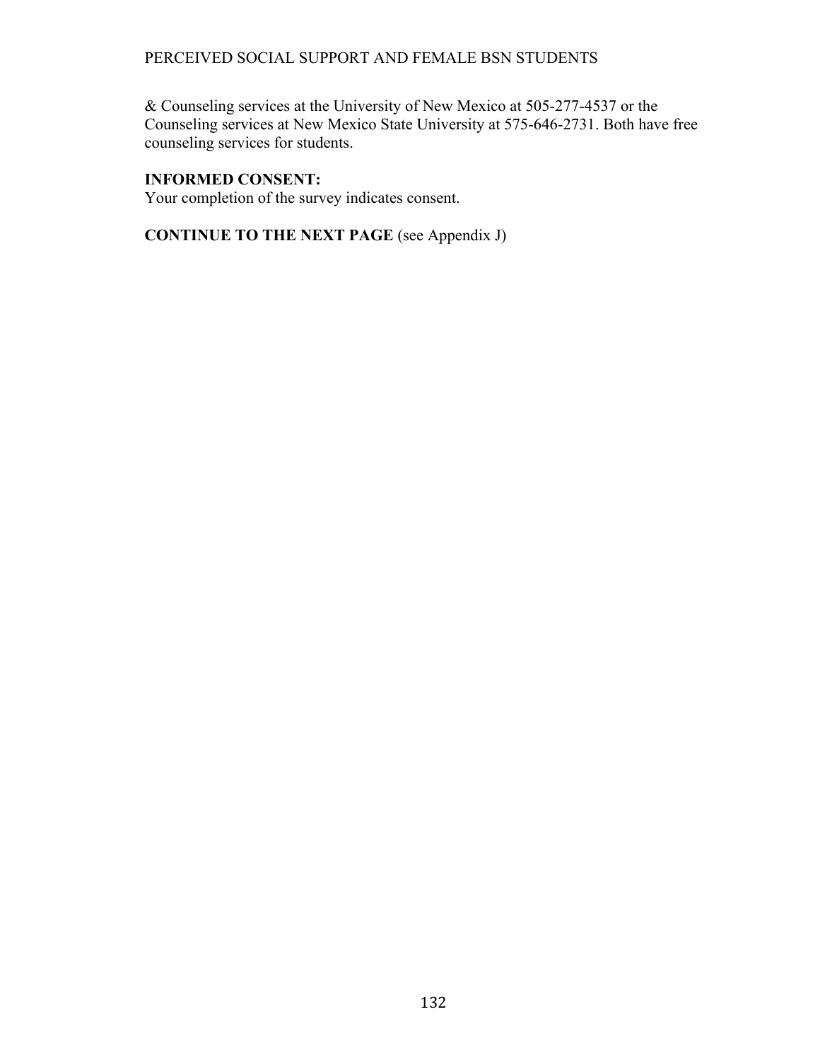& Counseling services at the University of New Mexico at 505-277-4537 or the Counseling services at New Mexico State University at 575-646-2731. Both have free counseling services for students.

**INFORMED CONSENT:**
Your completion of the survey indicates consent.

**CONTINUE TO THE NEXT PAGE** (see Appendix J)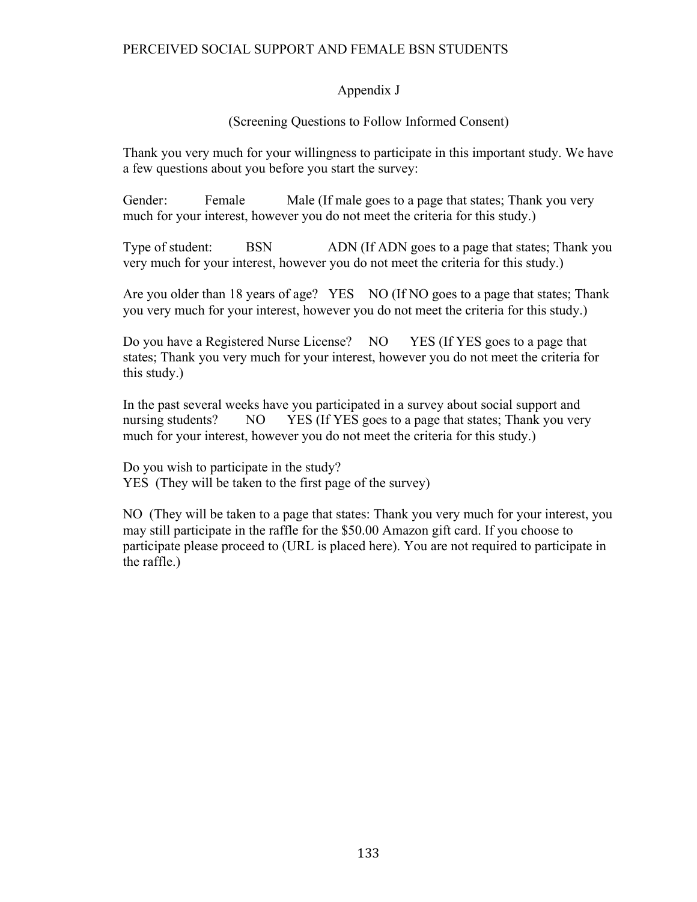# Appendix J

## (Screening Questions to Follow Informed Consent)

Thank you very much for your willingness to participate in this important study. We have a few questions about you before you start the survey:

Gender:   Female   Male (If male goes to a page that states; Thank you very much for your interest, however you do not meet the criteria for this study.)

Type of student:   BSN   ADN (If ADN goes to a page that states; Thank you very much for your interest, however you do not meet the criteria for this study.)

Are you older than 18 years of age?   YES   NO (If NO goes to a page that states; Thank you very much for your interest, however you do not meet the criteria for this study.)

Do you have a Registered Nurse License?   NO   YES (If YES goes to a page that states; Thank you very much for your interest, however you do not meet the criteria for this study.)

In the past several weeks have you participated in a survey about social support and nursing students?   NO   YES (If YES goes to a page that states; Thank you very much for your interest, however you do not meet the criteria for this study.)

Do you wish to participate in the study?
YES (They will be taken to the first page of the survey)

NO (They will be taken to a page that states: Thank you very much for your interest, you may still participate in the raffle for the $50.00 Amazon gift card. If you choose to participate please proceed to (URL is placed here). You are not required to participate in the raffle.)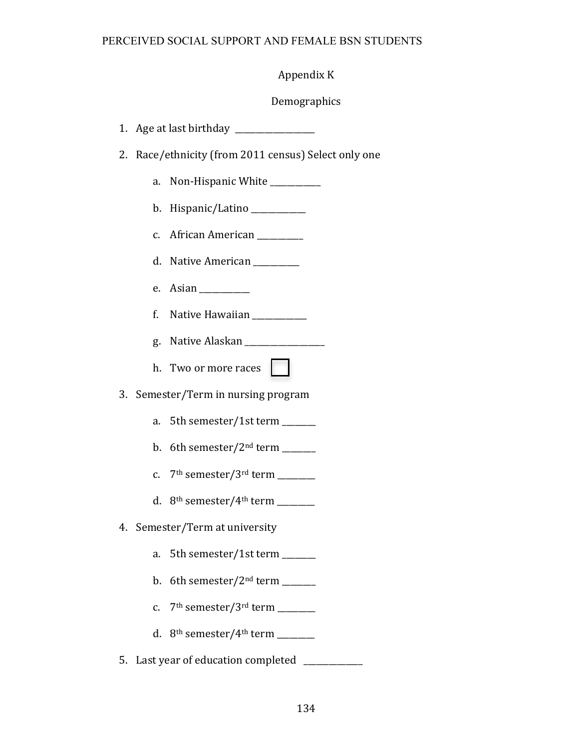Appendix K

Demographics

1. Age at last birthday \_\_\_\_\_\_\_\_\_\_\_\_\_\_\_\_\_\_
2. Race/ethnicity (from 2011 census) Select only one
    a. Non-Hispanic White \_\_\_\_\_\_\_\_\_\_\_\_
    b. Hispanic/Latino \_\_\_\_\_\_\_\_\_\_\_\_
    c. African American \_\_\_\_\_\_\_\_\_\_
    d. Native American \_\_\_\_\_\_\_\_\_\_
    e. Asian \_\_\_\_\_\_\_\_\_\_\_
    f. Native Hawaiian \_\_\_\_\_\_\_\_\_\_\_\_
    g. Native Alaskan \_\_\_\_\_\_\_\_\_\_\_\_\_\_\_\_\_\_
    h. Two or more races ☐
3. Semester/Term in nursing program
    a. 5th semester/1st term \_\_\_\_\_\_\_
    b. 6th semester/2nd term \_\_\_\_\_\_\_
    c. 7th semester/3rd term \_\_\_\_\_\_\_\_
    d. 8th semester/4th term \_\_\_\_\_\_\_\_
4. Semester/Term at university
    a. 5th semester/1st term \_\_\_\_\_\_\_
    b. 6th semester/2nd term \_\_\_\_\_\_\_
    c. 7th semester/3rd term \_\_\_\_\_\_\_\_
    d. 8th semester/4th term \_\_\_\_\_\_\_\_
5. Last year of education completed \_\_\_\_\_\_\_\_\_\_\_\_\_\_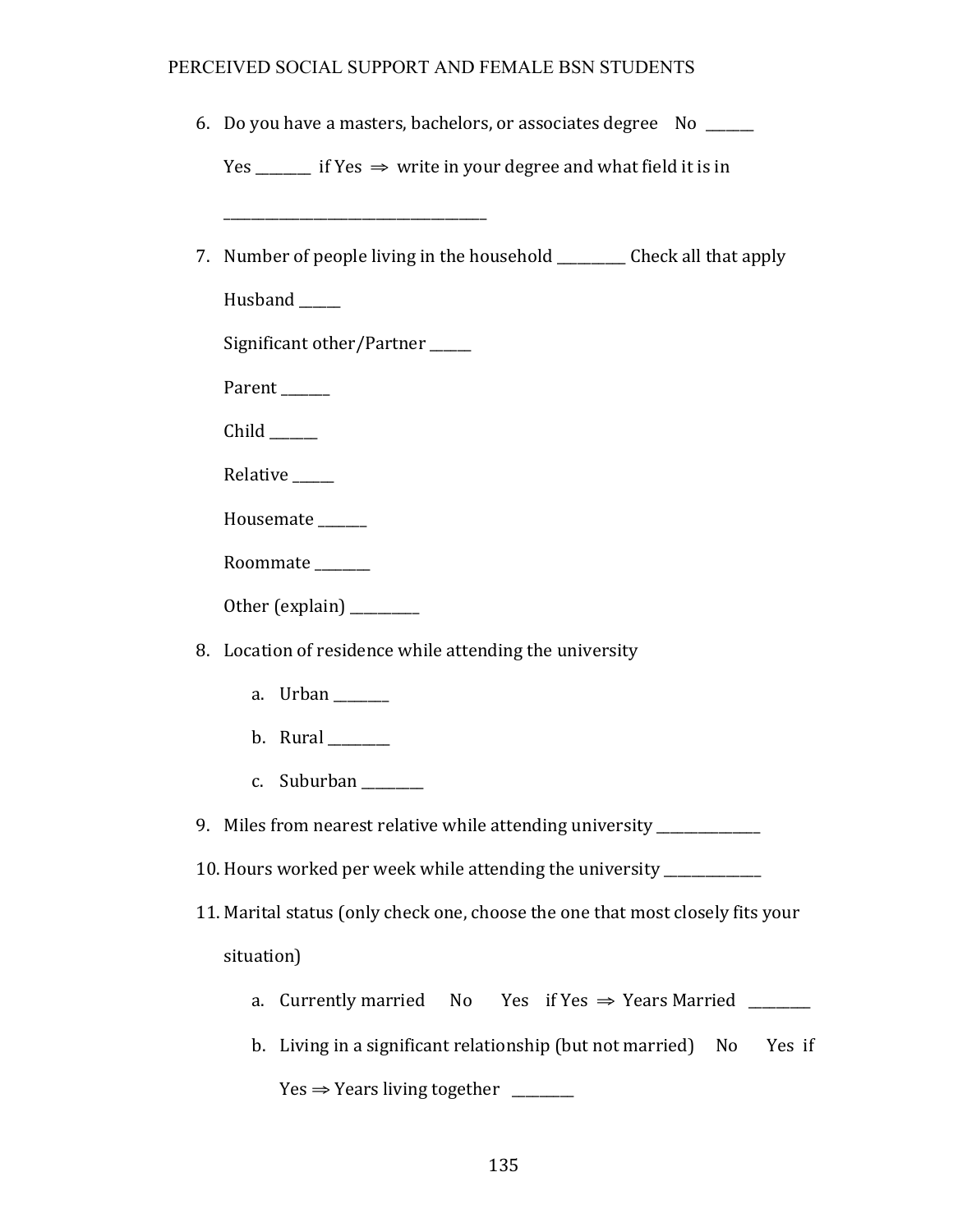6. Do you have a masters, bachelors, or associates degree No ______

   Yes _______ if Yes ⇒ write in your degree and what field it is in

   ___________________________________

7. Number of people living in the household _________ Check all that apply

   Husband _____

   Significant other/Partner _____

   Parent ______

   Child ______

   Relative _____

   Housemate ______

   Roommate _______

   Other (explain) _________

8. Location of residence while attending the university

   a. Urban _______

   b. Rural ________

   c. Suburban ________

9. Miles from nearest relative while attending university ______________

10. Hours worked per week while attending the university _____________

11. Marital status (only check one, choose the one that most closely fits your situation)

    a. Currently married No Yes if Yes ⇒ Years Married ________

    b. Living in a significant relationship (but not married) No Yes if Yes ⇒ Years living together ________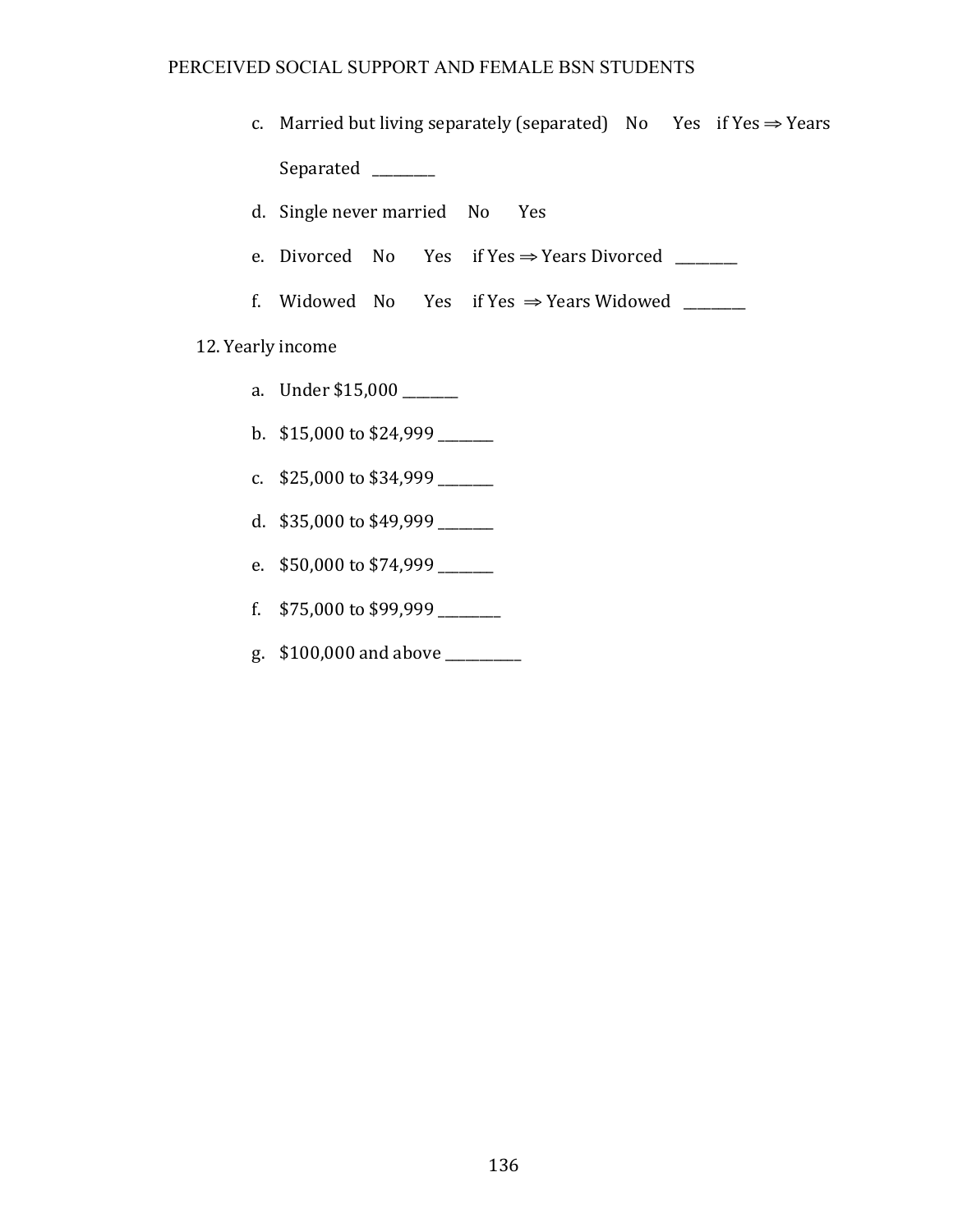c. Married but living separately (separated) No Yes if Yes ⇒ Years Separated ________

d. Single never married No Yes

e. Divorced No Yes if Yes ⇒ Years Divorced ________

f. Widowed No Yes if Yes ⇒ Years Widowed ________

12. Yearly income

a. Under $15,000 _______

b. $15,000 to $24,999 _______

c. $25,000 to $34,999 _______

d. $35,000 to $49,999 _______

e. $50,000 to $74,999 _______

f. $75,000 to $99,999 ________

g. $100,000 and above __________